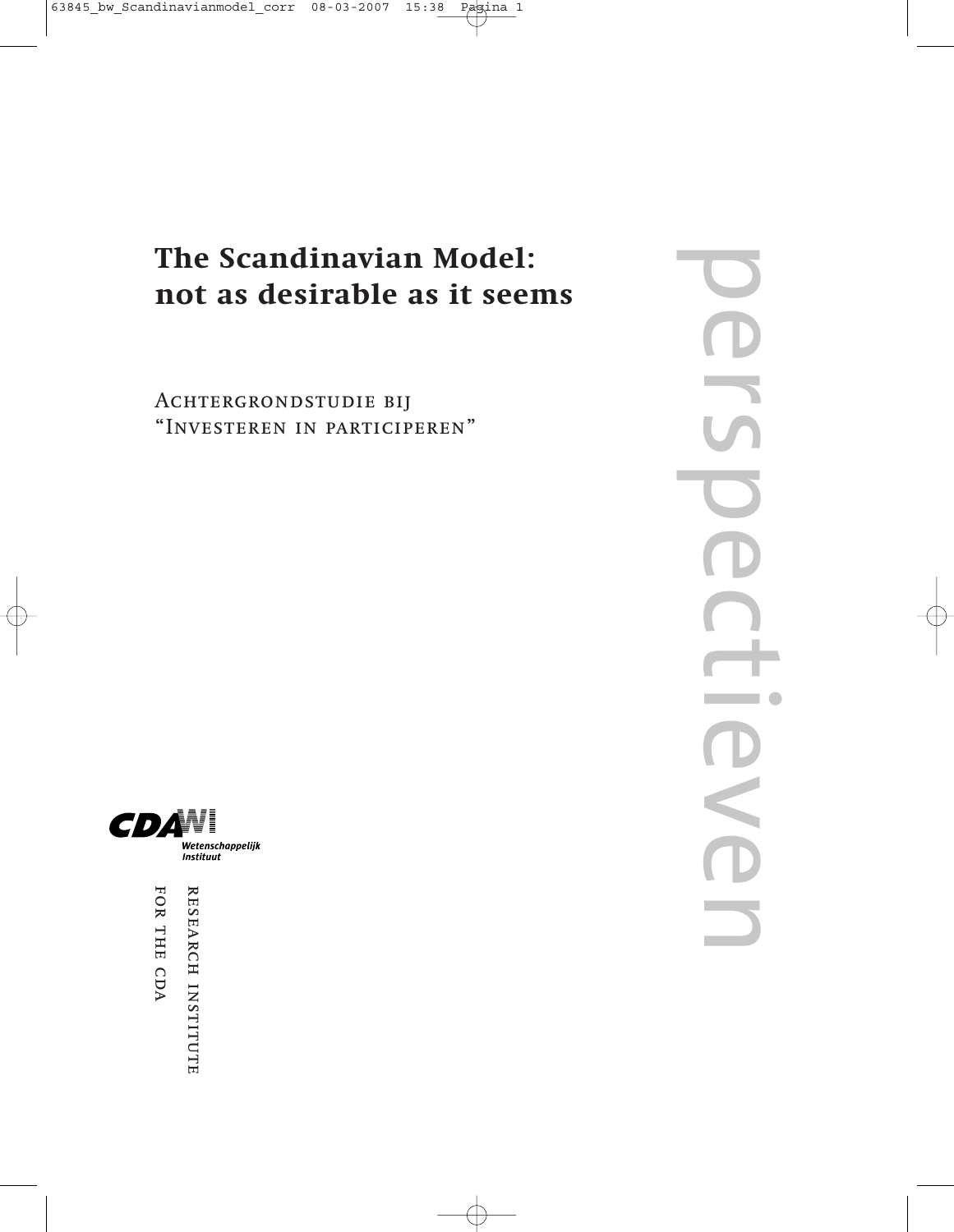# The Scandinavian Model: not as desirable as it seems

Achtergrondstudie bij "Investeren in participeren"

perspectieven

CDA WI Wetenschappelijk Instituut

Research institute for the CDA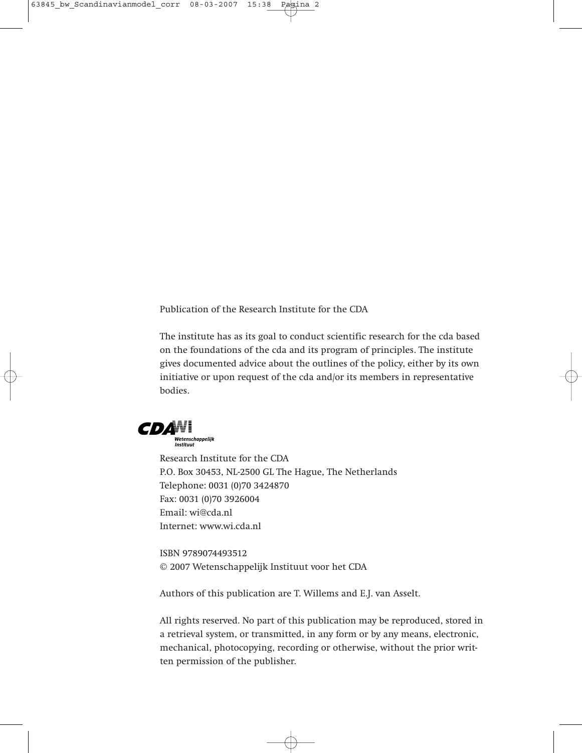Publication of the Research Institute for the CDA

The institute has as its goal to conduct scientific research for the cda based on the foundations of the cda and its program of principles. The institute gives documented advice about the outlines of the policy, either by its own initiative or upon request of the cda and/or its members in representative bodies.

CDA WI Wetenschappelijk Instituut

Research Institute for the CDA
P.O. Box 30453, NL-2500 GL The Hague, The Netherlands
Telephone: 0031 (0)70 3424870
Fax: 0031 (0)70 3926004
Email: wi@cda.nl
Internet: www.wi.cda.nl

ISBN 9789074493512
© 2007 Wetenschappelijk Instituut voor het CDA

Authors of this publication are T. Willems and E.J. van Asselt.

All rights reserved. No part of this publication may be reproduced, stored in a retrieval system, or transmitted, in any form or by any means, electronic, mechanical, photocopying, recording or otherwise, without the prior written permission of the publisher.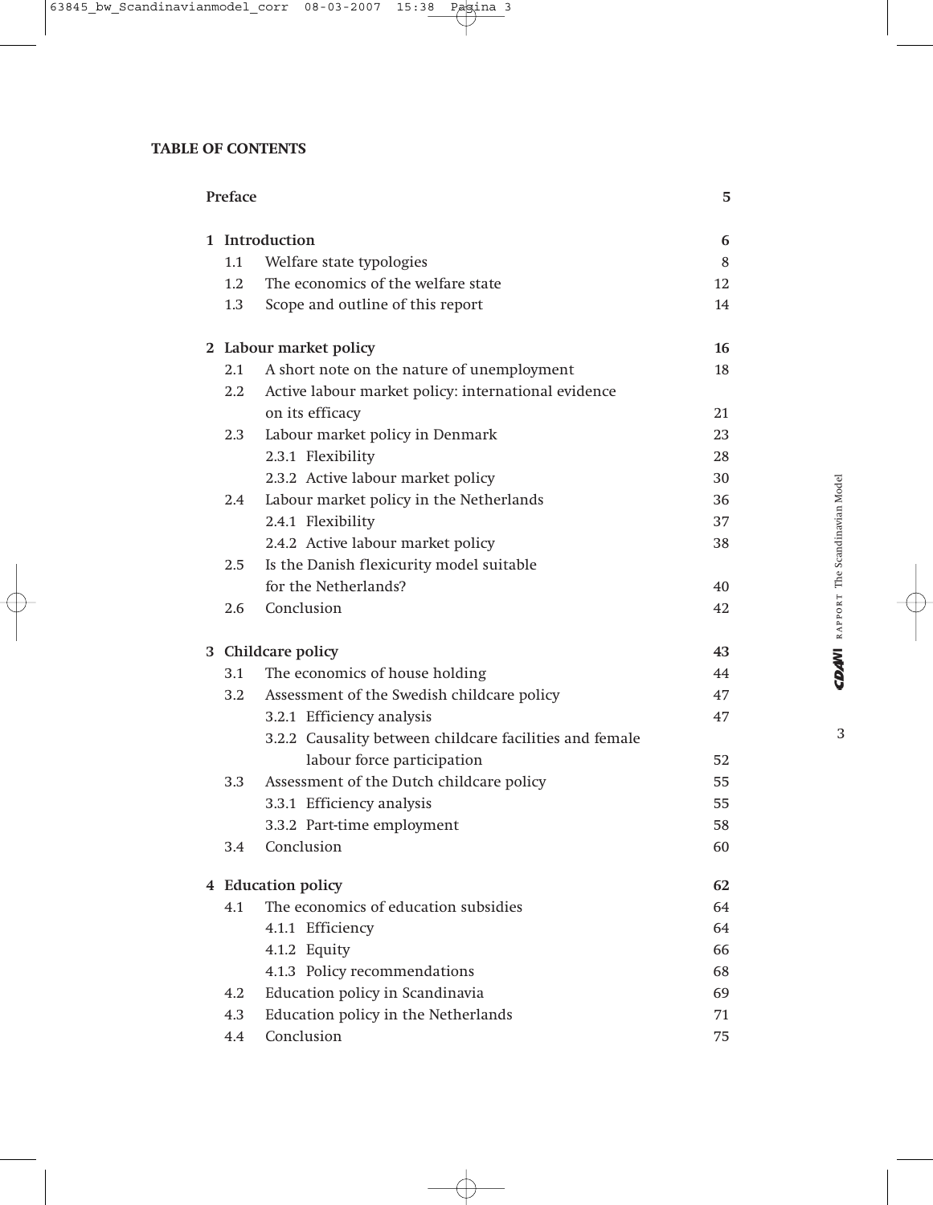**TABLE OF CONTENTS**

| | | |
|---|---|---|
| **Preface** | | **5** |
| **1 Introduction** | | **6** |
| 1.1 | Welfare state typologies | 8 |
| 1.2 | The economics of the welfare state | 12 |
| 1.3 | Scope and outline of this report | 14 |
| **2 Labour market policy** | | **16** |
| 2.1 | A short note on the nature of unemployment | 18 |
| 2.2 | Active labour market policy: international evidence on its efficacy | 21 |
| 2.3 | Labour market policy in Denmark | 23 |
| | 2.3.1 Flexibility | 28 |
| | 2.3.2 Active labour market policy | 30 |
| 2.4 | Labour market policy in the Netherlands | 36 |
| | 2.4.1 Flexibility | 37 |
| | 2.4.2 Active labour market policy | 38 |
| 2.5 | Is the Danish flexicurity model suitable for the Netherlands? | 40 |
| 2.6 | Conclusion | 42 |
| **3 Childcare policy** | | **43** |
| 3.1 | The economics of house holding | 44 |
| 3.2 | Assessment of the Swedish childcare policy | 47 |
| | 3.2.1 Efficiency analysis | 47 |
| | 3.2.2 Causality between childcare facilities and female labour force participation | 52 |
| 3.3 | Assessment of the Dutch childcare policy | 55 |
| | 3.3.1 Efficiency analysis | 55 |
| | 3.3.2 Part-time employment | 58 |
| 3.4 | Conclusion | 60 |
| **4 Education policy** | | **62** |
| 4.1 | The economics of education subsidies | 64 |
| | 4.1.1 Efficiency | 64 |
| | 4.1.2 Equity | 66 |
| | 4.1.3 Policy recommendations | 68 |
| 4.2 | Education policy in Scandinavia | 69 |
| 4.3 | Education policy in the Netherlands | 71 |
| 4.4 | Conclusion | 75 |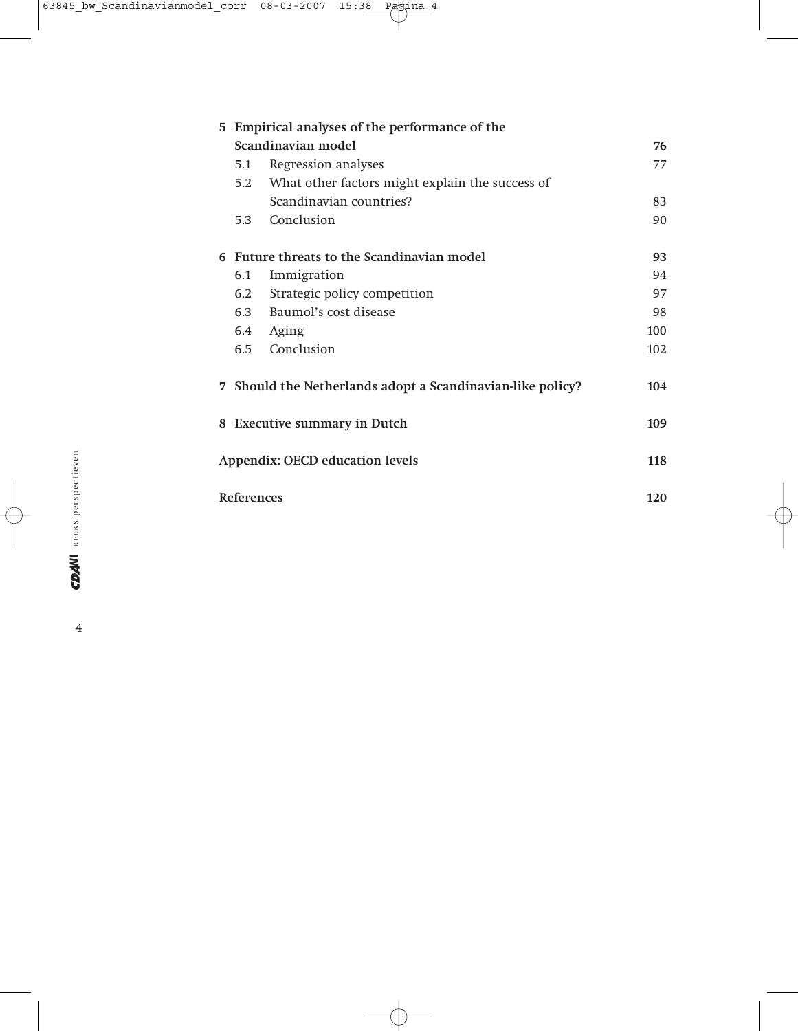| | |
|---|---|
| **5 Empirical analyses of the performance of the Scandinavian model** | **76** |
| 5.1 Regression analyses | 77 |
| 5.2 What other factors might explain the success of Scandinavian countries? | 83 |
| 5.3 Conclusion | 90 |
| **6 Future threats to the Scandinavian model** | **93** |
| 6.1 Immigration | 94 |
| 6.2 Strategic policy competition | 97 |
| 6.3 Baumol's cost disease | 98 |
| 6.4 Aging | 100 |
| 6.5 Conclusion | 102 |
| **7 Should the Netherlands adopt a Scandinavian-like policy?** | **104** |
| **8 Executive summary in Dutch** | **109** |
| **Appendix: OECD education levels** | **118** |
| **References** | **120** |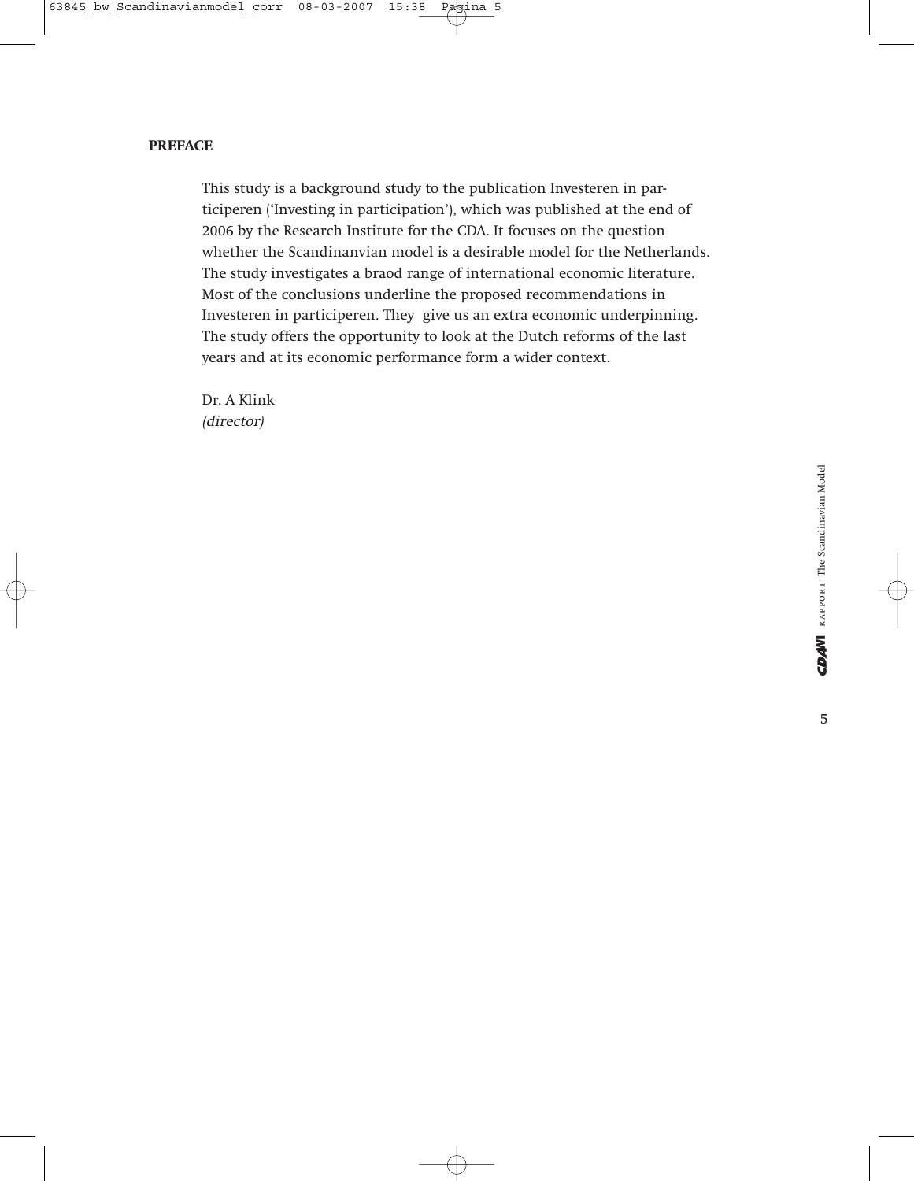## PREFACE

This study is a background study to the publication Investeren in participeren ('Investing in participation'), which was published at the end of 2006 by the Research Institute for the CDA. It focuses on the question whether the Scandinanvian model is a desirable model for the Netherlands. The study investigates a braod range of international economic literature. Most of the conclusions underline the proposed recommendations in Investeren in participeren. They give us an extra economic underpinning. The study offers the opportunity to look at the Dutch reforms of the last years and at its economic performance form a wider context.

Dr. A Klink
*(director)*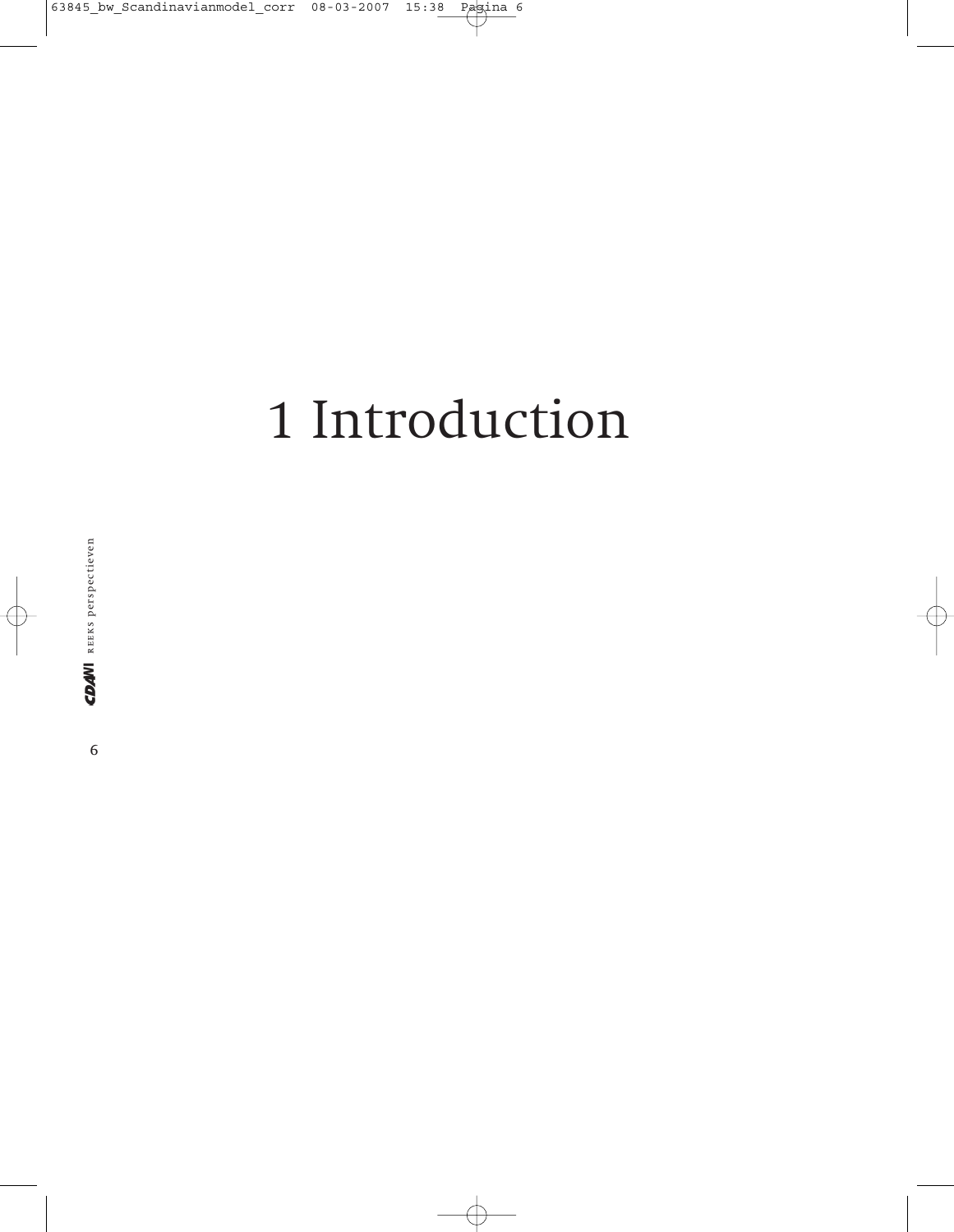# 1 Introduction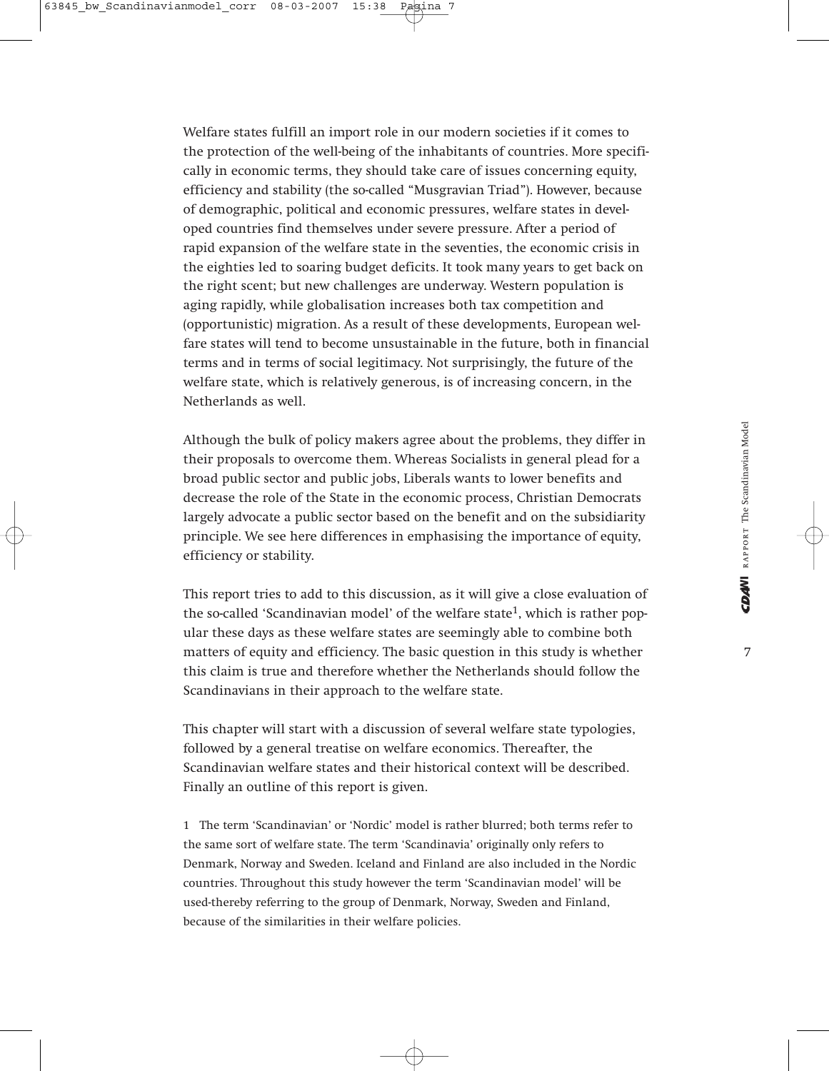Welfare states fulfill an import role in our modern societies if it comes to the protection of the well-being of the inhabitants of countries. More specifically in economic terms, they should take care of issues concerning equity, efficiency and stability (the so-called "Musgravian Triad"). However, because of demographic, political and economic pressures, welfare states in developed countries find themselves under severe pressure. After a period of rapid expansion of the welfare state in the seventies, the economic crisis in the eighties led to soaring budget deficits. It took many years to get back on the right scent; but new challenges are underway. Western population is aging rapidly, while globalisation increases both tax competition and (opportunistic) migration. As a result of these developments, European welfare states will tend to become unsustainable in the future, both in financial terms and in terms of social legitimacy. Not surprisingly, the future of the welfare state, which is relatively generous, is of increasing concern, in the Netherlands as well.

Although the bulk of policy makers agree about the problems, they differ in their proposals to overcome them. Whereas Socialists in general plead for a broad public sector and public jobs, Liberals wants to lower benefits and decrease the role of the State in the economic process, Christian Democrats largely advocate a public sector based on the benefit and on the subsidiarity principle. We see here differences in emphasising the importance of equity, efficiency or stability.

This report tries to add to this discussion, as it will give a close evaluation of the so-called 'Scandinavian model' of the welfare state[1], which is rather popular these days as these welfare states are seemingly able to combine both matters of equity and efficiency. The basic question in this study is whether this claim is true and therefore whether the Netherlands should follow the Scandinavians in their approach to the welfare state.

This chapter will start with a discussion of several welfare state typologies, followed by a general treatise on welfare economics. Thereafter, the Scandinavian welfare states and their historical context will be described. Finally an outline of this report is given.

1 The term 'Scandinavian' or 'Nordic' model is rather blurred; both terms refer to the same sort of welfare state. The term 'Scandinavia' originally only refers to Denmark, Norway and Sweden. Iceland and Finland are also included in the Nordic countries. Throughout this study however the term 'Scandinavian model' will be used-thereby referring to the group of Denmark, Norway, Sweden and Finland, because of the similarities in their welfare policies.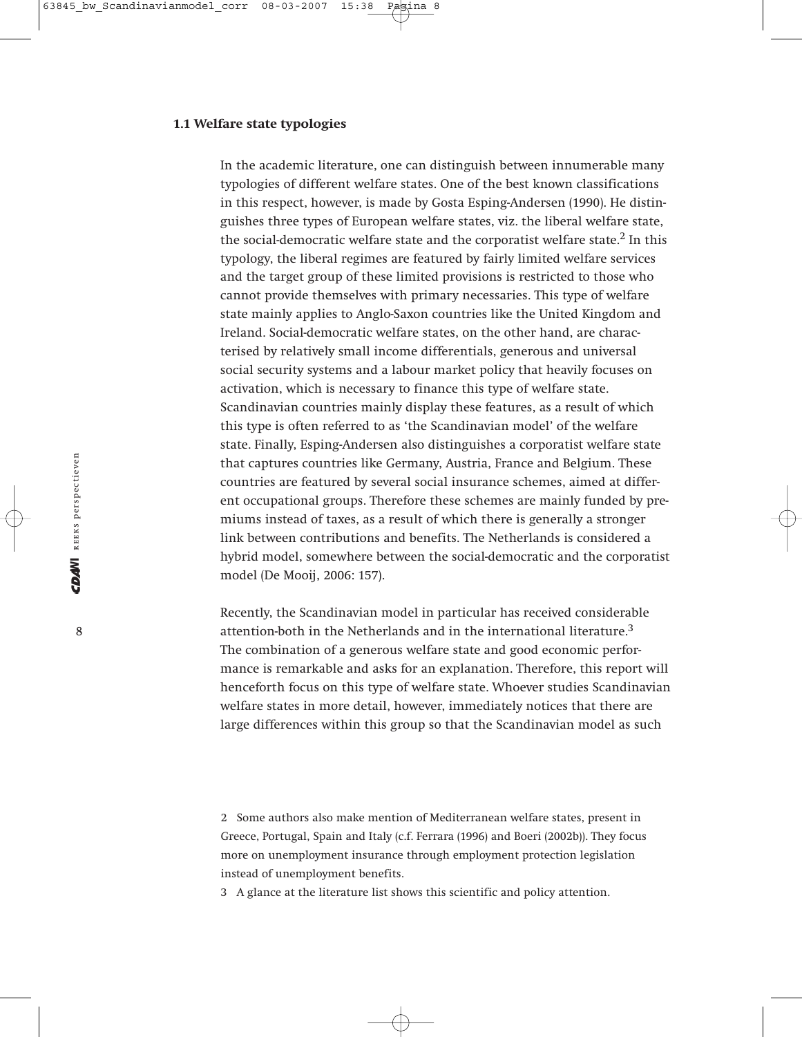## 1.1 Welfare state typologies

In the academic literature, one can distinguish between innumerable many typologies of different welfare states. One of the best known classifications in this respect, however, is made by Gosta Esping-Andersen (1990). He distinguishes three types of European welfare states, viz. the liberal welfare state, the social-democratic welfare state and the corporatist welfare state.[2] In this typology, the liberal regimes are featured by fairly limited welfare services and the target group of these limited provisions is restricted to those who cannot provide themselves with primary necessaries. This type of welfare state mainly applies to Anglo-Saxon countries like the United Kingdom and Ireland. Social-democratic welfare states, on the other hand, are characterised by relatively small income differentials, generous and universal social security systems and a labour market policy that heavily focuses on activation, which is necessary to finance this type of welfare state. Scandinavian countries mainly display these features, as a result of which this type is often referred to as 'the Scandinavian model' of the welfare state. Finally, Esping-Andersen also distinguishes a corporatist welfare state that captures countries like Germany, Austria, France and Belgium. These countries are featured by several social insurance schemes, aimed at different occupational groups. Therefore these schemes are mainly funded by premiums instead of taxes, as a result of which there is generally a stronger link between contributions and benefits. The Netherlands is considered a hybrid model, somewhere between the social-democratic and the corporatist model (De Mooij, 2006: 157).

Recently, the Scandinavian model in particular has received considerable attention-both in the Netherlands and in the international literature.[3] The combination of a generous welfare state and good economic performance is remarkable and asks for an explanation. Therefore, this report will henceforth focus on this type of welfare state. Whoever studies Scandinavian welfare states in more detail, however, immediately notices that there are large differences within this group so that the Scandinavian model as such

2 Some authors also make mention of Mediterranean welfare states, present in Greece, Portugal, Spain and Italy (c.f. Ferrara (1996) and Boeri (2002b)). They focus more on unemployment insurance through employment protection legislation instead of unemployment benefits.

3 A glance at the literature list shows this scientific and policy attention.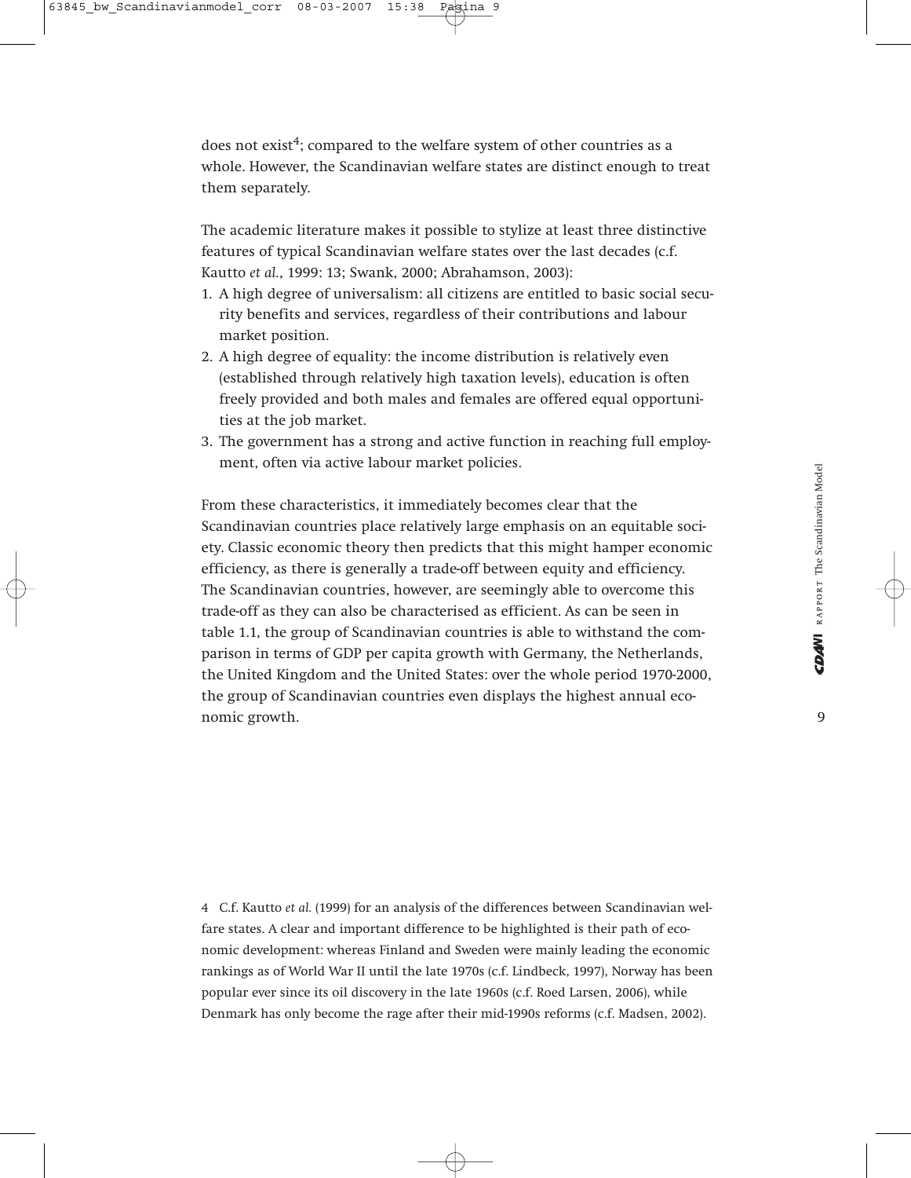does not exist[4]; compared to the welfare system of other countries as a whole. However, the Scandinavian welfare states are distinct enough to treat them separately.

The academic literature makes it possible to stylize at least three distinctive features of typical Scandinavian welfare states over the last decades (c.f. Kautto *et al.*, 1999: 13; Swank, 2000; Abrahamson, 2003):

1. A high degree of universalism: all citizens are entitled to basic social security benefits and services, regardless of their contributions and labour market position.
2. A high degree of equality: the income distribution is relatively even (established through relatively high taxation levels), education is often freely provided and both males and females are offered equal opportunities at the job market.
3. The government has a strong and active function in reaching full employment, often via active labour market policies.

From these characteristics, it immediately becomes clear that the Scandinavian countries place relatively large emphasis on an equitable society. Classic economic theory then predicts that this might hamper economic efficiency, as there is generally a trade-off between equity and efficiency. The Scandinavian countries, however, are seemingly able to overcome this trade-off as they can also be characterised as efficient. As can be seen in table 1.1, the group of Scandinavian countries is able to withstand the comparison in terms of GDP per capita growth with Germany, the Netherlands, the United Kingdom and the United States: over the whole period 1970-2000, the group of Scandinavian countries even displays the highest annual economic growth.

4 C.f. Kautto *et al.* (1999) for an analysis of the differences between Scandinavian welfare states. A clear and important difference to be highlighted is their path of economic development: whereas Finland and Sweden were mainly leading the economic rankings as of World War II until the late 1970s (c.f. Lindbeck, 1997), Norway has been popular ever since its oil discovery in the late 1960s (c.f. Roed Larsen, 2006), while Denmark has only become the rage after their mid-1990s reforms (c.f. Madsen, 2002).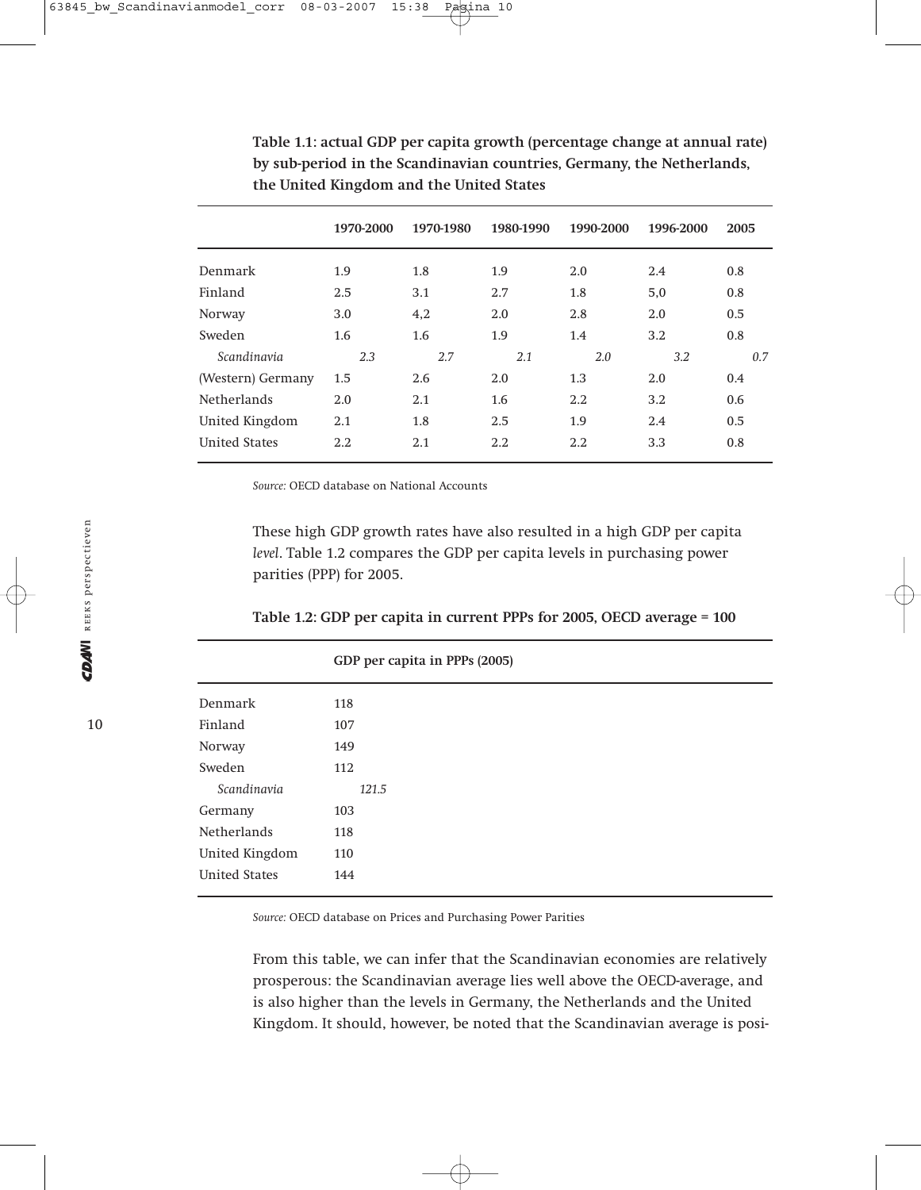**Table 1.1: actual GDP per capita growth (percentage change at annual rate) by sub-period in the Scandinavian countries, Germany, the Netherlands, the United Kingdom and the United States**

| | 1970-2000 | 1970-1980 | 1980-1990 | 1990-2000 | 1996-2000 | 2005 |
|---|---|---|---|---|---|---|
| Denmark | 1.9 | 1.8 | 1.9 | 2.0 | 2.4 | 0.8 |
| Finland | 2.5 | 3.1 | 2.7 | 1.8 | 5,0 | 0.8 |
| Norway | 3.0 | 4,2 | 2.0 | 2.8 | 2.0 | 0.5 |
| Sweden | 1.6 | 1.6 | 1.9 | 1.4 | 3.2 | 0.8 |
| *Scandinavia* | *2.3* | *2.7* | *2.1* | *2.0* | *3.2* | *0.7* |
| (Western) Germany | 1.5 | 2.6 | 2.0 | 1.3 | 2.0 | 0.4 |
| Netherlands | 2.0 | 2.1 | 1.6 | 2.2 | 3.2 | 0.6 |
| United Kingdom | 2.1 | 1.8 | 2.5 | 1.9 | 2.4 | 0.5 |
| United States | 2.2 | 2.1 | 2.2 | 2.2 | 3.3 | 0.8 |

*Source:* OECD database on National Accounts

These high GDP growth rates have also resulted in a high GDP per capita *level*. Table 1.2 compares the GDP per capita levels in purchasing power parities (PPP) for 2005.

**Table 1.2: GDP per capita in current PPPs for 2005, OECD average = 100**

| | GDP per capita in PPPs (2005) |
|---|---|
| Denmark | 118 |
| Finland | 107 |
| Norway | 149 |
| Sweden | 112 |
| *Scandinavia* | *121.5* |
| Germany | 103 |
| Netherlands | 118 |
| United Kingdom | 110 |
| United States | 144 |

*Source:* OECD database on Prices and Purchasing Power Parities

From this table, we can infer that the Scandinavian economies are relatively prosperous: the Scandinavian average lies well above the OECD-average, and is also higher than the levels in Germany, the Netherlands and the United Kingdom. It should, however, be noted that the Scandinavian average is posi-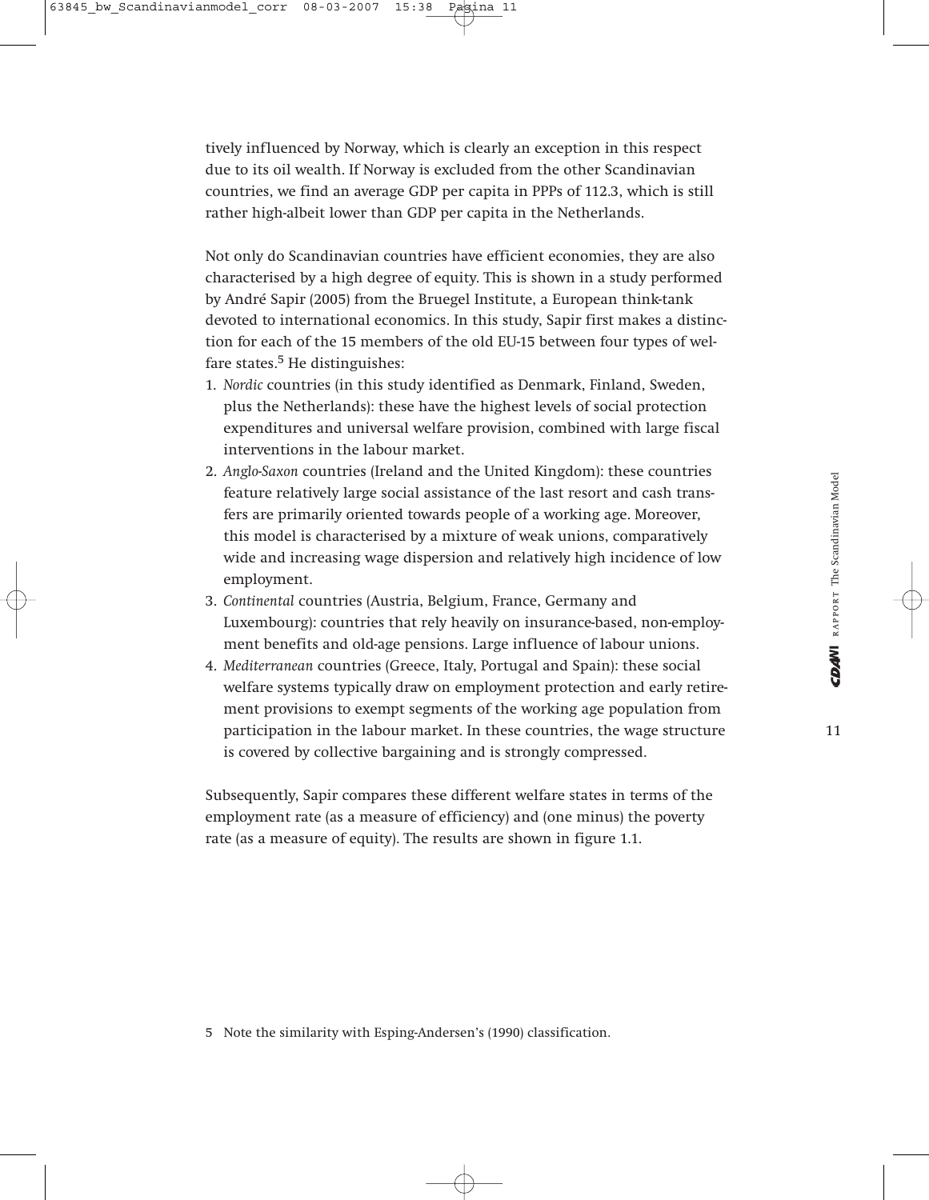tively influenced by Norway, which is clearly an exception in this respect due to its oil wealth. If Norway is excluded from the other Scandinavian countries, we find an average GDP per capita in PPPs of 112.3, which is still rather high-albeit lower than GDP per capita in the Netherlands.

Not only do Scandinavian countries have efficient economies, they are also characterised by a high degree of equity. This is shown in a study performed by André Sapir (2005) from the Bruegel Institute, a European think-tank devoted to international economics. In this study, Sapir first makes a distinction for each of the 15 members of the old EU-15 between four types of welfare states.[5] He distinguishes:

1. *Nordic* countries (in this study identified as Denmark, Finland, Sweden, plus the Netherlands): these have the highest levels of social protection expenditures and universal welfare provision, combined with large fiscal interventions in the labour market.
2. *Anglo-Saxon* countries (Ireland and the United Kingdom): these countries feature relatively large social assistance of the last resort and cash transfers are primarily oriented towards people of a working age. Moreover, this model is characterised by a mixture of weak unions, comparatively wide and increasing wage dispersion and relatively high incidence of low employment.
3. *Continental* countries (Austria, Belgium, France, Germany and Luxembourg): countries that rely heavily on insurance-based, non-employment benefits and old-age pensions. Large influence of labour unions.
4. *Mediterranean* countries (Greece, Italy, Portugal and Spain): these social welfare systems typically draw on employment protection and early retirement provisions to exempt segments of the working age population from participation in the labour market. In these countries, the wage structure is covered by collective bargaining and is strongly compressed.

Subsequently, Sapir compares these different welfare states in terms of the employment rate (as a measure of efficiency) and (one minus) the poverty rate (as a measure of equity). The results are shown in figure 1.1.

5 Note the similarity with Esping-Andersen's (1990) classification.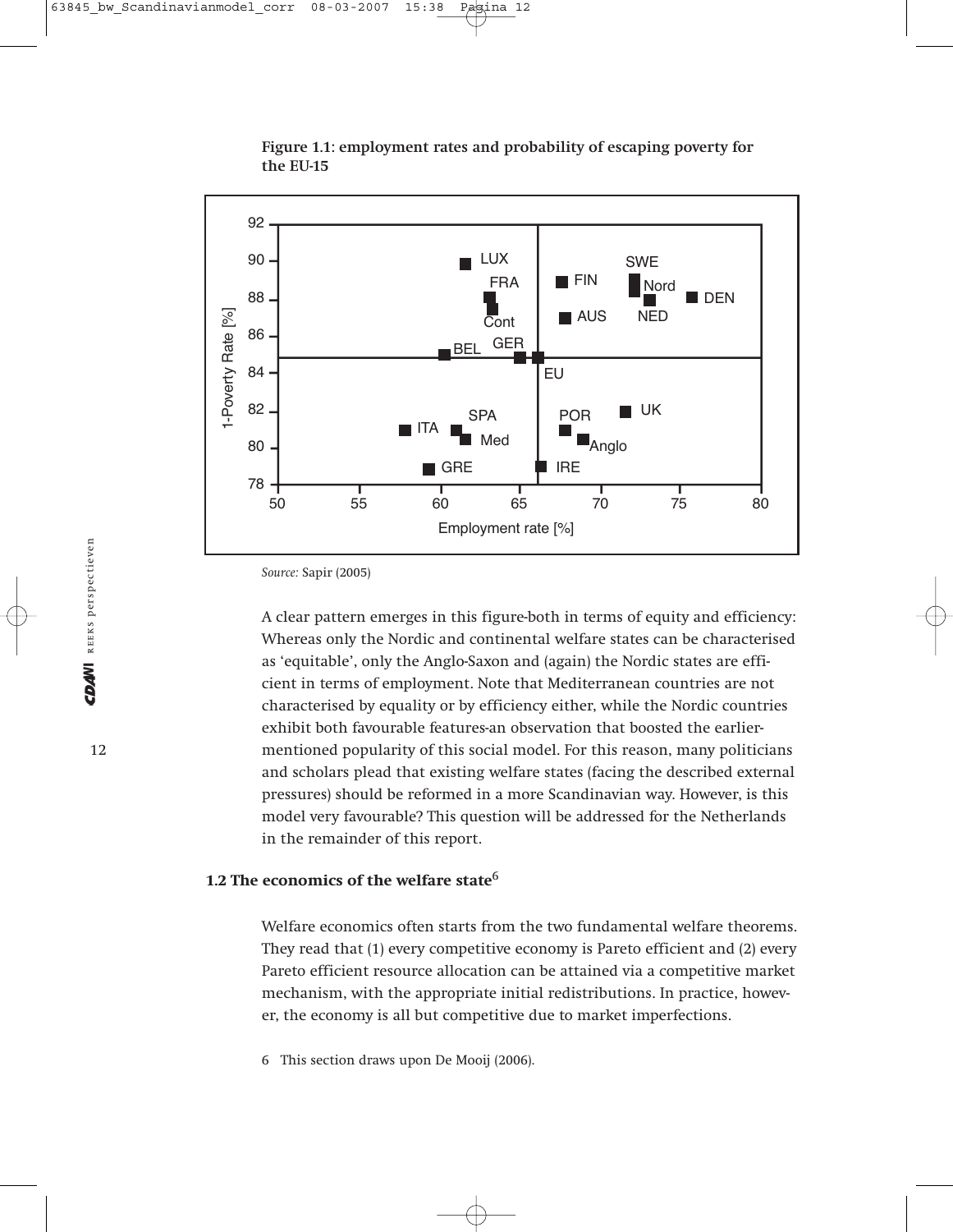**Figure 1.1: employment rates and probability of escaping poverty for the EU-15**

*Source:* Sapir (2005)

A clear pattern emerges in this figure-both in terms of equity and efficiency: Whereas only the Nordic and continental welfare states can be characterised as 'equitable', only the Anglo-Saxon and (again) the Nordic states are efficient in terms of employment. Note that Mediterranean countries are not characterised by equality or by efficiency either, while the Nordic countries exhibit both favourable features-an observation that boosted the earlier-mentioned popularity of this social model. For this reason, many politicians and scholars plead that existing welfare states (facing the described external pressures) should be reformed in a more Scandinavian way. However, is this model very favourable? This question will be addressed for the Netherlands in the remainder of this report.

## 1.2 The economics of the welfare state[6]

Welfare economics often starts from the two fundamental welfare theorems. They read that (1) every competitive economy is Pareto efficient and (2) every Pareto efficient resource allocation can be attained via a competitive market mechanism, with the appropriate initial redistributions. In practice, however, the economy is all but competitive due to market imperfections.

6 This section draws upon De Mooij (2006).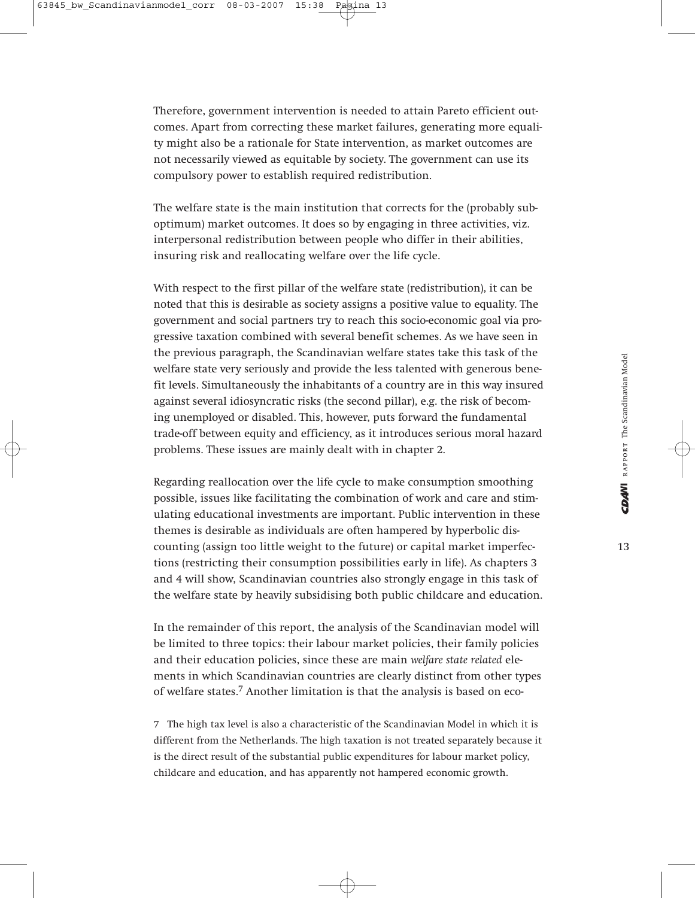Therefore, government intervention is needed to attain Pareto efficient outcomes. Apart from correcting these market failures, generating more equality might also be a rationale for State intervention, as market outcomes are not necessarily viewed as equitable by society. The government can use its compulsory power to establish required redistribution.

The welfare state is the main institution that corrects for the (probably suboptimum) market outcomes. It does so by engaging in three activities, viz. interpersonal redistribution between people who differ in their abilities, insuring risk and reallocating welfare over the life cycle.

With respect to the first pillar of the welfare state (redistribution), it can be noted that this is desirable as society assigns a positive value to equality. The government and social partners try to reach this socio-economic goal via progressive taxation combined with several benefit schemes. As we have seen in the previous paragraph, the Scandinavian welfare states take this task of the welfare state very seriously and provide the less talented with generous benefit levels. Simultaneously the inhabitants of a country are in this way insured against several idiosyncratic risks (the second pillar), e.g. the risk of becoming unemployed or disabled. This, however, puts forward the fundamental trade-off between equity and efficiency, as it introduces serious moral hazard problems. These issues are mainly dealt with in chapter 2.

Regarding reallocation over the life cycle to make consumption smoothing possible, issues like facilitating the combination of work and care and stimulating educational investments are important. Public intervention in these themes is desirable as individuals are often hampered by hyperbolic discounting (assign too little weight to the future) or capital market imperfections (restricting their consumption possibilities early in life). As chapters 3 and 4 will show, Scandinavian countries also strongly engage in this task of the welfare state by heavily subsidising both public childcare and education.

In the remainder of this report, the analysis of the Scandinavian model will be limited to three topics: their labour market policies, their family policies and their education policies, since these are main *welfare state related* elements in which Scandinavian countries are clearly distinct from other types of welfare states.[7] Another limitation is that the analysis is based on eco-

7 The high tax level is also a characteristic of the Scandinavian Model in which it is different from the Netherlands. The high taxation is not treated separately because it is the direct result of the substantial public expenditures for labour market policy, childcare and education, and has apparently not hampered economic growth.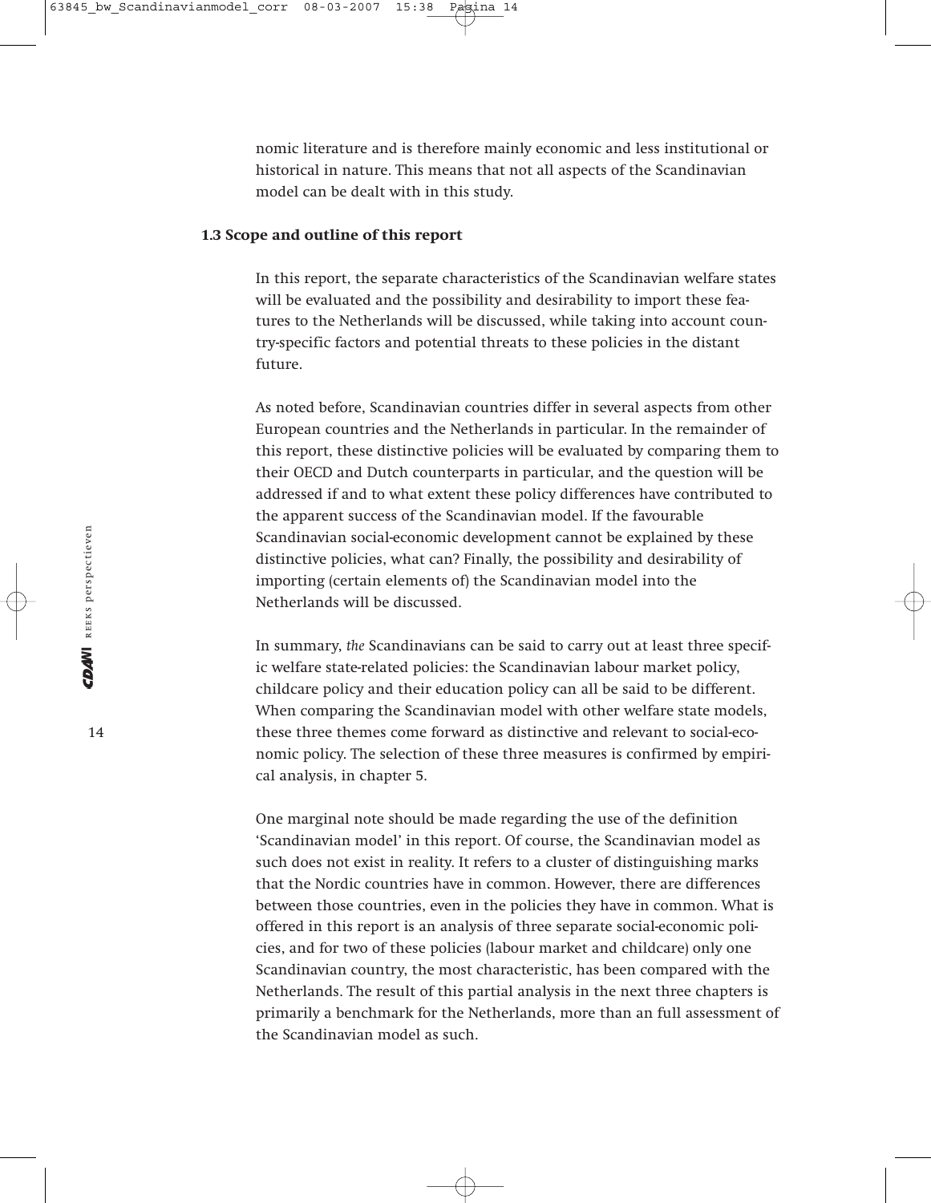nomic literature and is therefore mainly economic and less institutional or historical in nature. This means that not all aspects of the Scandinavian model can be dealt with in this study.

### 1.3 Scope and outline of this report

In this report, the separate characteristics of the Scandinavian welfare states will be evaluated and the possibility and desirability to import these features to the Netherlands will be discussed, while taking into account country-specific factors and potential threats to these policies in the distant future.

As noted before, Scandinavian countries differ in several aspects from other European countries and the Netherlands in particular. In the remainder of this report, these distinctive policies will be evaluated by comparing them to their OECD and Dutch counterparts in particular, and the question will be addressed if and to what extent these policy differences have contributed to the apparent success of the Scandinavian model. If the favourable Scandinavian social-economic development cannot be explained by these distinctive policies, what can? Finally, the possibility and desirability of importing (certain elements of) the Scandinavian model into the Netherlands will be discussed.

In summary, *the* Scandinavians can be said to carry out at least three specific welfare state-related policies: the Scandinavian labour market policy, childcare policy and their education policy can all be said to be different. When comparing the Scandinavian model with other welfare state models, these three themes come forward as distinctive and relevant to social-economic policy. The selection of these three measures is confirmed by empirical analysis, in chapter 5.

One marginal note should be made regarding the use of the definition 'Scandinavian model' in this report. Of course, the Scandinavian model as such does not exist in reality. It refers to a cluster of distinguishing marks that the Nordic countries have in common. However, there are differences between those countries, even in the policies they have in common. What is offered in this report is an analysis of three separate social-economic policies, and for two of these policies (labour market and childcare) only one Scandinavian country, the most characteristic, has been compared with the Netherlands. The result of this partial analysis in the next three chapters is primarily a benchmark for the Netherlands, more than an full assessment of the Scandinavian model as such.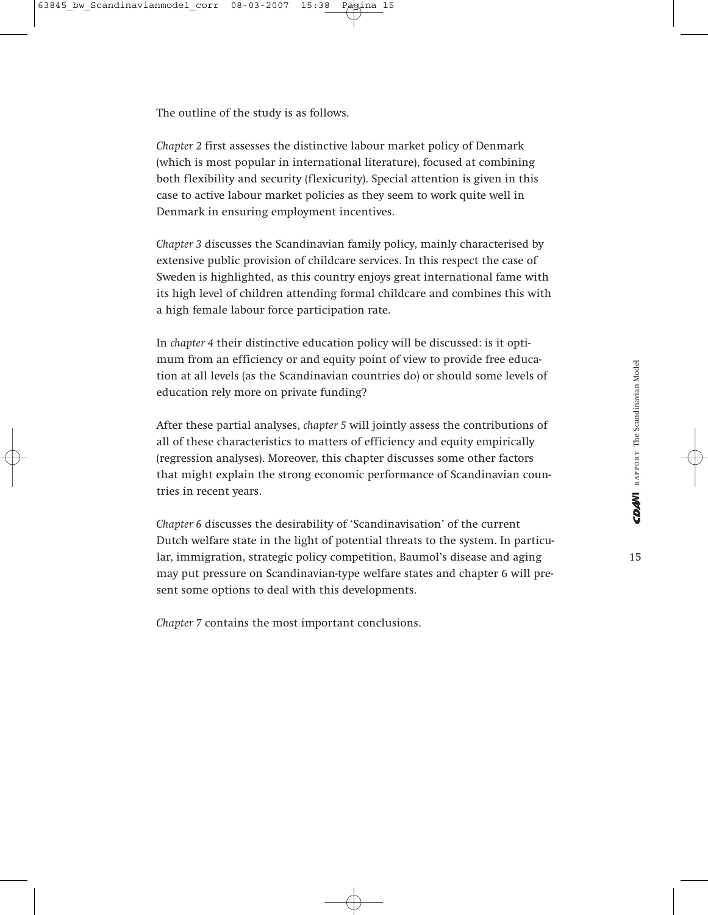The outline of the study is as follows.

*Chapter 2* first assesses the distinctive labour market policy of Denmark (which is most popular in international literature), focused at combining both flexibility and security (flexicurity). Special attention is given in this case to active labour market policies as they seem to work quite well in Denmark in ensuring employment incentives.

*Chapter 3* discusses the Scandinavian family policy, mainly characterised by extensive public provision of childcare services. In this respect the case of Sweden is highlighted, as this country enjoys great international fame with its high level of children attending formal childcare and combines this with a high female labour force participation rate.

In *chapter 4* their distinctive education policy will be discussed: is it optimum from an efficiency or and equity point of view to provide free education at all levels (as the Scandinavian countries do) or should some levels of education rely more on private funding?

After these partial analyses, *chapter 5* will jointly assess the contributions of all of these characteristics to matters of efficiency and equity empirically (regression analyses). Moreover, this chapter discusses some other factors that might explain the strong economic performance of Scandinavian countries in recent years.

*Chapter 6* discusses the desirability of 'Scandinavisation' of the current Dutch welfare state in the light of potential threats to the system. In particular, immigration, strategic policy competition, Baumol's disease and aging may put pressure on Scandinavian-type welfare states and chapter 6 will present some options to deal with this developments.

*Chapter 7* contains the most important conclusions.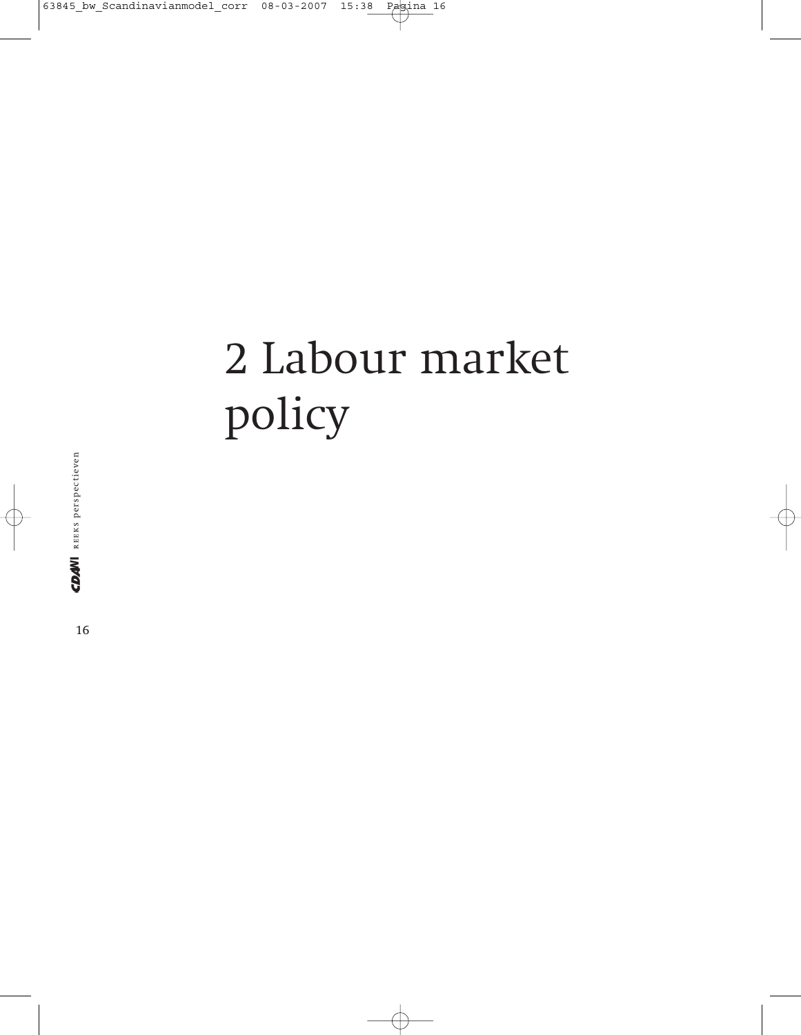# 2 Labour market policy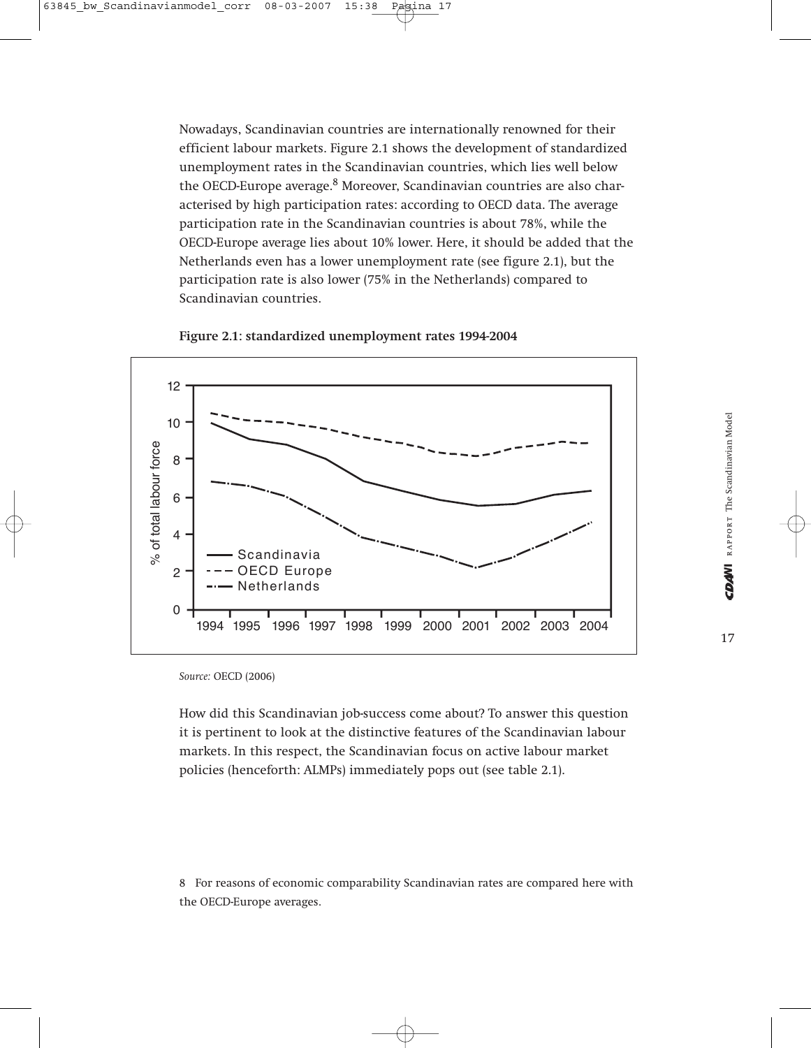Nowadays, Scandinavian countries are internationally renowned for their efficient labour markets. Figure 2.1 shows the development of standardized unemployment rates in the Scandinavian countries, which lies well below the OECD-Europe average.[8] Moreover, Scandinavian countries are also characterised by high participation rates: according to OECD data. The average participation rate in the Scandinavian countries is about 78%, while the OECD-Europe average lies about 10% lower. Here, it should be added that the Netherlands even has a lower unemployment rate (see figure 2.1), but the participation rate is also lower (75% in the Netherlands) compared to Scandinavian countries.

**Figure 2.1: standardized unemployment rates 1994-2004**

*Source:* OECD (2006)

How did this Scandinavian job-success come about? To answer this question it is pertinent to look at the distinctive features of the Scandinavian labour markets. In this respect, the Scandinavian focus on active labour market policies (henceforth: ALMPs) immediately pops out (see table 2.1).

8 For reasons of economic comparability Scandinavian rates are compared here with the OECD-Europe averages.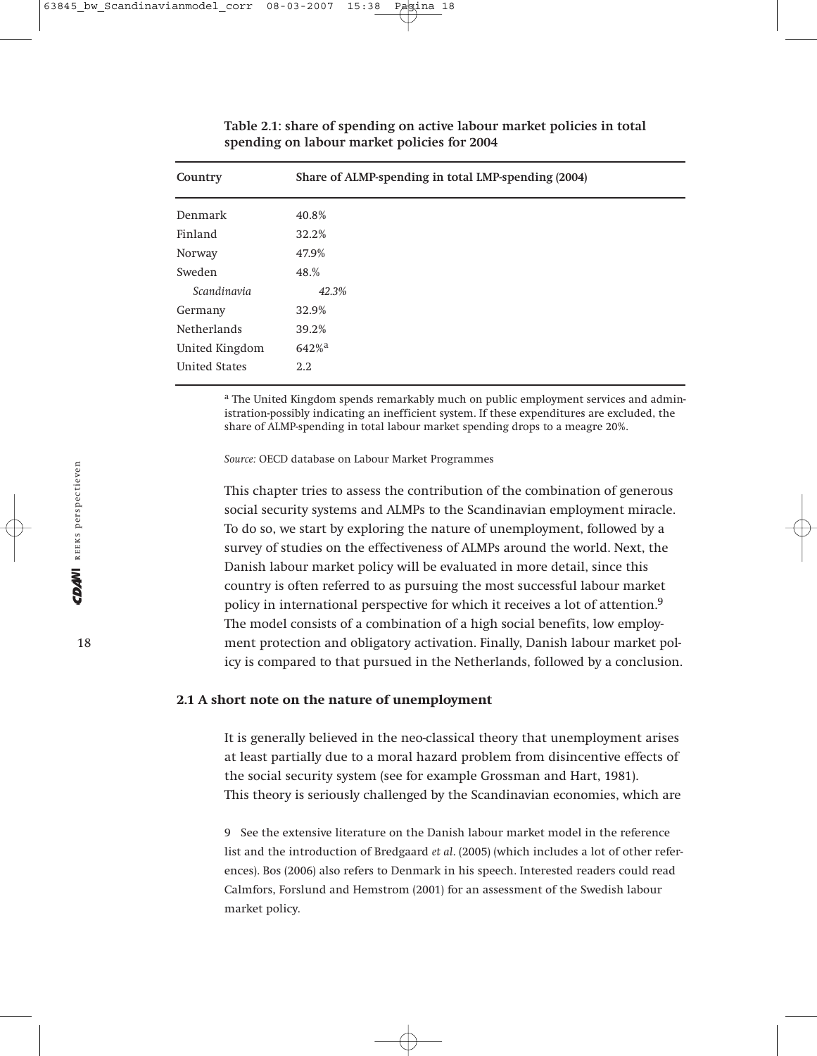**Table 2.1: share of spending on active labour market policies in total spending on labour market policies for 2004**

| Country | Share of ALMP-spending in total LMP-spending (2004) |
|---|---|
| Denmark | 40.8% |
| Finland | 32.2% |
| Norway | 47.9% |
| Sweden | 48.% |
| *Scandinavia* | *42.3%* |
| Germany | 32.9% |
| Netherlands | 39.2% |
| United Kingdom | 642%[a] |
| United States | 2.2 |

[a] The United Kingdom spends remarkably much on public employment services and administration-possibly indicating an inefficient system. If these expenditures are excluded, the share of ALMP-spending in total labour market spending drops to a meagre 20%.

*Source:* OECD database on Labour Market Programmes

This chapter tries to assess the contribution of the combination of generous social security systems and ALMPs to the Scandinavian employment miracle. To do so, we start by exploring the nature of unemployment, followed by a survey of studies on the effectiveness of ALMPs around the world. Next, the Danish labour market policy will be evaluated in more detail, since this country is often referred to as pursuing the most successful labour market policy in international perspective for which it receives a lot of attention.[9] The model consists of a combination of a high social benefits, low employment protection and obligatory activation. Finally, Danish labour market policy is compared to that pursued in the Netherlands, followed by a conclusion.

## 2.1 A short note on the nature of unemployment

It is generally believed in the neo-classical theory that unemployment arises at least partially due to a moral hazard problem from disincentive effects of the social security system (see for example Grossman and Hart, 1981). This theory is seriously challenged by the Scandinavian economies, which are

9 See the extensive literature on the Danish labour market model in the reference list and the introduction of Bredgaard *et al*. (2005) (which includes a lot of other references). Bos (2006) also refers to Denmark in his speech. Interested readers could read Calmfors, Forslund and Hemstrom (2001) for an assessment of the Swedish labour market policy.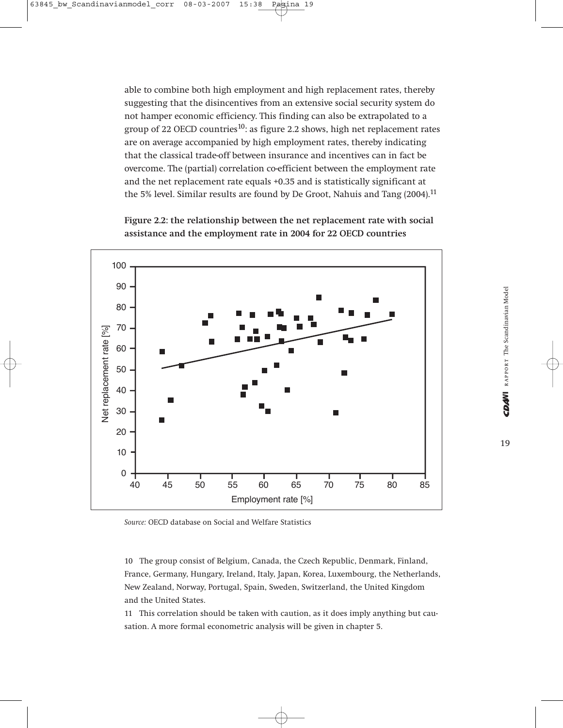able to combine both high employment and high replacement rates, thereby suggesting that the disincentives from an extensive social security system do not hamper economic efficiency. This finding can also be extrapolated to a group of 22 OECD countries[10]: as figure 2.2 shows, high net replacement rates are on average accompanied by high employment rates, thereby indicating that the classical trade-off between insurance and incentives can in fact be overcome. The (partial) correlation co-efficient between the employment rate and the net replacement rate equals +0.35 and is statistically significant at the 5% level. Similar results are found by De Groot, Nahuis and Tang (2004).[11]

**Figure 2.2: the relationship between the net replacement rate with social assistance and the employment rate in 2004 for 22 OECD countries**

*Source:* OECD database on Social and Welfare Statistics

10 The group consist of Belgium, Canada, the Czech Republic, Denmark, Finland, France, Germany, Hungary, Ireland, Italy, Japan, Korea, Luxembourg, the Netherlands, New Zealand, Norway, Portugal, Spain, Sweden, Switzerland, the United Kingdom and the United States.

11 This correlation should be taken with caution, as it does imply anything but causation. A more formal econometric analysis will be given in chapter 5.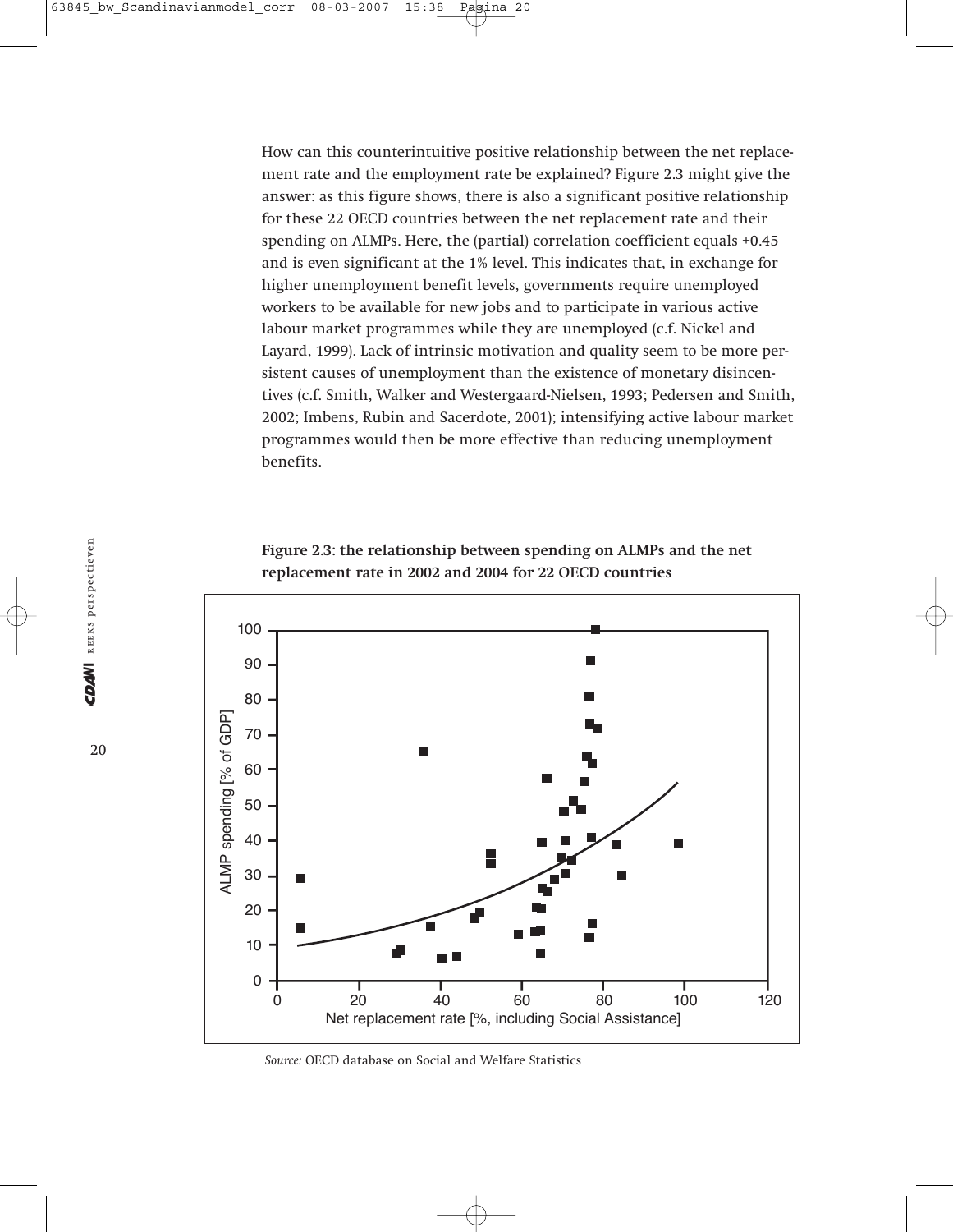How can this counterintuitive positive relationship between the net replacement rate and the employment rate be explained? Figure 2.3 might give the answer: as this figure shows, there is also a significant positive relationship for these 22 OECD countries between the net replacement rate and their spending on ALMPs. Here, the (partial) correlation coefficient equals +0.45 and is even significant at the 1% level. This indicates that, in exchange for higher unemployment benefit levels, governments require unemployed workers to be available for new jobs and to participate in various active labour market programmes while they are unemployed (c.f. Nickel and Layard, 1999). Lack of intrinsic motivation and quality seem to be more persistent causes of unemployment than the existence of monetary disincentives (c.f. Smith, Walker and Westergaard-Nielsen, 1993; Pedersen and Smith, 2002; Imbens, Rubin and Sacerdote, 2001); intensifying active labour market programmes would then be more effective than reducing unemployment benefits.

**Figure 2.3: the relationship between spending on ALMPs and the net replacement rate in 2002 and 2004 for 22 OECD countries**

*Source:* OECD database on Social and Welfare Statistics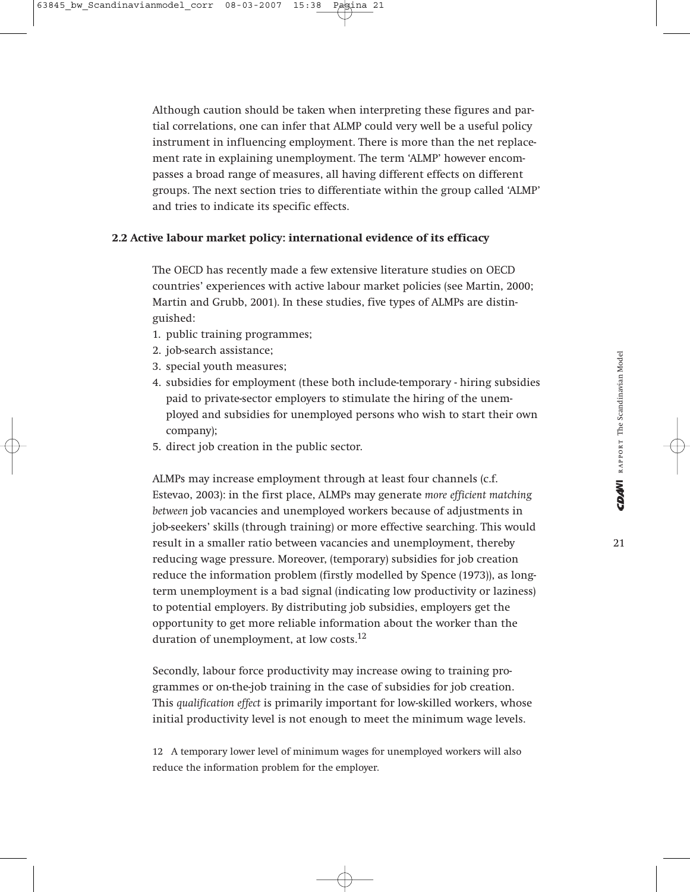Although caution should be taken when interpreting these figures and partial correlations, one can infer that ALMP could very well be a useful policy instrument in influencing employment. There is more than the net replacement rate in explaining unemployment. The term 'ALMP' however encompasses a broad range of measures, all having different effects on different groups. The next section tries to differentiate within the group called 'ALMP' and tries to indicate its specific effects.

## 2.2 Active labour market policy: international evidence of its efficacy

The OECD has recently made a few extensive literature studies on OECD countries' experiences with active labour market policies (see Martin, 2000; Martin and Grubb, 2001). In these studies, five types of ALMPs are distinguished:

1. public training programmes;
2. job-search assistance;
3. special youth measures;
4. subsidies for employment (these both include-temporary - hiring subsidies paid to private-sector employers to stimulate the hiring of the unemployed and subsidies for unemployed persons who wish to start their own company);
5. direct job creation in the public sector.

ALMPs may increase employment through at least four channels (c.f. Estevao, 2003): in the first place, ALMPs may generate *more efficient matching between* job vacancies and unemployed workers because of adjustments in job-seekers' skills (through training) or more effective searching. This would result in a smaller ratio between vacancies and unemployment, thereby reducing wage pressure. Moreover, (temporary) subsidies for job creation reduce the information problem (firstly modelled by Spence (1973)), as long-term unemployment is a bad signal (indicating low productivity or laziness) to potential employers. By distributing job subsidies, employers get the opportunity to get more reliable information about the worker than the duration of unemployment, at low costs.[12]

Secondly, labour force productivity may increase owing to training programmes or on-the-job training in the case of subsidies for job creation. This *qualification effect* is primarily important for low-skilled workers, whose initial productivity level is not enough to meet the minimum wage levels.

12 A temporary lower level of minimum wages for unemployed workers will also reduce the information problem for the employer.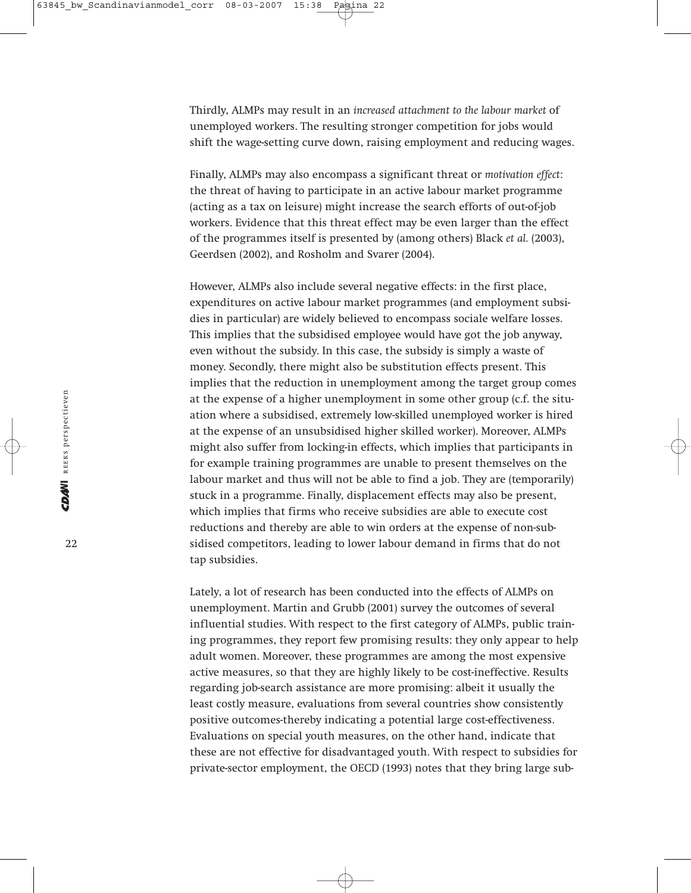Thirdly, ALMPs may result in an *increased attachment to the labour market* of unemployed workers. The resulting stronger competition for jobs would shift the wage-setting curve down, raising employment and reducing wages.

Finally, ALMPs may also encompass a significant threat or *motivation effect*: the threat of having to participate in an active labour market programme (acting as a tax on leisure) might increase the search efforts of out-of-job workers. Evidence that this threat effect may be even larger than the effect of the programmes itself is presented by (among others) Black *et al.* (2003), Geerdsen (2002), and Rosholm and Svarer (2004).

However, ALMPs also include several negative effects: in the first place, expenditures on active labour market programmes (and employment subsidies in particular) are widely believed to encompass sociale welfare losses. This implies that the subsidised employee would have got the job anyway, even without the subsidy. In this case, the subsidy is simply a waste of money. Secondly, there might also be substitution effects present. This implies that the reduction in unemployment among the target group comes at the expense of a higher unemployment in some other group (c.f. the situation where a subsidised, extremely low-skilled unemployed worker is hired at the expense of an unsubsidised higher skilled worker). Moreover, ALMPs might also suffer from locking-in effects, which implies that participants in for example training programmes are unable to present themselves on the labour market and thus will not be able to find a job. They are (temporarily) stuck in a programme. Finally, displacement effects may also be present, which implies that firms who receive subsidies are able to execute cost reductions and thereby are able to win orders at the expense of non-subsidised competitors, leading to lower labour demand in firms that do not tap subsidies.

Lately, a lot of research has been conducted into the effects of ALMPs on unemployment. Martin and Grubb (2001) survey the outcomes of several influential studies. With respect to the first category of ALMPs, public training programmes, they report few promising results: they only appear to help adult women. Moreover, these programmes are among the most expensive active measures, so that they are highly likely to be cost-ineffective. Results regarding job-search assistance are more promising: albeit it usually the least costly measure, evaluations from several countries show consistently positive outcomes-thereby indicating a potential large cost-effectiveness. Evaluations on special youth measures, on the other hand, indicate that these are not effective for disadvantaged youth. With respect to subsidies for private-sector employment, the OECD (1993) notes that they bring large sub-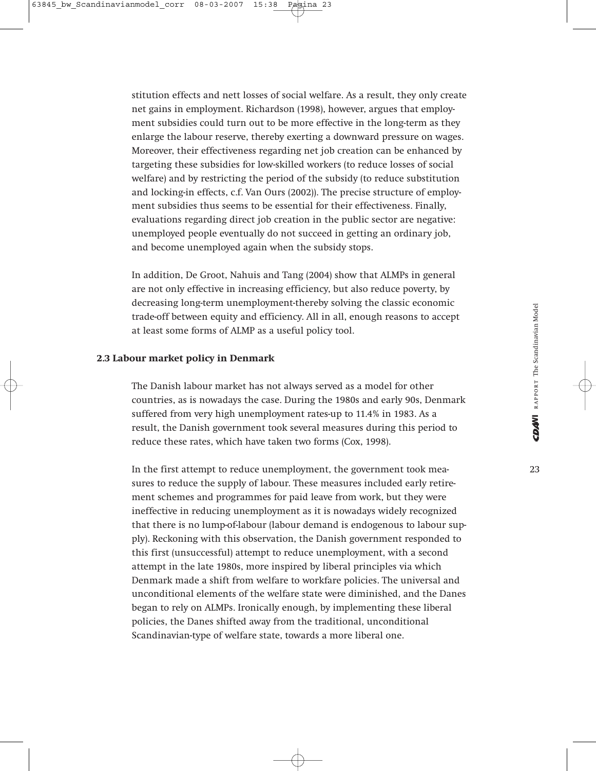stitution effects and nett losses of social welfare. As a result, they only create net gains in employment. Richardson (1998), however, argues that employment subsidies could turn out to be more effective in the long-term as they enlarge the labour reserve, thereby exerting a downward pressure on wages. Moreover, their effectiveness regarding net job creation can be enhanced by targeting these subsidies for low-skilled workers (to reduce losses of social welfare) and by restricting the period of the subsidy (to reduce substitution and locking-in effects, c.f. Van Ours (2002)). The precise structure of employment subsidies thus seems to be essential for their effectiveness. Finally, evaluations regarding direct job creation in the public sector are negative: unemployed people eventually do not succeed in getting an ordinary job, and become unemployed again when the subsidy stops.

In addition, De Groot, Nahuis and Tang (2004) show that ALMPs in general are not only effective in increasing efficiency, but also reduce poverty, by decreasing long-term unemployment-thereby solving the classic economic trade-off between equity and efficiency. All in all, enough reasons to accept at least some forms of ALMP as a useful policy tool.

### 2.3 Labour market policy in Denmark

The Danish labour market has not always served as a model for other countries, as is nowadays the case. During the 1980s and early 90s, Denmark suffered from very high unemployment rates-up to 11.4% in 1983. As a result, the Danish government took several measures during this period to reduce these rates, which have taken two forms (Cox, 1998).

In the first attempt to reduce unemployment, the government took measures to reduce the supply of labour. These measures included early retirement schemes and programmes for paid leave from work, but they were ineffective in reducing unemployment as it is nowadays widely recognized that there is no lump-of-labour (labour demand is endogenous to labour supply). Reckoning with this observation, the Danish government responded to this first (unsuccessful) attempt to reduce unemployment, with a second attempt in the late 1980s, more inspired by liberal principles via which Denmark made a shift from welfare to workfare policies. The universal and unconditional elements of the welfare state were diminished, and the Danes began to rely on ALMPs. Ironically enough, by implementing these liberal policies, the Danes shifted away from the traditional, unconditional Scandinavian-type of welfare state, towards a more liberal one.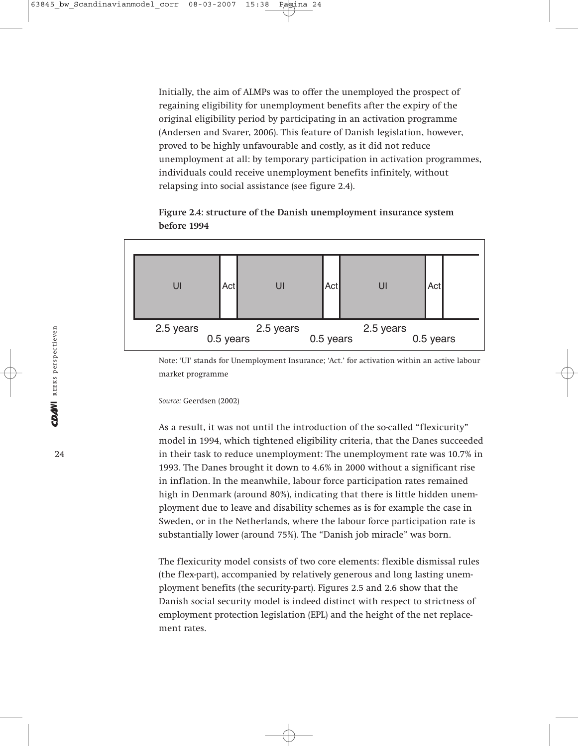Initially, the aim of ALMPs was to offer the unemployed the prospect of regaining eligibility for unemployment benefits after the expiry of the original eligibility period by participating in an activation programme (Andersen and Svarer, 2006). This feature of Danish legislation, however, proved to be highly unfavourable and costly, as it did not reduce unemployment at all: by temporary participation in activation programmes, individuals could receive unemployment benefits infinitely, without relapsing into social assistance (see figure 2.4).

**Figure 2.4: structure of the Danish unemployment insurance system before 1994**

| UI | Act | UI | Act | UI | Act |
|---|---|---|---|---|---|
| 2.5 years | 0.5 years | 2.5 years | 0.5 years | 2.5 years | 0.5 years |

Note: 'UI' stands for Unemployment Insurance; 'Act.' for activation within an active labour market programme

*Source:* Geerdsen (2002)

As a result, it was not until the introduction of the so-called "flexicurity" model in 1994, which tightened eligibility criteria, that the Danes succeeded in their task to reduce unemployment: The unemployment rate was 10.7% in 1993. The Danes brought it down to 4.6% in 2000 without a significant rise in inflation. In the meanwhile, labour force participation rates remained high in Denmark (around 80%), indicating that there is little hidden unemployment due to leave and disability schemes as is for example the case in Sweden, or in the Netherlands, where the labour force participation rate is substantially lower (around 75%). The "Danish job miracle" was born.

The flexicurity model consists of two core elements: flexible dismissal rules (the flex-part), accompanied by relatively generous and long lasting unemployment benefits (the security-part). Figures 2.5 and 2.6 show that the Danish social security model is indeed distinct with respect to strictness of employment protection legislation (EPL) and the height of the net replacement rates.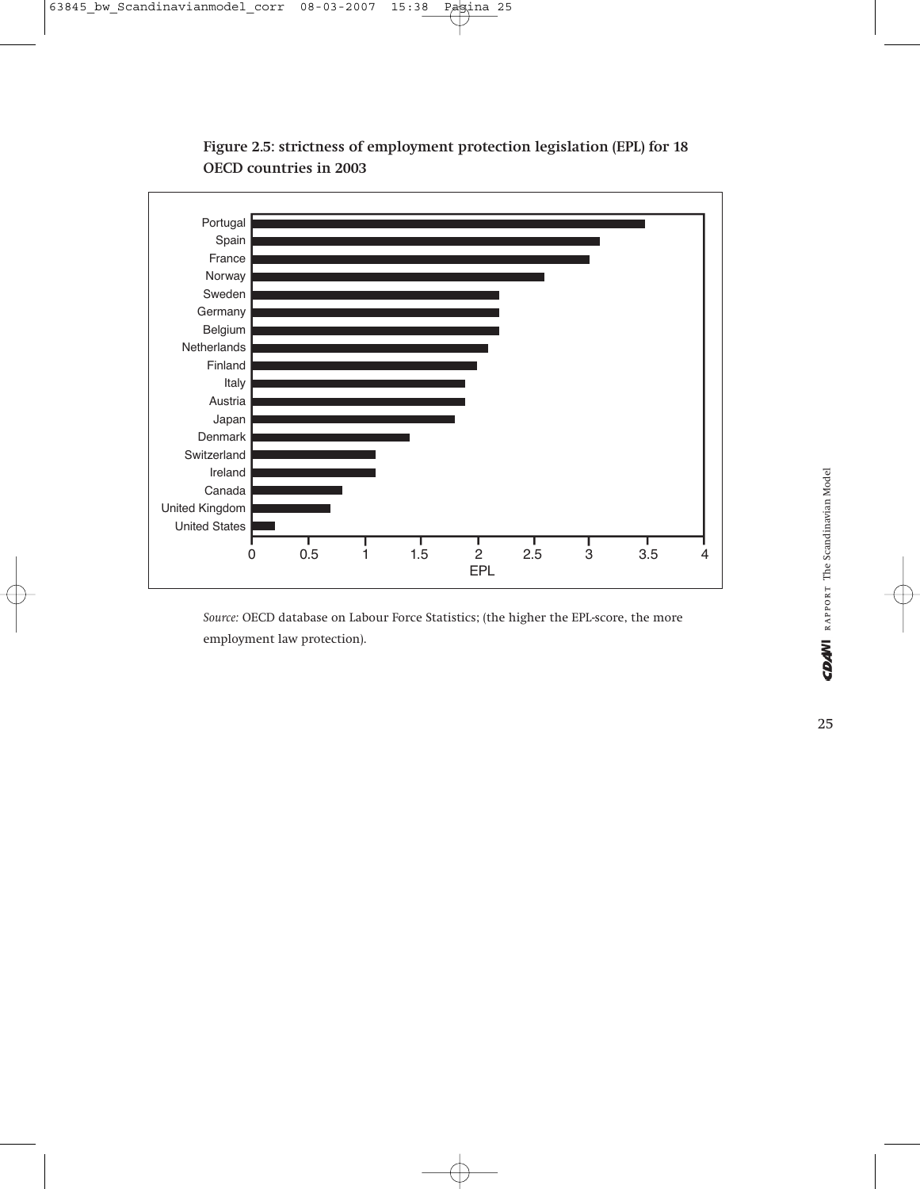**Figure 2.5: strictness of employment protection legislation (EPL) for 18 OECD countries in 2003**

*Source:* OECD database on Labour Force Statistics; (the higher the EPL-score, the more employment law protection).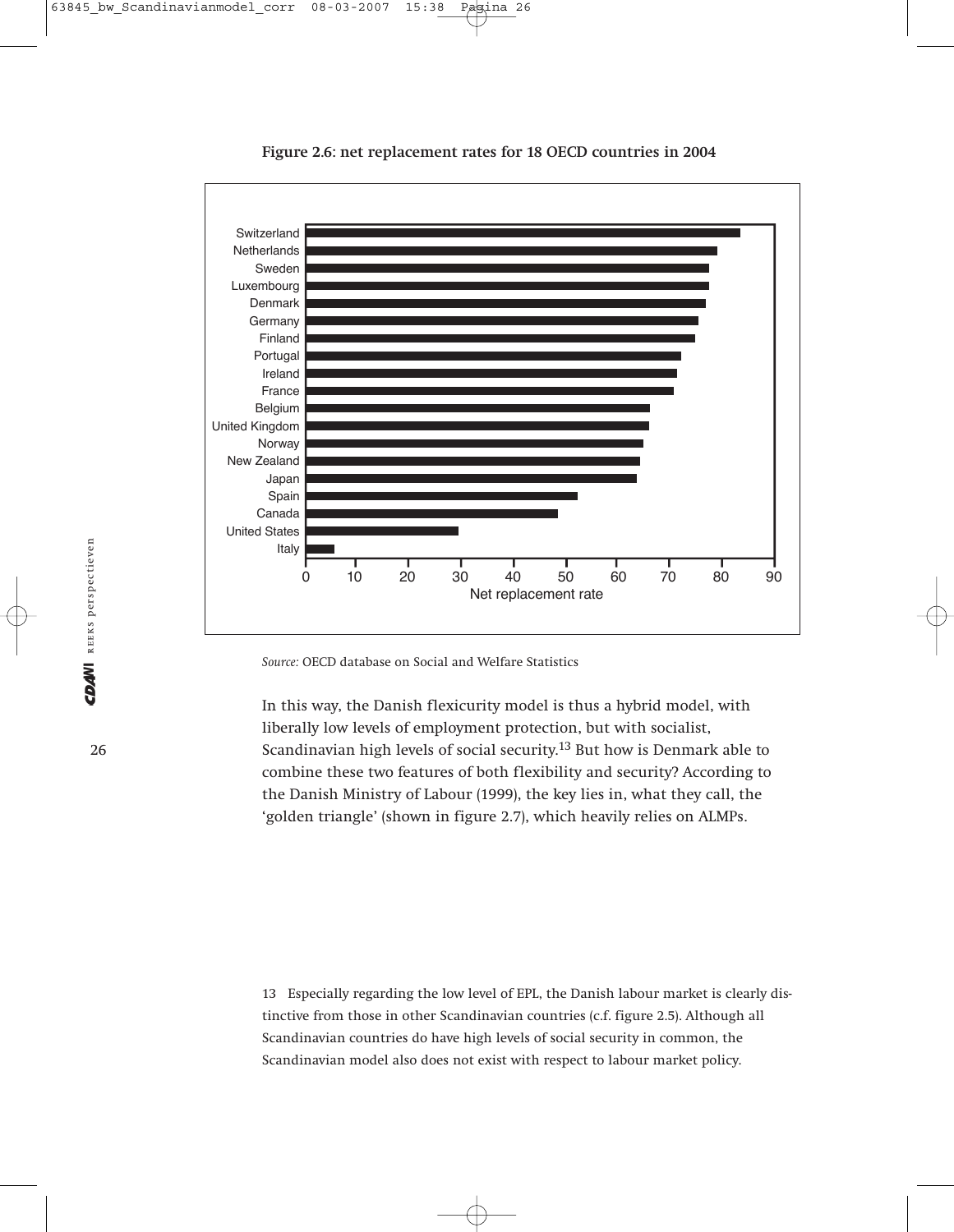**Figure 2.6: net replacement rates for 18 OECD countries in 2004**

*Source:* OECD database on Social and Welfare Statistics

In this way, the Danish flexicurity model is thus a hybrid model, with liberally low levels of employment protection, but with socialist, Scandinavian high levels of social security.[13] But how is Denmark able to combine these two features of both flexibility and security? According to the Danish Ministry of Labour (1999), the key lies in, what they call, the 'golden triangle' (shown in figure 2.7), which heavily relies on ALMPs.

13 Especially regarding the low level of EPL, the Danish labour market is clearly distinctive from those in other Scandinavian countries (c.f. figure 2.5). Although all Scandinavian countries do have high levels of social security in common, the Scandinavian model also does not exist with respect to labour market policy.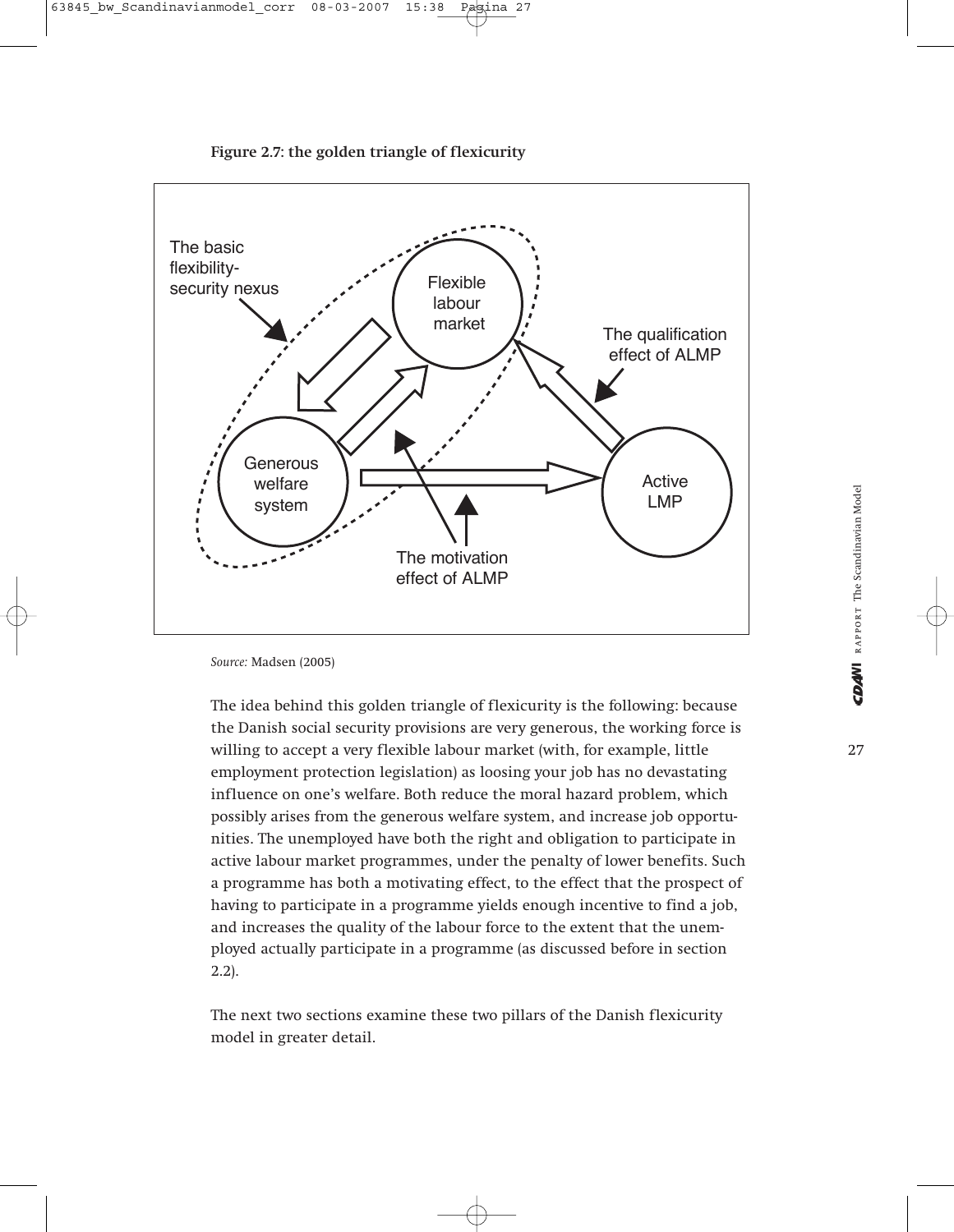**Figure 2.7: the golden triangle of flexicurity**

*Source:* Madsen (2005)

The idea behind this golden triangle of flexicurity is the following: because the Danish social security provisions are very generous, the working force is willing to accept a very flexible labour market (with, for example, little employment protection legislation) as loosing your job has no devastating influence on one's welfare. Both reduce the moral hazard problem, which possibly arises from the generous welfare system, and increase job opportunities. The unemployed have both the right and obligation to participate in active labour market programmes, under the penalty of lower benefits. Such a programme has both a motivating effect, to the effect that the prospect of having to participate in a programme yields enough incentive to find a job, and increases the quality of the labour force to the extent that the unemployed actually participate in a programme (as discussed before in section 2.2).

The next two sections examine these two pillars of the Danish flexicurity model in greater detail.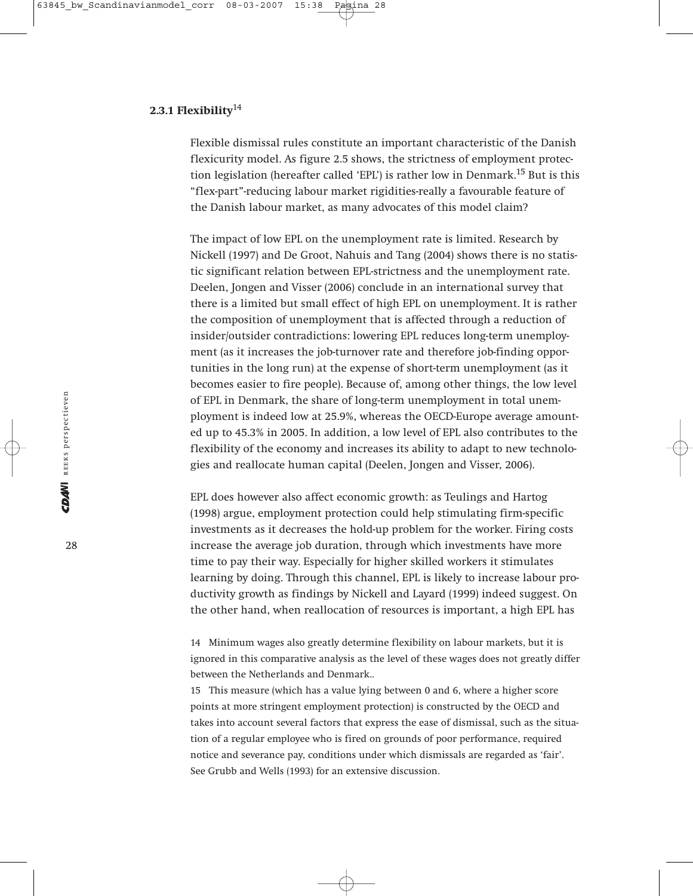### 2.3.1 Flexibility[14]

Flexible dismissal rules constitute an important characteristic of the Danish flexicurity model. As figure 2.5 shows, the strictness of employment protection legislation (hereafter called 'EPL') is rather low in Denmark.[15] But is this "flex-part"-reducing labour market rigidities-really a favourable feature of the Danish labour market, as many advocates of this model claim?

The impact of low EPL on the unemployment rate is limited. Research by Nickell (1997) and De Groot, Nahuis and Tang (2004) shows there is no statistic significant relation between EPL-strictness and the unemployment rate. Deelen, Jongen and Visser (2006) conclude in an international survey that there is a limited but small effect of high EPL on unemployment. It is rather the composition of unemployment that is affected through a reduction of insider/outsider contradictions: lowering EPL reduces long-term unemployment (as it increases the job-turnover rate and therefore job-finding opportunities in the long run) at the expense of short-term unemployment (as it becomes easier to fire people). Because of, among other things, the low level of EPL in Denmark, the share of long-term unemployment in total unemployment is indeed low at 25.9%, whereas the OECD-Europe average amounted up to 45.3% in 2005. In addition, a low level of EPL also contributes to the flexibility of the economy and increases its ability to adapt to new technologies and reallocate human capital (Deelen, Jongen and Visser, 2006).

EPL does however also affect economic growth: as Teulings and Hartog (1998) argue, employment protection could help stimulating firm-specific investments as it decreases the hold-up problem for the worker. Firing costs increase the average job duration, through which investments have more time to pay their way. Especially for higher skilled workers it stimulates learning by doing. Through this channel, EPL is likely to increase labour productivity growth as findings by Nickell and Layard (1999) indeed suggest. On the other hand, when reallocation of resources is important, a high EPL has

14 Minimum wages also greatly determine flexibility on labour markets, but it is ignored in this comparative analysis as the level of these wages does not greatly differ between the Netherlands and Denmark..

15 This measure (which has a value lying between 0 and 6, where a higher score points at more stringent employment protection) is constructed by the OECD and takes into account several factors that express the ease of dismissal, such as the situation of a regular employee who is fired on grounds of poor performance, required notice and severance pay, conditions under which dismissals are regarded as 'fair'. See Grubb and Wells (1993) for an extensive discussion.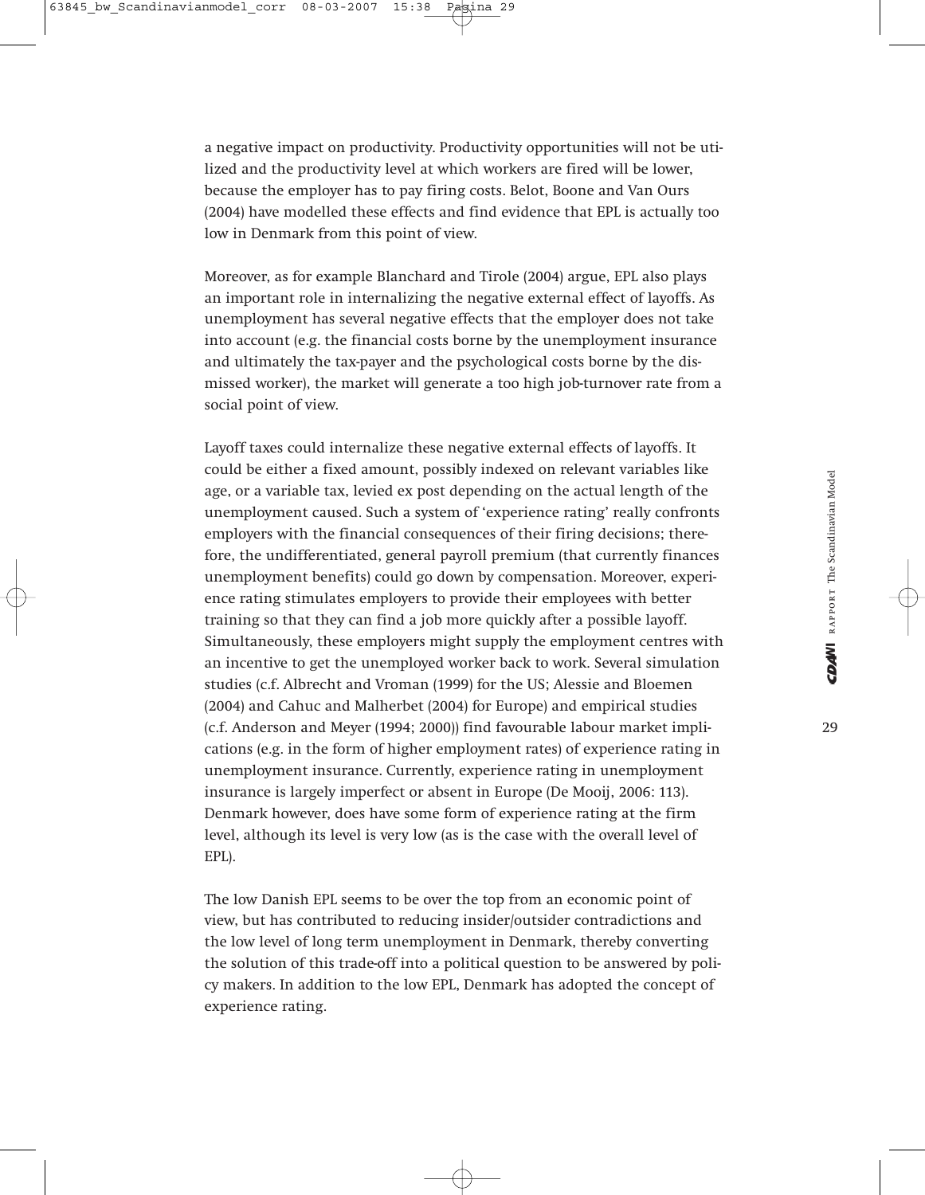a negative impact on productivity. Productivity opportunities will not be utilized and the productivity level at which workers are fired will be lower, because the employer has to pay firing costs. Belot, Boone and Van Ours (2004) have modelled these effects and find evidence that EPL is actually too low in Denmark from this point of view.

Moreover, as for example Blanchard and Tirole (2004) argue, EPL also plays an important role in internalizing the negative external effect of layoffs. As unemployment has several negative effects that the employer does not take into account (e.g. the financial costs borne by the unemployment insurance and ultimately the tax-payer and the psychological costs borne by the dismissed worker), the market will generate a too high job-turnover rate from a social point of view.

Layoff taxes could internalize these negative external effects of layoffs. It could be either a fixed amount, possibly indexed on relevant variables like age, or a variable tax, levied ex post depending on the actual length of the unemployment caused. Such a system of 'experience rating' really confronts employers with the financial consequences of their firing decisions; therefore, the undifferentiated, general payroll premium (that currently finances unemployment benefits) could go down by compensation. Moreover, experience rating stimulates employers to provide their employees with better training so that they can find a job more quickly after a possible layoff. Simultaneously, these employers might supply the employment centres with an incentive to get the unemployed worker back to work. Several simulation studies (c.f. Albrecht and Vroman (1999) for the US; Alessie and Bloemen (2004) and Cahuc and Malherbet (2004) for Europe) and empirical studies (c.f. Anderson and Meyer (1994; 2000)) find favourable labour market implications (e.g. in the form of higher employment rates) of experience rating in unemployment insurance. Currently, experience rating in unemployment insurance is largely imperfect or absent in Europe (De Mooij, 2006: 113). Denmark however, does have some form of experience rating at the firm level, although its level is very low (as is the case with the overall level of EPL).

The low Danish EPL seems to be over the top from an economic point of view, but has contributed to reducing insider/outsider contradictions and the low level of long term unemployment in Denmark, thereby converting the solution of this trade-off into a political question to be answered by policy makers. In addition to the low EPL, Denmark has adopted the concept of experience rating.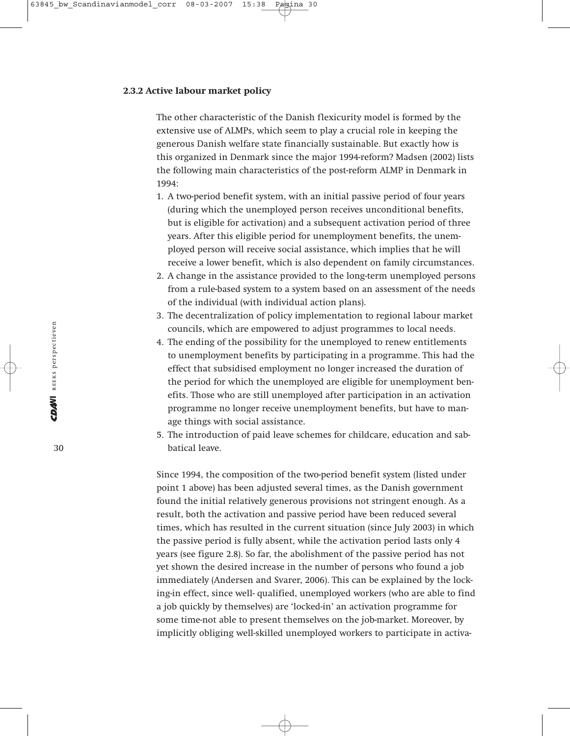### 2.3.2 Active labour market policy

The other characteristic of the Danish flexicurity model is formed by the extensive use of ALMPs, which seem to play a crucial role in keeping the generous Danish welfare state financially sustainable. But exactly how is this organized in Denmark since the major 1994-reform? Madsen (2002) lists the following main characteristics of the post-reform ALMP in Denmark in 1994:

1. A two-period benefit system, with an initial passive period of four years (during which the unemployed person receives unconditional benefits, but is eligible for activation) and a subsequent activation period of three years. After this eligible period for unemployment benefits, the unemployed person will receive social assistance, which implies that he will receive a lower benefit, which is also dependent on family circumstances.
2. A change in the assistance provided to the long-term unemployed persons from a rule-based system to a system based on an assessment of the needs of the individual (with individual action plans).
3. The decentralization of policy implementation to regional labour market councils, which are empowered to adjust programmes to local needs.
4. The ending of the possibility for the unemployed to renew entitlements to unemployment benefits by participating in a programme. This had the effect that subsidised employment no longer increased the duration of the period for which the unemployed are eligible for unemployment benefits. Those who are still unemployed after participation in an activation programme no longer receive unemployment benefits, but have to manage things with social assistance.
5. The introduction of paid leave schemes for childcare, education and sabbatical leave.

Since 1994, the composition of the two-period benefit system (listed under point 1 above) has been adjusted several times, as the Danish government found the initial relatively generous provisions not stringent enough. As a result, both the activation and passive period have been reduced several times, which has resulted in the current situation (since July 2003) in which the passive period is fully absent, while the activation period lasts only 4 years (see figure 2.8). So far, the abolishment of the passive period has not yet shown the desired increase in the number of persons who found a job immediately (Andersen and Svarer, 2006). This can be explained by the locking-in effect, since well- qualified, unemployed workers (who are able to find a job quickly by themselves) are 'locked-in' an activation programme for some time-not able to present themselves on the job-market. Moreover, by implicitly obliging well-skilled unemployed workers to participate in activa-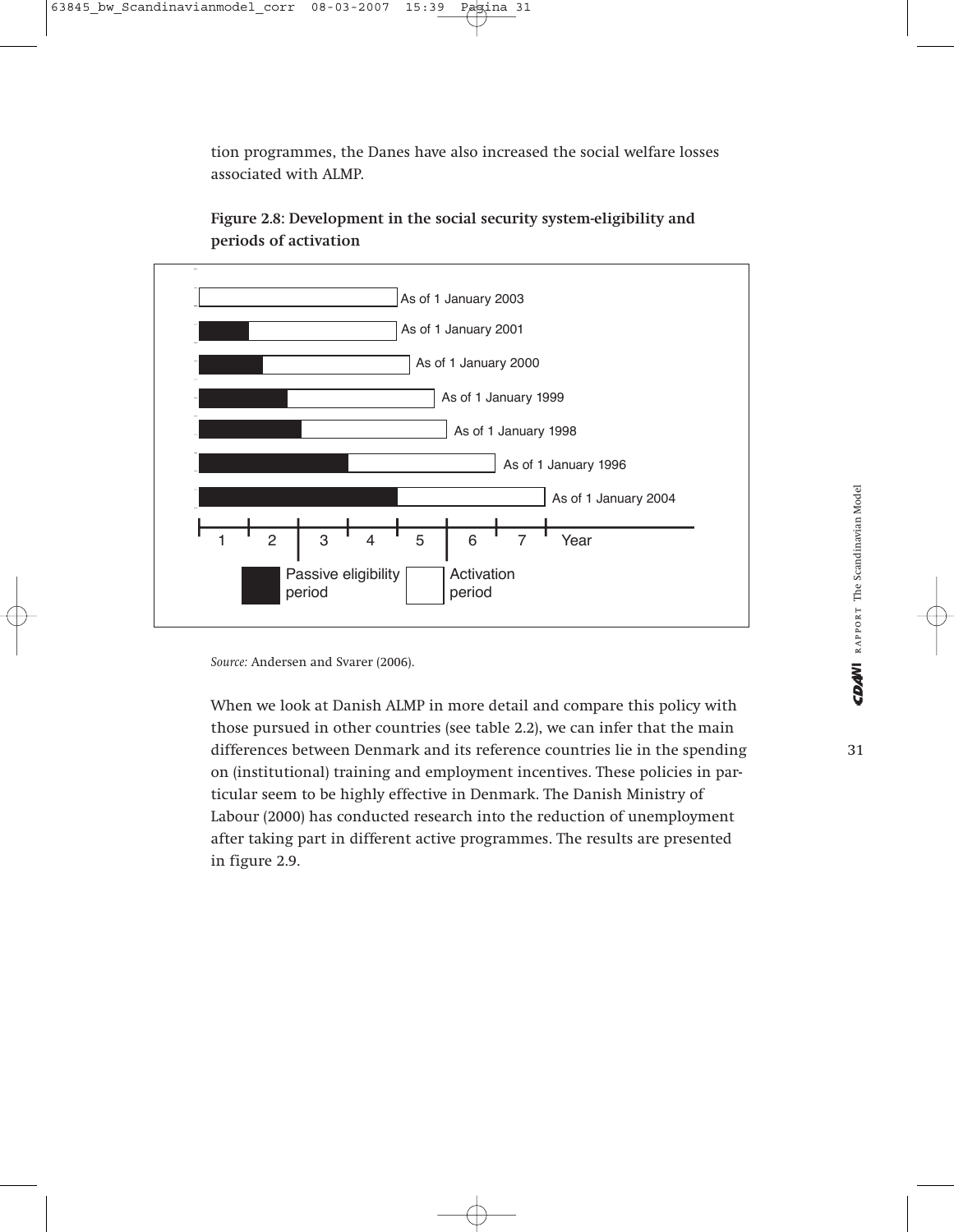tion programmes, the Danes have also increased the social welfare losses associated with ALMP.

**Figure 2.8: Development in the social security system-eligibility and periods of activation**

As of 1 January 2003

As of 1 January 2001

As of 1 January 2000

As of 1 January 1999

As of 1 January 1998

As of 1 January 1996

As of 1 January 2004

1 2 3 4 5 6 7 Year

Passive eligibility period | Activation period

*Source:* Andersen and Svarer (2006).

When we look at Danish ALMP in more detail and compare this policy with those pursued in other countries (see table 2.2), we can infer that the main differences between Denmark and its reference countries lie in the spending on (institutional) training and employment incentives. These policies in particular seem to be highly effective in Denmark. The Danish Ministry of Labour (2000) has conducted research into the reduction of unemployment after taking part in different active programmes. The results are presented in figure 2.9.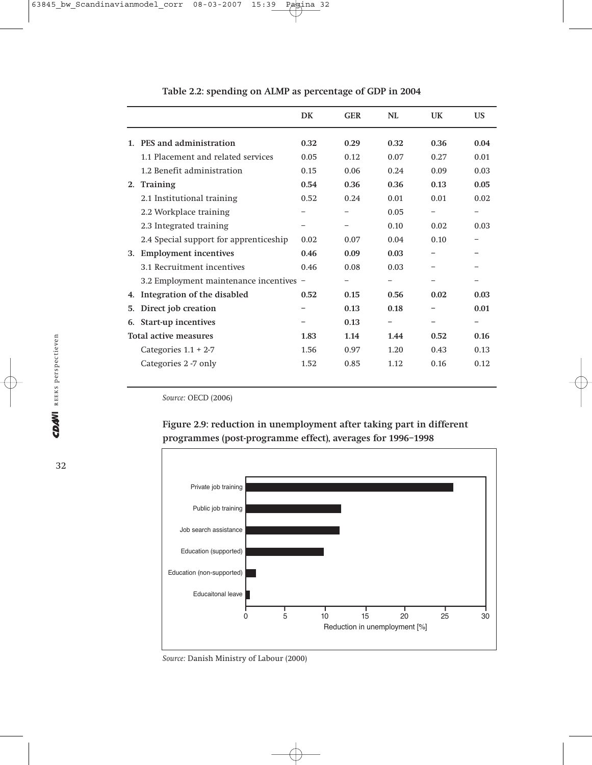**Table 2.2: spending on ALMP as percentage of GDP in 2004**

| | DK | GER | NL | UK | US |
|---|---|---|---|---|---|
| **1. PES and administration** | **0.32** | **0.29** | **0.32** | **0.36** | **0.04** |
| 1.1 Placement and related services | 0.05 | 0.12 | 0.07 | 0.27 | 0.01 |
| 1.2 Benefit administration | 0.15 | 0.06 | 0.24 | 0.09 | 0.03 |
| **2. Training** | **0.54** | **0.36** | **0.36** | **0.13** | **0.05** |
| 2.1 Institutional training | 0.52 | 0.24 | 0.01 | 0.01 | 0.02 |
| 2.2 Workplace training | – | – | 0.05 | – | – |
| 2.3 Integrated training | – | – | 0.10 | 0.02 | 0.03 |
| 2.4 Special support for apprenticeship | 0.02 | 0.07 | 0.04 | 0.10 | – |
| **3. Employment incentives** | **0.46** | **0.09** | **0.03** | – | – |
| 3.1 Recruitment incentives | 0.46 | 0.08 | 0.03 | – | – |
| 3.2 Employment maintenance incentives | – | – | – | – | – |
| **4. Integration of the disabled** | **0.52** | **0.15** | **0.56** | **0.02** | **0.03** |
| **5. Direct job creation** | – | **0.13** | **0.18** | – | **0.01** |
| **6. Start-up incentives** | – | **0.13** | – | – | – |
| **Total active measures** | **1.83** | **1.14** | **1.44** | **0.52** | **0.16** |
| Categories 1.1 + 2-7 | 1.56 | 0.97 | 1.20 | 0.43 | 0.13 |
| Categories 2 -7 only | 1.52 | 0.85 | 1.12 | 0.16 | 0.12 |

*Source:* OECD (2006)

**Figure 2.9: reduction in unemployment after taking part in different programmes (post-programme effect), averages for 1996–1998**

| Programme | Reduction in unemployment [%] |
|---|---|
| Private job training | ~26 |
| Public job training | ~12 |
| Job search assistance | ~11.8 |
| Education (supported) | ~9.8 |
| Education (non-supported) | ~1.3 |
| Educaitonal leave | ~0.5 |

*Source:* Danish Ministry of Labour (2000)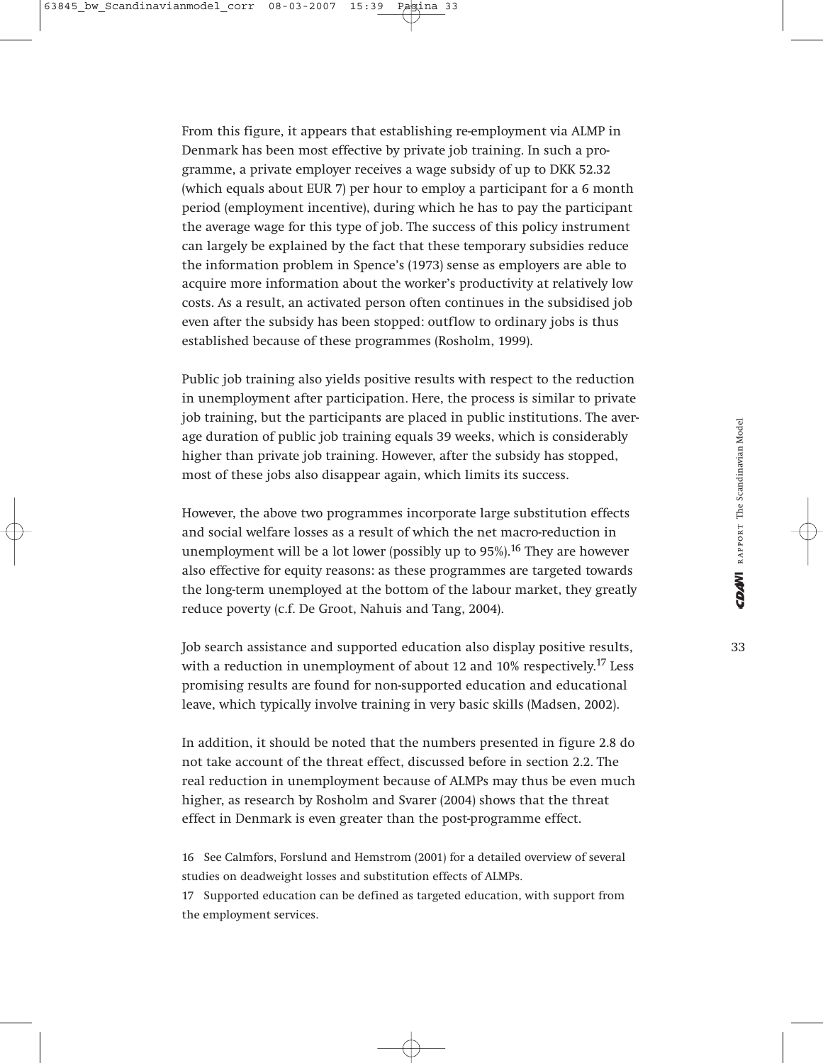From this figure, it appears that establishing re-employment via ALMP in Denmark has been most effective by private job training. In such a programme, a private employer receives a wage subsidy of up to DKK 52.32 (which equals about EUR 7) per hour to employ a participant for a 6 month period (employment incentive), during which he has to pay the participant the average wage for this type of job. The success of this policy instrument can largely be explained by the fact that these temporary subsidies reduce the information problem in Spence's (1973) sense as employers are able to acquire more information about the worker's productivity at relatively low costs. As a result, an activated person often continues in the subsidised job even after the subsidy has been stopped: outflow to ordinary jobs is thus established because of these programmes (Rosholm, 1999).

Public job training also yields positive results with respect to the reduction in unemployment after participation. Here, the process is similar to private job training, but the participants are placed in public institutions. The average duration of public job training equals 39 weeks, which is considerably higher than private job training. However, after the subsidy has stopped, most of these jobs also disappear again, which limits its success.

However, the above two programmes incorporate large substitution effects and social welfare losses as a result of which the net macro-reduction in unemployment will be a lot lower (possibly up to 95%).[16] They are however also effective for equity reasons: as these programmes are targeted towards the long-term unemployed at the bottom of the labour market, they greatly reduce poverty (c.f. De Groot, Nahuis and Tang, 2004).

Job search assistance and supported education also display positive results, with a reduction in unemployment of about 12 and 10% respectively.[17] Less promising results are found for non-supported education and educational leave, which typically involve training in very basic skills (Madsen, 2002).

In addition, it should be noted that the numbers presented in figure 2.8 do not take account of the threat effect, discussed before in section 2.2. The real reduction in unemployment because of ALMPs may thus be even much higher, as research by Rosholm and Svarer (2004) shows that the threat effect in Denmark is even greater than the post-programme effect.

16 See Calmfors, Forslund and Hemstrom (2001) for a detailed overview of several studies on deadweight losses and substitution effects of ALMPs.

17 Supported education can be defined as targeted education, with support from the employment services.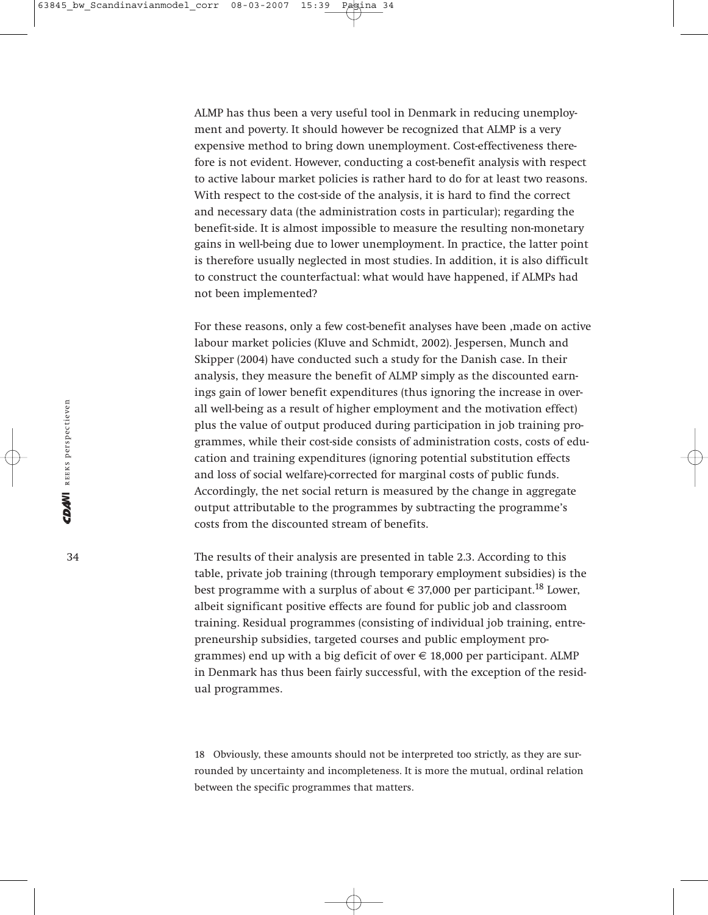ALMP has thus been a very useful tool in Denmark in reducing unemployment and poverty. It should however be recognized that ALMP is a very expensive method to bring down unemployment. Cost-effectiveness therefore is not evident. However, conducting a cost-benefit analysis with respect to active labour market policies is rather hard to do for at least two reasons. With respect to the cost-side of the analysis, it is hard to find the correct and necessary data (the administration costs in particular); regarding the benefit-side. It is almost impossible to measure the resulting non-monetary gains in well-being due to lower unemployment. In practice, the latter point is therefore usually neglected in most studies. In addition, it is also difficult to construct the counterfactual: what would have happened, if ALMPs had not been implemented?

For these reasons, only a few cost-benefit analyses have been ,made on active labour market policies (Kluve and Schmidt, 2002). Jespersen, Munch and Skipper (2004) have conducted such a study for the Danish case. In their analysis, they measure the benefit of ALMP simply as the discounted earnings gain of lower benefit expenditures (thus ignoring the increase in overall well-being as a result of higher employment and the motivation effect) plus the value of output produced during participation in job training programmes, while their cost-side consists of administration costs, costs of education and training expenditures (ignoring potential substitution effects and loss of social welfare)-corrected for marginal costs of public funds. Accordingly, the net social return is measured by the change in aggregate output attributable to the programmes by subtracting the programme's costs from the discounted stream of benefits.

The results of their analysis are presented in table 2.3. According to this table, private job training (through temporary employment subsidies) is the best programme with a surplus of about € 37,000 per participant.[18] Lower, albeit significant positive effects are found for public job and classroom training. Residual programmes (consisting of individual job training, entrepreneurship subsidies, targeted courses and public employment programmes) end up with a big deficit of over € 18,000 per participant. ALMP in Denmark has thus been fairly successful, with the exception of the residual programmes.

18 Obviously, these amounts should not be interpreted too strictly, as they are surrounded by uncertainty and incompleteness. It is more the mutual, ordinal relation between the specific programmes that matters.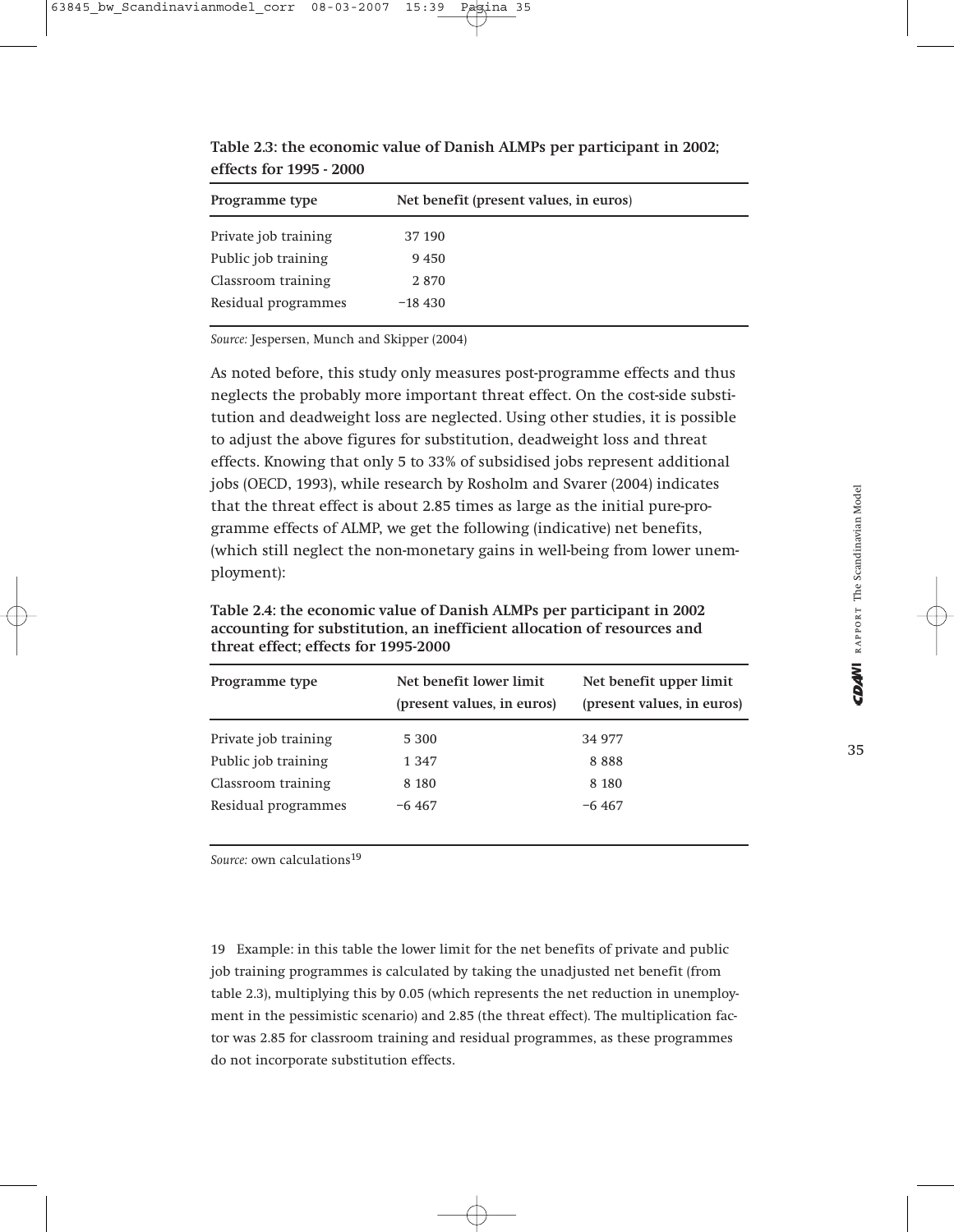**Table 2.3: the economic value of Danish ALMPs per participant in 2002; effects for 1995 - 2000**

| Programme type | Net benefit (present values, in euros) |
|---|---|
| Private job training | 37 190 |
| Public job training | 9 450 |
| Classroom training | 2 870 |
| Residual programmes | −18 430 |

*Source:* Jespersen, Munch and Skipper (2004)

As noted before, this study only measures post-programme effects and thus neglects the probably more important threat effect. On the cost-side substitution and deadweight loss are neglected. Using other studies, it is possible to adjust the above figures for substitution, deadweight loss and threat effects. Knowing that only 5 to 33% of subsidised jobs represent additional jobs (OECD, 1993), while research by Rosholm and Svarer (2004) indicates that the threat effect is about 2.85 times as large as the initial pure-programme effects of ALMP, we get the following (indicative) net benefits, (which still neglect the non-monetary gains in well-being from lower unemployment):

**Table 2.4: the economic value of Danish ALMPs per participant in 2002 accounting for substitution, an inefficient allocation of resources and threat effect; effects for 1995-2000**

| Programme type | Net benefit lower limit (present values, in euros) | Net benefit upper limit (present values, in euros) |
|---|---|---|
| Private job training | 5 300 | 34 977 |
| Public job training | 1 347 | 8 888 |
| Classroom training | 8 180 | 8 180 |
| Residual programmes | −6 467 | −6 467 |

*Source:* own calculations[19]

19 Example: in this table the lower limit for the net benefits of private and public job training programmes is calculated by taking the unadjusted net benefit (from table 2.3), multiplying this by 0.05 (which represents the net reduction in unemployment in the pessimistic scenario) and 2.85 (the threat effect). The multiplication factor was 2.85 for classroom training and residual programmes, as these programmes do not incorporate substitution effects.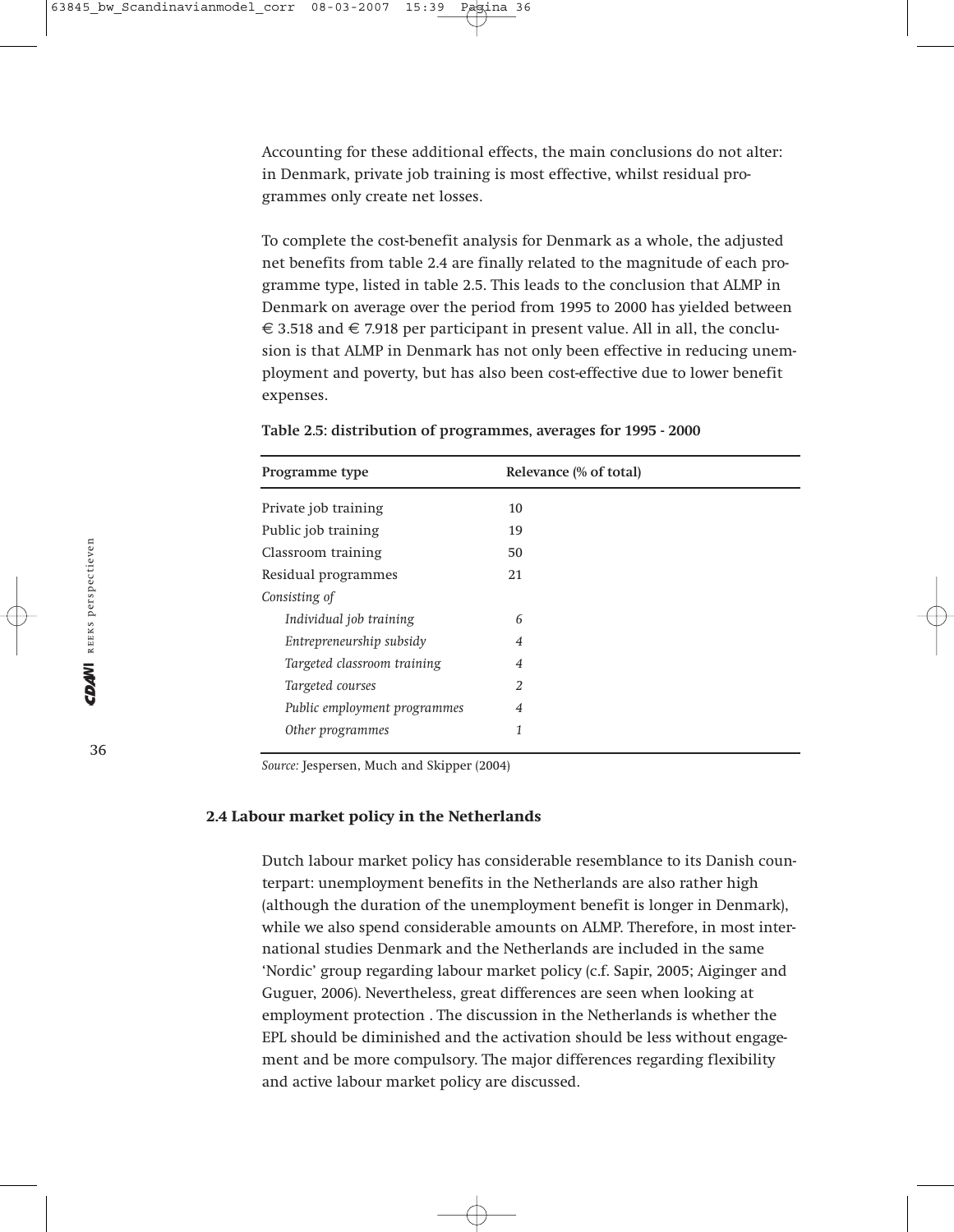Accounting for these additional effects, the main conclusions do not alter: in Denmark, private job training is most effective, whilst residual programmes only create net losses.

To complete the cost-benefit analysis for Denmark as a whole, the adjusted net benefits from table 2.4 are finally related to the magnitude of each programme type, listed in table 2.5. This leads to the conclusion that ALMP in Denmark on average over the period from 1995 to 2000 has yielded between € 3.518 and € 7.918 per participant in present value. All in all, the conclusion is that ALMP in Denmark has not only been effective in reducing unemployment and poverty, but has also been cost-effective due to lower benefit expenses.

**Table 2.5: distribution of programmes, averages for 1995 - 2000**

| Programme type | Relevance (% of total) |
|---|---|
| Private job training | 10 |
| Public job training | 19 |
| Classroom training | 50 |
| Residual programmes | 21 |
| *Consisting of* | |
| *Individual job training* | *6* |
| *Entrepreneurship subsidy* | *4* |
| *Targeted classroom training* | *4* |
| *Targeted courses* | *2* |
| *Public employment programmes* | *4* |
| *Other programmes* | *1* |

*Source:* Jespersen, Much and Skipper (2004)

## 2.4 Labour market policy in the Netherlands

Dutch labour market policy has considerable resemblance to its Danish counterpart: unemployment benefits in the Netherlands are also rather high (although the duration of the unemployment benefit is longer in Denmark), while we also spend considerable amounts on ALMP. Therefore, in most international studies Denmark and the Netherlands are included in the same 'Nordic' group regarding labour market policy (c.f. Sapir, 2005; Aiginger and Guguer, 2006). Nevertheless, great differences are seen when looking at employment protection . The discussion in the Netherlands is whether the EPL should be diminished and the activation should be less without engagement and be more compulsory. The major differences regarding flexibility and active labour market policy are discussed.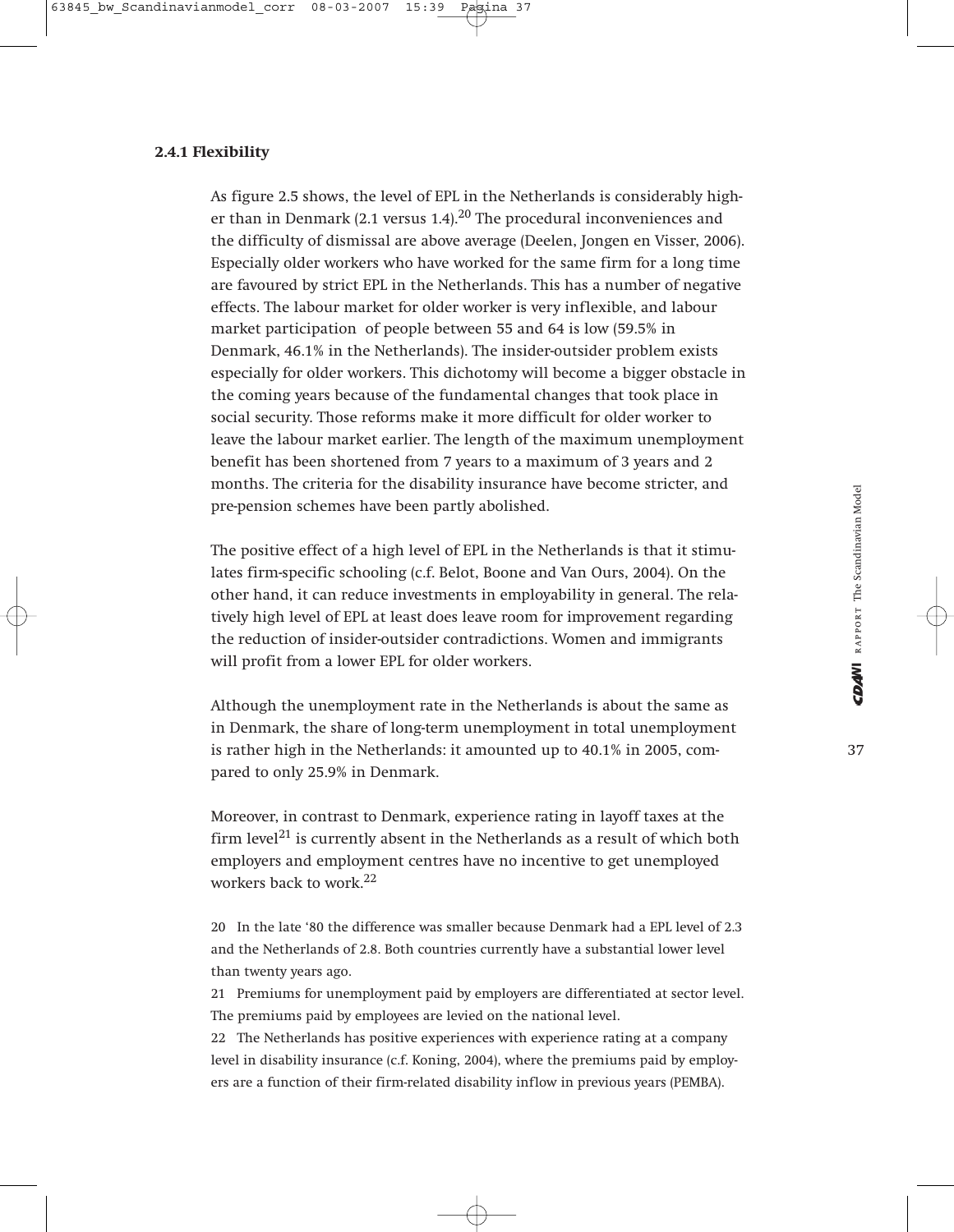### 2.4.1 Flexibility

As figure 2.5 shows, the level of EPL in the Netherlands is considerably higher than in Denmark (2.1 versus 1.4).[20] The procedural inconveniences and the difficulty of dismissal are above average (Deelen, Jongen en Visser, 2006). Especially older workers who have worked for the same firm for a long time are favoured by strict EPL in the Netherlands. This has a number of negative effects. The labour market for older worker is very inflexible, and labour market participation of people between 55 and 64 is low (59.5% in Denmark, 46.1% in the Netherlands). The insider-outsider problem exists especially for older workers. This dichotomy will become a bigger obstacle in the coming years because of the fundamental changes that took place in social security. Those reforms make it more difficult for older worker to leave the labour market earlier. The length of the maximum unemployment benefit has been shortened from 7 years to a maximum of 3 years and 2 months. The criteria for the disability insurance have become stricter, and pre-pension schemes have been partly abolished.

The positive effect of a high level of EPL in the Netherlands is that it stimulates firm-specific schooling (c.f. Belot, Boone and Van Ours, 2004). On the other hand, it can reduce investments in employability in general. The relatively high level of EPL at least does leave room for improvement regarding the reduction of insider-outsider contradictions. Women and immigrants will profit from a lower EPL for older workers.

Although the unemployment rate in the Netherlands is about the same as in Denmark, the share of long-term unemployment in total unemployment is rather high in the Netherlands: it amounted up to 40.1% in 2005, compared to only 25.9% in Denmark.

Moreover, in contrast to Denmark, experience rating in layoff taxes at the firm level[21] is currently absent in the Netherlands as a result of which both employers and employment centres have no incentive to get unemployed workers back to work.[22]

20 In the late '80 the difference was smaller because Denmark had a EPL level of 2.3 and the Netherlands of 2.8. Both countries currently have a substantial lower level than twenty years ago.

21 Premiums for unemployment paid by employers are differentiated at sector level. The premiums paid by employees are levied on the national level.

22 The Netherlands has positive experiences with experience rating at a company level in disability insurance (c.f. Koning, 2004), where the premiums paid by employers are a function of their firm-related disability inflow in previous years (PEMBA).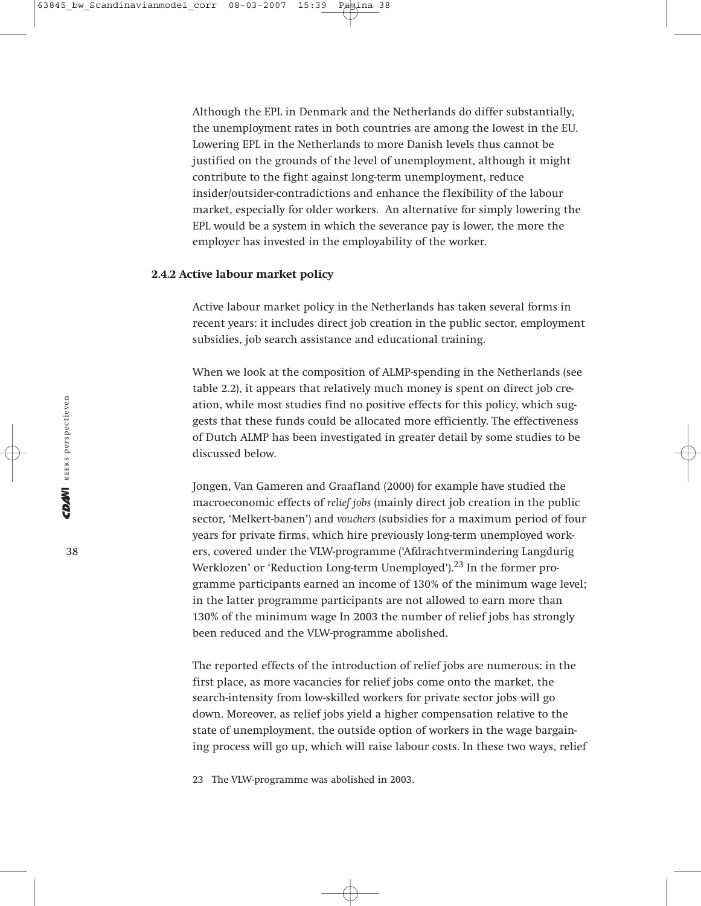Although the EPL in Denmark and the Netherlands do differ substantially, the unemployment rates in both countries are among the lowest in the EU. Lowering EPL in the Netherlands to more Danish levels thus cannot be justified on the grounds of the level of unemployment, although it might contribute to the fight against long-term unemployment, reduce insider/outsider-contradictions and enhance the flexibility of the labour market, especially for older workers. An alternative for simply lowering the EPL would be a system in which the severance pay is lower, the more the employer has invested in the employability of the worker.

### 2.4.2 Active labour market policy

Active labour market policy in the Netherlands has taken several forms in recent years: it includes direct job creation in the public sector, employment subsidies, job search assistance and educational training.

When we look at the composition of ALMP-spending in the Netherlands (see table 2.2), it appears that relatively much money is spent on direct job creation, while most studies find no positive effects for this policy, which suggests that these funds could be allocated more efficiently. The effectiveness of Dutch ALMP has been investigated in greater detail by some studies to be discussed below.

Jongen, Van Gameren and Graafland (2000) for example have studied the macroeconomic effects of *relief jobs* (mainly direct job creation in the public sector, 'Melkert-banen') and *vouchers* (subsidies for a maximum period of four years for private firms, which hire previously long-term unemployed workers, covered under the VLW-programme ('Afdrachtvermindering Langdurig Werklozen' or 'Reduction Long-term Unemployed').[23] In the former programme participants earned an income of 130% of the minimum wage level; in the latter programme participants are not allowed to earn more than 130% of the minimum wage In 2003 the number of relief jobs has strongly been reduced and the VLW-programme abolished.

The reported effects of the introduction of relief jobs are numerous: in the first place, as more vacancies for relief jobs come onto the market, the search-intensity from low-skilled workers for private sector jobs will go down. Moreover, as relief jobs yield a higher compensation relative to the state of unemployment, the outside option of workers in the wage bargaining process will go up, which will raise labour costs. In these two ways, relief

23 The VLW-programme was abolished in 2003.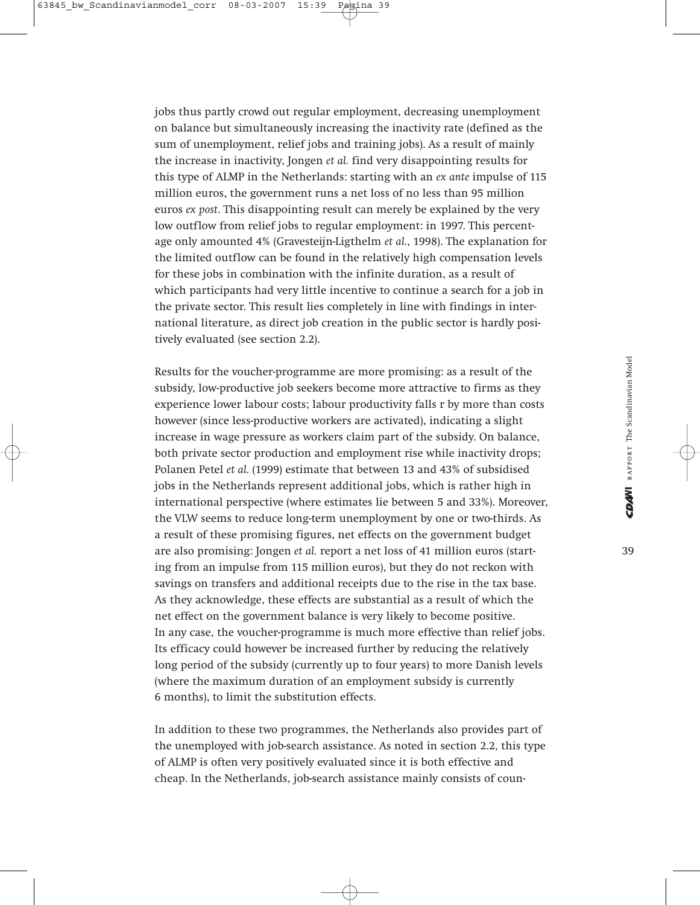jobs thus partly crowd out regular employment, decreasing unemployment on balance but simultaneously increasing the inactivity rate (defined as the sum of unemployment, relief jobs and training jobs). As a result of mainly the increase in inactivity, Jongen *et al.* find very disappointing results for this type of ALMP in the Netherlands: starting with an *ex ante* impulse of 115 million euros, the government runs a net loss of no less than 95 million euros *ex post*. This disappointing result can merely be explained by the very low outflow from relief jobs to regular employment: in 1997. This percentage only amounted 4% (Gravesteijn-Ligthelm *et al.*, 1998). The explanation for the limited outflow can be found in the relatively high compensation levels for these jobs in combination with the infinite duration, as a result of which participants had very little incentive to continue a search for a job in the private sector. This result lies completely in line with findings in international literature, as direct job creation in the public sector is hardly positively evaluated (see section 2.2).

Results for the voucher-programme are more promising: as a result of the subsidy, low-productive job seekers become more attractive to firms as they experience lower labour costs; labour productivity falls r by more than costs however (since less-productive workers are activated), indicating a slight increase in wage pressure as workers claim part of the subsidy. On balance, both private sector production and employment rise while inactivity drops; Polanen Petel *et al.* (1999) estimate that between 13 and 43% of subsidised jobs in the Netherlands represent additional jobs, which is rather high in international perspective (where estimates lie between 5 and 33%). Moreover, the VLW seems to reduce long-term unemployment by one or two-thirds. As a result of these promising figures, net effects on the government budget are also promising: Jongen *et al.* report a net loss of 41 million euros (starting from an impulse from 115 million euros), but they do not reckon with savings on transfers and additional receipts due to the rise in the tax base. As they acknowledge, these effects are substantial as a result of which the net effect on the government balance is very likely to become positive. In any case, the voucher-programme is much more effective than relief jobs. Its efficacy could however be increased further by reducing the relatively long period of the subsidy (currently up to four years) to more Danish levels (where the maximum duration of an employment subsidy is currently 6 months), to limit the substitution effects.

In addition to these two programmes, the Netherlands also provides part of the unemployed with job-search assistance. As noted in section 2.2, this type of ALMP is often very positively evaluated since it is both effective and cheap. In the Netherlands, job-search assistance mainly consists of coun-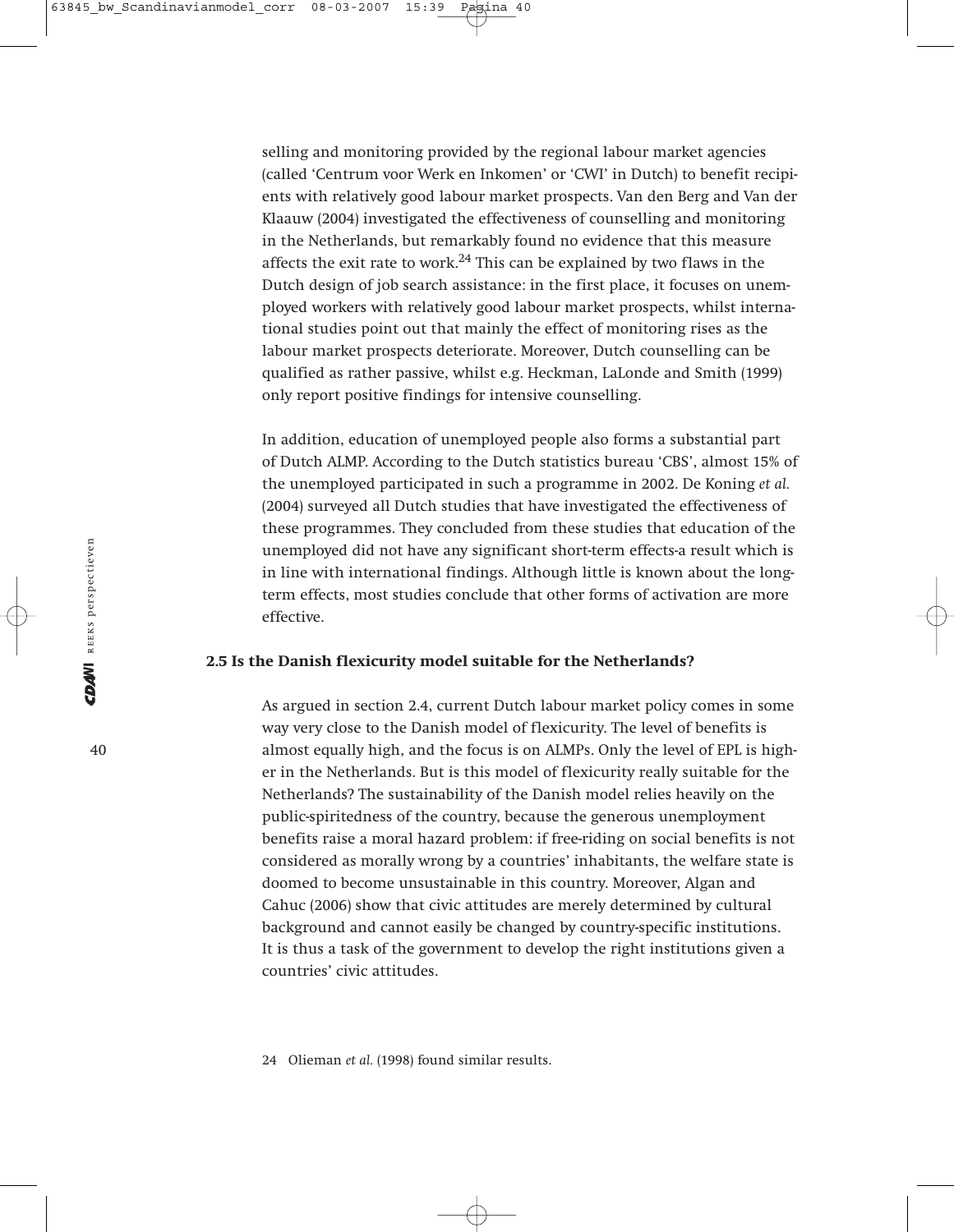selling and monitoring provided by the regional labour market agencies (called 'Centrum voor Werk en Inkomen' or 'CWI' in Dutch) to benefit recipients with relatively good labour market prospects. Van den Berg and Van der Klaauw (2004) investigated the effectiveness of counselling and monitoring in the Netherlands, but remarkably found no evidence that this measure affects the exit rate to work.[24] This can be explained by two flaws in the Dutch design of job search assistance: in the first place, it focuses on unemployed workers with relatively good labour market prospects, whilst international studies point out that mainly the effect of monitoring rises as the labour market prospects deteriorate. Moreover, Dutch counselling can be qualified as rather passive, whilst e.g. Heckman, LaLonde and Smith (1999) only report positive findings for intensive counselling.

In addition, education of unemployed people also forms a substantial part of Dutch ALMP. According to the Dutch statistics bureau 'CBS', almost 15% of the unemployed participated in such a programme in 2002. De Koning *et al.* (2004) surveyed all Dutch studies that have investigated the effectiveness of these programmes. They concluded from these studies that education of the unemployed did not have any significant short-term effects-a result which is in line with international findings. Although little is known about the long-term effects, most studies conclude that other forms of activation are more effective.

## 2.5 Is the Danish flexicurity model suitable for the Netherlands?

As argued in section 2.4, current Dutch labour market policy comes in some way very close to the Danish model of flexicurity. The level of benefits is almost equally high, and the focus is on ALMPs. Only the level of EPL is higher in the Netherlands. But is this model of flexicurity really suitable for the Netherlands? The sustainability of the Danish model relies heavily on the public-spiritedness of the country, because the generous unemployment benefits raise a moral hazard problem: if free-riding on social benefits is not considered as morally wrong by a countries' inhabitants, the welfare state is doomed to become unsustainable in this country. Moreover, Algan and Cahuc (2006) show that civic attitudes are merely determined by cultural background and cannot easily be changed by country-specific institutions. It is thus a task of the government to develop the right institutions given a countries' civic attitudes.

24 Olieman *et al.* (1998) found similar results.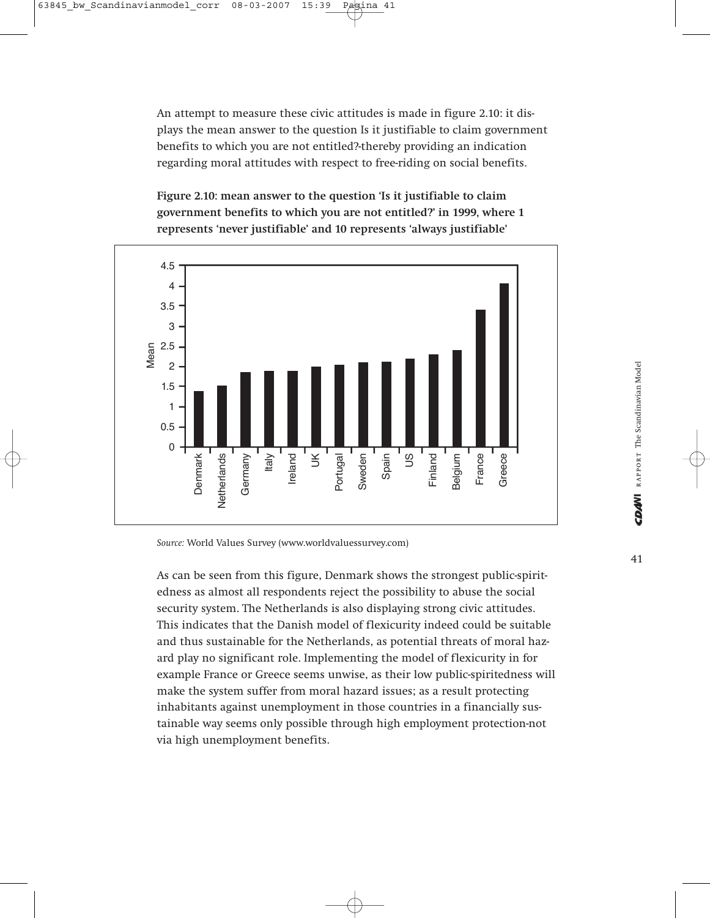An attempt to measure these civic attitudes is made in figure 2.10: it displays the mean answer to the question Is it justifiable to claim government benefits to which you are not entitled?-thereby providing an indication regarding moral attitudes with respect to free-riding on social benefits.

**Figure 2.10: mean answer to the question 'Is it justifiable to claim government benefits to which you are not entitled?' in 1999, where 1 represents 'never justifiable' and 10 represents 'always justifiable'**

*Source:* World Values Survey (www.worldvaluessurvey.com)

As can be seen from this figure, Denmark shows the strongest public-spiritedness as almost all respondents reject the possibility to abuse the social security system. The Netherlands is also displaying strong civic attitudes. This indicates that the Danish model of flexicurity indeed could be suitable and thus sustainable for the Netherlands, as potential threats of moral hazard play no significant role. Implementing the model of flexicurity in for example France or Greece seems unwise, as their low public-spiritedness will make the system suffer from moral hazard issues; as a result protecting inhabitants against unemployment in those countries in a financially sustainable way seems only possible through high employment protection-not via high unemployment benefits.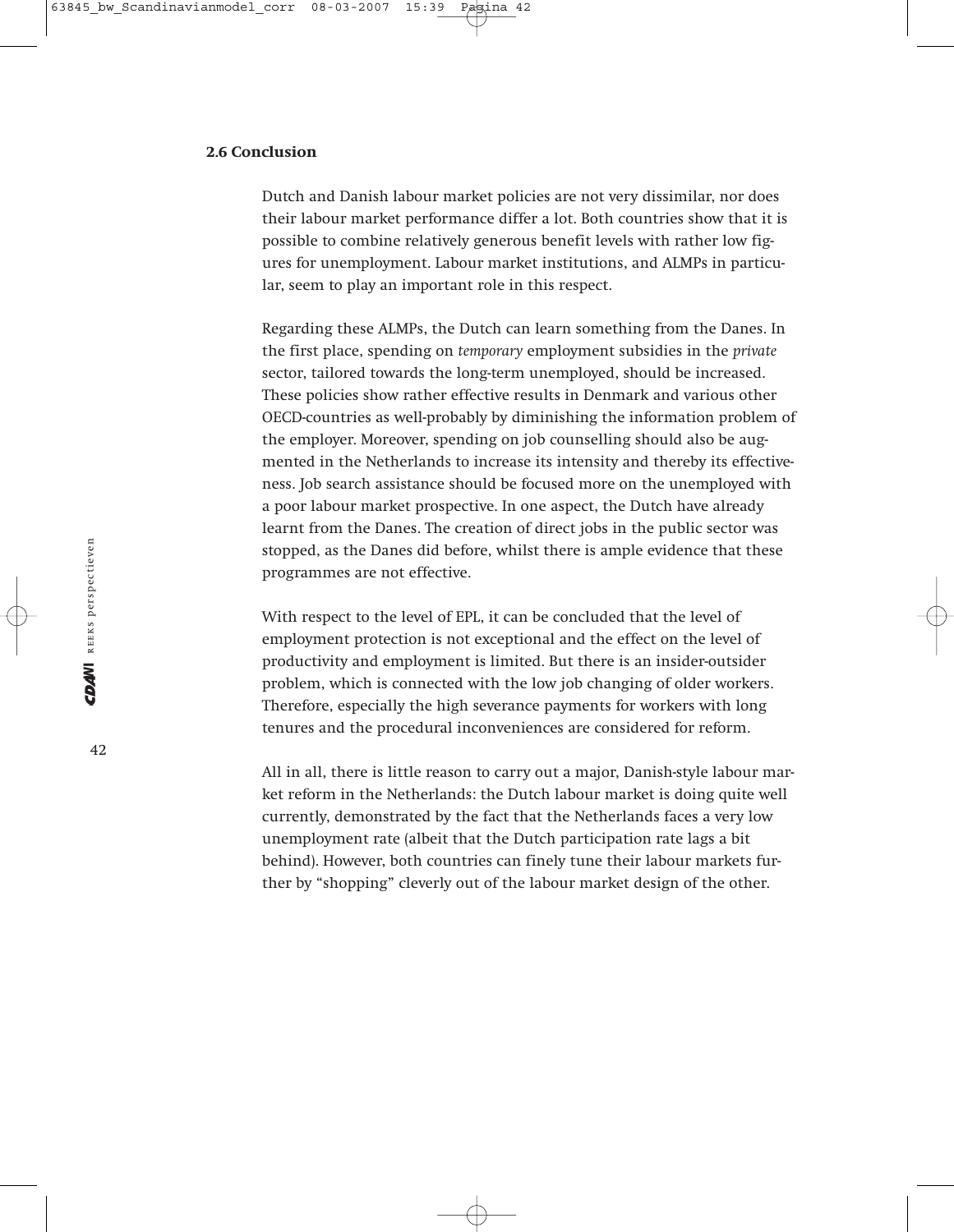## 2.6 Conclusion

Dutch and Danish labour market policies are not very dissimilar, nor does their labour market performance differ a lot. Both countries show that it is possible to combine relatively generous benefit levels with rather low figures for unemployment. Labour market institutions, and ALMPs in particular, seem to play an important role in this respect.

Regarding these ALMPs, the Dutch can learn something from the Danes. In the first place, spending on *temporary* employment subsidies in the *private* sector, tailored towards the long-term unemployed, should be increased. These policies show rather effective results in Denmark and various other OECD-countries as well-probably by diminishing the information problem of the employer. Moreover, spending on job counselling should also be augmented in the Netherlands to increase its intensity and thereby its effectiveness. Job search assistance should be focused more on the unemployed with a poor labour market prospective. In one aspect, the Dutch have already learnt from the Danes. The creation of direct jobs in the public sector was stopped, as the Danes did before, whilst there is ample evidence that these programmes are not effective.

With respect to the level of EPL, it can be concluded that the level of employment protection is not exceptional and the effect on the level of productivity and employment is limited. But there is an insider-outsider problem, which is connected with the low job changing of older workers. Therefore, especially the high severance payments for workers with long tenures and the procedural inconveniences are considered for reform.

All in all, there is little reason to carry out a major, Danish-style labour market reform in the Netherlands: the Dutch labour market is doing quite well currently, demonstrated by the fact that the Netherlands faces a very low unemployment rate (albeit that the Dutch participation rate lags a bit behind). However, both countries can finely tune their labour markets further by "shopping" cleverly out of the labour market design of the other.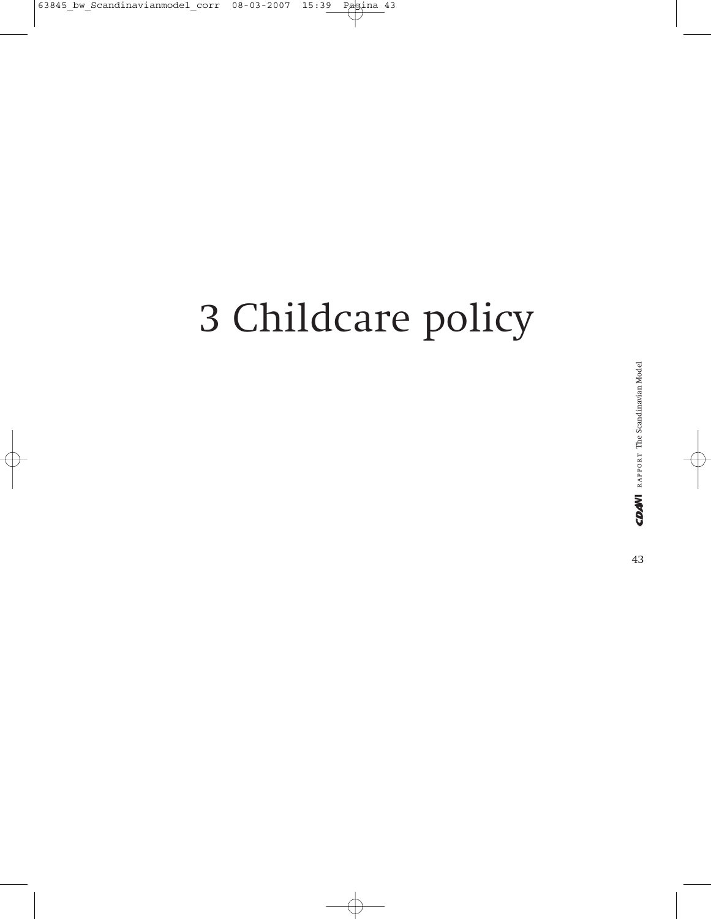# 3 Childcare policy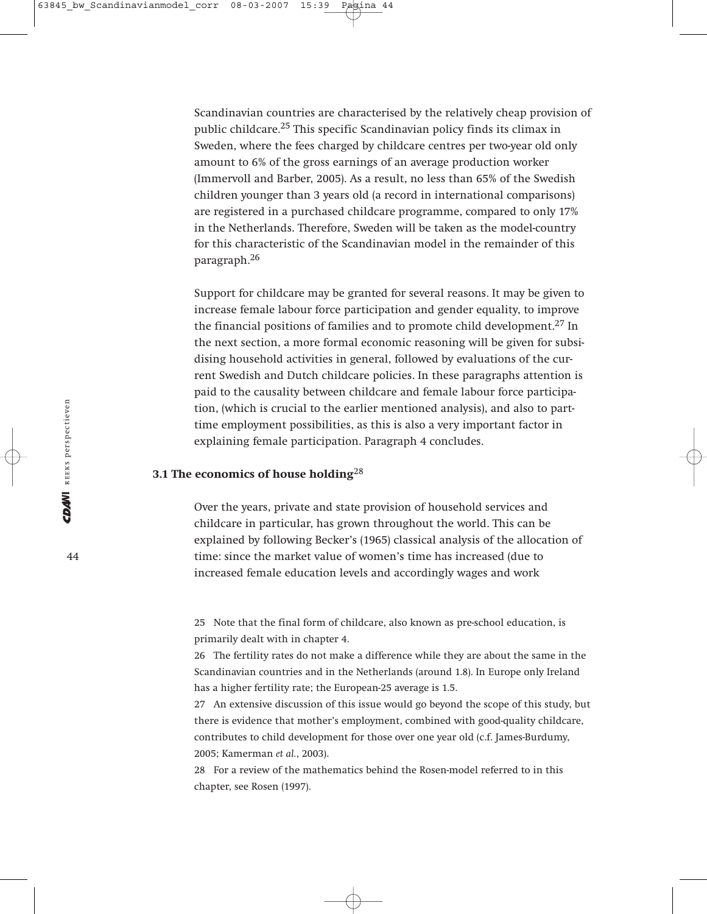Scandinavian countries are characterised by the relatively cheap provision of public childcare.[25] This specific Scandinavian policy finds its climax in Sweden, where the fees charged by childcare centres per two-year old only amount to 6% of the gross earnings of an average production worker (Immervoll and Barber, 2005). As a result, no less than 65% of the Swedish children younger than 3 years old (a record in international comparisons) are registered in a purchased childcare programme, compared to only 17% in the Netherlands. Therefore, Sweden will be taken as the model-country for this characteristic of the Scandinavian model in the remainder of this paragraph.[26]

Support for childcare may be granted for several reasons. It may be given to increase female labour force participation and gender equality, to improve the financial positions of families and to promote child development.[27] In the next section, a more formal economic reasoning will be given for subsidising household activities in general, followed by evaluations of the current Swedish and Dutch childcare policies. In these paragraphs attention is paid to the causality between childcare and female labour force participation, (which is crucial to the earlier mentioned analysis), and also to part-time employment possibilities, as this is also a very important factor in explaining female participation. Paragraph 4 concludes.

### 3.1 The economics of house holding[28]

Over the years, private and state provision of household services and childcare in particular, has grown throughout the world. This can be explained by following Becker's (1965) classical analysis of the allocation of time: since the market value of women's time has increased (due to increased female education levels and accordingly wages and work

25 Note that the final form of childcare, also known as pre-school education, is primarily dealt with in chapter 4.

26 The fertility rates do not make a difference while they are about the same in the Scandinavian countries and in the Netherlands (around 1.8). In Europe only Ireland has a higher fertility rate; the European-25 average is 1.5.

27 An extensive discussion of this issue would go beyond the scope of this study, but there is evidence that mother's employment, combined with good-quality childcare, contributes to child development for those over one year old (c.f. James-Burdumy, 2005; Kamerman *et al.*, 2003).

28 For a review of the mathematics behind the Rosen-model referred to in this chapter, see Rosen (1997).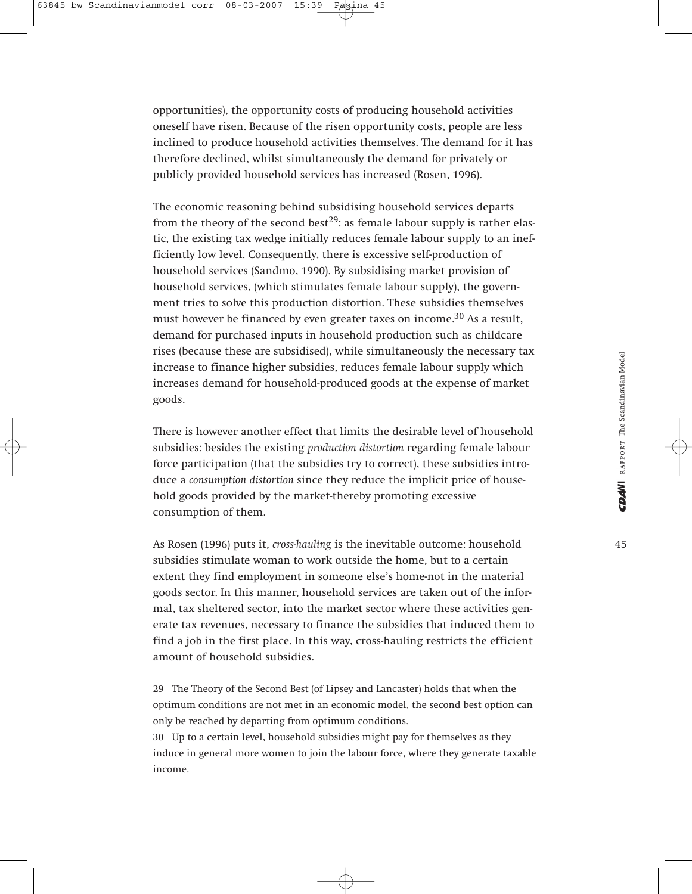opportunities), the opportunity costs of producing household activities oneself have risen. Because of the risen opportunity costs, people are less inclined to produce household activities themselves. The demand for it has therefore declined, whilst simultaneously the demand for privately or publicly provided household services has increased (Rosen, 1996).

The economic reasoning behind subsidising household services departs from the theory of the second best[29]: as female labour supply is rather elastic, the existing tax wedge initially reduces female labour supply to an inefficiently low level. Consequently, there is excessive self-production of household services (Sandmo, 1990). By subsidising market provision of household services, (which stimulates female labour supply), the government tries to solve this production distortion. These subsidies themselves must however be financed by even greater taxes on income.[30] As a result, demand for purchased inputs in household production such as childcare rises (because these are subsidised), while simultaneously the necessary tax increase to finance higher subsidies, reduces female labour supply which increases demand for household-produced goods at the expense of market goods.

There is however another effect that limits the desirable level of household subsidies: besides the existing *production distortion* regarding female labour force participation (that the subsidies try to correct), these subsidies introduce a *consumption distortion* since they reduce the implicit price of household goods provided by the market-thereby promoting excessive consumption of them.

As Rosen (1996) puts it, *cross-hauling* is the inevitable outcome: household subsidies stimulate woman to work outside the home, but to a certain extent they find employment in someone else's home-not in the material goods sector. In this manner, household services are taken out of the informal, tax sheltered sector, into the market sector where these activities generate tax revenues, necessary to finance the subsidies that induced them to find a job in the first place. In this way, cross-hauling restricts the efficient amount of household subsidies.

29 The Theory of the Second Best (of Lipsey and Lancaster) holds that when the optimum conditions are not met in an economic model, the second best option can only be reached by departing from optimum conditions.

30 Up to a certain level, household subsidies might pay for themselves as they induce in general more women to join the labour force, where they generate taxable income.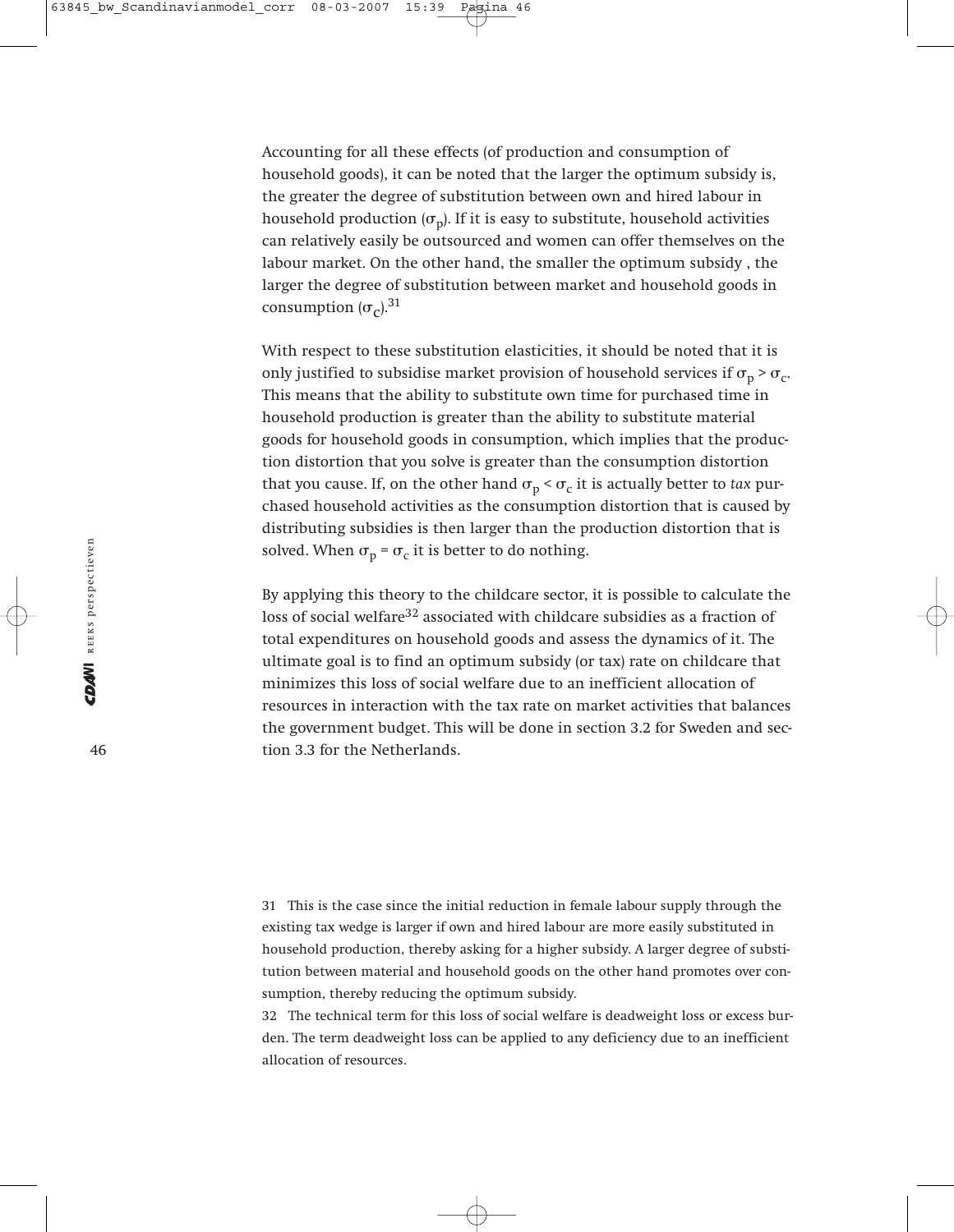Accounting for all these effects (of production and consumption of household goods), it can be noted that the larger the optimum subsidy is, the greater the degree of substitution between own and hired labour in household production ($\sigma_p$). If it is easy to substitute, household activities can relatively easily be outsourced and women can offer themselves on the labour market. On the other hand, the smaller the optimum subsidy , the larger the degree of substitution between market and household goods in consumption ($\sigma_c$).[31]

With respect to these substitution elasticities, it should be noted that it is only justified to subsidise market provision of household services if $\sigma_p > \sigma_c$. This means that the ability to substitute own time for purchased time in household production is greater than the ability to substitute material goods for household goods in consumption, which implies that the production distortion that you solve is greater than the consumption distortion that you cause. If, on the other hand $\sigma_p < \sigma_c$ it is actually better to *tax* purchased household activities as the consumption distortion that is caused by distributing subsidies is then larger than the production distortion that is solved. When $\sigma_p = \sigma_c$ it is better to do nothing.

By applying this theory to the childcare sector, it is possible to calculate the loss of social welfare[32] associated with childcare subsidies as a fraction of total expenditures on household goods and assess the dynamics of it. The ultimate goal is to find an optimum subsidy (or tax) rate on childcare that minimizes this loss of social welfare due to an inefficient allocation of resources in interaction with the tax rate on market activities that balances the government budget. This will be done in section 3.2 for Sweden and section 3.3 for the Netherlands.

---

31 This is the case since the initial reduction in female labour supply through the existing tax wedge is larger if own and hired labour are more easily substituted in household production, thereby asking for a higher subsidy. A larger degree of substitution between material and household goods on the other hand promotes over consumption, thereby reducing the optimum subsidy.

32 The technical term for this loss of social welfare is deadweight loss or excess burden. The term deadweight loss can be applied to any deficiency due to an inefficient allocation of resources.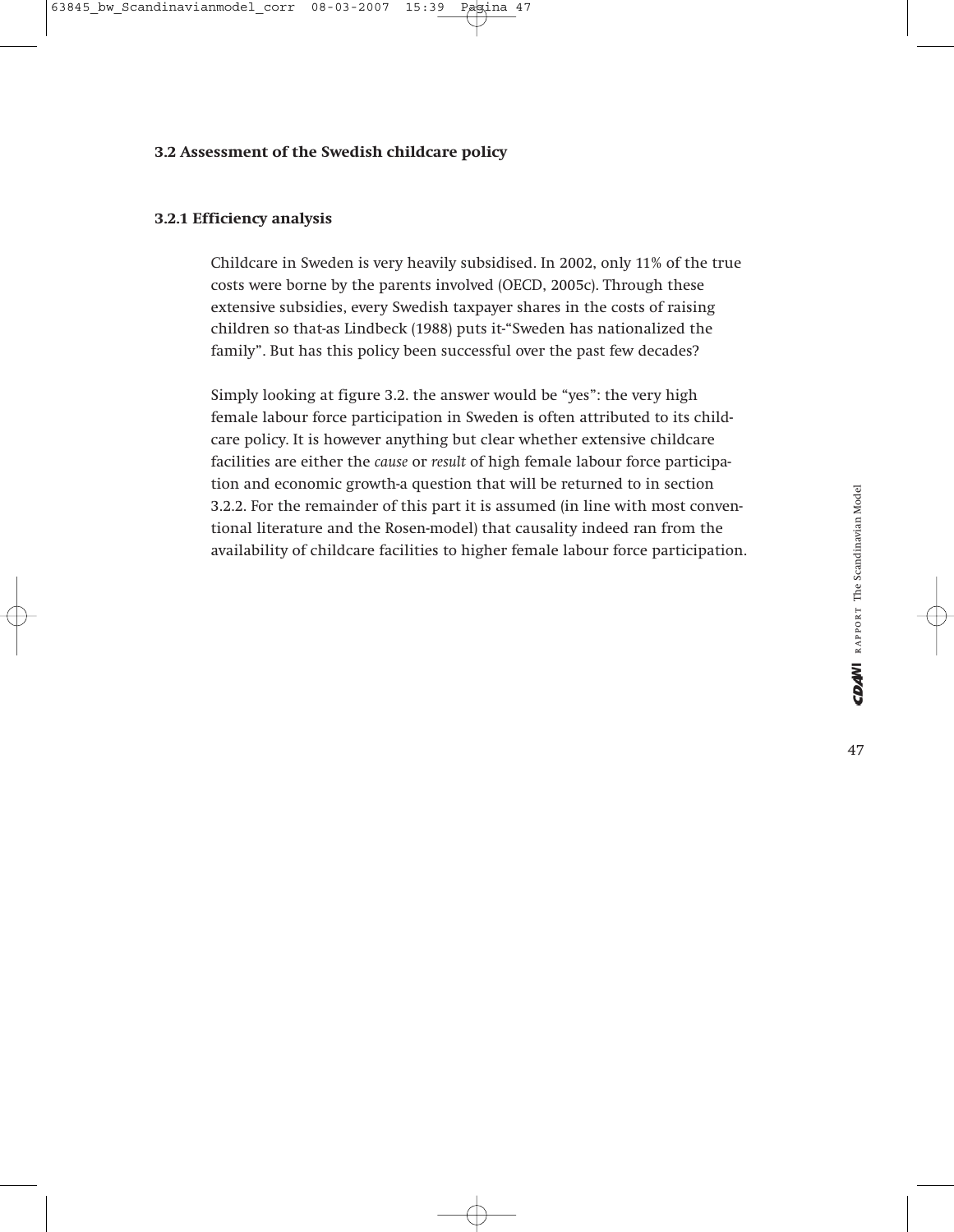## 3.2 Assessment of the Swedish childcare policy

### 3.2.1 Efficiency analysis

Childcare in Sweden is very heavily subsidised. In 2002, only 11% of the true costs were borne by the parents involved (OECD, 2005c). Through these extensive subsidies, every Swedish taxpayer shares in the costs of raising children so that-as Lindbeck (1988) puts it-"Sweden has nationalized the family". But has this policy been successful over the past few decades?

Simply looking at figure 3.2. the answer would be "yes": the very high female labour force participation in Sweden is often attributed to its childcare policy. It is however anything but clear whether extensive childcare facilities are either the *cause* or *result* of high female labour force participation and economic growth-a question that will be returned to in section 3.2.2. For the remainder of this part it is assumed (in line with most conventional literature and the Rosen-model) that causality indeed ran from the availability of childcare facilities to higher female labour force participation.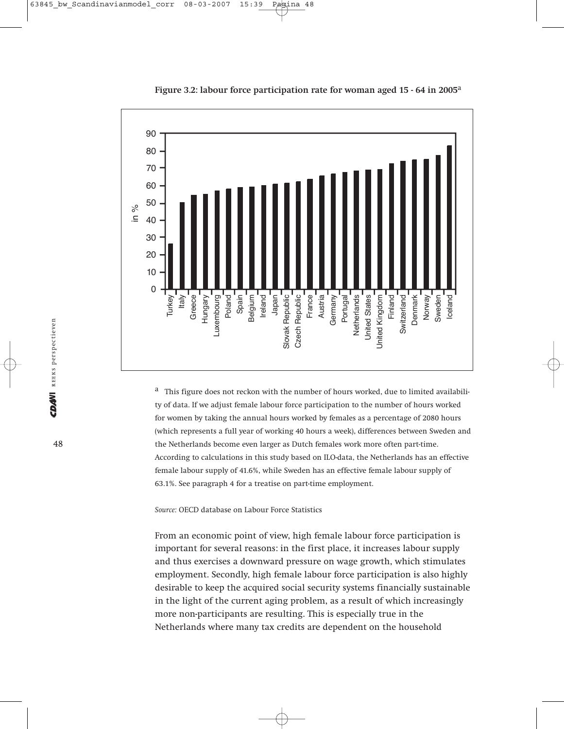**Figure 3.2: labour force participation rate for woman aged 15 - 64 in 2005**[a]

[a] This figure does not reckon with the number of hours worked, due to limited availability of data. If we adjust female labour force participation to the number of hours worked for women by taking the annual hours worked by females as a percentage of 2080 hours (which represents a full year of working 40 hours a week), differences between Sweden and the Netherlands become even larger as Dutch females work more often part-time. According to calculations in this study based on ILO-data, the Netherlands has an effective female labour supply of 41.6%, while Sweden has an effective female labour supply of 63.1%. See paragraph 4 for a treatise on part-time employment.

*Source:* OECD database on Labour Force Statistics

From an economic point of view, high female labour force participation is important for several reasons: in the first place, it increases labour supply and thus exercises a downward pressure on wage growth, which stimulates employment. Secondly, high female labour force participation is also highly desirable to keep the acquired social security systems financially sustainable in the light of the current aging problem, as a result of which increasingly more non-participants are resulting. This is especially true in the Netherlands where many tax credits are dependent on the household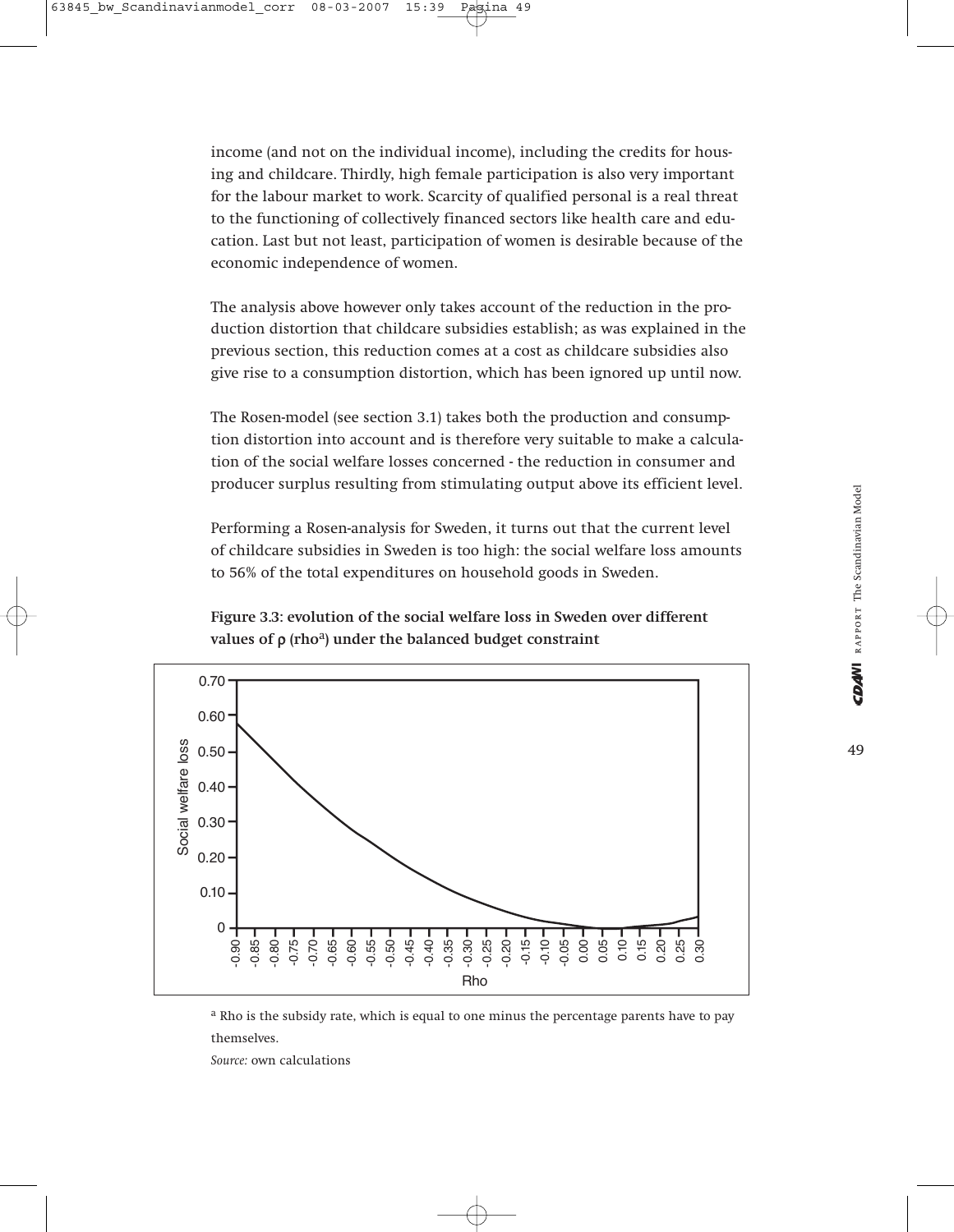income (and not on the individual income), including the credits for housing and childcare. Thirdly, high female participation is also very important for the labour market to work. Scarcity of qualified personal is a real threat to the functioning of collectively financed sectors like health care and education. Last but not least, participation of women is desirable because of the economic independence of women.

The analysis above however only takes account of the reduction in the production distortion that childcare subsidies establish; as was explained in the previous section, this reduction comes at a cost as childcare subsidies also give rise to a consumption distortion, which has been ignored up until now.

The Rosen-model (see section 3.1) takes both the production and consumption distortion into account and is therefore very suitable to make a calculation of the social welfare losses concerned - the reduction in consumer and producer surplus resulting from stimulating output above its efficient level.

Performing a Rosen-analysis for Sweden, it turns out that the current level of childcare subsidies in Sweden is too high: the social welfare loss amounts to 56% of the total expenditures on household goods in Sweden.

**Figure 3.3: evolution of the social welfare loss in Sweden over different values of ρ (rho[a]) under the balanced budget constraint**

[a] Rho is the subsidy rate, which is equal to one minus the percentage parents have to pay themselves.

*Source:* own calculations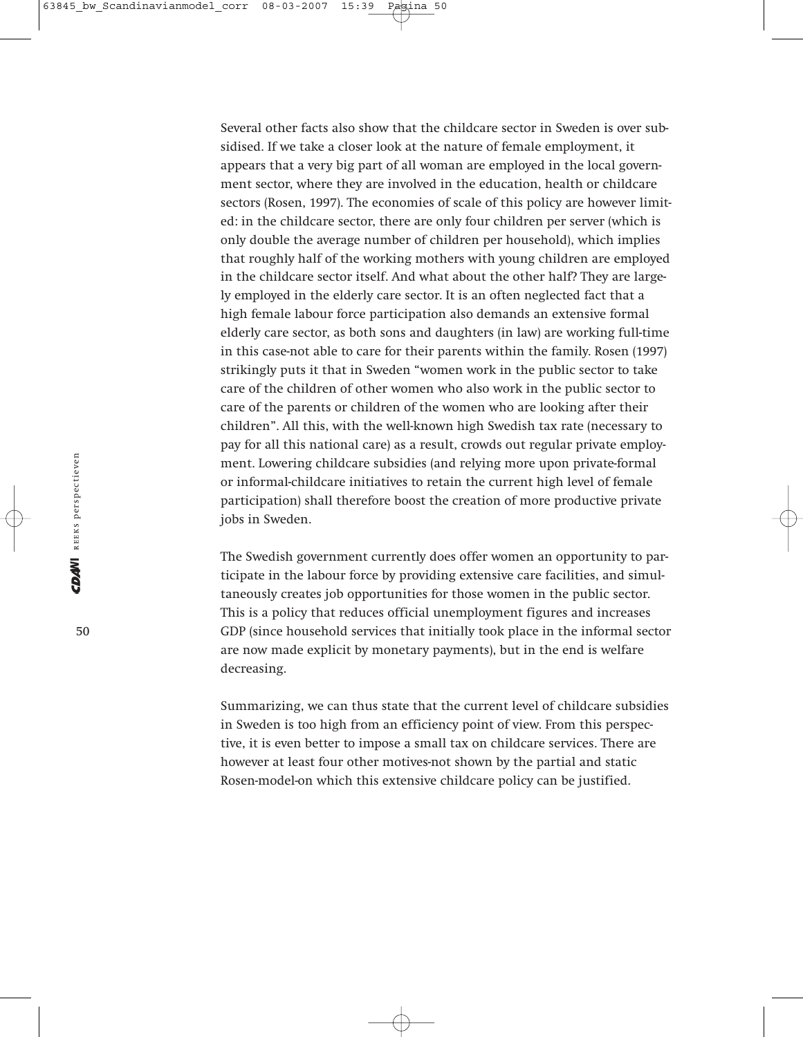Several other facts also show that the childcare sector in Sweden is over subsidised. If we take a closer look at the nature of female employment, it appears that a very big part of all woman are employed in the local government sector, where they are involved in the education, health or childcare sectors (Rosen, 1997). The economies of scale of this policy are however limited: in the childcare sector, there are only four children per server (which is only double the average number of children per household), which implies that roughly half of the working mothers with young children are employed in the childcare sector itself. And what about the other half? They are largely employed in the elderly care sector. It is an often neglected fact that a high female labour force participation also demands an extensive formal elderly care sector, as both sons and daughters (in law) are working full-time in this case-not able to care for their parents within the family. Rosen (1997) strikingly puts it that in Sweden "women work in the public sector to take care of the children of other women who also work in the public sector to care of the parents or children of the women who are looking after their children". All this, with the well-known high Swedish tax rate (necessary to pay for all this national care) as a result, crowds out regular private employment. Lowering childcare subsidies (and relying more upon private-formal or informal-childcare initiatives to retain the current high level of female participation) shall therefore boost the creation of more productive private jobs in Sweden.

The Swedish government currently does offer women an opportunity to participate in the labour force by providing extensive care facilities, and simultaneously creates job opportunities for those women in the public sector. This is a policy that reduces official unemployment figures and increases GDP (since household services that initially took place in the informal sector are now made explicit by monetary payments), but in the end is welfare decreasing.

Summarizing, we can thus state that the current level of childcare subsidies in Sweden is too high from an efficiency point of view. From this perspective, it is even better to impose a small tax on childcare services. There are however at least four other motives-not shown by the partial and static Rosen-model-on which this extensive childcare policy can be justified.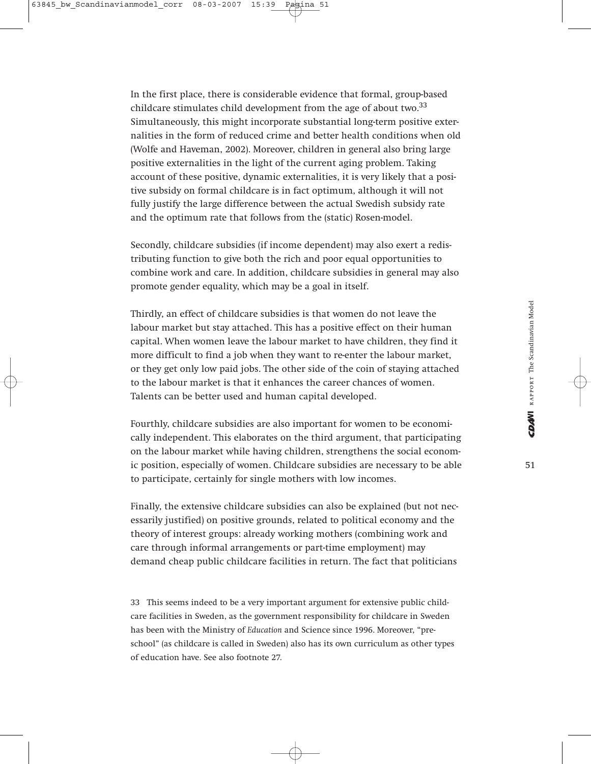In the first place, there is considerable evidence that formal, group-based childcare stimulates child development from the age of about two.[33] Simultaneously, this might incorporate substantial long-term positive externalities in the form of reduced crime and better health conditions when old (Wolfe and Haveman, 2002). Moreover, children in general also bring large positive externalities in the light of the current aging problem. Taking account of these positive, dynamic externalities, it is very likely that a positive subsidy on formal childcare is in fact optimum, although it will not fully justify the large difference between the actual Swedish subsidy rate and the optimum rate that follows from the (static) Rosen-model.

Secondly, childcare subsidies (if income dependent) may also exert a redistributing function to give both the rich and poor equal opportunities to combine work and care. In addition, childcare subsidies in general may also promote gender equality, which may be a goal in itself.

Thirdly, an effect of childcare subsidies is that women do not leave the labour market but stay attached. This has a positive effect on their human capital. When women leave the labour market to have children, they find it more difficult to find a job when they want to re-enter the labour market, or they get only low paid jobs. The other side of the coin of staying attached to the labour market is that it enhances the career chances of women. Talents can be better used and human capital developed.

Fourthly, childcare subsidies are also important for women to be economically independent. This elaborates on the third argument, that participating on the labour market while having children, strengthens the social economic position, especially of women. Childcare subsidies are necessary to be able to participate, certainly for single mothers with low incomes.

Finally, the extensive childcare subsidies can also be explained (but not necessarily justified) on positive grounds, related to political economy and the theory of interest groups: already working mothers (combining work and care through informal arrangements or part-time employment) may demand cheap public childcare facilities in return. The fact that politicians

33 This seems indeed to be a very important argument for extensive public childcare facilities in Sweden, as the government responsibility for childcare in Sweden has been with the Ministry of *Education* and Science since 1996. Moreover, "preschool" (as childcare is called in Sweden) also has its own curriculum as other types of education have. See also footnote 27.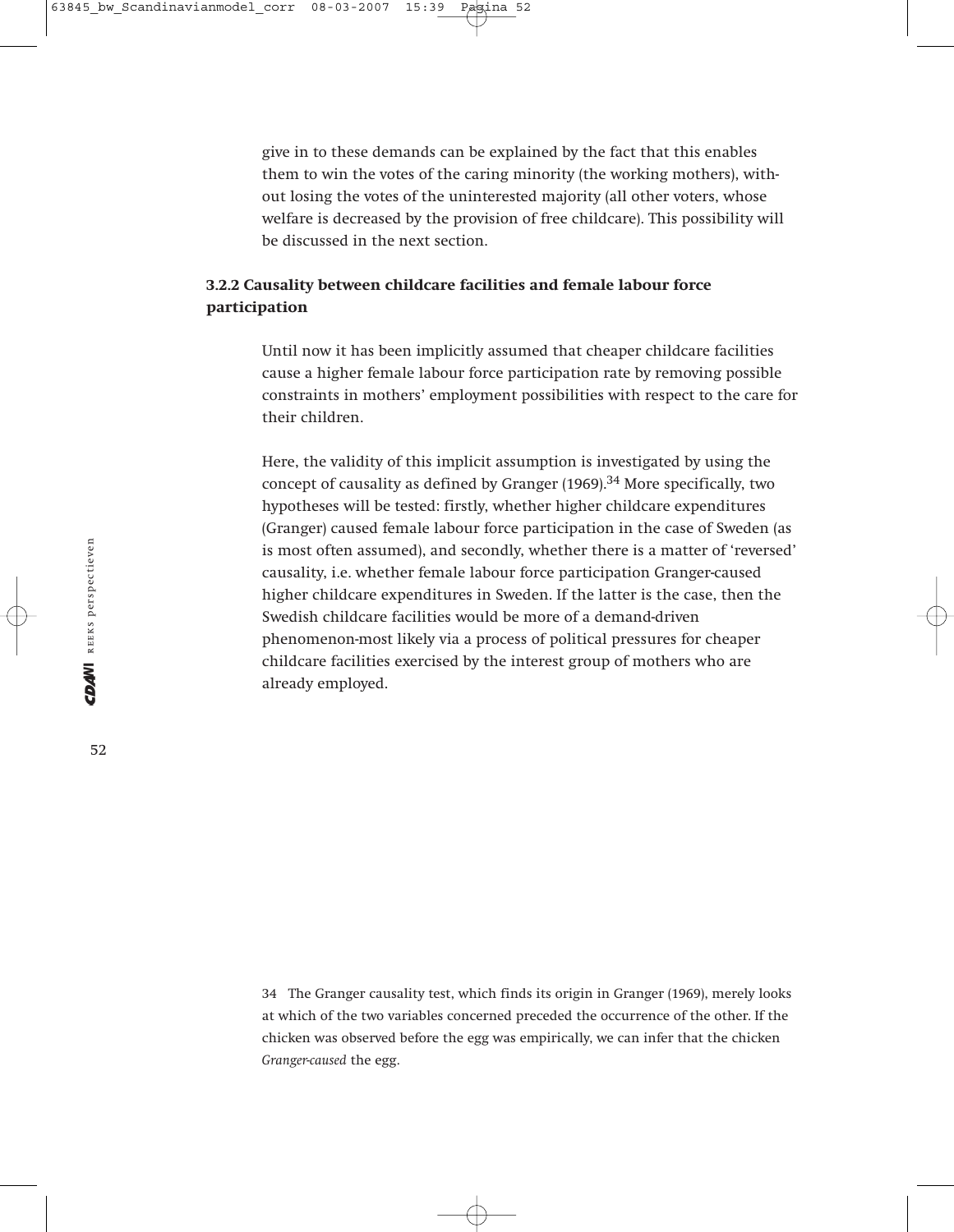give in to these demands can be explained by the fact that this enables them to win the votes of the caring minority (the working mothers), without losing the votes of the uninterested majority (all other voters, whose welfare is decreased by the provision of free childcare). This possibility will be discussed in the next section.

### 3.2.2 Causality between childcare facilities and female labour force participation

Until now it has been implicitly assumed that cheaper childcare facilities cause a higher female labour force participation rate by removing possible constraints in mothers' employment possibilities with respect to the care for their children.

Here, the validity of this implicit assumption is investigated by using the concept of causality as defined by Granger (1969).[34] More specifically, two hypotheses will be tested: firstly, whether higher childcare expenditures (Granger) caused female labour force participation in the case of Sweden (as is most often assumed), and secondly, whether there is a matter of 'reversed' causality, i.e. whether female labour force participation Granger-caused higher childcare expenditures in Sweden. If the latter is the case, then the Swedish childcare facilities would be more of a demand-driven phenomenon-most likely via a process of political pressures for cheaper childcare facilities exercised by the interest group of mothers who are already employed.

34 The Granger causality test, which finds its origin in Granger (1969), merely looks at which of the two variables concerned preceded the occurrence of the other. If the chicken was observed before the egg was empirically, we can infer that the chicken *Granger-caused* the egg.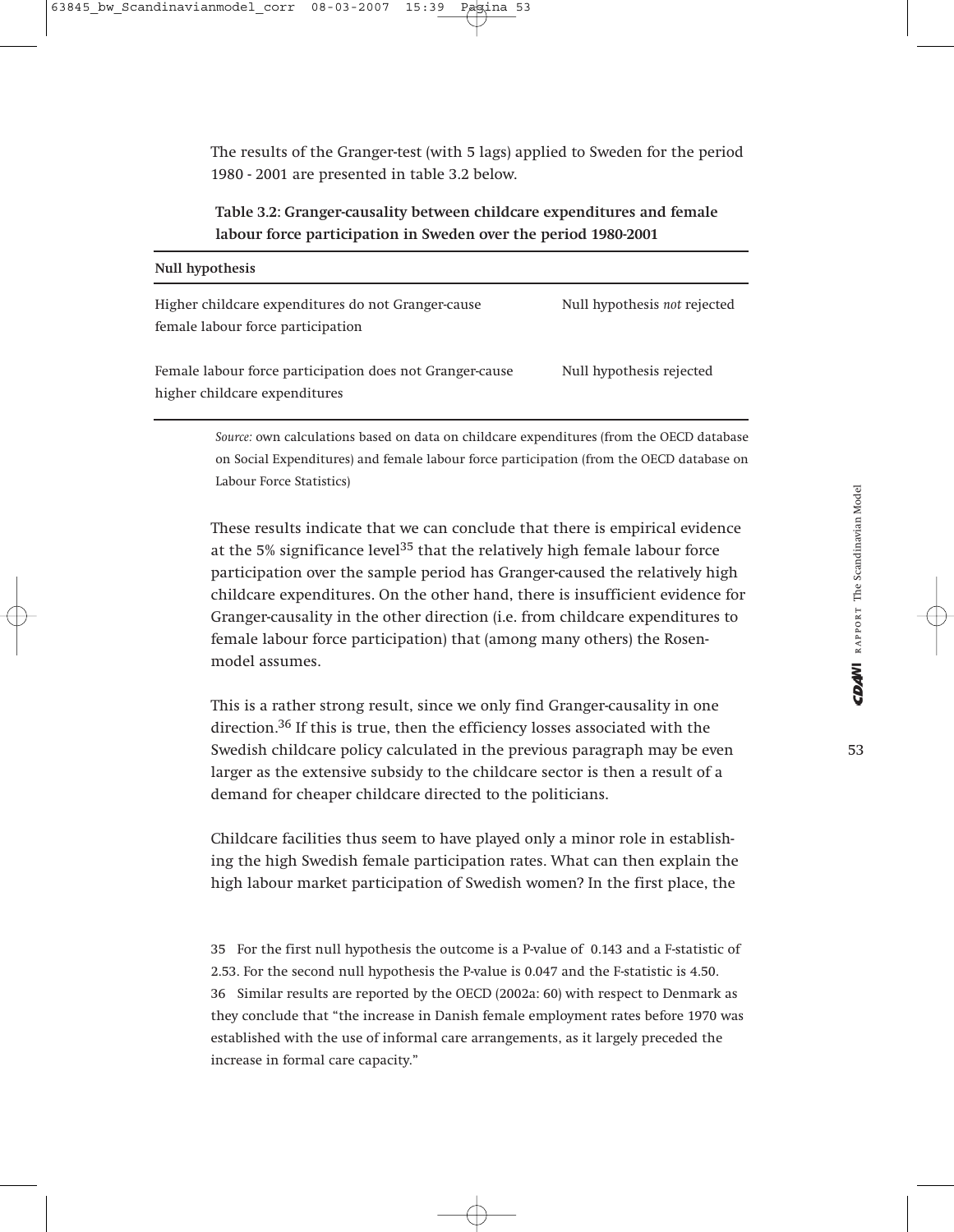The results of the Granger-test (with 5 lags) applied to Sweden for the period 1980 - 2001 are presented in table 3.2 below.

**Table 3.2: Granger-causality between childcare expenditures and female labour force participation in Sweden over the period 1980-2001**

| **Null hypothesis** | |
|---|---|
| Higher childcare expenditures do not Granger-cause female labour force participation | Null hypothesis *not* rejected |
| Female labour force participation does not Granger-cause higher childcare expenditures | Null hypothesis rejected |

*Source:* own calculations based on data on childcare expenditures (from the OECD database on Social Expenditures) and female labour force participation (from the OECD database on Labour Force Statistics)

These results indicate that we can conclude that there is empirical evidence at the 5% significance level[35] that the relatively high female labour force participation over the sample period has Granger-caused the relatively high childcare expenditures. On the other hand, there is insufficient evidence for Granger-causality in the other direction (i.e. from childcare expenditures to female labour force participation) that (among many others) the Rosen-model assumes.

This is a rather strong result, since we only find Granger-causality in one direction.[36] If this is true, then the efficiency losses associated with the Swedish childcare policy calculated in the previous paragraph may be even larger as the extensive subsidy to the childcare sector is then a result of a demand for cheaper childcare directed to the politicians.

Childcare facilities thus seem to have played only a minor role in establishing the high Swedish female participation rates. What can then explain the high labour market participation of Swedish women? In the first place, the

35 For the first null hypothesis the outcome is a P-value of 0.143 and a F-statistic of 2.53. For the second null hypothesis the P-value is 0.047 and the F-statistic is 4.50.

36 Similar results are reported by the OECD (2002a: 60) with respect to Denmark as they conclude that "the increase in Danish female employment rates before 1970 was established with the use of informal care arrangements, as it largely preceded the increase in formal care capacity."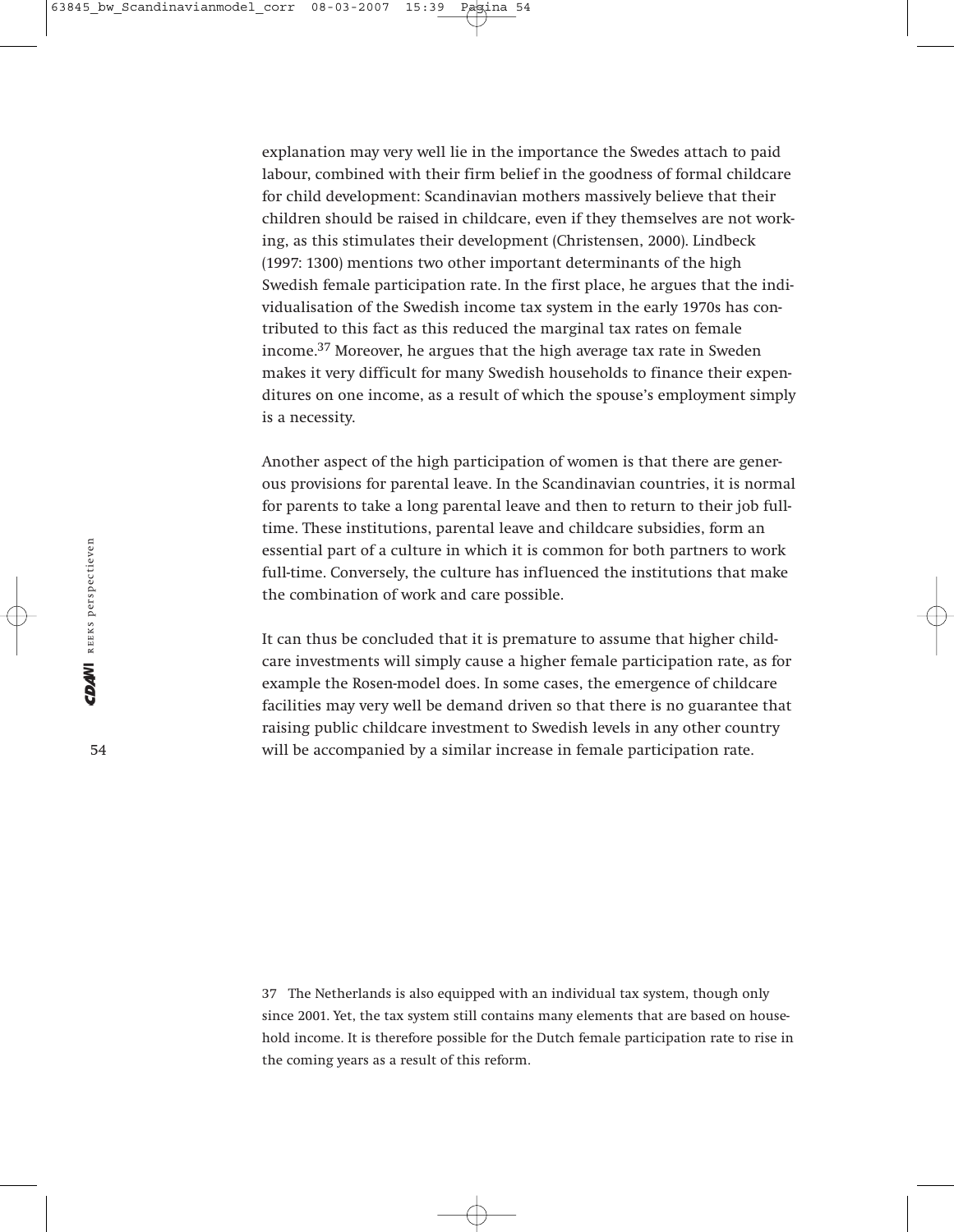explanation may very well lie in the importance the Swedes attach to paid labour, combined with their firm belief in the goodness of formal childcare for child development: Scandinavian mothers massively believe that their children should be raised in childcare, even if they themselves are not working, as this stimulates their development (Christensen, 2000). Lindbeck (1997: 1300) mentions two other important determinants of the high Swedish female participation rate. In the first place, he argues that the individualisation of the Swedish income tax system in the early 1970s has contributed to this fact as this reduced the marginal tax rates on female income.[37] Moreover, he argues that the high average tax rate in Sweden makes it very difficult for many Swedish households to finance their expenditures on one income, as a result of which the spouse's employment simply is a necessity.

Another aspect of the high participation of women is that there are generous provisions for parental leave. In the Scandinavian countries, it is normal for parents to take a long parental leave and then to return to their job full-time. These institutions, parental leave and childcare subsidies, form an essential part of a culture in which it is common for both partners to work full-time. Conversely, the culture has influenced the institutions that make the combination of work and care possible.

It can thus be concluded that it is premature to assume that higher childcare investments will simply cause a higher female participation rate, as for example the Rosen-model does. In some cases, the emergence of childcare facilities may very well be demand driven so that there is no guarantee that raising public childcare investment to Swedish levels in any other country will be accompanied by a similar increase in female participation rate.

37 The Netherlands is also equipped with an individual tax system, though only since 2001. Yet, the tax system still contains many elements that are based on household income. It is therefore possible for the Dutch female participation rate to rise in the coming years as a result of this reform.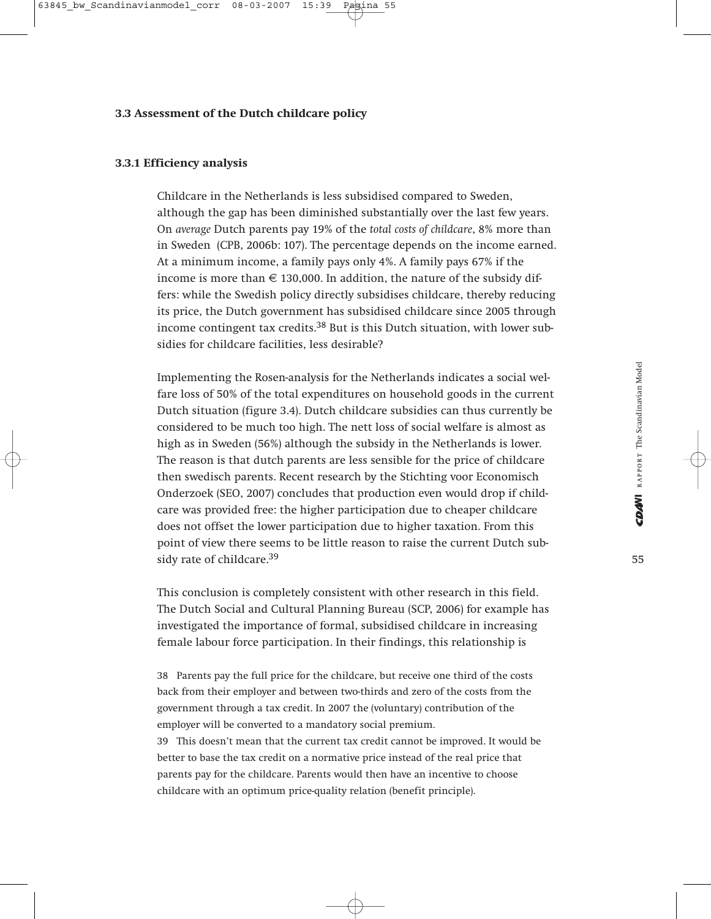### 3.3 Assessment of the Dutch childcare policy

#### 3.3.1 Efficiency analysis

Childcare in the Netherlands is less subsidised compared to Sweden, although the gap has been diminished substantially over the last few years. On *average* Dutch parents pay 19% of the *total costs of childcare*, 8% more than in Sweden (CPB, 2006b: 107). The percentage depends on the income earned. At a minimum income, a family pays only 4%. A family pays 67% if the income is more than € 130,000. In addition, the nature of the subsidy differs: while the Swedish policy directly subsidises childcare, thereby reducing its price, the Dutch government has subsidised childcare since 2005 through income contingent tax credits.[38] But is this Dutch situation, with lower subsidies for childcare facilities, less desirable?

Implementing the Rosen-analysis for the Netherlands indicates a social welfare loss of 50% of the total expenditures on household goods in the current Dutch situation (figure 3.4). Dutch childcare subsidies can thus currently be considered to be much too high. The nett loss of social welfare is almost as high as in Sweden (56%) although the subsidy in the Netherlands is lower. The reason is that dutch parents are less sensible for the price of childcare then swedisch parents. Recent research by the Stichting voor Economisch Onderzoek (SEO, 2007) concludes that production even would drop if childcare was provided free: the higher participation due to cheaper childcare does not offset the lower participation due to higher taxation. From this point of view there seems to be little reason to raise the current Dutch subsidy rate of childcare.[39]

This conclusion is completely consistent with other research in this field. The Dutch Social and Cultural Planning Bureau (SCP, 2006) for example has investigated the importance of formal, subsidised childcare in increasing female labour force participation. In their findings, this relationship is

38 Parents pay the full price for the childcare, but receive one third of the costs back from their employer and between two-thirds and zero of the costs from the government through a tax credit. In 2007 the (voluntary) contribution of the employer will be converted to a mandatory social premium.

39 This doesn't mean that the current tax credit cannot be improved. It would be better to base the tax credit on a normative price instead of the real price that parents pay for the childcare. Parents would then have an incentive to choose childcare with an optimum price-quality relation (benefit principle).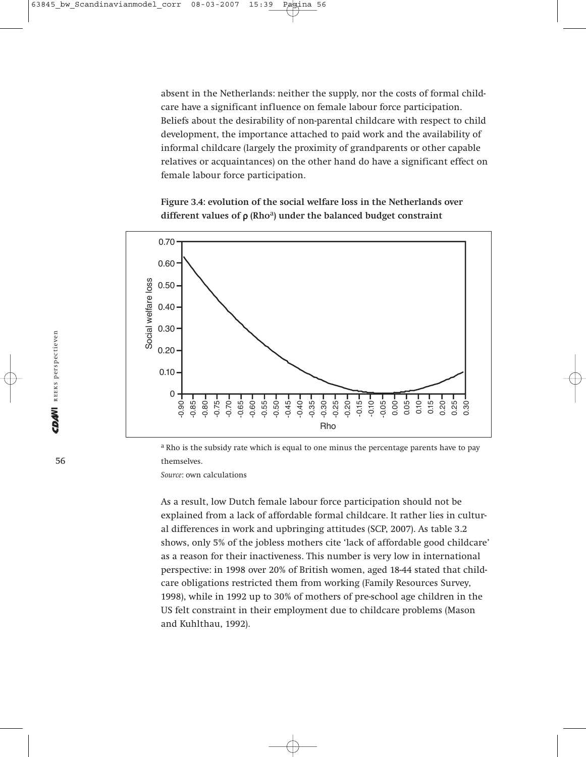absent in the Netherlands: neither the supply, nor the costs of formal childcare have a significant influence on female labour force participation. Beliefs about the desirability of non-parental childcare with respect to child development, the importance attached to paid work and the availability of informal childcare (largely the proximity of grandparents or other capable relatives or acquaintances) on the other hand do have a significant effect on female labour force participation.

**Figure 3.4: evolution of the social welfare loss in the Netherlands over different values of ρ (Rho[a]) under the balanced budget constraint**

[a] Rho is the subsidy rate which is equal to one minus the percentage parents have to pay themselves.

*Source*: own calculations

As a result, low Dutch female labour force participation should not be explained from a lack of affordable formal childcare. It rather lies in cultural differences in work and upbringing attitudes (SCP, 2007). As table 3.2 shows, only 5% of the jobless mothers cite 'lack of affordable good childcare' as a reason for their inactiveness. This number is very low in international perspective: in 1998 over 20% of British women, aged 18-44 stated that childcare obligations restricted them from working (Family Resources Survey, 1998), while in 1992 up to 30% of mothers of pre-school age children in the US felt constraint in their employment due to childcare problems (Mason and Kuhlthau, 1992).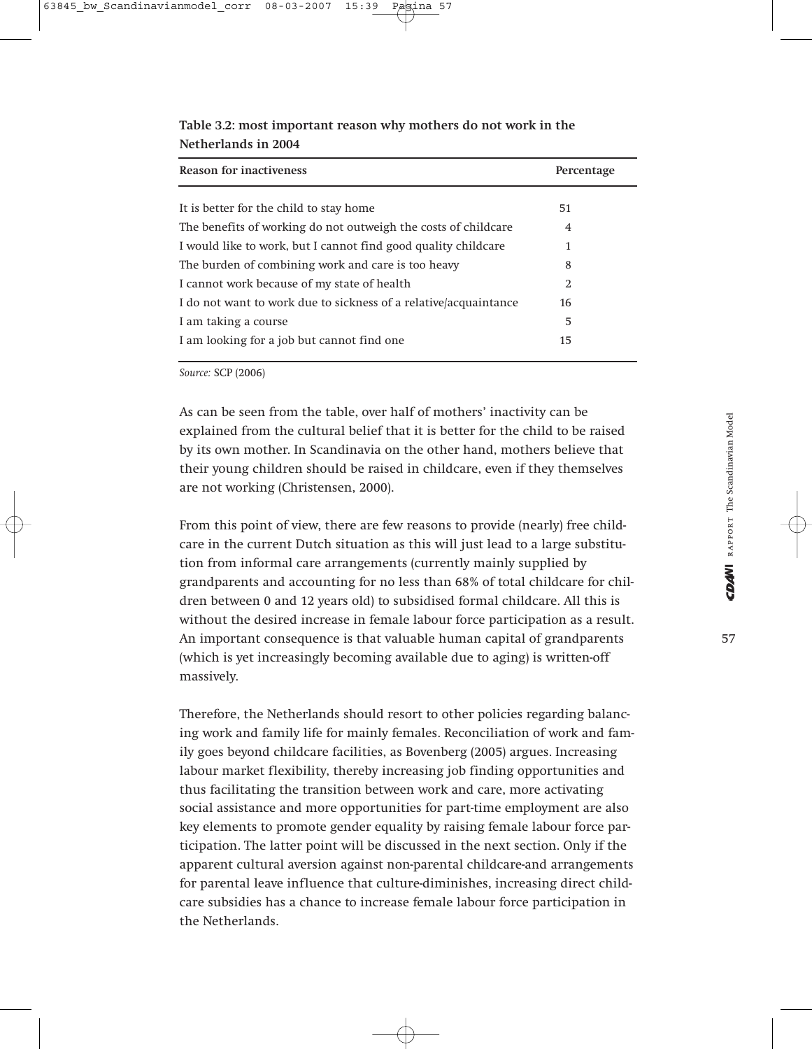**Table 3.2: most important reason why mothers do not work in the Netherlands in 2004**

| Reason for inactiveness | Percentage |
|---|---|
| It is better for the child to stay home | 51 |
| The benefits of working do not outweigh the costs of childcare | 4 |
| I would like to work, but I cannot find good quality childcare | 1 |
| The burden of combining work and care is too heavy | 8 |
| I cannot work because of my state of health | 2 |
| I do not want to work due to sickness of a relative/acquaintance | 16 |
| I am taking a course | 5 |
| I am looking for a job but cannot find one | 15 |

*Source:* SCP (2006)

As can be seen from the table, over half of mothers' inactivity can be explained from the cultural belief that it is better for the child to be raised by its own mother. In Scandinavia on the other hand, mothers believe that their young children should be raised in childcare, even if they themselves are not working (Christensen, 2000).

From this point of view, there are few reasons to provide (nearly) free childcare in the current Dutch situation as this will just lead to a large substitution from informal care arrangements (currently mainly supplied by grandparents and accounting for no less than 68% of total childcare for children between 0 and 12 years old) to subsidised formal childcare. All this is without the desired increase in female labour force participation as a result. An important consequence is that valuable human capital of grandparents (which is yet increasingly becoming available due to aging) is written-off massively.

Therefore, the Netherlands should resort to other policies regarding balancing work and family life for mainly females. Reconciliation of work and family goes beyond childcare facilities, as Bovenberg (2005) argues. Increasing labour market flexibility, thereby increasing job finding opportunities and thus facilitating the transition between work and care, more activating social assistance and more opportunities for part-time employment are also key elements to promote gender equality by raising female labour force participation. The latter point will be discussed in the next section. Only if the apparent cultural aversion against non-parental childcare-and arrangements for parental leave influence that culture-diminishes, increasing direct childcare subsidies has a chance to increase female labour force participation in the Netherlands.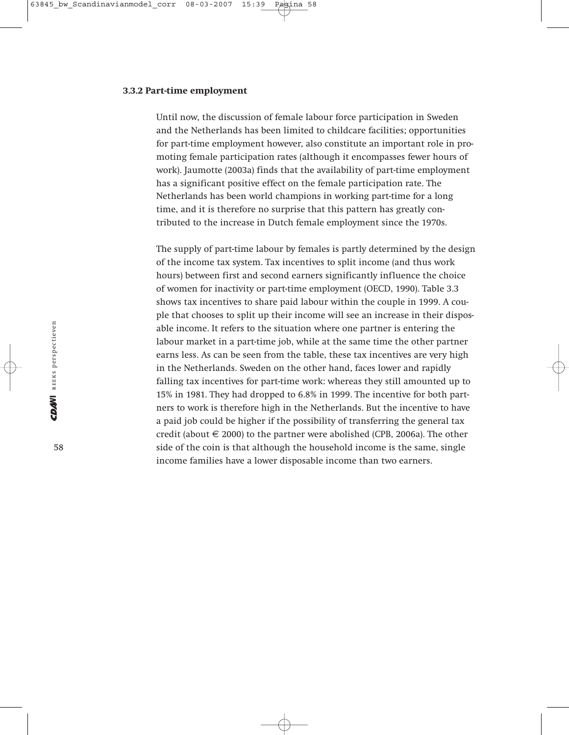### 3.3.2 Part-time employment

Until now, the discussion of female labour force participation in Sweden and the Netherlands has been limited to childcare facilities; opportunities for part-time employment however, also constitute an important role in promoting female participation rates (although it encompasses fewer hours of work). Jaumotte (2003a) finds that the availability of part-time employment has a significant positive effect on the female participation rate. The Netherlands has been world champions in working part-time for a long time, and it is therefore no surprise that this pattern has greatly contributed to the increase in Dutch female employment since the 1970s.

The supply of part-time labour by females is partly determined by the design of the income tax system. Tax incentives to split income (and thus work hours) between first and second earners significantly influence the choice of women for inactivity or part-time employment (OECD, 1990). Table 3.3 shows tax incentives to share paid labour within the couple in 1999. A couple that chooses to split up their income will see an increase in their disposable income. It refers to the situation where one partner is entering the labour market in a part-time job, while at the same time the other partner earns less. As can be seen from the table, these tax incentives are very high in the Netherlands. Sweden on the other hand, faces lower and rapidly falling tax incentives for part-time work: whereas they still amounted up to 15% in 1981. They had dropped to 6.8% in 1999. The incentive for both partners to work is therefore high in the Netherlands. But the incentive to have a paid job could be higher if the possibility of transferring the general tax credit (about € 2000) to the partner were abolished (CPB, 2006a). The other side of the coin is that although the household income is the same, single income families have a lower disposable income than two earners.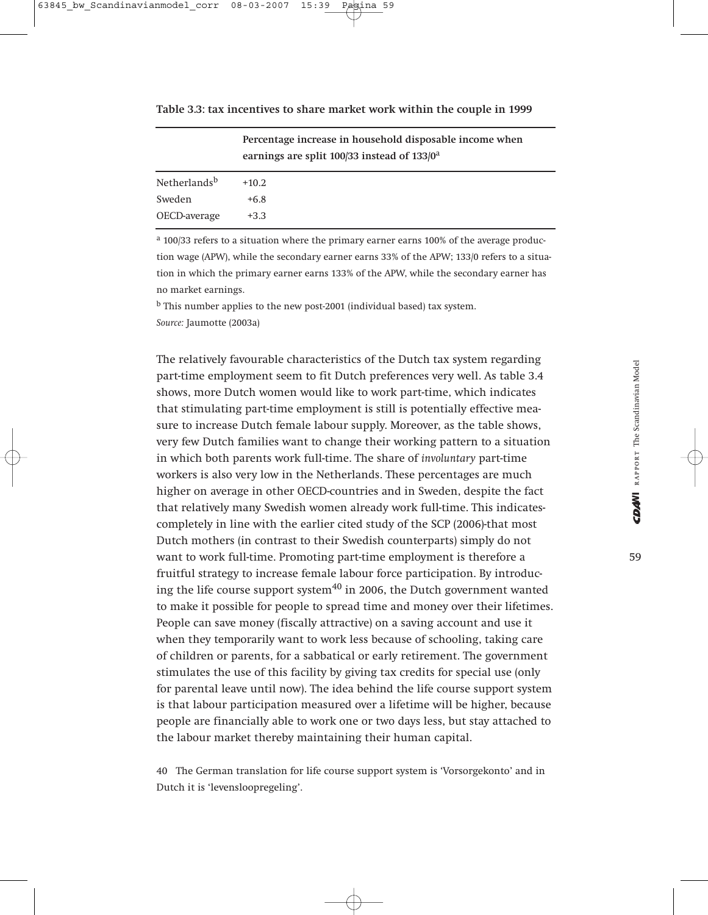**Table 3.3: tax incentives to share market work within the couple in 1999**

| | Percentage increase in household disposable income when earnings are split 100/33 instead of 133/0[a] |
|---|---|
| Netherlands[b] | +10.2 |
| Sweden | +6.8 |
| OECD-average | +3.3 |

[a] 100/33 refers to a situation where the primary earner earns 100% of the average production wage (APW), while the secondary earner earns 33% of the APW; 133/0 refers to a situation in which the primary earner earns 133% of the APW, while the secondary earner has no market earnings.

[b] This number applies to the new post-2001 (individual based) tax system.

*Source:* Jaumotte (2003a)

The relatively favourable characteristics of the Dutch tax system regarding part-time employment seem to fit Dutch preferences very well. As table 3.4 shows, more Dutch women would like to work part-time, which indicates that stimulating part-time employment is still is potentially effective measure to increase Dutch female labour supply. Moreover, as the table shows, very few Dutch families want to change their working pattern to a situation in which both parents work full-time. The share of *involuntary* part-time workers is also very low in the Netherlands. These percentages are much higher on average in other OECD-countries and in Sweden, despite the fact that relatively many Swedish women already work full-time. This indicates-completely in line with the earlier cited study of the SCP (2006)-that most Dutch mothers (in contrast to their Swedish counterparts) simply do not want to work full-time. Promoting part-time employment is therefore a fruitful strategy to increase female labour force participation. By introducing the life course support system[40] in 2006, the Dutch government wanted to make it possible for people to spread time and money over their lifetimes. People can save money (fiscally attractive) on a saving account and use it when they temporarily want to work less because of schooling, taking care of children or parents, for a sabbatical or early retirement. The government stimulates the use of this facility by giving tax credits for special use (only for parental leave until now). The idea behind the life course support system is that labour participation measured over a lifetime will be higher, because people are financially able to work one or two days less, but stay attached to the labour market thereby maintaining their human capital.

40 The German translation for life course support system is 'Vorsorgekonto' and in Dutch it is 'levenslooppregeling'.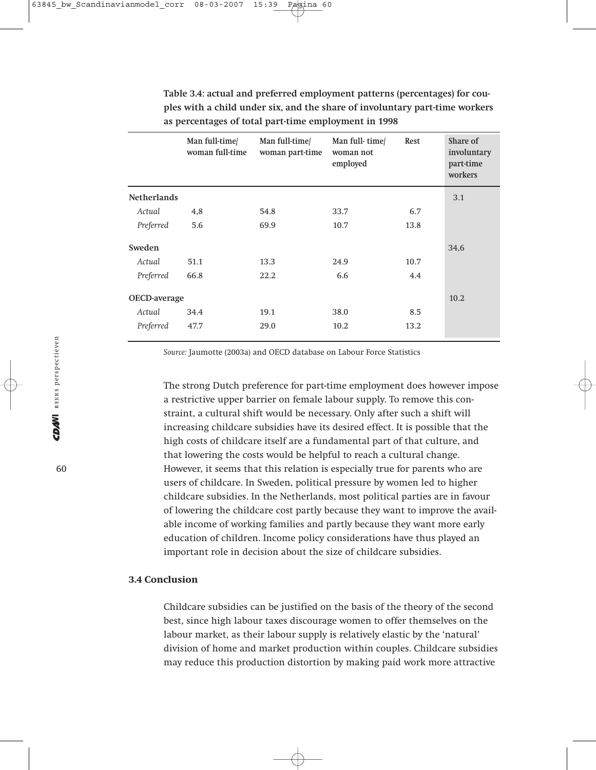**Table 3.4: actual and preferred employment patterns (percentages) for couples with a child under six, and the share of involuntary part-time workers as percentages of total part-time employment in 1998**

| | Man full-time/ woman full-time | Man full-time/ woman part-time | Man full- time/ woman not employed | Rest | Share of involuntary part-time workers |
|---|---|---|---|---|---|
| **Netherlands** | | | | | 3.1 |
| *Actual* | 4,8 | 54.8 | 33.7 | 6.7 | |
| *Preferred* | 5.6 | 69.9 | 10.7 | 13.8 | |
| **Sweden** | | | | | 34,6 |
| *Actual* | 51.1 | 13.3 | 24.9 | 10.7 | |
| *Preferred* | 66.8 | 22.2 | 6.6 | 4.4 | |
| **OECD-average** | | | | | 10.2 |
| *Actual* | 34.4 | 19.1 | 38.0 | 8.5 | |
| *Preferred* | 47.7 | 29.0 | 10.2 | 13.2 | |

*Source:* Jaumotte (2003a) and OECD database on Labour Force Statistics

The strong Dutch preference for part-time employment does however impose a restrictive upper barrier on female labour supply. To remove this constraint, a cultural shift would be necessary. Only after such a shift will increasing childcare subsidies have its desired effect. It is possible that the high costs of childcare itself are a fundamental part of that culture, and that lowering the costs would be helpful to reach a cultural change. However, it seems that this relation is especially true for parents who are users of childcare. In Sweden, political pressure by women led to higher childcare subsidies. In the Netherlands, most political parties are in favour of lowering the childcare cost partly because they want to improve the available income of working families and partly because they want more early education of children. Income policy considerations have thus played an important role in decision about the size of childcare subsidies.

### 3.4 Conclusion

Childcare subsidies can be justified on the basis of the theory of the second best, since high labour taxes discourage women to offer themselves on the labour market, as their labour supply is relatively elastic by the 'natural' division of home and market production within couples. Childcare subsidies may reduce this production distortion by making paid work more attractive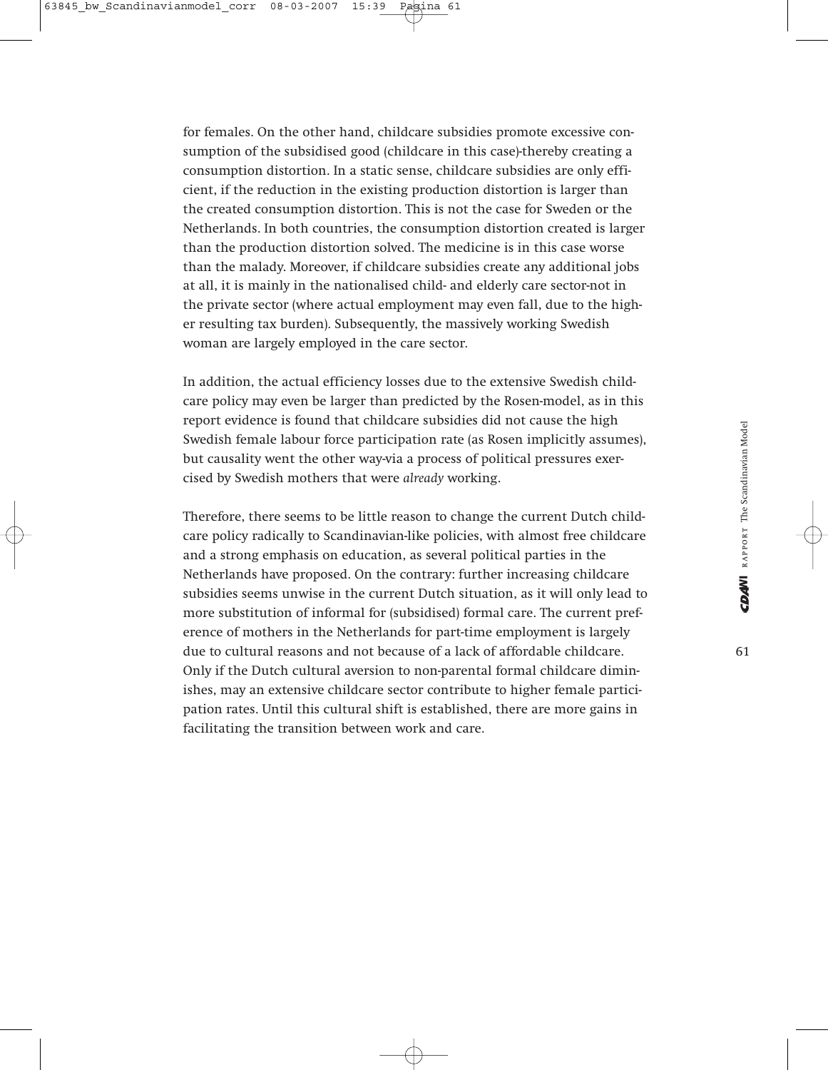for females. On the other hand, childcare subsidies promote excessive consumption of the subsidised good (childcare in this case)-thereby creating a consumption distortion. In a static sense, childcare subsidies are only efficient, if the reduction in the existing production distortion is larger than the created consumption distortion. This is not the case for Sweden or the Netherlands. In both countries, the consumption distortion created is larger than the production distortion solved. The medicine is in this case worse than the malady. Moreover, if childcare subsidies create any additional jobs at all, it is mainly in the nationalised child- and elderly care sector-not in the private sector (where actual employment may even fall, due to the higher resulting tax burden). Subsequently, the massively working Swedish woman are largely employed in the care sector.

In addition, the actual efficiency losses due to the extensive Swedish childcare policy may even be larger than predicted by the Rosen-model, as in this report evidence is found that childcare subsidies did not cause the high Swedish female labour force participation rate (as Rosen implicitly assumes), but causality went the other way-via a process of political pressures exercised by Swedish mothers that were *already* working.

Therefore, there seems to be little reason to change the current Dutch childcare policy radically to Scandinavian-like policies, with almost free childcare and a strong emphasis on education, as several political parties in the Netherlands have proposed. On the contrary: further increasing childcare subsidies seems unwise in the current Dutch situation, as it will only lead to more substitution of informal for (subsidised) formal care. The current preference of mothers in the Netherlands for part-time employment is largely due to cultural reasons and not because of a lack of affordable childcare. Only if the Dutch cultural aversion to non-parental formal childcare diminishes, may an extensive childcare sector contribute to higher female participation rates. Until this cultural shift is established, there are more gains in facilitating the transition between work and care.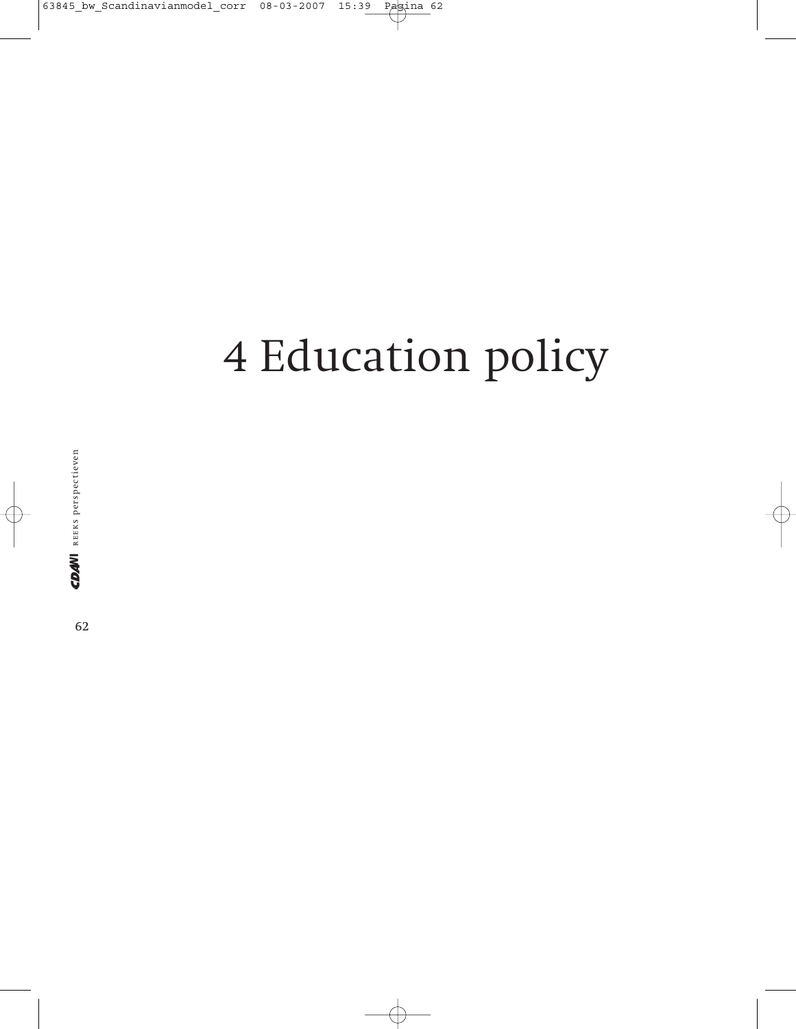# 4 Education policy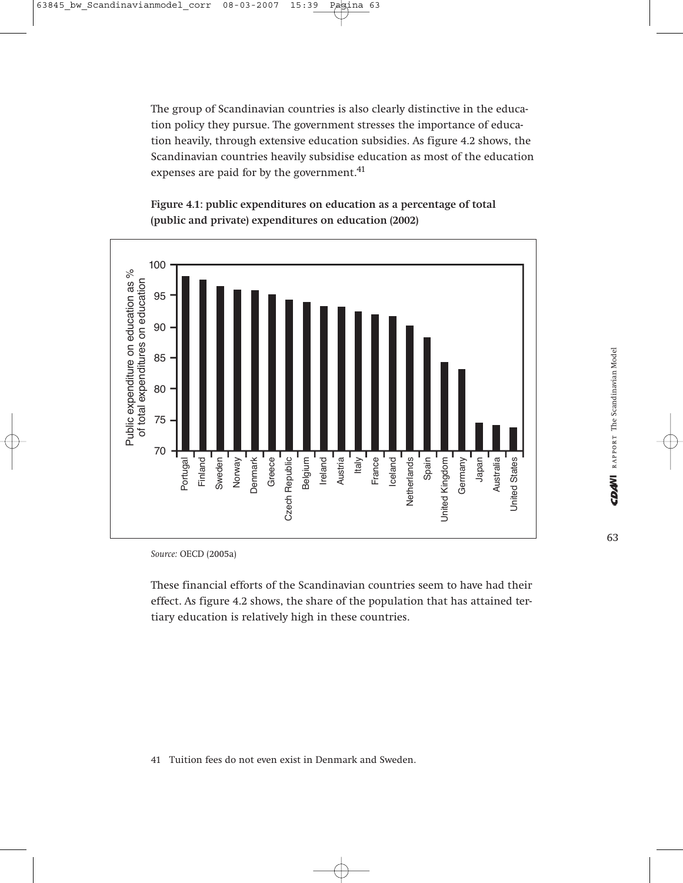The group of Scandinavian countries is also clearly distinctive in the education policy they pursue. The government stresses the importance of education heavily, through extensive education subsidies. As figure 4.2 shows, the Scandinavian countries heavily subsidise education as most of the education expenses are paid for by the government.[41]

**Figure 4.1: public expenditures on education as a percentage of total (public and private) expenditures on education (2002)**

*Source:* OECD (2005a)

These financial efforts of the Scandinavian countries seem to have had their effect. As figure 4.2 shows, the share of the population that has attained tertiary education is relatively high in these countries.

41 Tuition fees do not even exist in Denmark and Sweden.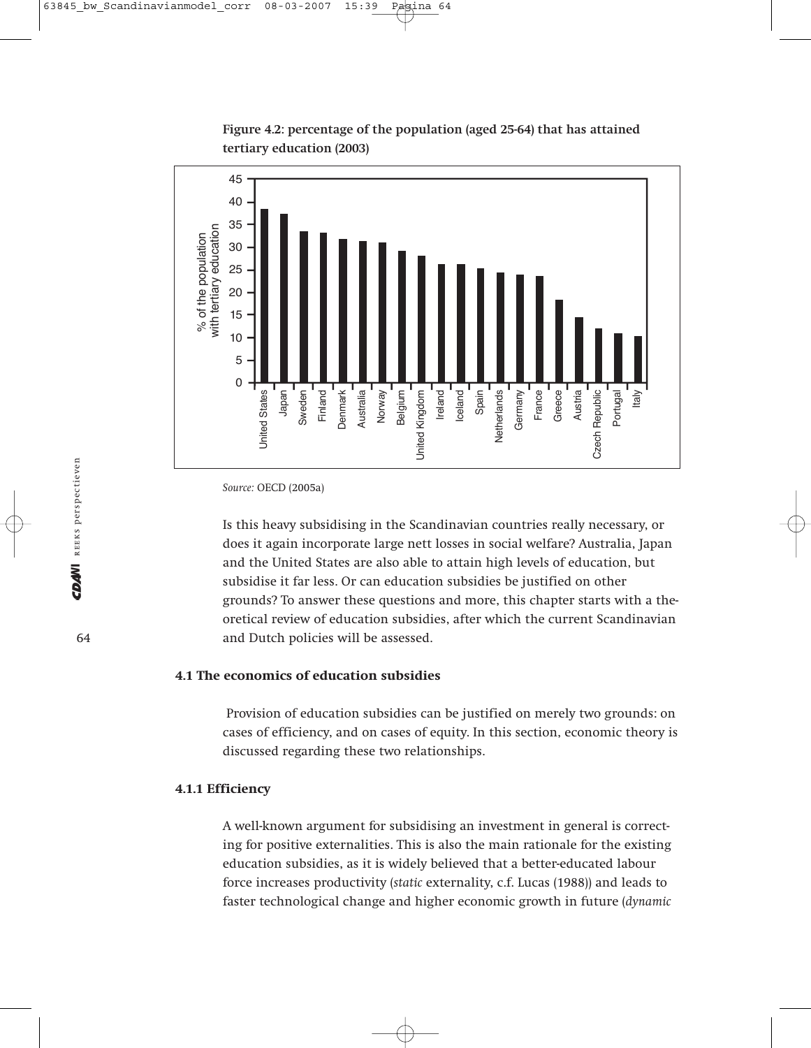**Figure 4.2: percentage of the population (aged 25-64) that has attained tertiary education (2003)**

*Source:* OECD (2005a)

Is this heavy subsidising in the Scandinavian countries really necessary, or does it again incorporate large nett losses in social welfare? Australia, Japan and the United States are also able to attain high levels of education, but subsidise it far less. Or can education subsidies be justified on other grounds? To answer these questions and more, this chapter starts with a theoretical review of education subsidies, after which the current Scandinavian and Dutch policies will be assessed.

## 4.1 The economics of education subsidies

Provision of education subsidies can be justified on merely two grounds: on cases of efficiency, and on cases of equity. In this section, economic theory is discussed regarding these two relationships.

### 4.1.1 Efficiency

A well-known argument for subsidising an investment in general is correcting for positive externalities. This is also the main rationale for the existing education subsidies, as it is widely believed that a better-educated labour force increases productivity (*static* externality, c.f. Lucas (1988)) and leads to faster technological change and higher economic growth in future (*dynamic*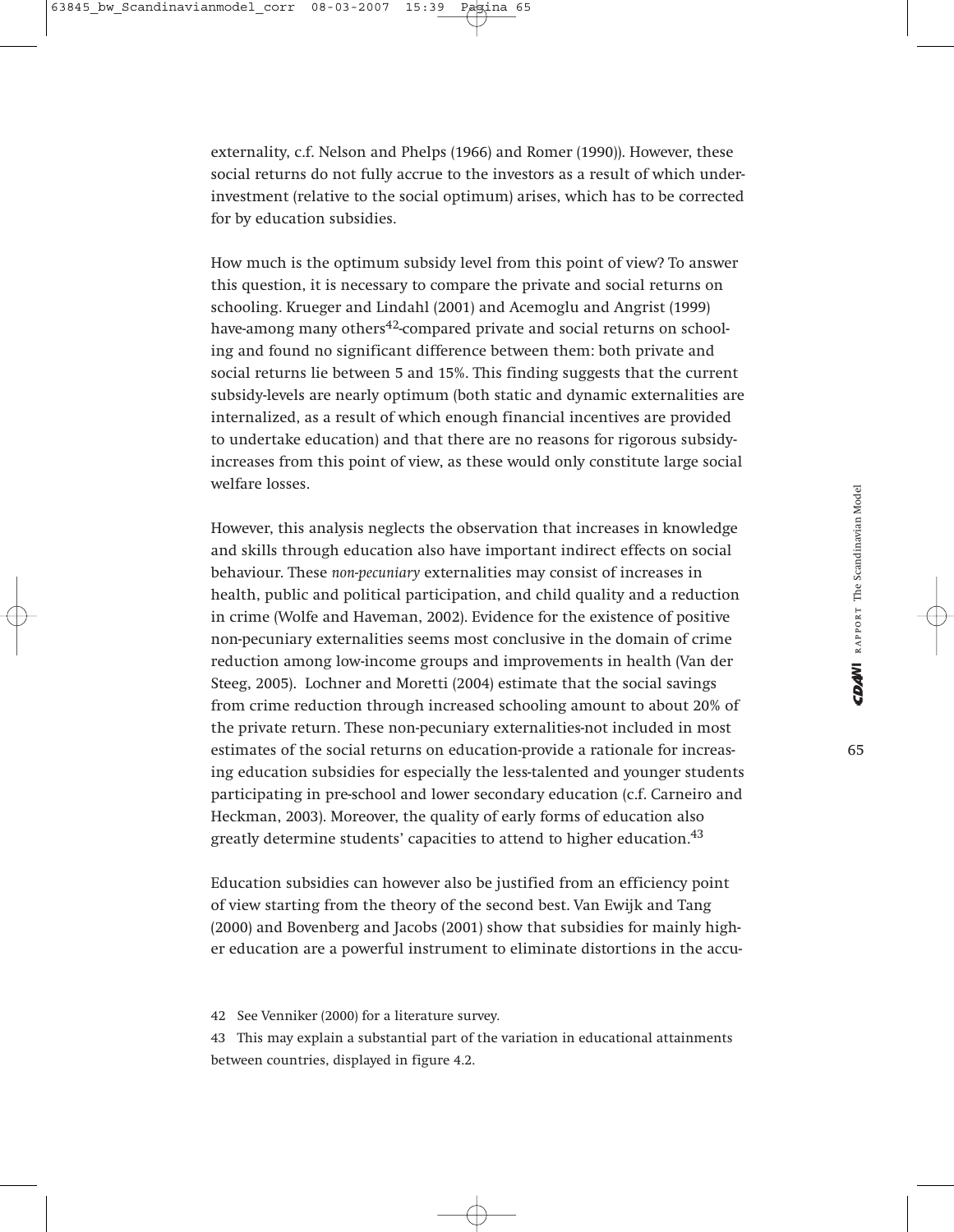externality, c.f. Nelson and Phelps (1966) and Romer (1990)). However, these social returns do not fully accrue to the investors as a result of which under-investment (relative to the social optimum) arises, which has to be corrected for by education subsidies.

How much is the optimum subsidy level from this point of view? To answer this question, it is necessary to compare the private and social returns on schooling. Krueger and Lindahl (2001) and Acemoglu and Angrist (1999) have-among many others[42]-compared private and social returns on schooling and found no significant difference between them: both private and social returns lie between 5 and 15%. This finding suggests that the current subsidy-levels are nearly optimum (both static and dynamic externalities are internalized, as a result of which enough financial incentives are provided to undertake education) and that there are no reasons for rigorous subsidy-increases from this point of view, as these would only constitute large social welfare losses.

However, this analysis neglects the observation that increases in knowledge and skills through education also have important indirect effects on social behaviour. These *non-pecuniary* externalities may consist of increases in health, public and political participation, and child quality and a reduction in crime (Wolfe and Haveman, 2002). Evidence for the existence of positive non-pecuniary externalities seems most conclusive in the domain of crime reduction among low-income groups and improvements in health (Van der Steeg, 2005). Lochner and Moretti (2004) estimate that the social savings from crime reduction through increased schooling amount to about 20% of the private return. These non-pecuniary externalities-not included in most estimates of the social returns on education-provide a rationale for increasing education subsidies for especially the less-talented and younger students participating in pre-school and lower secondary education (c.f. Carneiro and Heckman, 2003). Moreover, the quality of early forms of education also greatly determine students' capacities to attend to higher education.[43]

Education subsidies can however also be justified from an efficiency point of view starting from the theory of the second best. Van Ewijk and Tang (2000) and Bovenberg and Jacobs (2001) show that subsidies for mainly higher education are a powerful instrument to eliminate distortions in the accu-

42 See Venniker (2000) for a literature survey.

43 This may explain a substantial part of the variation in educational attainments between countries, displayed in figure 4.2.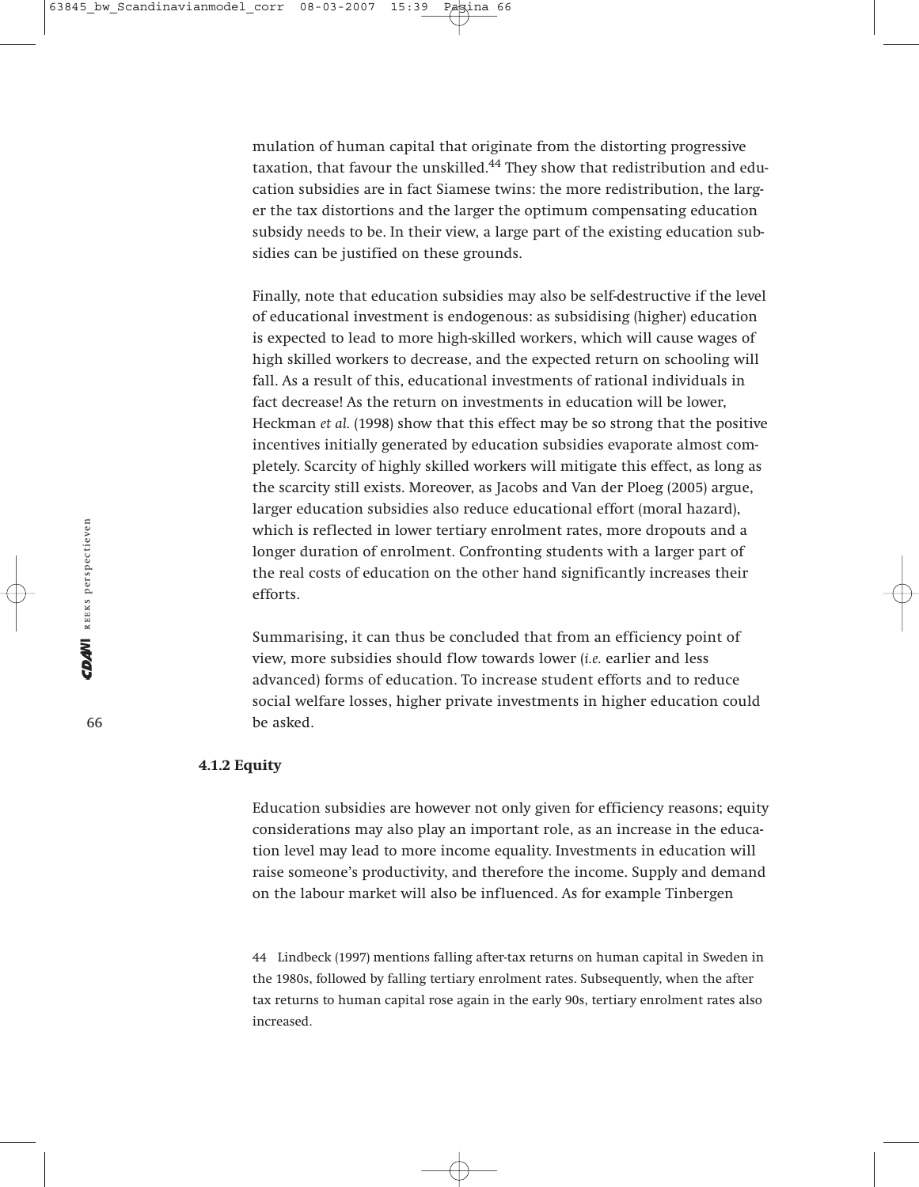mulation of human capital that originate from the distorting progressive taxation, that favour the unskilled.[44] They show that redistribution and education subsidies are in fact Siamese twins: the more redistribution, the larger the tax distortions and the larger the optimum compensating education subsidy needs to be. In their view, a large part of the existing education subsidies can be justified on these grounds.

Finally, note that education subsidies may also be self-destructive if the level of educational investment is endogenous: as subsidising (higher) education is expected to lead to more high-skilled workers, which will cause wages of high skilled workers to decrease, and the expected return on schooling will fall. As a result of this, educational investments of rational individuals in fact decrease! As the return on investments in education will be lower, Heckman *et al.* (1998) show that this effect may be so strong that the positive incentives initially generated by education subsidies evaporate almost completely. Scarcity of highly skilled workers will mitigate this effect, as long as the scarcity still exists. Moreover, as Jacobs and Van der Ploeg (2005) argue, larger education subsidies also reduce educational effort (moral hazard), which is reflected in lower tertiary enrolment rates, more dropouts and a longer duration of enrolment. Confronting students with a larger part of the real costs of education on the other hand significantly increases their efforts.

Summarising, it can thus be concluded that from an efficiency point of view, more subsidies should flow towards lower (*i.e.* earlier and less advanced) forms of education. To increase student efforts and to reduce social welfare losses, higher private investments in higher education could be asked.

### 4.1.2 Equity

Education subsidies are however not only given for efficiency reasons; equity considerations may also play an important role, as an increase in the education level may lead to more income equality. Investments in education will raise someone's productivity, and therefore the income. Supply and demand on the labour market will also be influenced. As for example Tinbergen

44 Lindbeck (1997) mentions falling after-tax returns on human capital in Sweden in the 1980s, followed by falling tertiary enrolment rates. Subsequently, when the after tax returns to human capital rose again in the early 90s, tertiary enrolment rates also increased.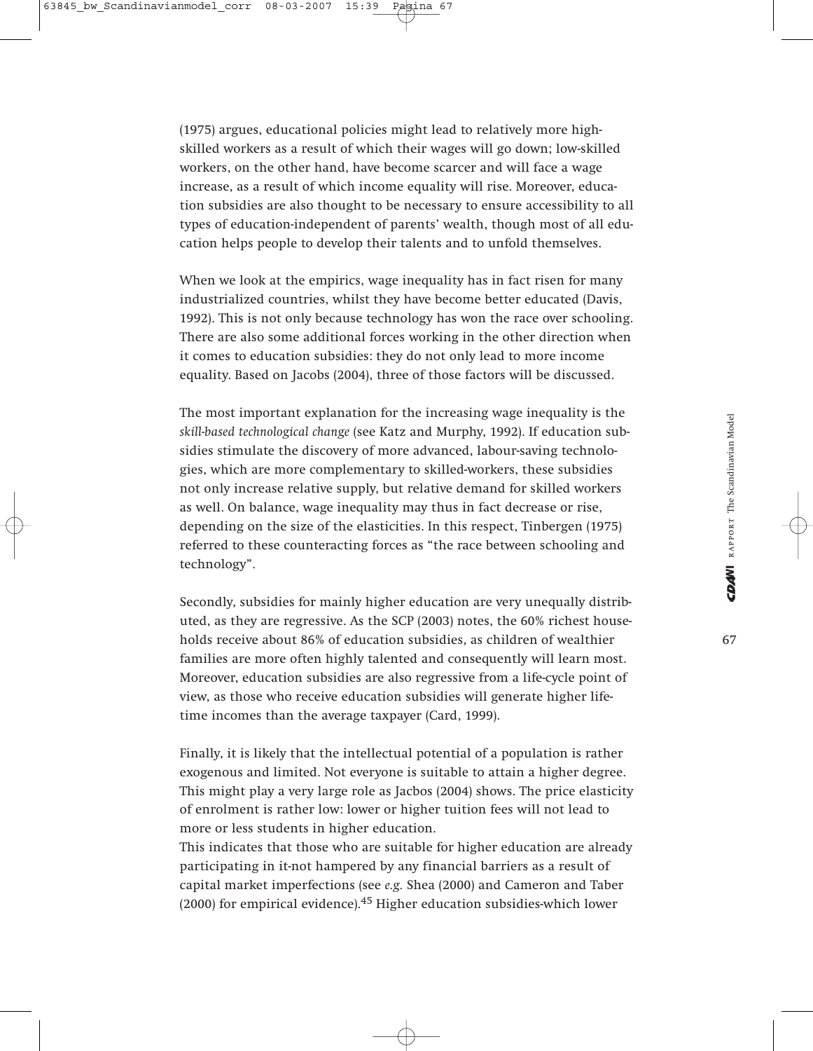(1975) argues, educational policies might lead to relatively more high-skilled workers as a result of which their wages will go down; low-skilled workers, on the other hand, have become scarcer and will face a wage increase, as a result of which income equality will rise. Moreover, education subsidies are also thought to be necessary to ensure accessibility to all types of education-independent of parents' wealth, though most of all education helps people to develop their talents and to unfold themselves.

When we look at the empirics, wage inequality has in fact risen for many industrialized countries, whilst they have become better educated (Davis, 1992). This is not only because technology has won the race over schooling. There are also some additional forces working in the other direction when it comes to education subsidies: they do not only lead to more income equality. Based on Jacobs (2004), three of those factors will be discussed.

The most important explanation for the increasing wage inequality is the *skill-based technological change* (see Katz and Murphy, 1992). If education subsidies stimulate the discovery of more advanced, labour-saving technologies, which are more complementary to skilled-workers, these subsidies not only increase relative supply, but relative demand for skilled workers as well. On balance, wage inequality may thus in fact decrease or rise, depending on the size of the elasticities. In this respect, Tinbergen (1975) referred to these counteracting forces as "the race between schooling and technology".

Secondly, subsidies for mainly higher education are very unequally distributed, as they are regressive. As the SCP (2003) notes, the 60% richest households receive about 86% of education subsidies, as children of wealthier families are more often highly talented and consequently will learn most. Moreover, education subsidies are also regressive from a life-cycle point of view, as those who receive education subsidies will generate higher lifetime incomes than the average taxpayer (Card, 1999).

Finally, it is likely that the intellectual potential of a population is rather exogenous and limited. Not everyone is suitable to attain a higher degree. This might play a very large role as Jacbos (2004) shows. The price elasticity of enrolment is rather low: lower or higher tuition fees will not lead to more or less students in higher education.
This indicates that those who are suitable for higher education are already participating in it-not hampered by any financial barriers as a result of capital market imperfections (see *e.g.* Shea (2000) and Cameron and Taber (2000) for empirical evidence).[45] Higher education subsidies-which lower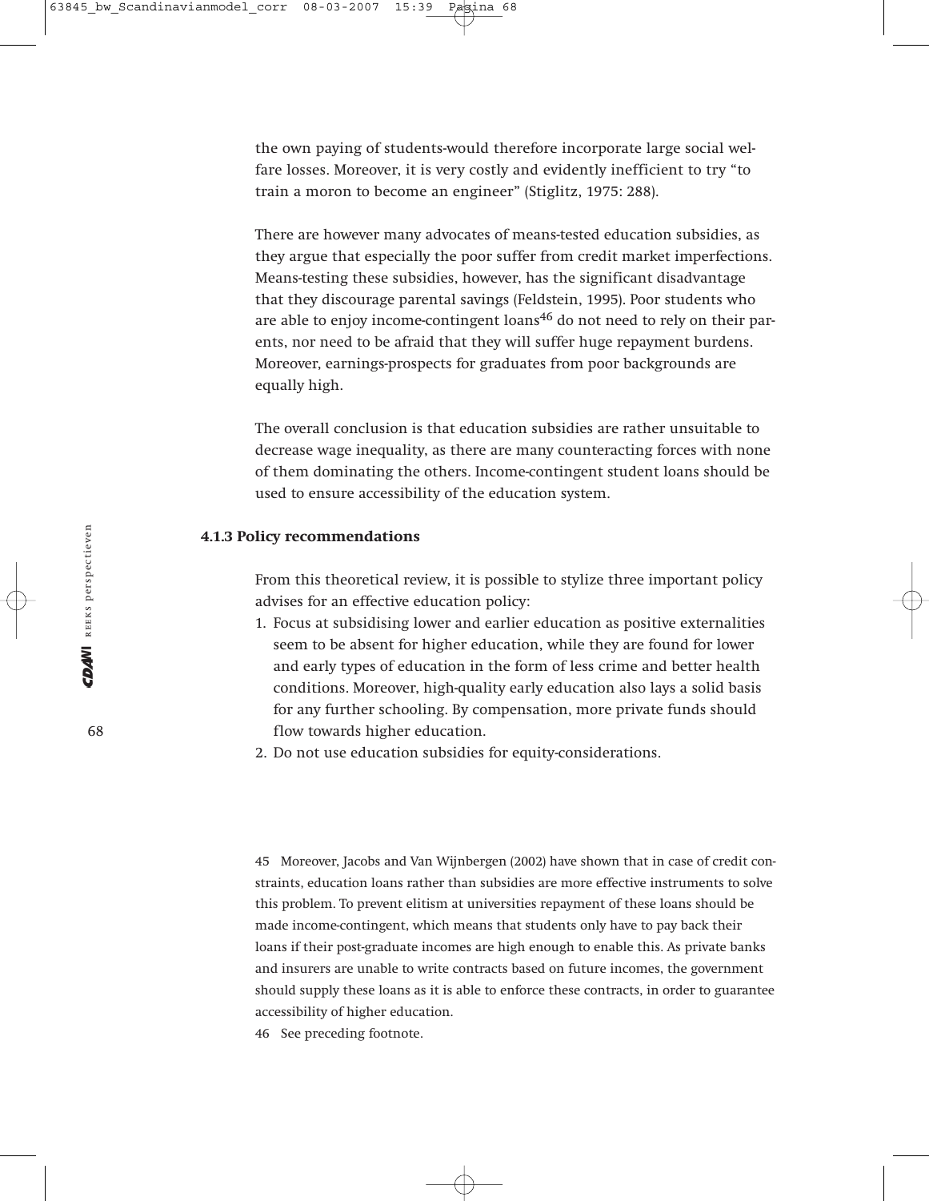the own paying of students-would therefore incorporate large social welfare losses. Moreover, it is very costly and evidently inefficient to try "to train a moron to become an engineer" (Stiglitz, 1975: 288).

There are however many advocates of means-tested education subsidies, as they argue that especially the poor suffer from credit market imperfections. Means-testing these subsidies, however, has the significant disadvantage that they discourage parental savings (Feldstein, 1995). Poor students who are able to enjoy income-contingent loans[46] do not need to rely on their parents, nor need to be afraid that they will suffer huge repayment burdens. Moreover, earnings-prospects for graduates from poor backgrounds are equally high.

The overall conclusion is that education subsidies are rather unsuitable to decrease wage inequality, as there are many counteracting forces with none of them dominating the others. Income-contingent student loans should be used to ensure accessibility of the education system.

### 4.1.3 Policy recommendations

From this theoretical review, it is possible to stylize three important policy advises for an effective education policy:

1. Focus at subsidising lower and earlier education as positive externalities seem to be absent for higher education, while they are found for lower and early types of education in the form of less crime and better health conditions. Moreover, high-quality early education also lays a solid basis for any further schooling. By compensation, more private funds should flow towards higher education.
2. Do not use education subsidies for equity-considerations.

45 Moreover, Jacobs and Van Wijnbergen (2002) have shown that in case of credit constraints, education loans rather than subsidies are more effective instruments to solve this problem. To prevent elitism at universities repayment of these loans should be made income-contingent, which means that students only have to pay back their loans if their post-graduate incomes are high enough to enable this. As private banks and insurers are unable to write contracts based on future incomes, the government should supply these loans as it is able to enforce these contracts, in order to guarantee accessibility of higher education.

46 See preceding footnote.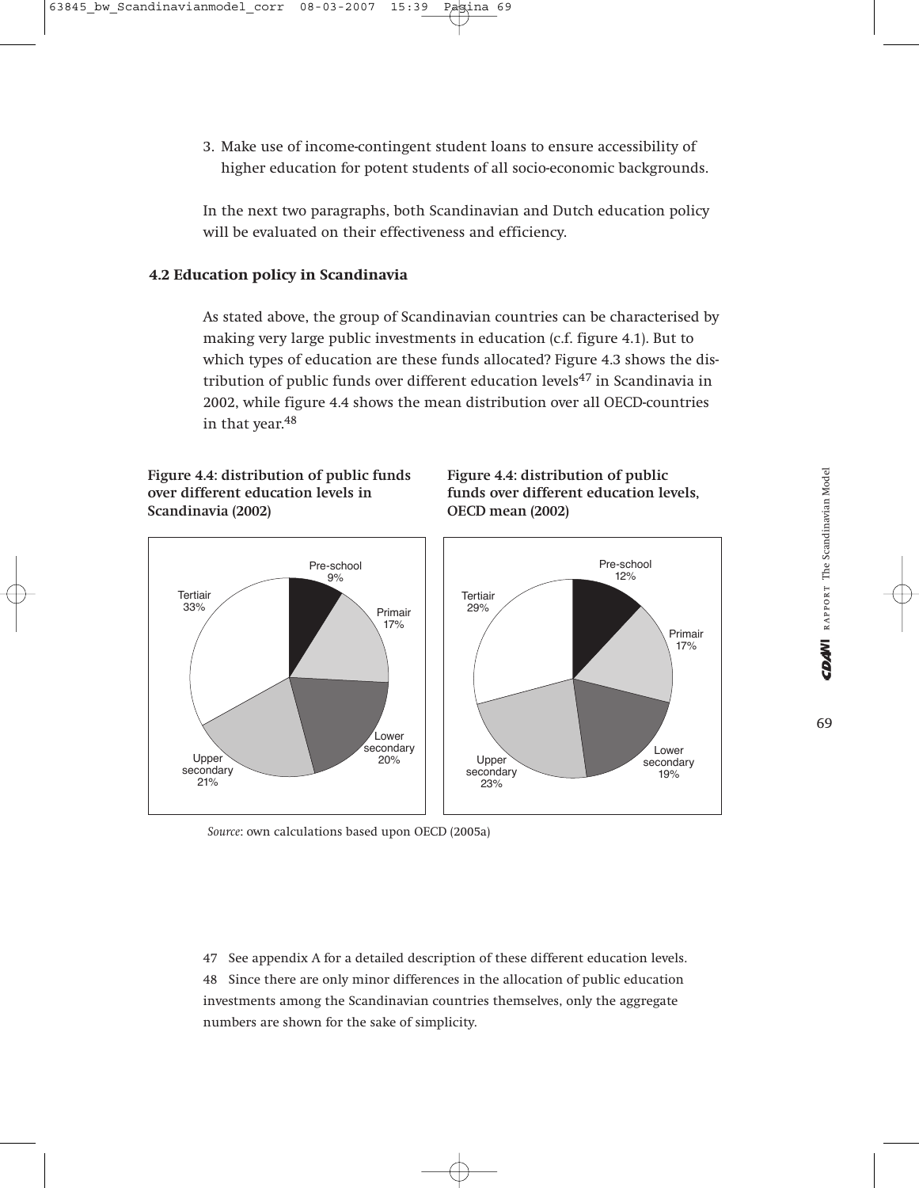3. Make use of income-contingent student loans to ensure accessibility of higher education for potent students of all socio-economic backgrounds.

In the next two paragraphs, both Scandinavian and Dutch education policy will be evaluated on their effectiveness and efficiency.

## 4.2 Education policy in Scandinavia

As stated above, the group of Scandinavian countries can be characterised by making very large public investments in education (c.f. figure 4.1). But to which types of education are these funds allocated? Figure 4.3 shows the distribution of public funds over different education levels[47] in Scandinavia in 2002, while figure 4.4 shows the mean distribution over all OECD-countries in that year.[48]

**Figure 4.4: distribution of public funds over different education levels in Scandinavia (2002)**

| Education level | Share |
|---|---|
| Pre-school | 9% |
| Primair | 17% |
| Lower secondary | 20% |
| Upper secondary | 21% |
| Tertiair | 33% |

**Figure 4.4: distribution of public funds over different education levels, OECD mean (2002)**

| Education level | Share |
|---|---|
| Pre-school | 12% |
| Primair | 17% |
| Lower secondary | 19% |
| Upper secondary | 23% |
| Tertiair | 29% |

*Source*: own calculations based upon OECD (2005a)

47 See appendix A for a detailed description of these different education levels.

48 Since there are only minor differences in the allocation of public education investments among the Scandinavian countries themselves, only the aggregate numbers are shown for the sake of simplicity.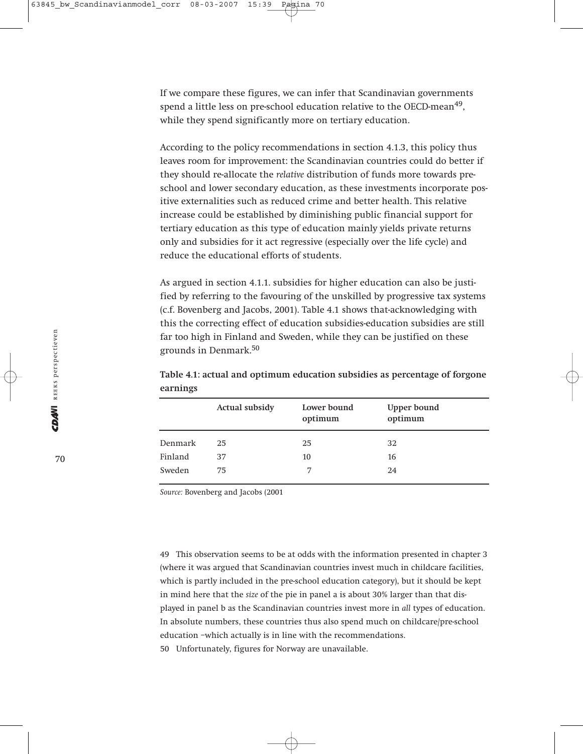If we compare these figures, we can infer that Scandinavian governments spend a little less on pre-school education relative to the OECD-mean[49], while they spend significantly more on tertiary education.

According to the policy recommendations in section 4.1.3, this policy thus leaves room for improvement: the Scandinavian countries could do better if they should re-allocate the *relative* distribution of funds more towards pre-school and lower secondary education, as these investments incorporate positive externalities such as reduced crime and better health. This relative increase could be established by diminishing public financial support for tertiary education as this type of education mainly yields private returns only and subsidies for it act regressive (especially over the life cycle) and reduce the educational efforts of students.

As argued in section 4.1.1. subsidies for higher education can also be justified by referring to the favouring of the unskilled by progressive tax systems (c.f. Bovenberg and Jacobs, 2001). Table 4.1 shows that-acknowledging with this the correcting effect of education subsidies-education subsidies are still far too high in Finland and Sweden, while they can be justified on these grounds in Denmark.[50]

**Table 4.1: actual and optimum education subsidies as percentage of forgone earnings**

| | Actual subsidy | Lower bound optimum | Upper bound optimum |
|---|---|---|---|
| Denmark | 25 | 25 | 32 |
| Finland | 37 | 10 | 16 |
| Sweden | 75 | 7 | 24 |

*Source:* Bovenberg and Jacobs (2001

49 This observation seems to be at odds with the information presented in chapter 3 (where it was argued that Scandinavian countries invest much in childcare facilities, which is partly included in the pre-school education category), but it should be kept in mind here that the *size* of the pie in panel a is about 30% larger than that displayed in panel b as the Scandinavian countries invest more in *all* types of education. In absolute numbers, these countries thus also spend much on childcare/pre-school education –which actually is in line with the recommendations.

50 Unfortunately, figures for Norway are unavailable.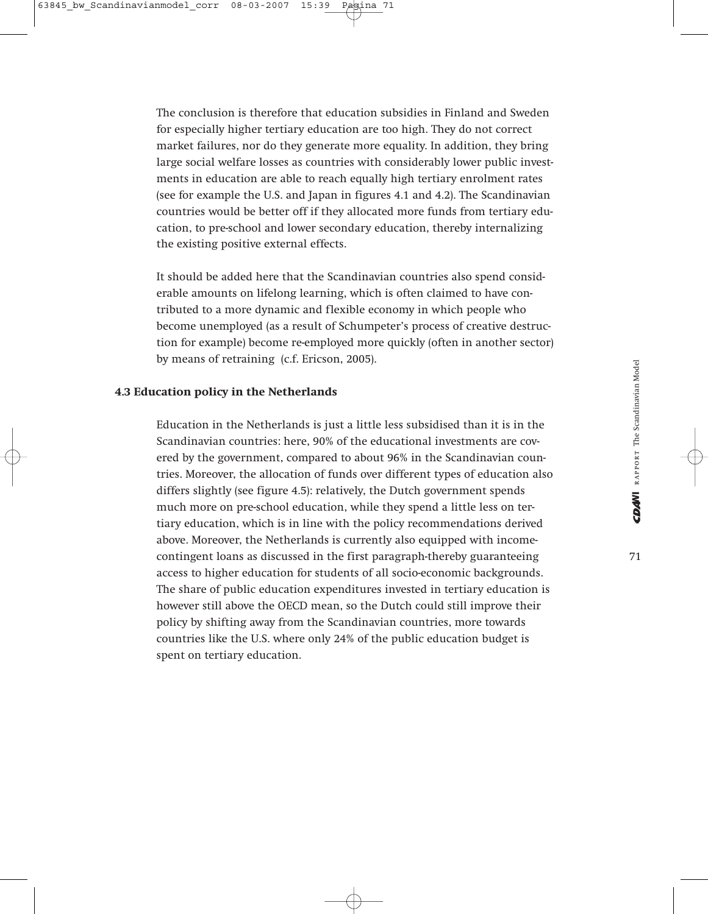The conclusion is therefore that education subsidies in Finland and Sweden for especially higher tertiary education are too high. They do not correct market failures, nor do they generate more equality. In addition, they bring large social welfare losses as countries with considerably lower public investments in education are able to reach equally high tertiary enrolment rates (see for example the U.S. and Japan in figures 4.1 and 4.2). The Scandinavian countries would be better off if they allocated more funds from tertiary education, to pre-school and lower secondary education, thereby internalizing the existing positive external effects.

It should be added here that the Scandinavian countries also spend considerable amounts on lifelong learning, which is often claimed to have contributed to a more dynamic and flexible economy in which people who become unemployed (as a result of Schumpeter's process of creative destruction for example) become re-employed more quickly (often in another sector) by means of retraining (c.f. Ericson, 2005).

## 4.3 Education policy in the Netherlands

Education in the Netherlands is just a little less subsidised than it is in the Scandinavian countries: here, 90% of the educational investments are covered by the government, compared to about 96% in the Scandinavian countries. Moreover, the allocation of funds over different types of education also differs slightly (see figure 4.5): relatively, the Dutch government spends much more on pre-school education, while they spend a little less on tertiary education, which is in line with the policy recommendations derived above. Moreover, the Netherlands is currently also equipped with income-contingent loans as discussed in the first paragraph-thereby guaranteeing access to higher education for students of all socio-economic backgrounds. The share of public education expenditures invested in tertiary education is however still above the OECD mean, so the Dutch could still improve their policy by shifting away from the Scandinavian countries, more towards countries like the U.S. where only 24% of the public education budget is spent on tertiary education.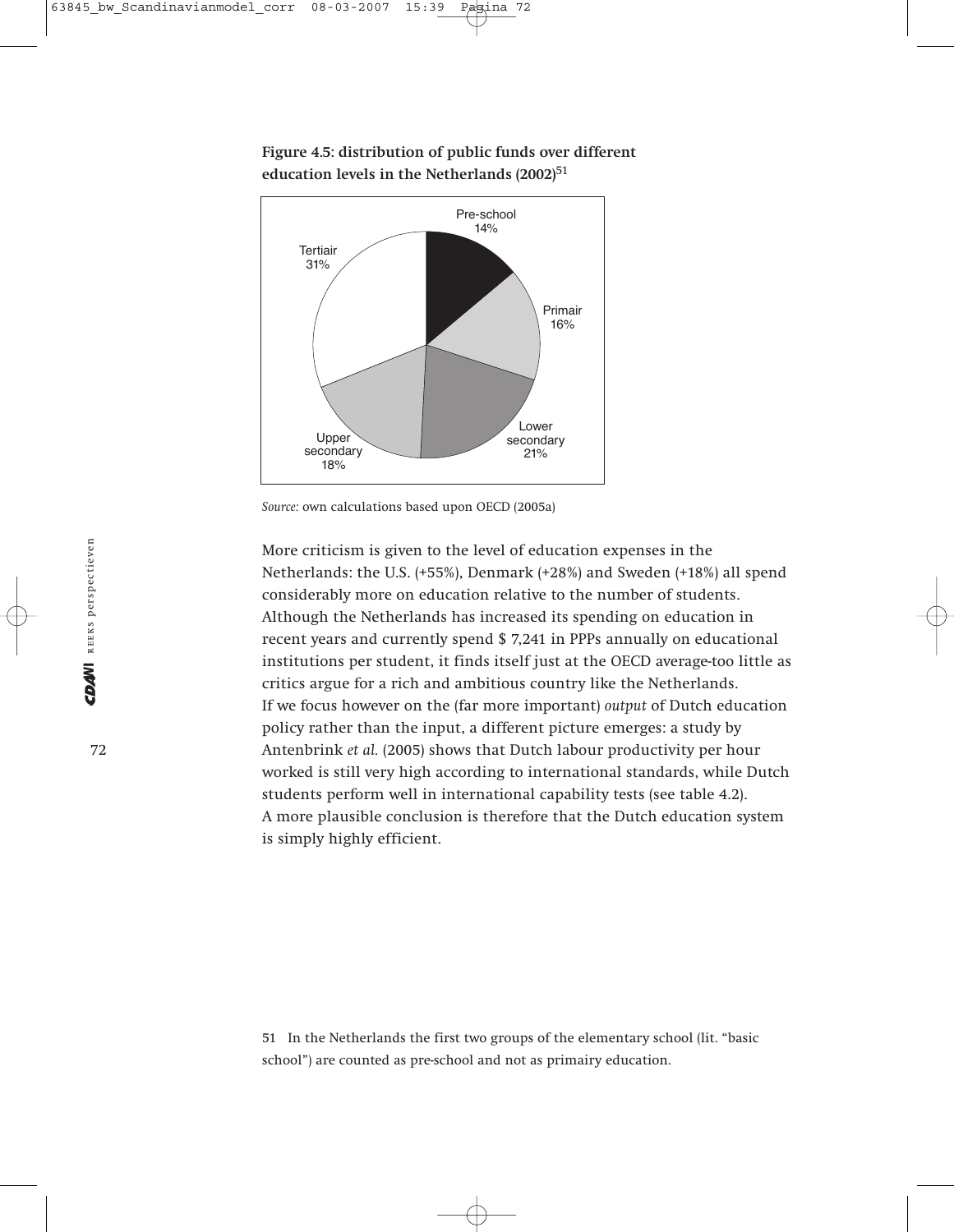**Figure 4.5: distribution of public funds over different education levels in the Netherlands (2002)**[51]

Pre-school 14%
Primair 16%
Lower secondary 21%
Upper secondary 18%
Tertiair 31%

*Source:* own calculations based upon OECD (2005a)

More criticism is given to the level of education expenses in the Netherlands: the U.S. (+55%), Denmark (+28%) and Sweden (+18%) all spend considerably more on education relative to the number of students. Although the Netherlands has increased its spending on education in recent years and currently spend $ 7,241 in PPPs annually on educational institutions per student, it finds itself just at the OECD average-too little as critics argue for a rich and ambitious country like the Netherlands. If we focus however on the (far more important) *output* of Dutch education policy rather than the input, a different picture emerges: a study by Antenbrink *et al.* (2005) shows that Dutch labour productivity per hour worked is still very high according to international standards, while Dutch students perform well in international capability tests (see table 4.2). A more plausible conclusion is therefore that the Dutch education system is simply highly efficient.

51 In the Netherlands the first two groups of the elementary school (lit. "basic school") are counted as pre-school and not as primairy education.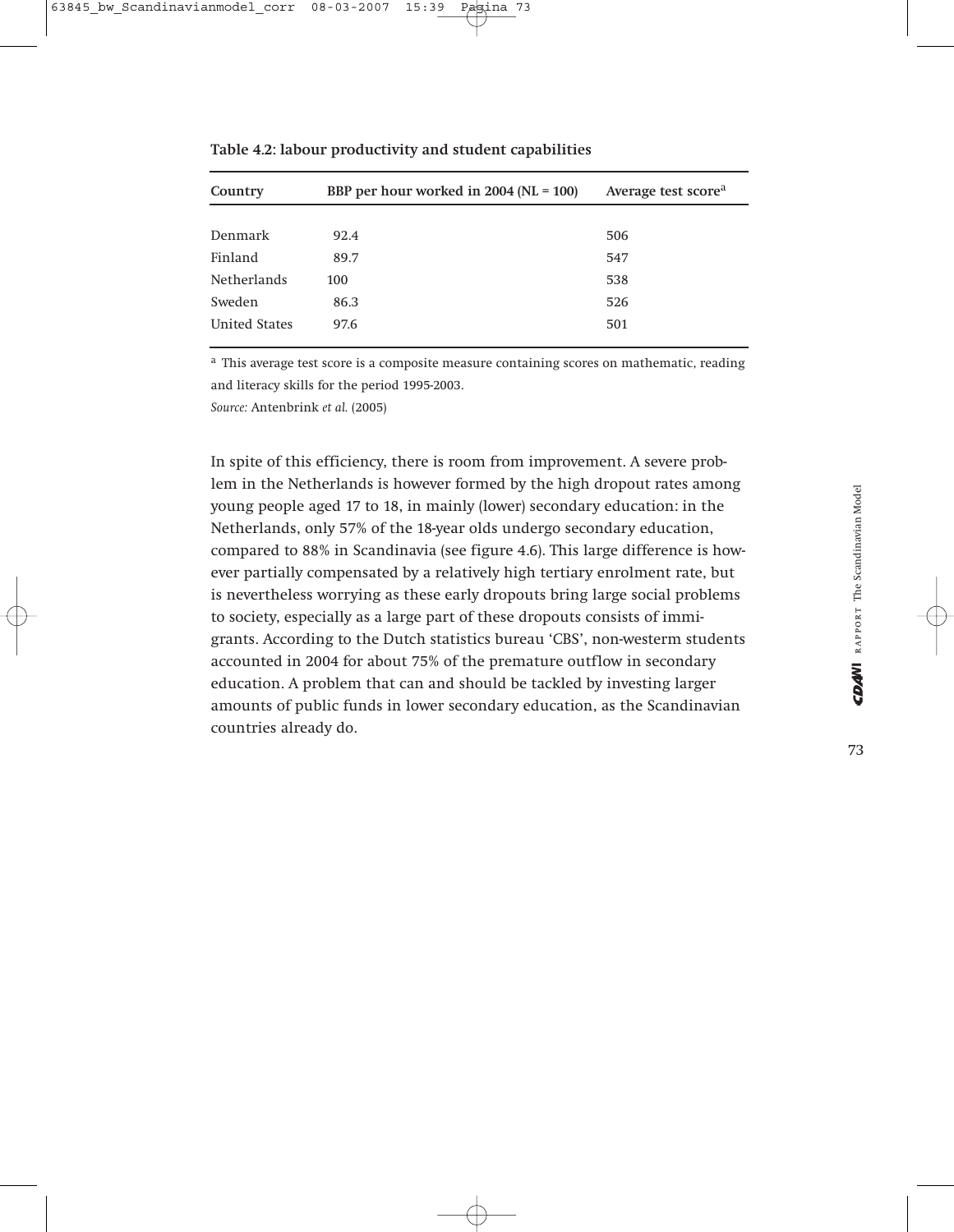**Table 4.2: labour productivity and student capabilities**

| Country | BBP per hour worked in 2004 (NL = 100) | Average test score[a] |
|---|---|---|
| Denmark | 92.4 | 506 |
| Finland | 89.7 | 547 |
| Netherlands | 100 | 538 |
| Sweden | 86.3 | 526 |
| United States | 97.6 | 501 |

[a] This average test score is a composite measure containing scores on mathematic, reading and literacy skills for the period 1995-2003.

*Source:* Antenbrink *et al.* (2005)

In spite of this efficiency, there is room from improvement. A severe problem in the Netherlands is however formed by the high dropout rates among young people aged 17 to 18, in mainly (lower) secondary education: in the Netherlands, only 57% of the 18-year olds undergo secondary education, compared to 88% in Scandinavia (see figure 4.6). This large difference is however partially compensated by a relatively high tertiary enrolment rate, but is nevertheless worrying as these early dropouts bring large social problems to society, especially as a large part of these dropouts consists of immigrants. According to the Dutch statistics bureau 'CBS', non-westerm students accounted in 2004 for about 75% of the premature outflow in secondary education. A problem that can and should be tackled by investing larger amounts of public funds in lower secondary education, as the Scandinavian countries already do.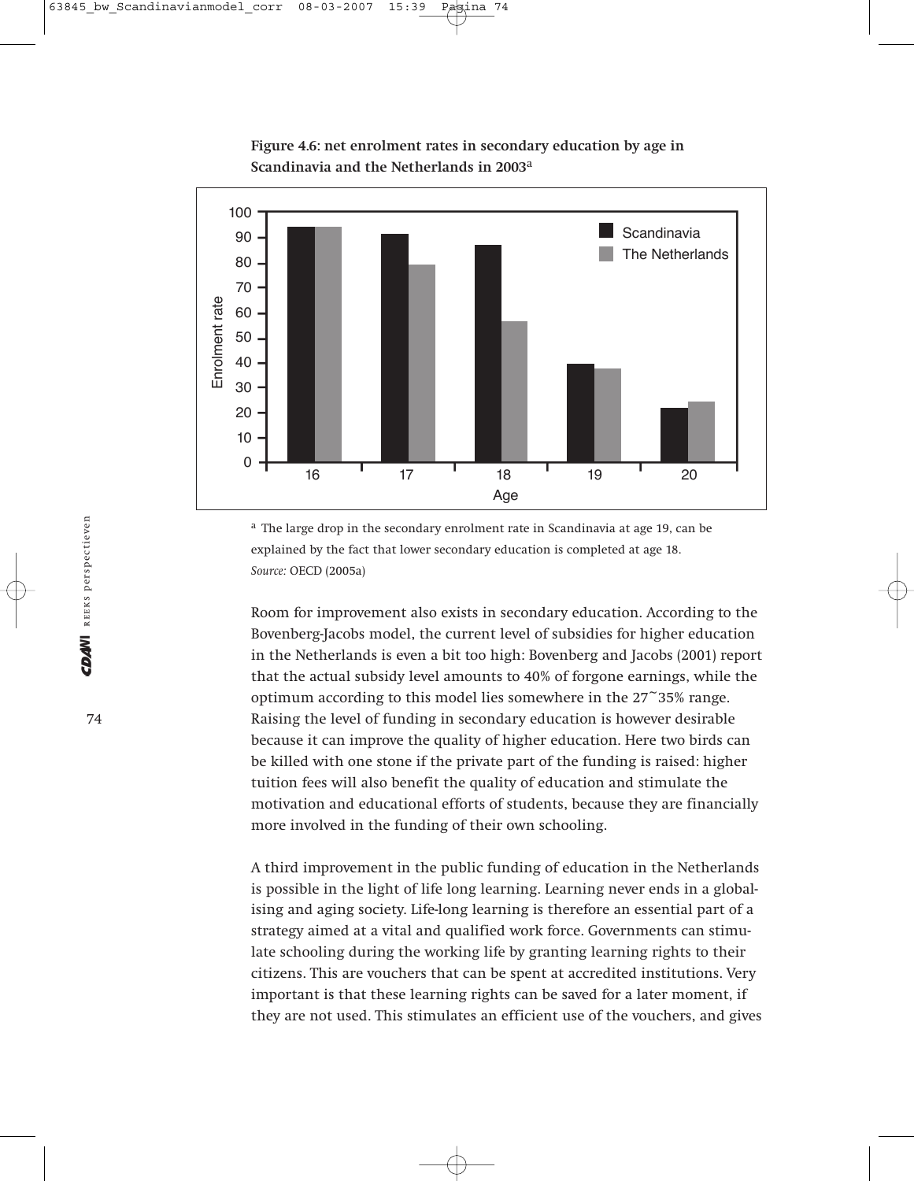**Figure 4.6: net enrolment rates in secondary education by age in Scandinavia and the Netherlands in 2003**[a]

[a] The large drop in the secondary enrolment rate in Scandinavia at age 19, can be explained by the fact that lower secondary education is completed at age 18.
*Source:* OECD (2005a)

Room for improvement also exists in secondary education. According to the Bovenberg-Jacobs model, the current level of subsidies for higher education in the Netherlands is even a bit too high: Bovenberg and Jacobs (2001) report that the actual subsidy level amounts to 40% of forgone earnings, while the optimum according to this model lies somewhere in the 27~35% range. Raising the level of funding in secondary education is however desirable because it can improve the quality of higher education. Here two birds can be killed with one stone if the private part of the funding is raised: higher tuition fees will also benefit the quality of education and stimulate the motivation and educational efforts of students, because they are financially more involved in the funding of their own schooling.

A third improvement in the public funding of education in the Netherlands is possible in the light of life long learning. Learning never ends in a globalising and aging society. Life-long learning is therefore an essential part of a strategy aimed at a vital and qualified work force. Governments can stimulate schooling during the working life by granting learning rights to their citizens. This are vouchers that can be spent at accredited institutions. Very important is that these learning rights can be saved for a later moment, if they are not used. This stimulates an efficient use of the vouchers, and gives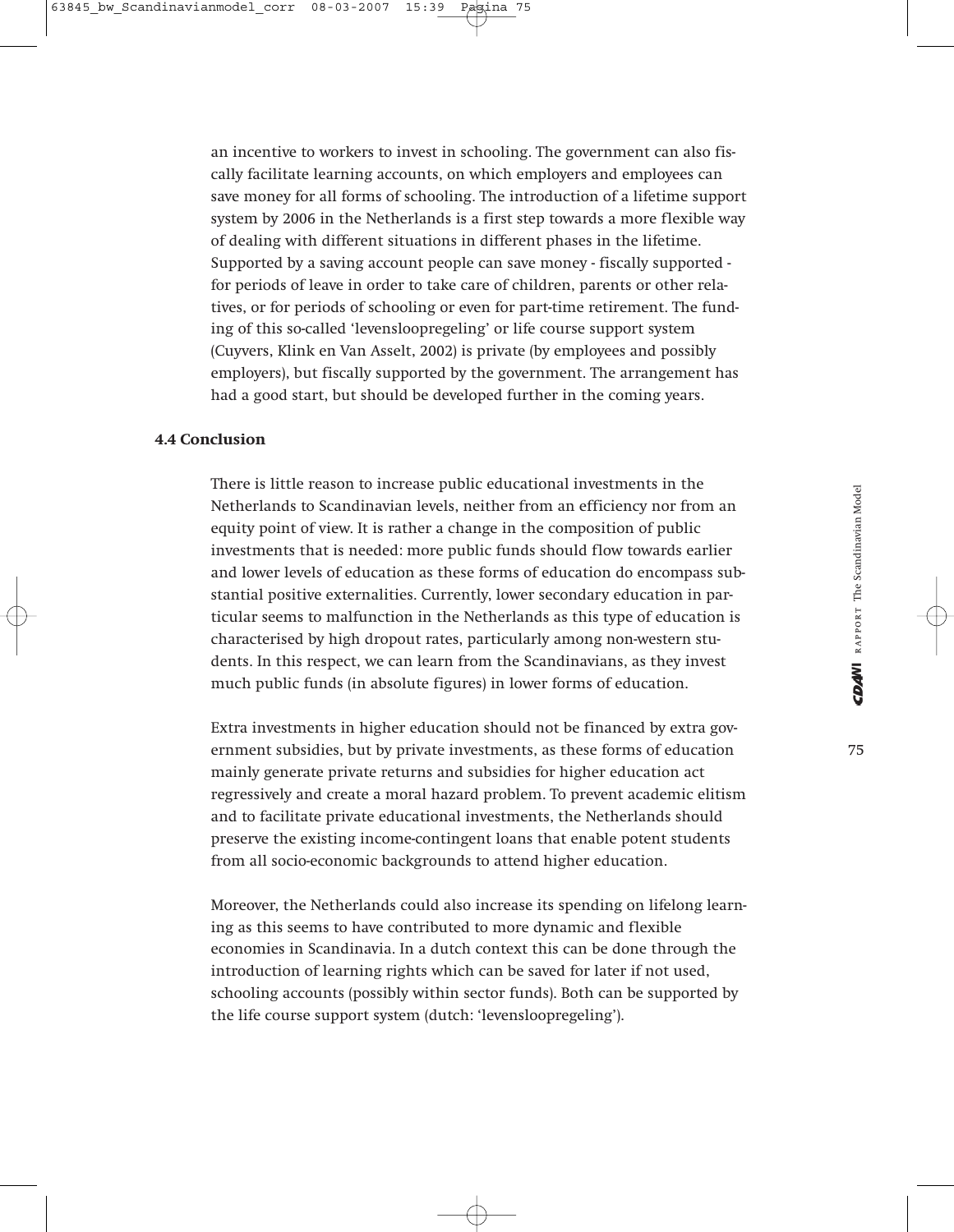an incentive to workers to invest in schooling. The government can also fiscally facilitate learning accounts, on which employers and employees can save money for all forms of schooling. The introduction of a lifetime support system by 2006 in the Netherlands is a first step towards a more flexible way of dealing with different situations in different phases in the lifetime. Supported by a saving account people can save money - fiscally supported - for periods of leave in order to take care of children, parents or other relatives, or for periods of schooling or even for part-time retirement. The funding of this so-called 'levensloopregeling' or life course support system (Cuyvers, Klink en Van Asselt, 2002) is private (by employees and possibly employers), but fiscally supported by the government. The arrangement has had a good start, but should be developed further in the coming years.

### 4.4 Conclusion

There is little reason to increase public educational investments in the Netherlands to Scandinavian levels, neither from an efficiency nor from an equity point of view. It is rather a change in the composition of public investments that is needed: more public funds should flow towards earlier and lower levels of education as these forms of education do encompass substantial positive externalities. Currently, lower secondary education in particular seems to malfunction in the Netherlands as this type of education is characterised by high dropout rates, particularly among non-western students. In this respect, we can learn from the Scandinavians, as they invest much public funds (in absolute figures) in lower forms of education.

Extra investments in higher education should not be financed by extra government subsidies, but by private investments, as these forms of education mainly generate private returns and subsidies for higher education act regressively and create a moral hazard problem. To prevent academic elitism and to facilitate private educational investments, the Netherlands should preserve the existing income-contingent loans that enable potent students from all socio-economic backgrounds to attend higher education.

Moreover, the Netherlands could also increase its spending on lifelong learning as this seems to have contributed to more dynamic and flexible economies in Scandinavia. In a dutch context this can be done through the introduction of learning rights which can be saved for later if not used, schooling accounts (possibly within sector funds). Both can be supported by the life course support system (dutch: 'levensloopregeling').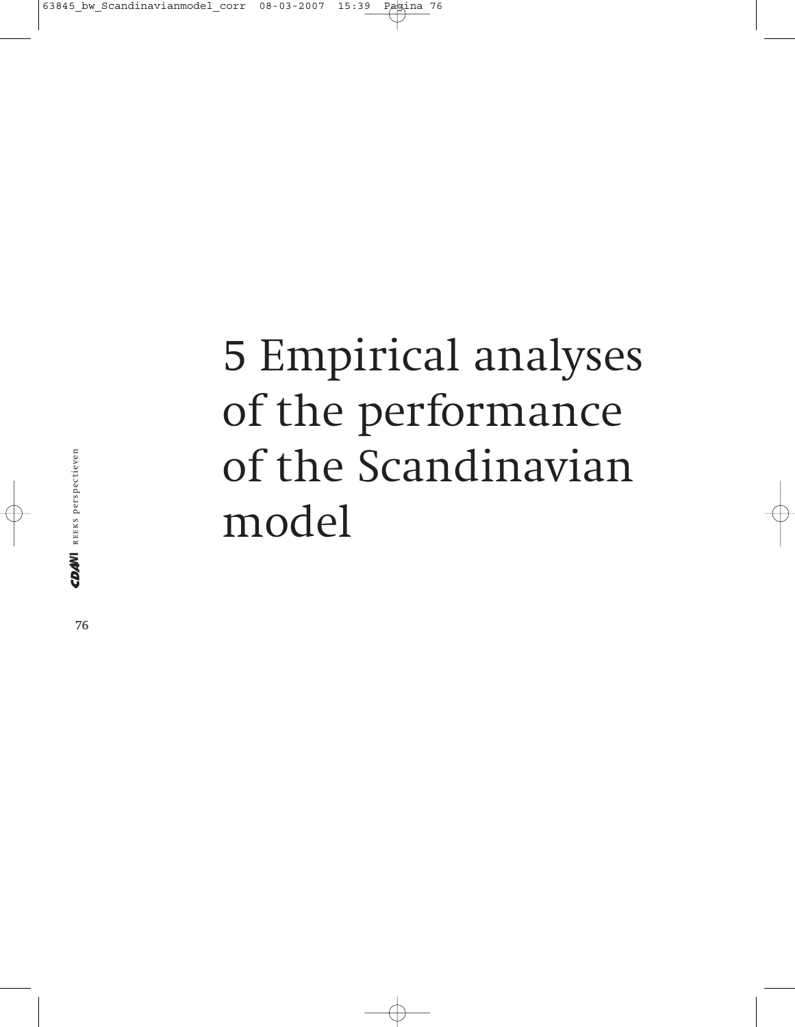# 5 Empirical analyses of the performance of the Scandinavian model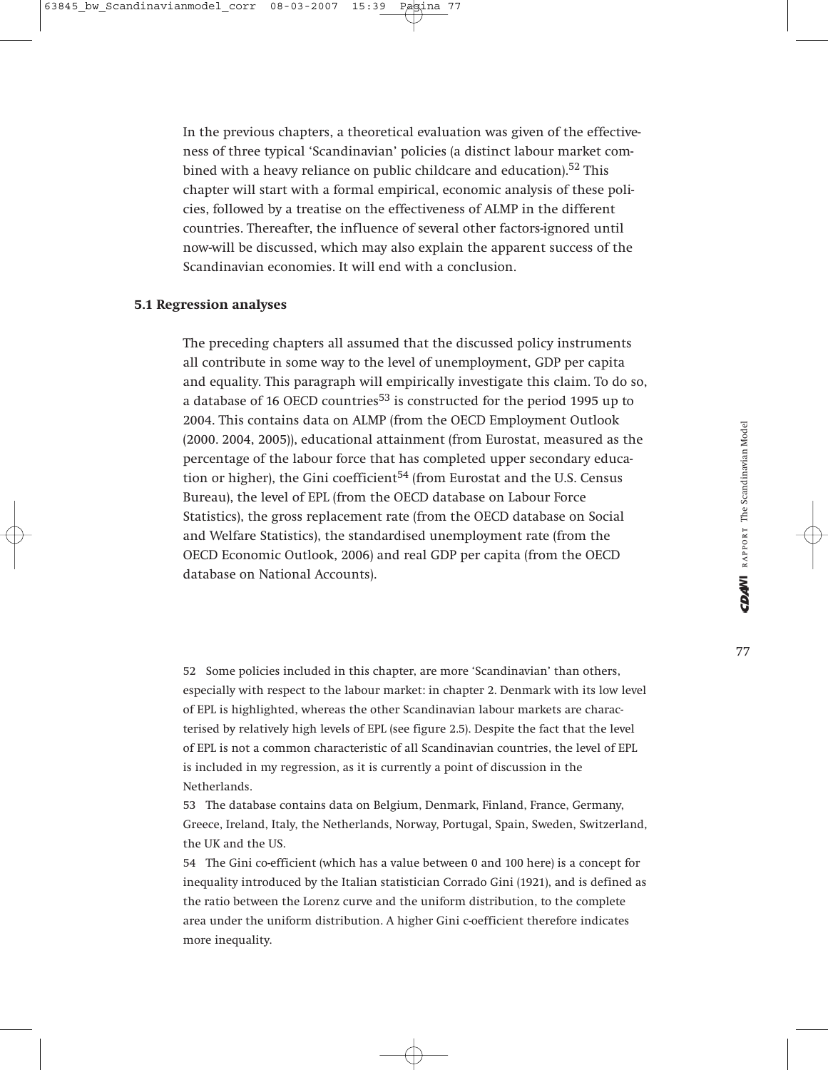In the previous chapters, a theoretical evaluation was given of the effectiveness of three typical 'Scandinavian' policies (a distinct labour market combined with a heavy reliance on public childcare and education).[52] This chapter will start with a formal empirical, economic analysis of these policies, followed by a treatise on the effectiveness of ALMP in the different countries. Thereafter, the influence of several other factors-ignored until now-will be discussed, which may also explain the apparent success of the Scandinavian economies. It will end with a conclusion.

## 5.1 Regression analyses

The preceding chapters all assumed that the discussed policy instruments all contribute in some way to the level of unemployment, GDP per capita and equality. This paragraph will empirically investigate this claim. To do so, a database of 16 OECD countries[53] is constructed for the period 1995 up to 2004. This contains data on ALMP (from the OECD Employment Outlook (2000. 2004, 2005)), educational attainment (from Eurostat, measured as the percentage of the labour force that has completed upper secondary education or higher), the Gini coefficient[54] (from Eurostat and the U.S. Census Bureau), the level of EPL (from the OECD database on Labour Force Statistics), the gross replacement rate (from the OECD database on Social and Welfare Statistics), the standardised unemployment rate (from the OECD Economic Outlook, 2006) and real GDP per capita (from the OECD database on National Accounts).

52 Some policies included in this chapter, are more 'Scandinavian' than others, especially with respect to the labour market: in chapter 2. Denmark with its low level of EPL is highlighted, whereas the other Scandinavian labour markets are characterised by relatively high levels of EPL (see figure 2.5). Despite the fact that the level of EPL is not a common characteristic of all Scandinavian countries, the level of EPL is included in my regression, as it is currently a point of discussion in the Netherlands.

53 The database contains data on Belgium, Denmark, Finland, France, Germany, Greece, Ireland, Italy, the Netherlands, Norway, Portugal, Spain, Sweden, Switzerland, the UK and the US.

54 The Gini co-efficient (which has a value between 0 and 100 here) is a concept for inequality introduced by the Italian statistician Corrado Gini (1921), and is defined as the ratio between the Lorenz curve and the uniform distribution, to the complete area under the uniform distribution. A higher Gini c-oefficient therefore indicates more inequality.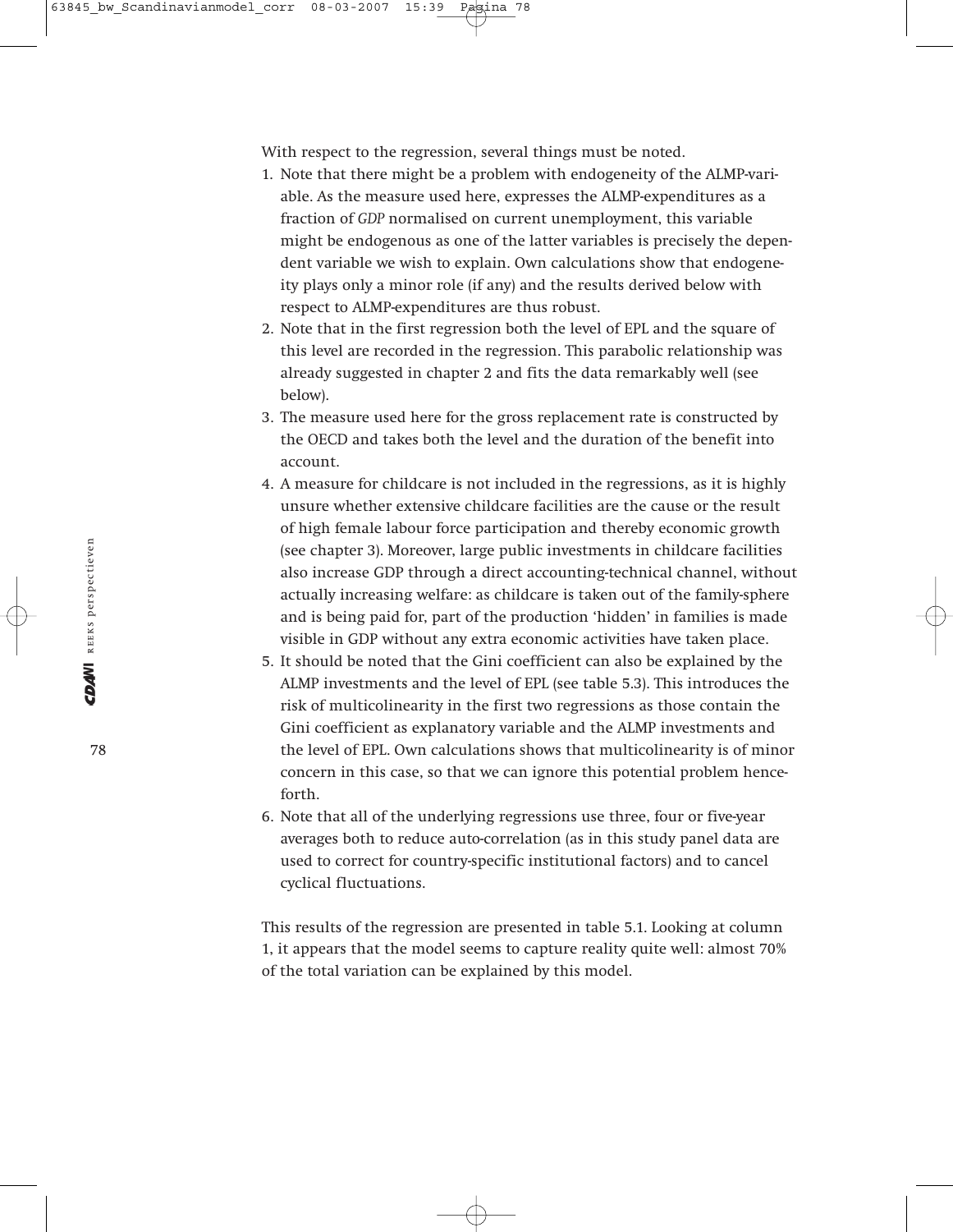With respect to the regression, several things must be noted.

1. Note that there might be a problem with endogeneity of the ALMP-variable. As the measure used here, expresses the ALMP-expenditures as a fraction of *GDP* normalised on current unemployment, this variable might be endogenous as one of the latter variables is precisely the dependent variable we wish to explain. Own calculations show that endogeneity plays only a minor role (if any) and the results derived below with respect to ALMP-expenditures are thus robust.
2. Note that in the first regression both the level of EPL and the square of this level are recorded in the regression. This parabolic relationship was already suggested in chapter 2 and fits the data remarkably well (see below).
3. The measure used here for the gross replacement rate is constructed by the OECD and takes both the level and the duration of the benefit into account.
4. A measure for childcare is not included in the regressions, as it is highly unsure whether extensive childcare facilities are the cause or the result of high female labour force participation and thereby economic growth (see chapter 3). Moreover, large public investments in childcare facilities also increase GDP through a direct accounting-technical channel, without actually increasing welfare: as childcare is taken out of the family-sphere and is being paid for, part of the production 'hidden' in families is made visible in GDP without any extra economic activities have taken place.
5. It should be noted that the Gini coefficient can also be explained by the ALMP investments and the level of EPL (see table 5.3). This introduces the risk of multicolinearity in the first two regressions as those contain the Gini coefficient as explanatory variable and the ALMP investments and the level of EPL. Own calculations shows that multicolinearity is of minor concern in this case, so that we can ignore this potential problem henceforth.
6. Note that all of the underlying regressions use three, four or five-year averages both to reduce auto-correlation (as in this study panel data are used to correct for country-specific institutional factors) and to cancel cyclical fluctuations.

This results of the regression are presented in table 5.1. Looking at column 1, it appears that the model seems to capture reality quite well: almost 70% of the total variation can be explained by this model.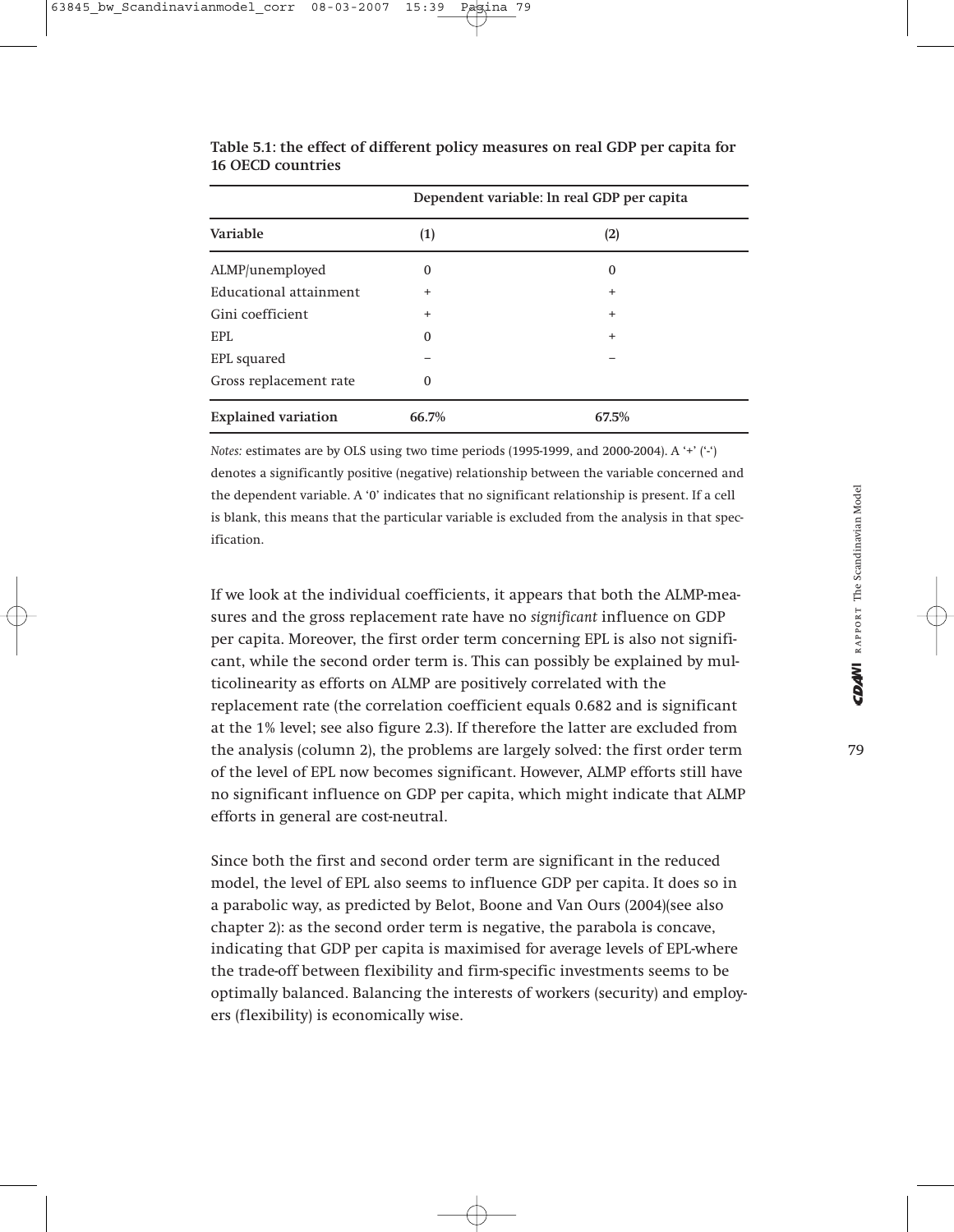**Table 5.1: the effect of different policy measures on real GDP per capita for 16 OECD countries**

| | Dependent variable: ln real GDP per capita | |
|---|---|---|
| **Variable** | **(1)** | **(2)** |
| ALMP/unemployed | 0 | 0 |
| Educational attainment | + | + |
| Gini coefficient | + | + |
| EPL | 0 | + |
| EPL squared | – | – |
| Gross replacement rate | 0 | |
| **Explained variation** | **66.7%** | **67.5%** |

*Notes:* estimates are by OLS using two time periods (1995-1999, and 2000-2004). A '+' ('-') denotes a significantly positive (negative) relationship between the variable concerned and the dependent variable. A '0' indicates that no significant relationship is present. If a cell is blank, this means that the particular variable is excluded from the analysis in that specification.

If we look at the individual coefficients, it appears that both the ALMP-measures and the gross replacement rate have no *significant* influence on GDP per capita. Moreover, the first order term concerning EPL is also not significant, while the second order term is. This can possibly be explained by multicolinearity as efforts on ALMP are positively correlated with the replacement rate (the correlation coefficient equals 0.682 and is significant at the 1% level; see also figure 2.3). If therefore the latter are excluded from the analysis (column 2), the problems are largely solved: the first order term of the level of EPL now becomes significant. However, ALMP efforts still have no significant influence on GDP per capita, which might indicate that ALMP efforts in general are cost-neutral.

Since both the first and second order term are significant in the reduced model, the level of EPL also seems to influence GDP per capita. It does so in a parabolic way, as predicted by Belot, Boone and Van Ours (2004)(see also chapter 2): as the second order term is negative, the parabola is concave, indicating that GDP per capita is maximised for average levels of EPL-where the trade-off between flexibility and firm-specific investments seems to be optimally balanced. Balancing the interests of workers (security) and employers (flexibility) is economically wise.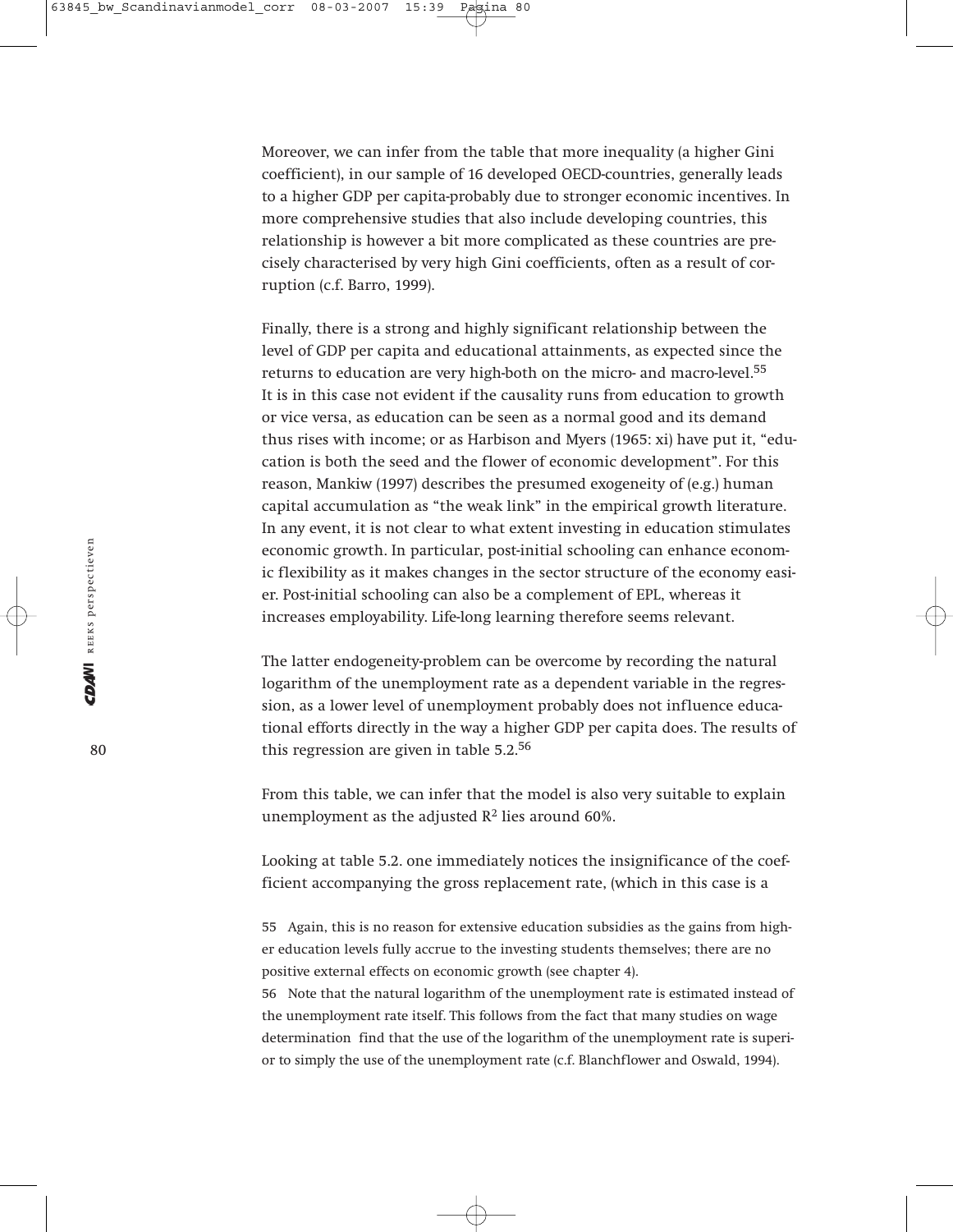Moreover, we can infer from the table that more inequality (a higher Gini coefficient), in our sample of 16 developed OECD-countries, generally leads to a higher GDP per capita-probably due to stronger economic incentives. In more comprehensive studies that also include developing countries, this relationship is however a bit more complicated as these countries are precisely characterised by very high Gini coefficients, often as a result of corruption (c.f. Barro, 1999).

Finally, there is a strong and highly significant relationship between the level of GDP per capita and educational attainments, as expected since the returns to education are very high-both on the micro- and macro-level.[55] It is in this case not evident if the causality runs from education to growth or vice versa, as education can be seen as a normal good and its demand thus rises with income; or as Harbison and Myers (1965: xi) have put it, "education is both the seed and the flower of economic development". For this reason, Mankiw (1997) describes the presumed exogeneity of (e.g.) human capital accumulation as "the weak link" in the empirical growth literature. In any event, it is not clear to what extent investing in education stimulates economic growth. In particular, post-initial schooling can enhance economic flexibility as it makes changes in the sector structure of the economy easier. Post-initial schooling can also be a complement of EPL, whereas it increases employability. Life-long learning therefore seems relevant.

The latter endogeneity-problem can be overcome by recording the natural logarithm of the unemployment rate as a dependent variable in the regression, as a lower level of unemployment probably does not influence educational efforts directly in the way a higher GDP per capita does. The results of this regression are given in table 5.2.[56]

From this table, we can infer that the model is also very suitable to explain unemployment as the adjusted $R^2$ lies around 60%.

Looking at table 5.2. one immediately notices the insignificance of the coefficient accompanying the gross replacement rate, (which in this case is a

55 Again, this is no reason for extensive education subsidies as the gains from higher education levels fully accrue to the investing students themselves; there are no positive external effects on economic growth (see chapter 4).

56 Note that the natural logarithm of the unemployment rate is estimated instead of the unemployment rate itself. This follows from the fact that many studies on wage determination find that the use of the logarithm of the unemployment rate is superior to simply the use of the unemployment rate (c.f. Blanchflower and Oswald, 1994).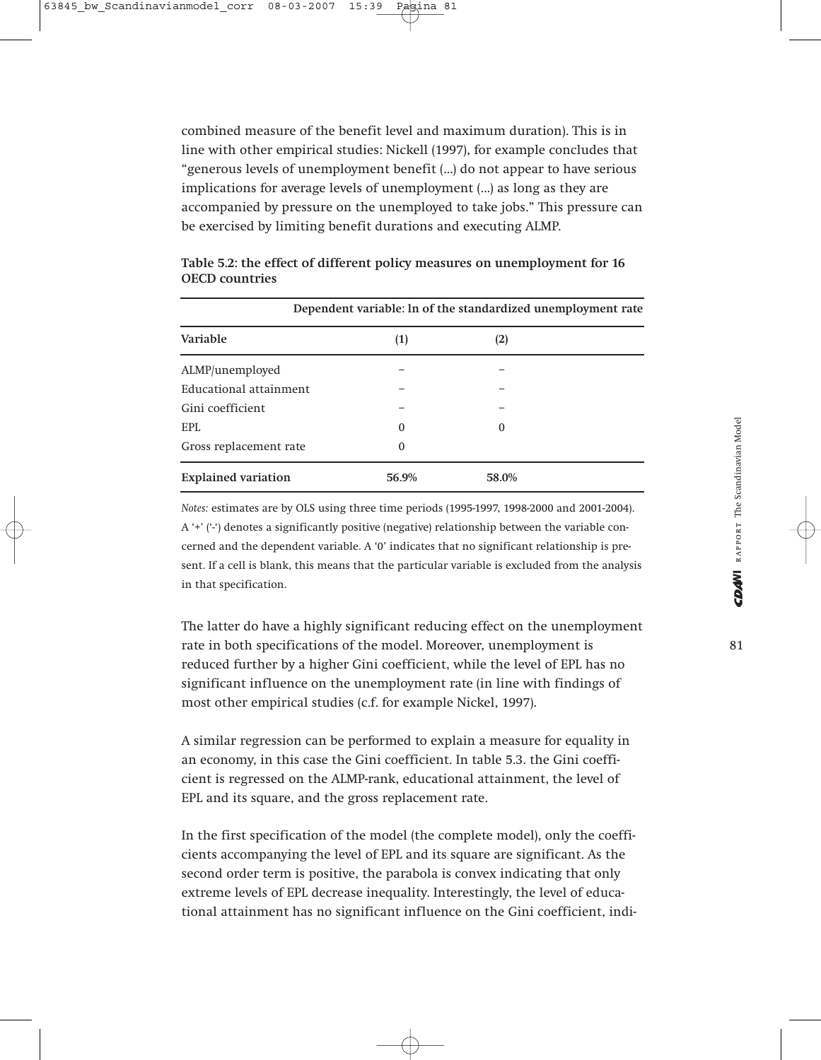combined measure of the benefit level and maximum duration). This is in line with other empirical studies: Nickell (1997), for example concludes that "generous levels of unemployment benefit (...) do not appear to have serious implications for average levels of unemployment (...) as long as they are accompanied by pressure on the unemployed to take jobs." This pressure can be exercised by limiting benefit durations and executing ALMP.

**Table 5.2: the effect of different policy measures on unemployment for 16 OECD countries**

| | **Dependent variable: ln of the standardized unemployment rate** | |
|---|---|---|
| **Variable** | **(1)** | **(2)** |
| ALMP/unemployed | – | – |
| Educational attainment | – | – |
| Gini coefficient | – | – |
| EPL | 0 | 0 |
| Gross replacement rate | 0 | |
| **Explained variation** | **56.9%** | **58.0%** |

*Notes:* estimates are by OLS using three time periods (1995-1997, 1998-2000 and 2001-2004). A '+' ('-') denotes a significantly positive (negative) relationship between the variable concerned and the dependent variable. A '0' indicates that no significant relationship is present. If a cell is blank, this means that the particular variable is excluded from the analysis in that specification.

The latter do have a highly significant reducing effect on the unemployment rate in both specifications of the model. Moreover, unemployment is reduced further by a higher Gini coefficient, while the level of EPL has no significant influence on the unemployment rate (in line with findings of most other empirical studies (c.f. for example Nickel, 1997).

A similar regression can be performed to explain a measure for equality in an economy, in this case the Gini coefficient. In table 5.3. the Gini coefficient is regressed on the ALMP-rank, educational attainment, the level of EPL and its square, and the gross replacement rate.

In the first specification of the model (the complete model), only the coefficients accompanying the level of EPL and its square are significant. As the second order term is positive, the parabola is convex indicating that only extreme levels of EPL decrease inequality. Interestingly, the level of educational attainment has no significant influence on the Gini coefficient, indi-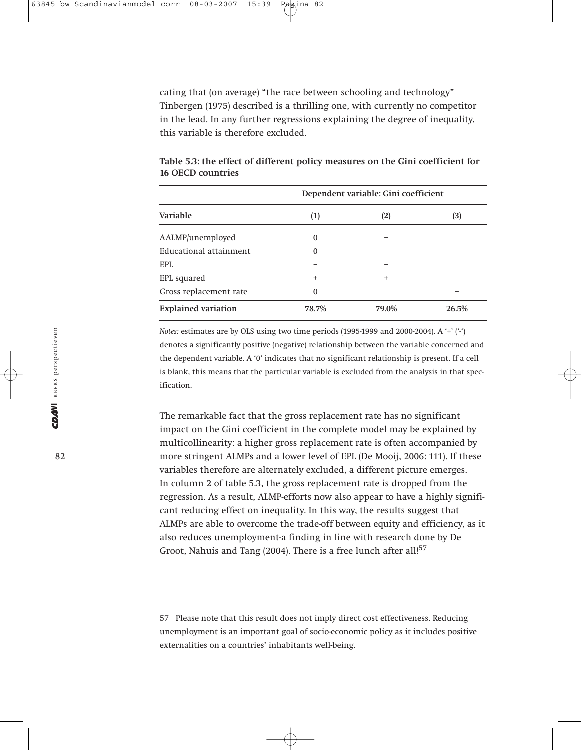cating that (on average) "the race between schooling and technology" Tinbergen (1975) described is a thrilling one, with currently no competitor in the lead. In any further regressions explaining the degree of inequality, this variable is therefore excluded.

**Table 5.3: the effect of different policy measures on the Gini coefficient for 16 OECD countries**

| | Dependent variable: Gini coefficient | | |
|---|---|---|---|
| **Variable** | **(1)** | **(2)** | **(3)** |
| AALMP/unemployed | 0 | – | |
| Educational attainment | 0 | | |
| EPL | – | – | |
| EPL squared | + | + | |
| Gross replacement rate | 0 | | – |
| **Explained variation** | **78.7%** | **79.0%** | **26.5%** |

*Notes:* estimates are by OLS using two time periods (1995-1999 and 2000-2004). A '+' ('-') denotes a significantly positive (negative) relationship between the variable concerned and the dependent variable. A '0' indicates that no significant relationship is present. If a cell is blank, this means that the particular variable is excluded from the analysis in that specification.

The remarkable fact that the gross replacement rate has no significant impact on the Gini coefficient in the complete model may be explained by multicollinearity: a higher gross replacement rate is often accompanied by more stringent ALMPs and a lower level of EPL (De Mooij, 2006: 111). If these variables therefore are alternately excluded, a different picture emerges. In column 2 of table 5.3, the gross replacement rate is dropped from the regression. As a result, ALMP-efforts now also appear to have a highly significant reducing effect on inequality. In this way, the results suggest that ALMPs are able to overcome the trade-off between equity and efficiency, as it also reduces unemployment-a finding in line with research done by De Groot, Nahuis and Tang (2004). There is a free lunch after all![57]

57 Please note that this result does not imply direct cost effectiveness. Reducing unemployment is an important goal of socio-economic policy as it includes positive externalities on a countries' inhabitants well-being.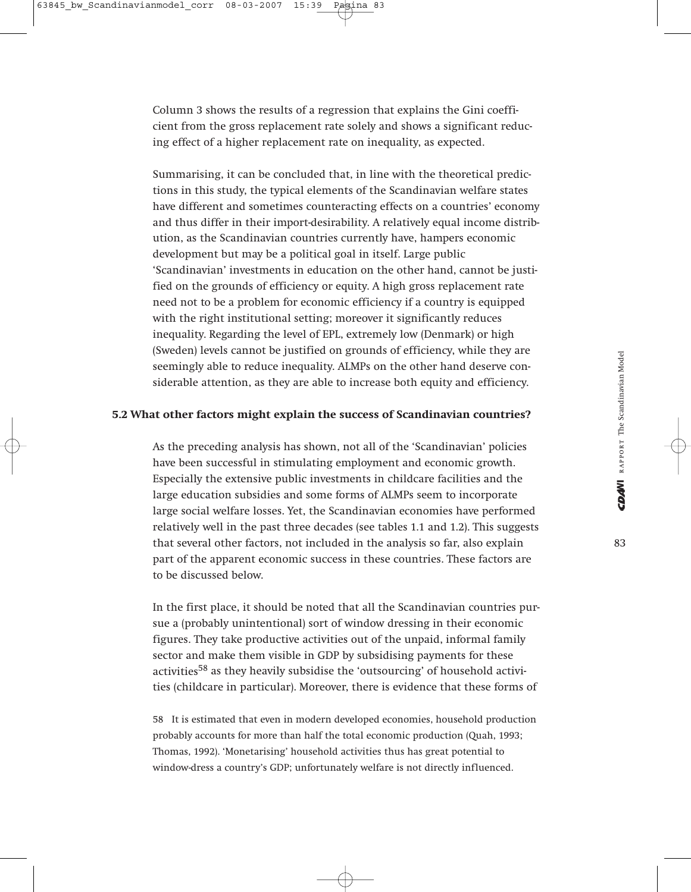Column 3 shows the results of a regression that explains the Gini coefficient from the gross replacement rate solely and shows a significant reducing effect of a higher replacement rate on inequality, as expected.

Summarising, it can be concluded that, in line with the theoretical predictions in this study, the typical elements of the Scandinavian welfare states have different and sometimes counteracting effects on a countries' economy and thus differ in their import-desirability. A relatively equal income distribution, as the Scandinavian countries currently have, hampers economic development but may be a political goal in itself. Large public 'Scandinavian' investments in education on the other hand, cannot be justified on the grounds of efficiency or equity. A high gross replacement rate need not to be a problem for economic efficiency if a country is equipped with the right institutional setting; moreover it significantly reduces inequality. Regarding the level of EPL, extremely low (Denmark) or high (Sweden) levels cannot be justified on grounds of efficiency, while they are seemingly able to reduce inequality. ALMPs on the other hand deserve considerable attention, as they are able to increase both equity and efficiency.

## 5.2 What other factors might explain the success of Scandinavian countries?

As the preceding analysis has shown, not all of the 'Scandinavian' policies have been successful in stimulating employment and economic growth. Especially the extensive public investments in childcare facilities and the large education subsidies and some forms of ALMPs seem to incorporate large social welfare losses. Yet, the Scandinavian economies have performed relatively well in the past three decades (see tables 1.1 and 1.2). This suggests that several other factors, not included in the analysis so far, also explain part of the apparent economic success in these countries. These factors are to be discussed below.

In the first place, it should be noted that all the Scandinavian countries pursue a (probably unintentional) sort of window dressing in their economic figures. They take productive activities out of the unpaid, informal family sector and make them visible in GDP by subsidising payments for these activities[58] as they heavily subsidise the 'outsourcing' of household activities (childcare in particular). Moreover, there is evidence that these forms of

58 It is estimated that even in modern developed economies, household production probably accounts for more than half the total economic production (Quah, 1993; Thomas, 1992). 'Monetarising' household activities thus has great potential to window-dress a country's GDP; unfortunately welfare is not directly influenced.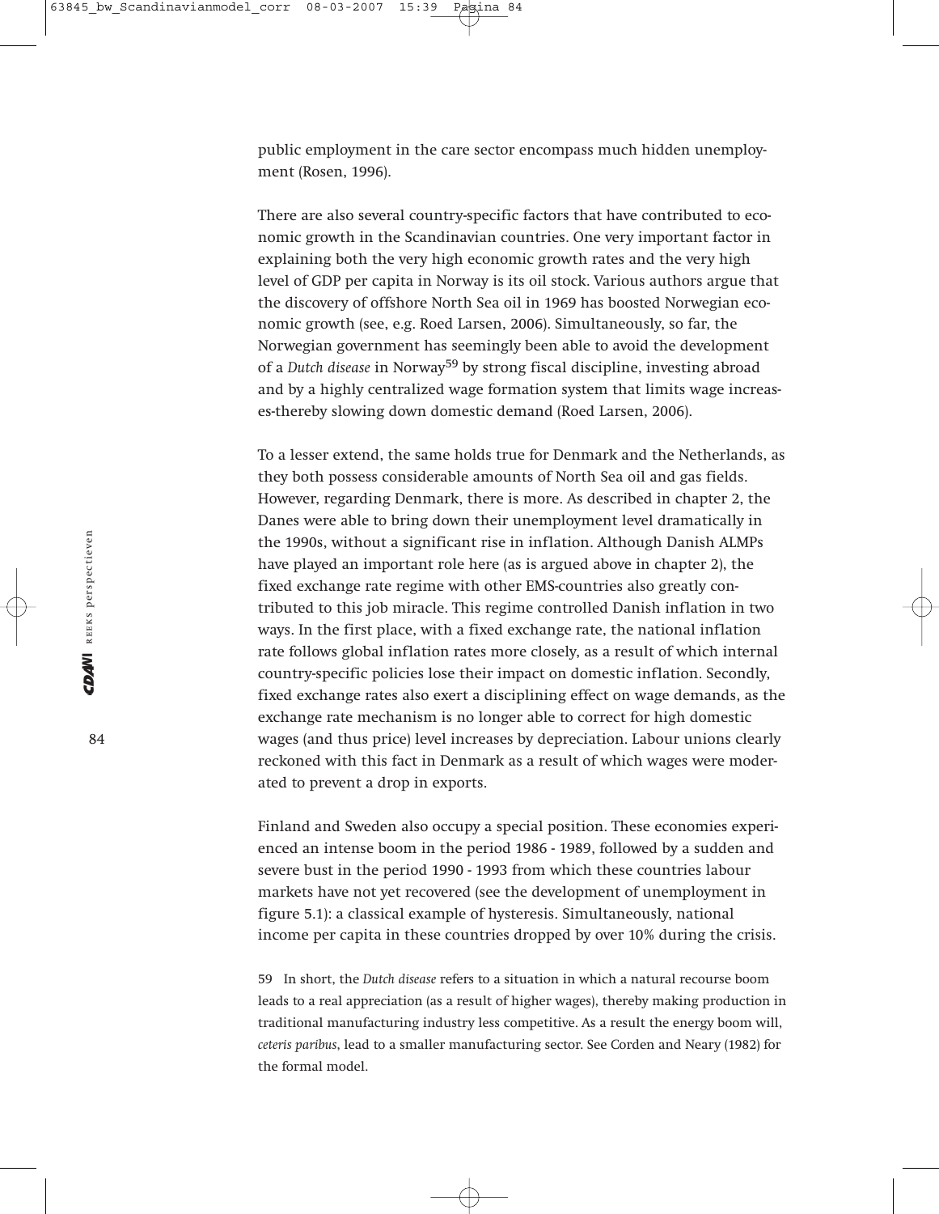public employment in the care sector encompass much hidden unemployment (Rosen, 1996).

There are also several country-specific factors that have contributed to economic growth in the Scandinavian countries. One very important factor in explaining both the very high economic growth rates and the very high level of GDP per capita in Norway is its oil stock. Various authors argue that the discovery of offshore North Sea oil in 1969 has boosted Norwegian economic growth (see, e.g. Roed Larsen, 2006). Simultaneously, so far, the Norwegian government has seemingly been able to avoid the development of a *Dutch disease* in Norway[59] by strong fiscal discipline, investing abroad and by a highly centralized wage formation system that limits wage increases-thereby slowing down domestic demand (Roed Larsen, 2006).

To a lesser extend, the same holds true for Denmark and the Netherlands, as they both possess considerable amounts of North Sea oil and gas fields. However, regarding Denmark, there is more. As described in chapter 2, the Danes were able to bring down their unemployment level dramatically in the 1990s, without a significant rise in inflation. Although Danish ALMPs have played an important role here (as is argued above in chapter 2), the fixed exchange rate regime with other EMS-countries also greatly contributed to this job miracle. This regime controlled Danish inflation in two ways. In the first place, with a fixed exchange rate, the national inflation rate follows global inflation rates more closely, as a result of which internal country-specific policies lose their impact on domestic inflation. Secondly, fixed exchange rates also exert a disciplining effect on wage demands, as the exchange rate mechanism is no longer able to correct for high domestic wages (and thus price) level increases by depreciation. Labour unions clearly reckoned with this fact in Denmark as a result of which wages were moderated to prevent a drop in exports.

Finland and Sweden also occupy a special position. These economies experienced an intense boom in the period 1986 - 1989, followed by a sudden and severe bust in the period 1990 - 1993 from which these countries labour markets have not yet recovered (see the development of unemployment in figure 5.1): a classical example of hysteresis. Simultaneously, national income per capita in these countries dropped by over 10% during the crisis.

59 In short, the *Dutch disease* refers to a situation in which a natural recourse boom leads to a real appreciation (as a result of higher wages), thereby making production in traditional manufacturing industry less competitive. As a result the energy boom will, *ceteris paribus*, lead to a smaller manufacturing sector. See Corden and Neary (1982) for the formal model.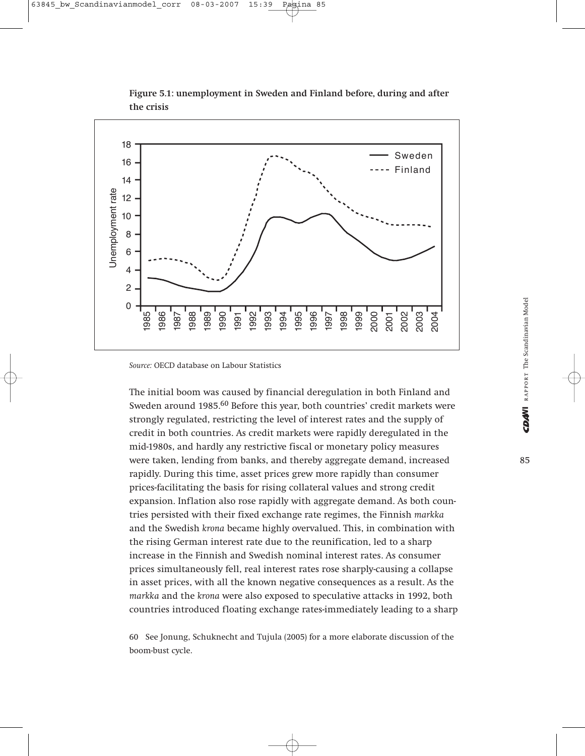**Figure 5.1: unemployment in Sweden and Finland before, during and after the crisis**

*Source:* OECD database on Labour Statistics

The initial boom was caused by financial deregulation in both Finland and Sweden around 1985.[60] Before this year, both countries' credit markets were strongly regulated, restricting the level of interest rates and the supply of credit in both countries. As credit markets were rapidly deregulated in the mid-1980s, and hardly any restrictive fiscal or monetary policy measures were taken, lending from banks, and thereby aggregate demand, increased rapidly. During this time, asset prices grew more rapidly than consumer prices-facilitating the basis for rising collateral values and strong credit expansion. Inflation also rose rapidly with aggregate demand. As both countries persisted with their fixed exchange rate regimes, the Finnish *markka* and the Swedish *krona* became highly overvalued. This, in combination with the rising German interest rate due to the reunification, led to a sharp increase in the Finnish and Swedish nominal interest rates. As consumer prices simultaneously fell, real interest rates rose sharply-causing a collapse in asset prices, with all the known negative consequences as a result. As the *markka* and the *krona* were also exposed to speculative attacks in 1992, both countries introduced floating exchange rates-immediately leading to a sharp

60 See Jonung, Schuknecht and Tujula (2005) for a more elaborate discussion of the boom-bust cycle.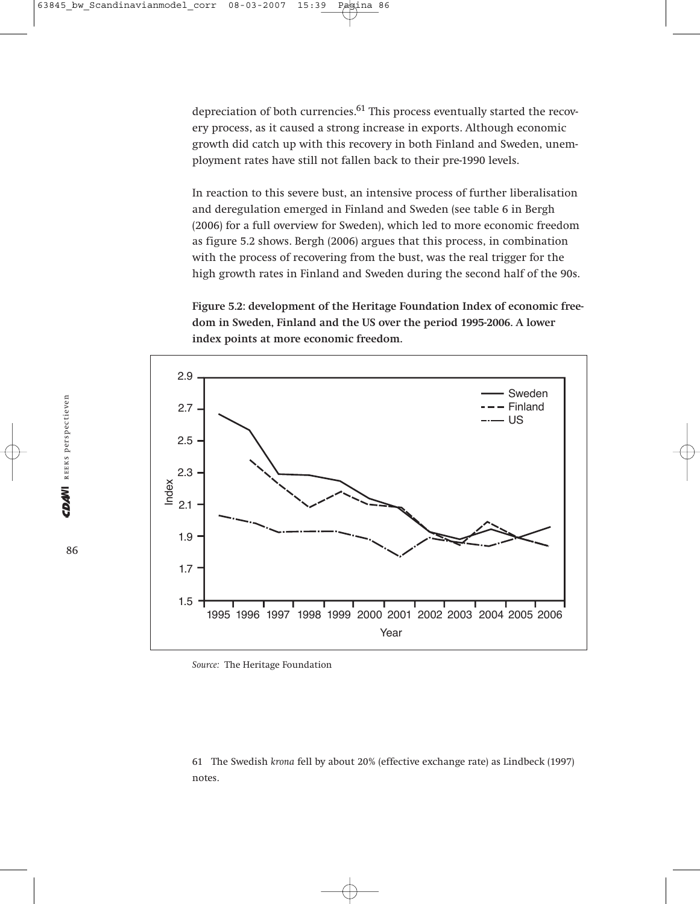depreciation of both currencies.[61] This process eventually started the recovery process, as it caused a strong increase in exports. Although economic growth did catch up with this recovery in both Finland and Sweden, unemployment rates have still not fallen back to their pre-1990 levels.

In reaction to this severe bust, an intensive process of further liberalisation and deregulation emerged in Finland and Sweden (see table 6 in Bergh (2006) for a full overview for Sweden), which led to more economic freedom as figure 5.2 shows. Bergh (2006) argues that this process, in combination with the process of recovering from the bust, was the real trigger for the high growth rates in Finland and Sweden during the second half of the 90s.

**Figure 5.2: development of the Heritage Foundation Index of economic freedom in Sweden, Finland and the US over the period 1995-2006. A lower index points at more economic freedom.**

*Source:* The Heritage Foundation

61 The Swedish *krona* fell by about 20% (effective exchange rate) as Lindbeck (1997) notes.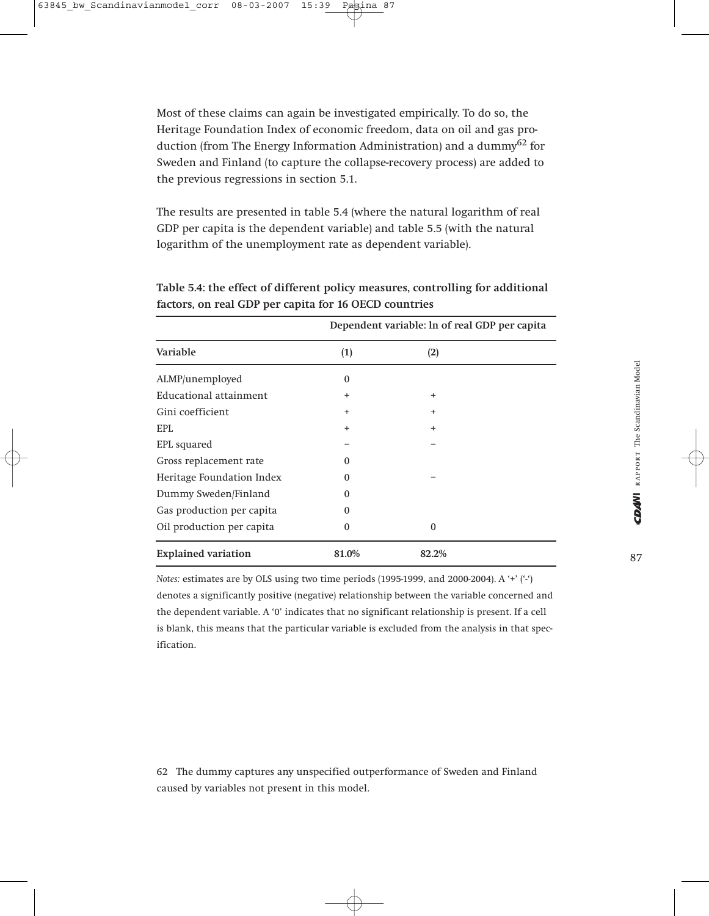Most of these claims can again be investigated empirically. To do so, the Heritage Foundation Index of economic freedom, data on oil and gas production (from The Energy Information Administration) and a dummy[62] for Sweden and Finland (to capture the collapse-recovery process) are added to the previous regressions in section 5.1.

The results are presented in table 5.4 (where the natural logarithm of real GDP per capita is the dependent variable) and table 5.5 (with the natural logarithm of the unemployment rate as dependent variable).

**Table 5.4: the effect of different policy measures, controlling for additional factors, on real GDP per capita for 16 OECD countries**

| | Dependent variable: ln of real GDP per capita | |
|---|---|---|
| **Variable** | **(1)** | **(2)** |
| ALMP/unemployed | 0 | |
| Educational attainment | + | + |
| Gini coefficient | + | + |
| EPL | + | + |
| EPL squared | – | – |
| Gross replacement rate | 0 | |
| Heritage Foundation Index | 0 | – |
| Dummy Sweden/Finland | 0 | |
| Gas production per capita | 0 | |
| Oil production per capita | 0 | 0 |
| **Explained variation** | **81.0%** | **82.2%** |

*Notes:* estimates are by OLS using two time periods (1995-1999, and 2000-2004). A '+' ('-') denotes a significantly positive (negative) relationship between the variable concerned and the dependent variable. A '0' indicates that no significant relationship is present. If a cell is blank, this means that the particular variable is excluded from the analysis in that specification.

62 The dummy captures any unspecified outperformance of Sweden and Finland caused by variables not present in this model.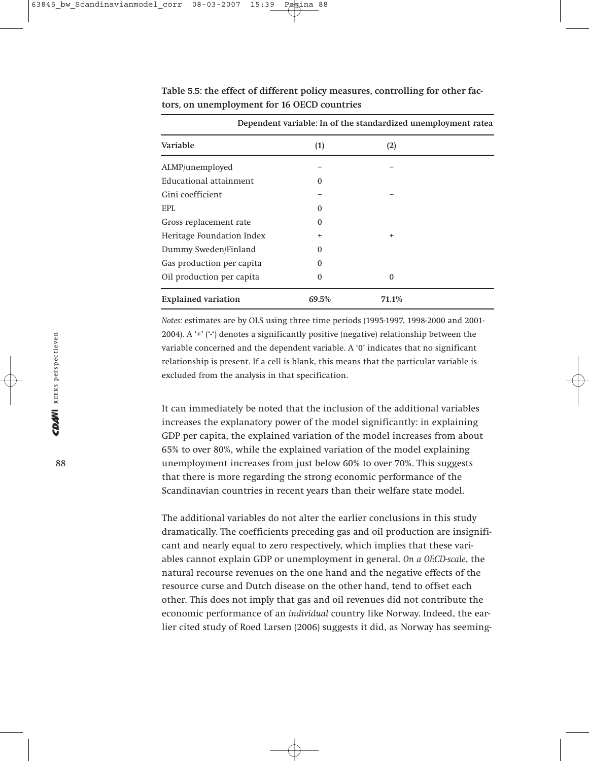**Table 5.5: the effect of different policy measures, controlling for other factors, on unemployment for 16 OECD countries**

| | Dependent variable: ln of the standardized unemployment ratea | |
|---|---|---|
| **Variable** | **(1)** | **(2)** |
| ALMP/unemployed | – | – |
| Educational attainment | 0 | |
| Gini coefficient | – | – |
| EPL | 0 | |
| Gross replacement rate | 0 | |
| Heritage Foundation Index | + | + |
| Dummy Sweden/Finland | 0 | |
| Gas production per capita | 0 | |
| Oil production per capita | 0 | 0 |
| **Explained variation** | **69.5%** | **71.1%** |

*Notes:* estimates are by OLS using three time periods (1995-1997, 1998-2000 and 2001-2004). A '+' ('-') denotes a significantly positive (negative) relationship between the variable concerned and the dependent variable. A '0' indicates that no significant relationship is present. If a cell is blank, this means that the particular variable is excluded from the analysis in that specification.

It can immediately be noted that the inclusion of the additional variables increases the explanatory power of the model significantly: in explaining GDP per capita, the explained variation of the model increases from about 65% to over 80%, while the explained variation of the model explaining unemployment increases from just below 60% to over 70%. This suggests that there is more regarding the strong economic performance of the Scandinavian countries in recent years than their welfare state model.

The additional variables do not alter the earlier conclusions in this study dramatically. The coefficients preceding gas and oil production are insignificant and nearly equal to zero respectively, which implies that these variables cannot explain GDP or unemployment in general. *On a OECD-scale*, the natural recourse revenues on the one hand and the negative effects of the resource curse and Dutch disease on the other hand, tend to offset each other. This does not imply that gas and oil revenues did not contribute the economic performance of an *individual* country like Norway. Indeed, the earlier cited study of Roed Larsen (2006) suggests it did, as Norway has seeming-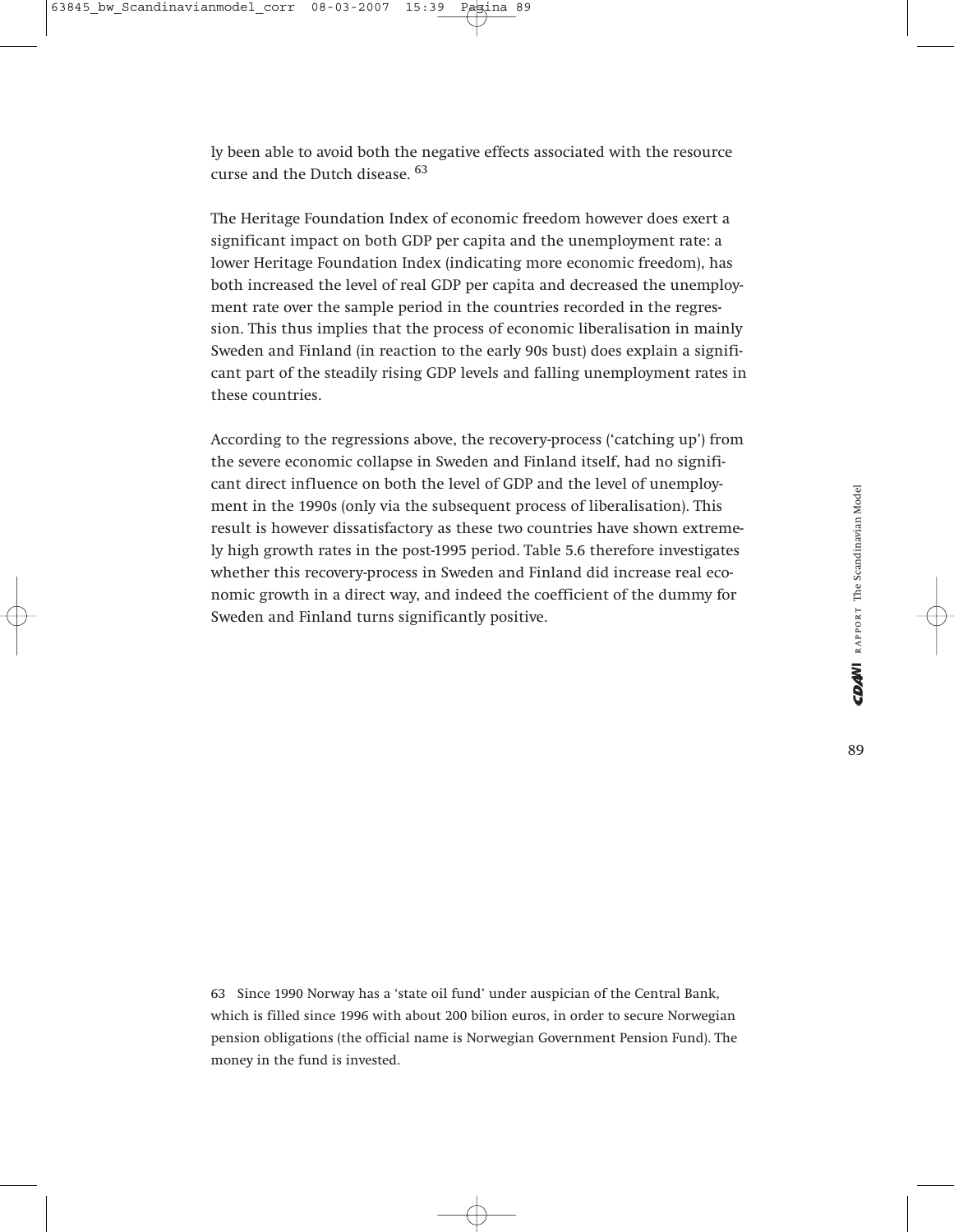ly been able to avoid both the negative effects associated with the resource curse and the Dutch disease. [63]

The Heritage Foundation Index of economic freedom however does exert a significant impact on both GDP per capita and the unemployment rate: a lower Heritage Foundation Index (indicating more economic freedom), has both increased the level of real GDP per capita and decreased the unemployment rate over the sample period in the countries recorded in the regression. This thus implies that the process of economic liberalisation in mainly Sweden and Finland (in reaction to the early 90s bust) does explain a significant part of the steadily rising GDP levels and falling unemployment rates in these countries.

According to the regressions above, the recovery-process ('catching up') from the severe economic collapse in Sweden and Finland itself, had no significant direct influence on both the level of GDP and the level of unemployment in the 1990s (only via the subsequent process of liberalisation). This result is however dissatisfactory as these two countries have shown extremely high growth rates in the post-1995 period. Table 5.6 therefore investigates whether this recovery-process in Sweden and Finland did increase real economic growth in a direct way, and indeed the coefficient of the dummy for Sweden and Finland turns significantly positive.

63 Since 1990 Norway has a 'state oil fund' under auspician of the Central Bank, which is filled since 1996 with about 200 bilion euros, in order to secure Norwegian pension obligations (the official name is Norwegian Government Pension Fund). The money in the fund is invested.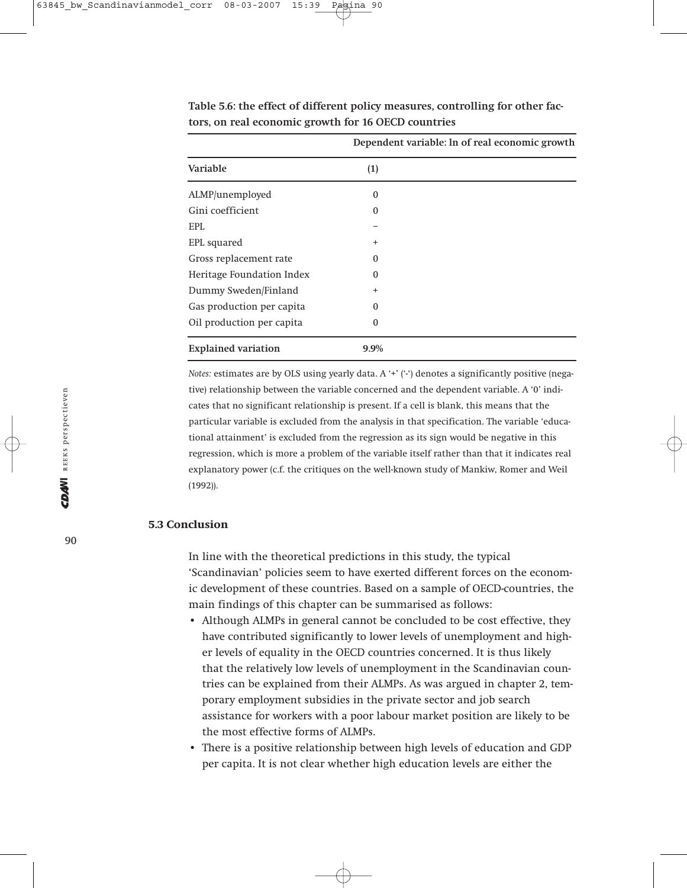**Table 5.6: the effect of different policy measures, controlling for other factors, on real economic growth for 16 OECD countries**

| | Dependent variable: ln of real economic growth |
|---|---|
| **Variable** | **(1)** |
| ALMP/unemployed | 0 |
| Gini coefficient | 0 |
| EPL | – |
| EPL squared | + |
| Gross replacement rate | 0 |
| Heritage Foundation Index | 0 |
| Dummy Sweden/Finland | + |
| Gas production per capita | 0 |
| Oil production per capita | 0 |
| **Explained variation** | **9.9%** |

*Notes:* estimates are by OLS using yearly data. A '+' ('-') denotes a significantly positive (negative) relationship between the variable concerned and the dependent variable. A '0' indicates that no significant relationship is present. If a cell is blank, this means that the particular variable is excluded from the analysis in that specification. The variable 'educational attainment' is excluded from the regression as its sign would be negative in this regression, which is more a problem of the variable itself rather than that it indicates real explanatory power (c.f. the critiques on the well-known study of Mankiw, Romer and Weil (1992)).

## 5.3 Conclusion

In line with the theoretical predictions in this study, the typical 'Scandinavian' policies seem to have exerted different forces on the economic development of these countries. Based on a sample of OECD-countries, the main findings of this chapter can be summarised as follows:

- Although ALMPs in general cannot be concluded to be cost effective, they have contributed significantly to lower levels of unemployment and higher levels of equality in the OECD countries concerned. It is thus likely that the relatively low levels of unemployment in the Scandinavian countries can be explained from their ALMPs. As was argued in chapter 2, temporary employment subsidies in the private sector and job search assistance for workers with a poor labour market position are likely to be the most effective forms of ALMPs.
- There is a positive relationship between high levels of education and GDP per capita. It is not clear whether high education levels are either the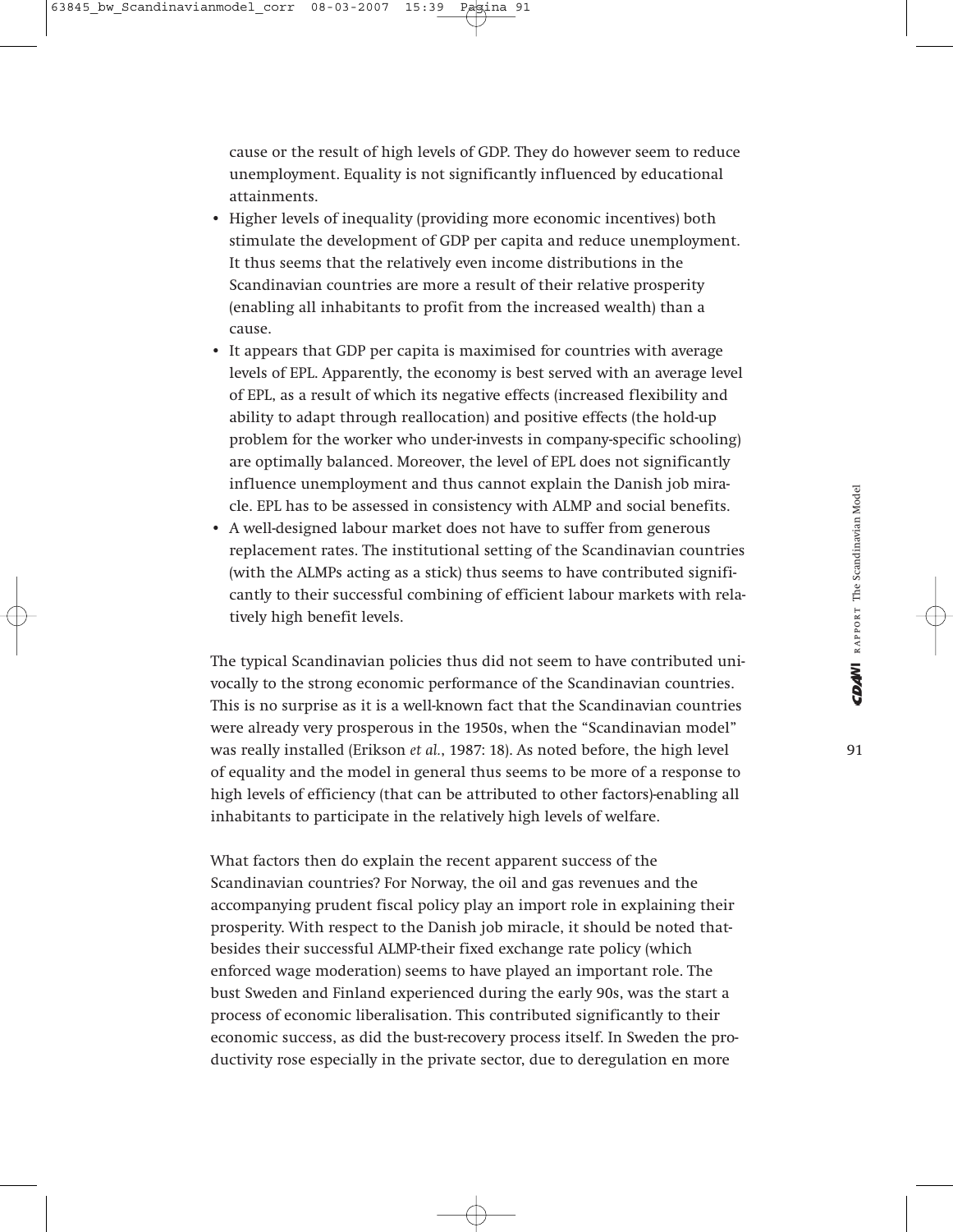cause or the result of high levels of GDP. They do however seem to reduce unemployment. Equality is not significantly influenced by educational attainments.

- Higher levels of inequality (providing more economic incentives) both stimulate the development of GDP per capita and reduce unemployment. It thus seems that the relatively even income distributions in the Scandinavian countries are more a result of their relative prosperity (enabling all inhabitants to profit from the increased wealth) than a cause.
- It appears that GDP per capita is maximised for countries with average levels of EPL. Apparently, the economy is best served with an average level of EPL, as a result of which its negative effects (increased flexibility and ability to adapt through reallocation) and positive effects (the hold-up problem for the worker who under-invests in company-specific schooling) are optimally balanced. Moreover, the level of EPL does not significantly influence unemployment and thus cannot explain the Danish job miracle. EPL has to be assessed in consistency with ALMP and social benefits.
- A well-designed labour market does not have to suffer from generous replacement rates. The institutional setting of the Scandinavian countries (with the ALMPs acting as a stick) thus seems to have contributed significantly to their successful combining of efficient labour markets with relatively high benefit levels.

The typical Scandinavian policies thus did not seem to have contributed univocally to the strong economic performance of the Scandinavian countries. This is no surprise as it is a well-known fact that the Scandinavian countries were already very prosperous in the 1950s, when the "Scandinavian model" was really installed (Erikson *et al.*, 1987: 18). As noted before, the high level of equality and the model in general thus seems to be more of a response to high levels of efficiency (that can be attributed to other factors)-enabling all inhabitants to participate in the relatively high levels of welfare.

What factors then do explain the recent apparent success of the Scandinavian countries? For Norway, the oil and gas revenues and the accompanying prudent fiscal policy play an import role in explaining their prosperity. With respect to the Danish job miracle, it should be noted that-besides their successful ALMP-their fixed exchange rate policy (which enforced wage moderation) seems to have played an important role. The bust Sweden and Finland experienced during the early 90s, was the start a process of economic liberalisation. This contributed significantly to their economic success, as did the bust-recovery process itself. In Sweden the productivity rose especially in the private sector, due to deregulation en more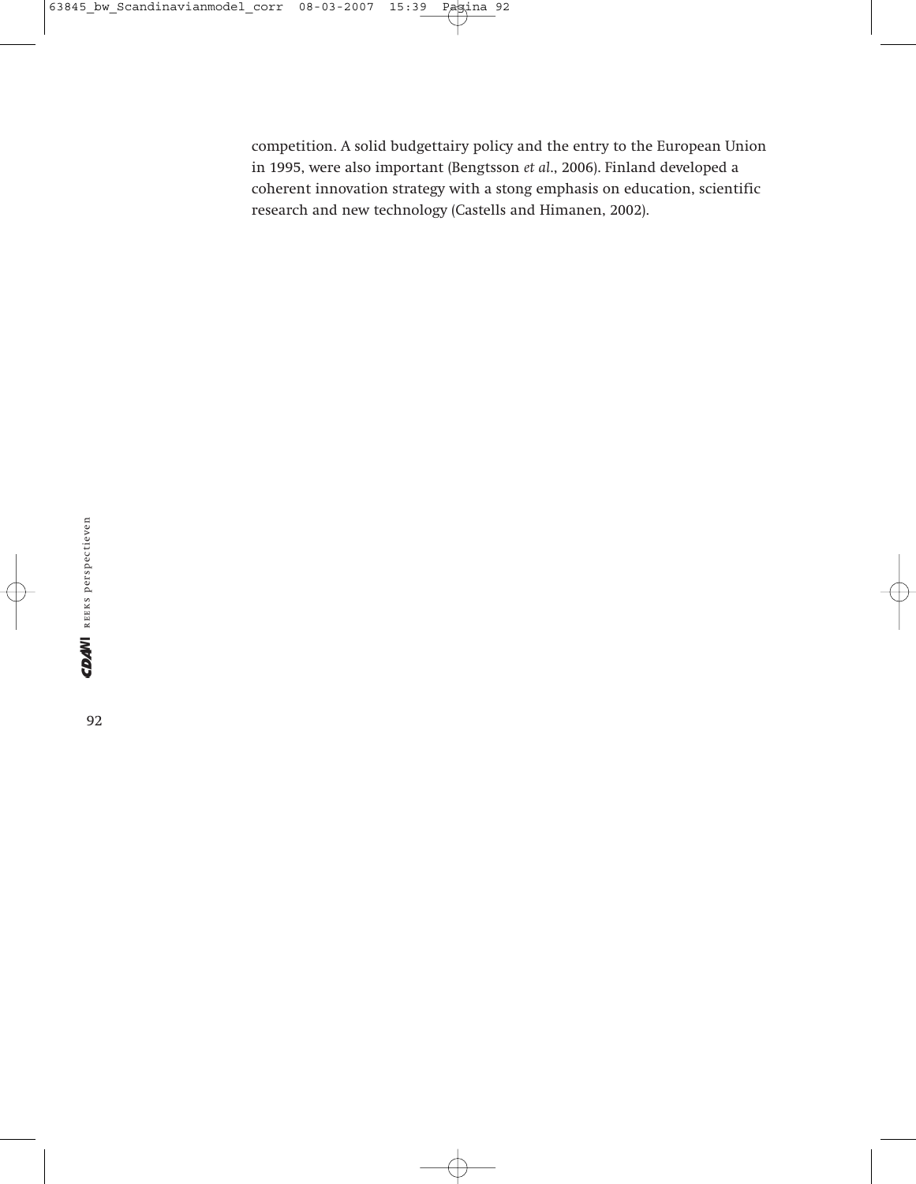competition. A solid budgettairy policy and the entry to the European Union in 1995, were also important (Bengtsson *et al*., 2006). Finland developed a coherent innovation strategy with a stong emphasis on education, scientific research and new technology (Castells and Himanen, 2002).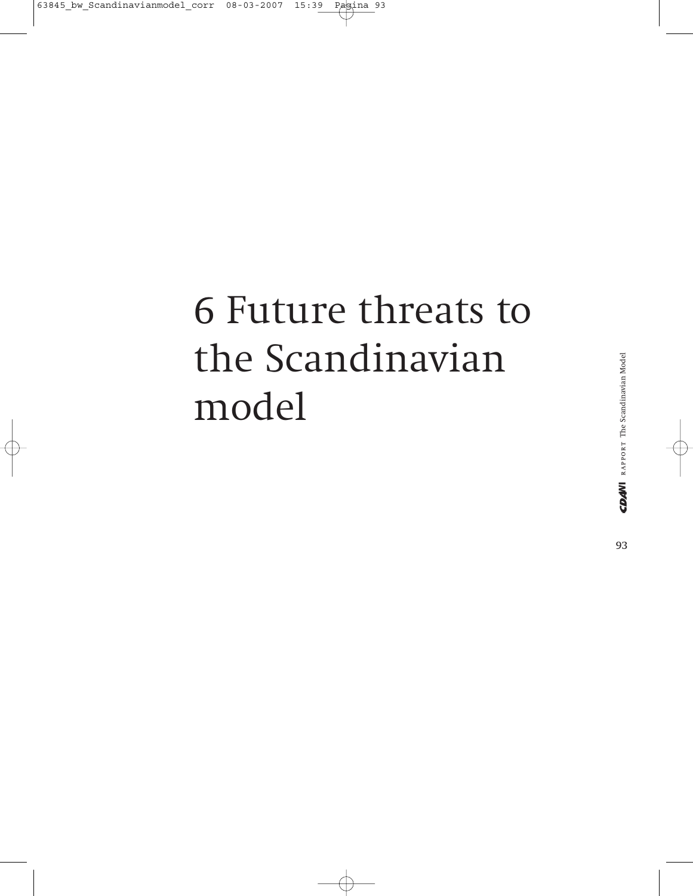# 6 Future threats to the Scandinavian model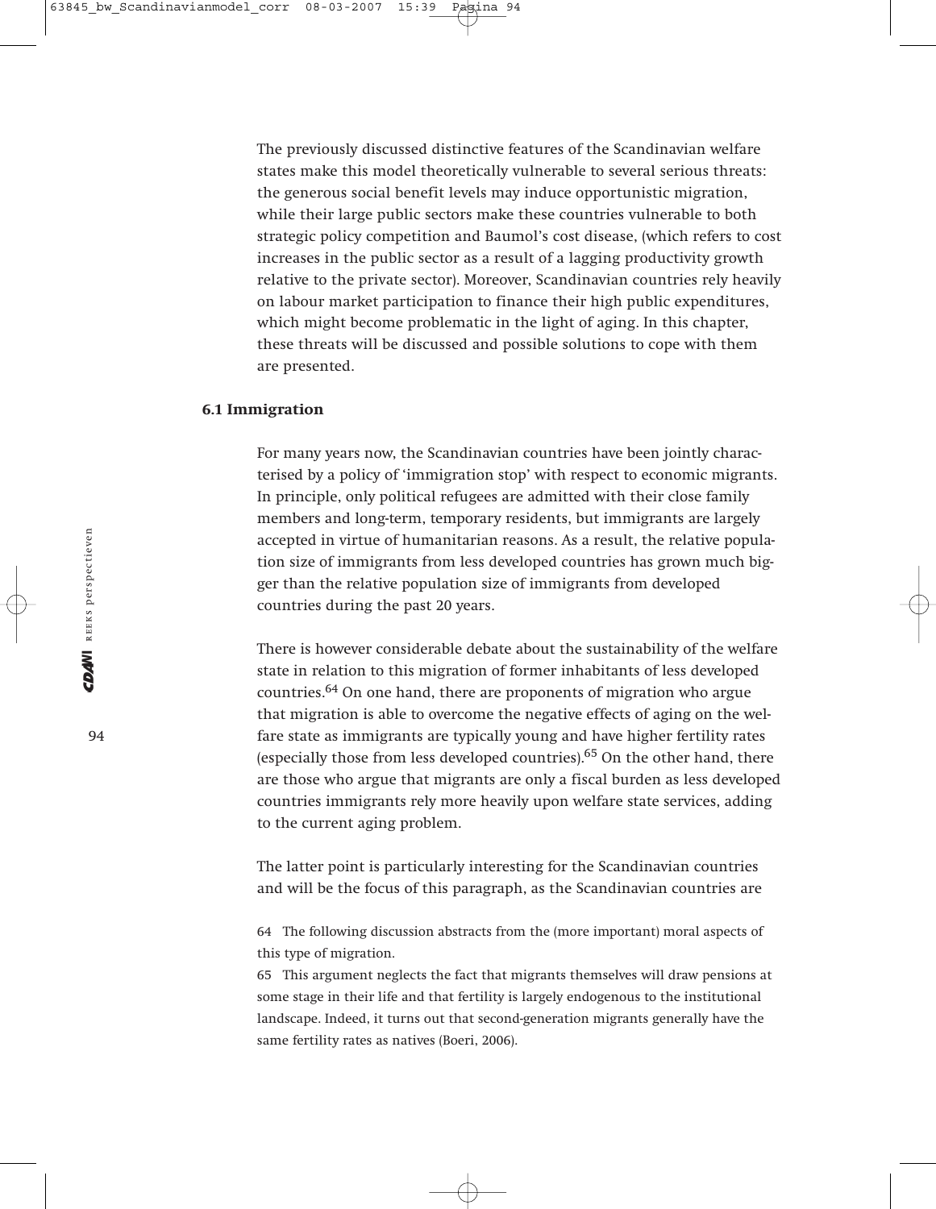The previously discussed distinctive features of the Scandinavian welfare states make this model theoretically vulnerable to several serious threats: the generous social benefit levels may induce opportunistic migration, while their large public sectors make these countries vulnerable to both strategic policy competition and Baumol's cost disease, (which refers to cost increases in the public sector as a result of a lagging productivity growth relative to the private sector). Moreover, Scandinavian countries rely heavily on labour market participation to finance their high public expenditures, which might become problematic in the light of aging. In this chapter, these threats will be discussed and possible solutions to cope with them are presented.

### 6.1 Immigration

For many years now, the Scandinavian countries have been jointly characterised by a policy of 'immigration stop' with respect to economic migrants. In principle, only political refugees are admitted with their close family members and long-term, temporary residents, but immigrants are largely accepted in virtue of humanitarian reasons. As a result, the relative population size of immigrants from less developed countries has grown much bigger than the relative population size of immigrants from developed countries during the past 20 years.

There is however considerable debate about the sustainability of the welfare state in relation to this migration of former inhabitants of less developed countries.[64] On one hand, there are proponents of migration who argue that migration is able to overcome the negative effects of aging on the welfare state as immigrants are typically young and have higher fertility rates (especially those from less developed countries).[65] On the other hand, there are those who argue that migrants are only a fiscal burden as less developed countries immigrants rely more heavily upon welfare state services, adding to the current aging problem.

The latter point is particularly interesting for the Scandinavian countries and will be the focus of this paragraph, as the Scandinavian countries are

64 The following discussion abstracts from the (more important) moral aspects of this type of migration.

65 This argument neglects the fact that migrants themselves will draw pensions at some stage in their life and that fertility is largely endogenous to the institutional landscape. Indeed, it turns out that second-generation migrants generally have the same fertility rates as natives (Boeri, 2006).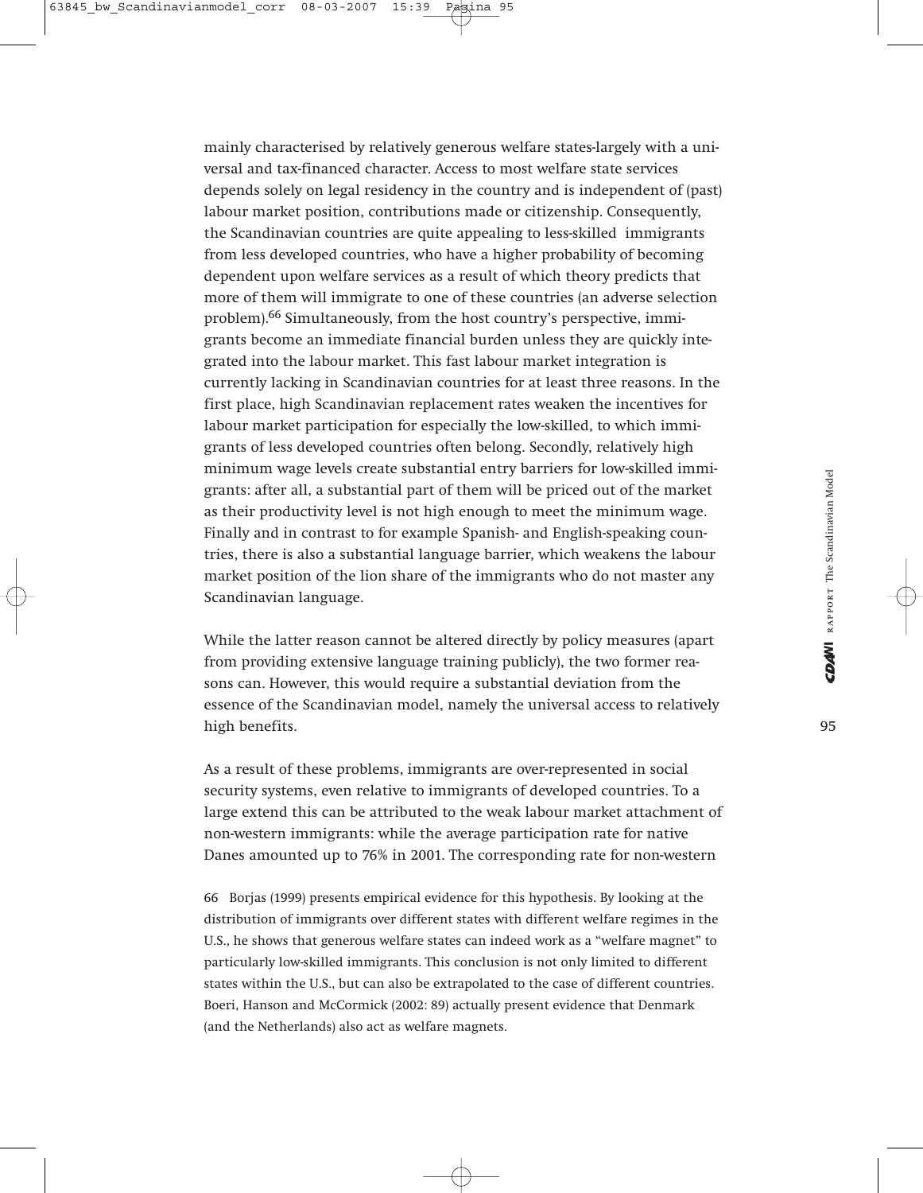mainly characterised by relatively generous welfare states-largely with a universal and tax-financed character. Access to most welfare state services depends solely on legal residency in the country and is independent of (past) labour market position, contributions made or citizenship. Consequently, the Scandinavian countries are quite appealing to less-skilled immigrants from less developed countries, who have a higher probability of becoming dependent upon welfare services as a result of which theory predicts that more of them will immigrate to one of these countries (an adverse selection problem).[66] Simultaneously, from the host country's perspective, immigrants become an immediate financial burden unless they are quickly integrated into the labour market. This fast labour market integration is currently lacking in Scandinavian countries for at least three reasons. In the first place, high Scandinavian replacement rates weaken the incentives for labour market participation for especially the low-skilled, to which immigrants of less developed countries often belong. Secondly, relatively high minimum wage levels create substantial entry barriers for low-skilled immigrants: after all, a substantial part of them will be priced out of the market as their productivity level is not high enough to meet the minimum wage. Finally and in contrast to for example Spanish- and English-speaking countries, there is also a substantial language barrier, which weakens the labour market position of the lion share of the immigrants who do not master any Scandinavian language.

While the latter reason cannot be altered directly by policy measures (apart from providing extensive language training publicly), the two former reasons can. However, this would require a substantial deviation from the essence of the Scandinavian model, namely the universal access to relatively high benefits.

As a result of these problems, immigrants are over-represented in social security systems, even relative to immigrants of developed countries. To a large extend this can be attributed to the weak labour market attachment of non-western immigrants: while the average participation rate for native Danes amounted up to 76% in 2001. The corresponding rate for non-western

66 Borjas (1999) presents empirical evidence for this hypothesis. By looking at the distribution of immigrants over different states with different welfare regimes in the U.S., he shows that generous welfare states can indeed work as a "welfare magnet" to particularly low-skilled immigrants. This conclusion is not only limited to different states within the U.S., but can also be extrapolated to the case of different countries. Boeri, Hanson and McCormick (2002: 89) actually present evidence that Denmark (and the Netherlands) also act as welfare magnets.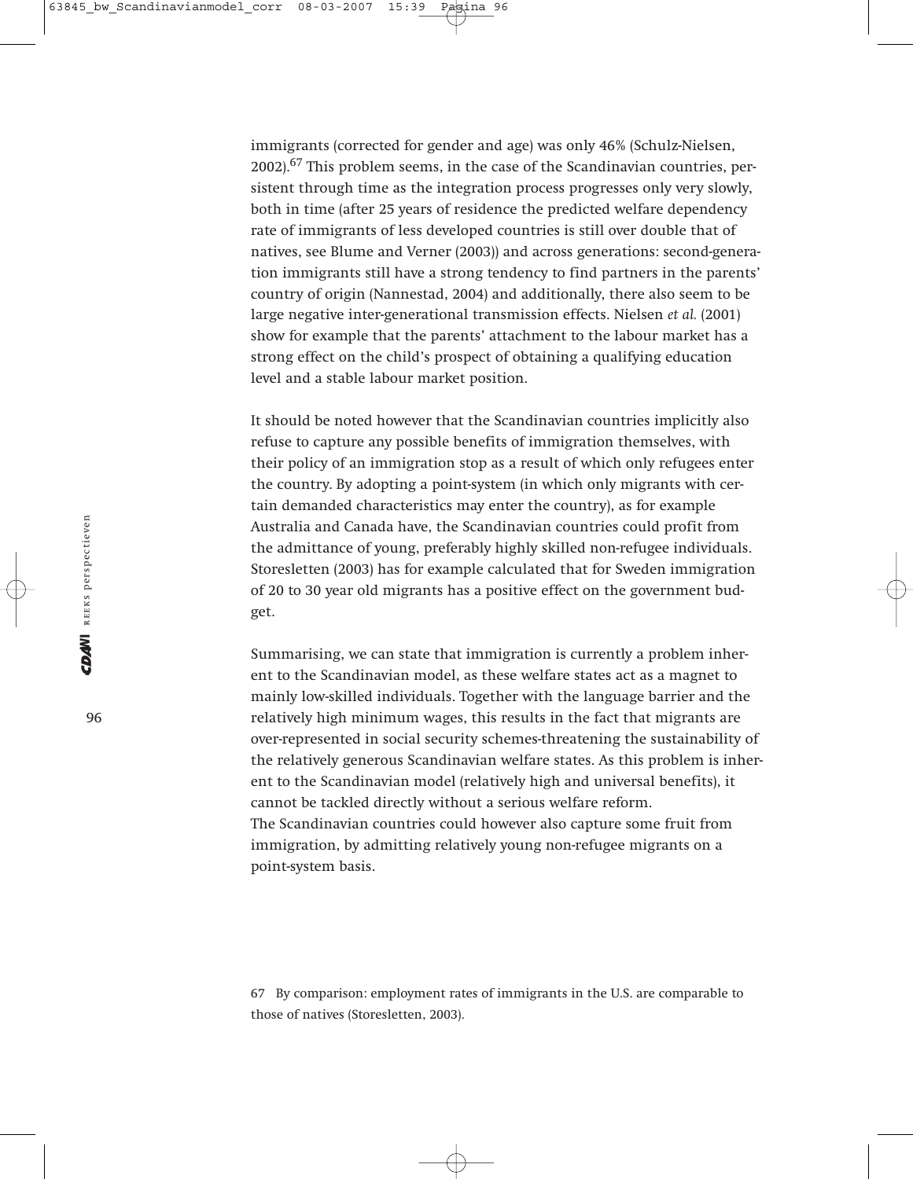immigrants (corrected for gender and age) was only 46% (Schulz-Nielsen, 2002).[67] This problem seems, in the case of the Scandinavian countries, persistent through time as the integration process progresses only very slowly, both in time (after 25 years of residence the predicted welfare dependency rate of immigrants of less developed countries is still over double that of natives, see Blume and Verner (2003)) and across generations: second-generation immigrants still have a strong tendency to find partners in the parents' country of origin (Nannestad, 2004) and additionally, there also seem to be large negative inter-generational transmission effects. Nielsen *et al.* (2001) show for example that the parents' attachment to the labour market has a strong effect on the child's prospect of obtaining a qualifying education level and a stable labour market position.

It should be noted however that the Scandinavian countries implicitly also refuse to capture any possible benefits of immigration themselves, with their policy of an immigration stop as a result of which only refugees enter the country. By adopting a point-system (in which only migrants with certain demanded characteristics may enter the country), as for example Australia and Canada have, the Scandinavian countries could profit from the admittance of young, preferably highly skilled non-refugee individuals. Storesletten (2003) has for example calculated that for Sweden immigration of 20 to 30 year old migrants has a positive effect on the government budget.

Summarising, we can state that immigration is currently a problem inherent to the Scandinavian model, as these welfare states act as a magnet to mainly low-skilled individuals. Together with the language barrier and the relatively high minimum wages, this results in the fact that migrants are over-represented in social security schemes-threatening the sustainability of the relatively generous Scandinavian welfare states. As this problem is inherent to the Scandinavian model (relatively high and universal benefits), it cannot be tackled directly without a serious welfare reform.
The Scandinavian countries could however also capture some fruit from immigration, by admitting relatively young non-refugee migrants on a point-system basis.

67 By comparison: employment rates of immigrants in the U.S. are comparable to those of natives (Storesletten, 2003).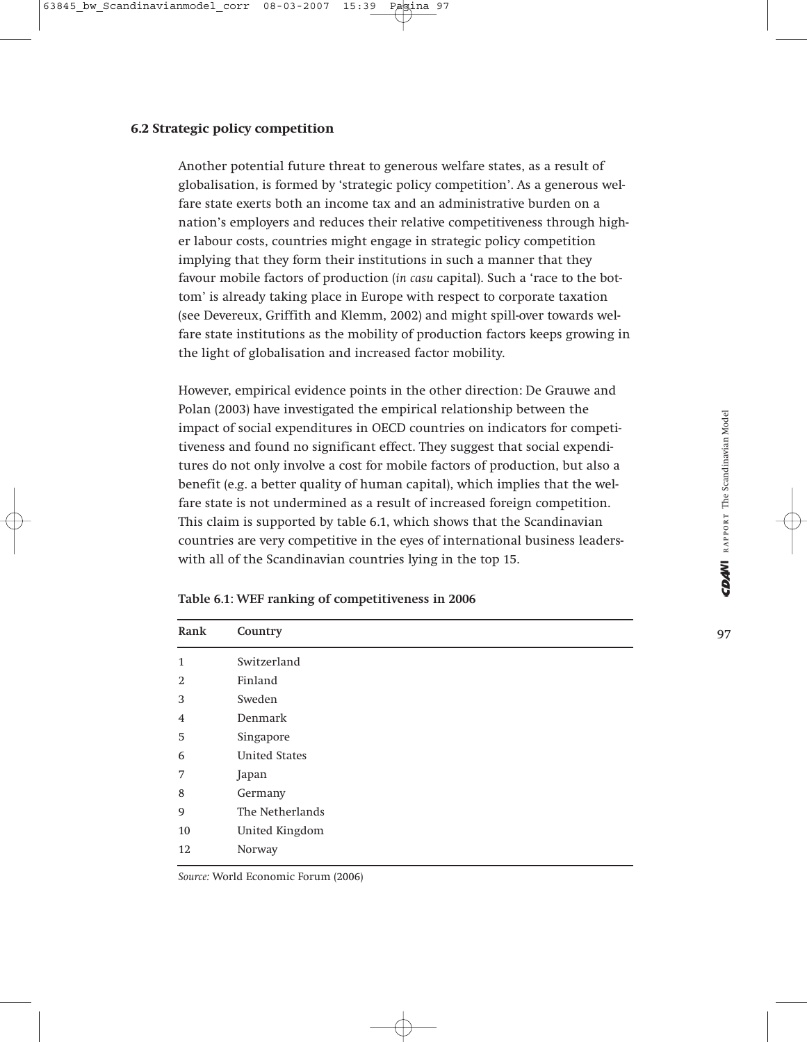### 6.2 Strategic policy competition

Another potential future threat to generous welfare states, as a result of globalisation, is formed by 'strategic policy competition'. As a generous welfare state exerts both an income tax and an administrative burden on a nation's employers and reduces their relative competitiveness through higher labour costs, countries might engage in strategic policy competition implying that they form their institutions in such a manner that they favour mobile factors of production (*in casu* capital). Such a 'race to the bottom' is already taking place in Europe with respect to corporate taxation (see Devereux, Griffith and Klemm, 2002) and might spill-over towards welfare state institutions as the mobility of production factors keeps growing in the light of globalisation and increased factor mobility.

However, empirical evidence points in the other direction: De Grauwe and Polan (2003) have investigated the empirical relationship between the impact of social expenditures in OECD countries on indicators for competitiveness and found no significant effect. They suggest that social expenditures do not only involve a cost for mobile factors of production, but also a benefit (e.g. a better quality of human capital), which implies that the welfare state is not undermined as a result of increased foreign competition. This claim is supported by table 6.1, which shows that the Scandinavian countries are very competitive in the eyes of international business leaders with all of the Scandinavian countries lying in the top 15.

**Table 6.1: WEF ranking of competitiveness in 2006**

| Rank | Country |
|---|---|
| 1 | Switzerland |
| 2 | Finland |
| 3 | Sweden |
| 4 | Denmark |
| 5 | Singapore |
| 6 | United States |
| 7 | Japan |
| 8 | Germany |
| 9 | The Netherlands |
| 10 | United Kingdom |
| 12 | Norway |

*Source:* World Economic Forum (2006)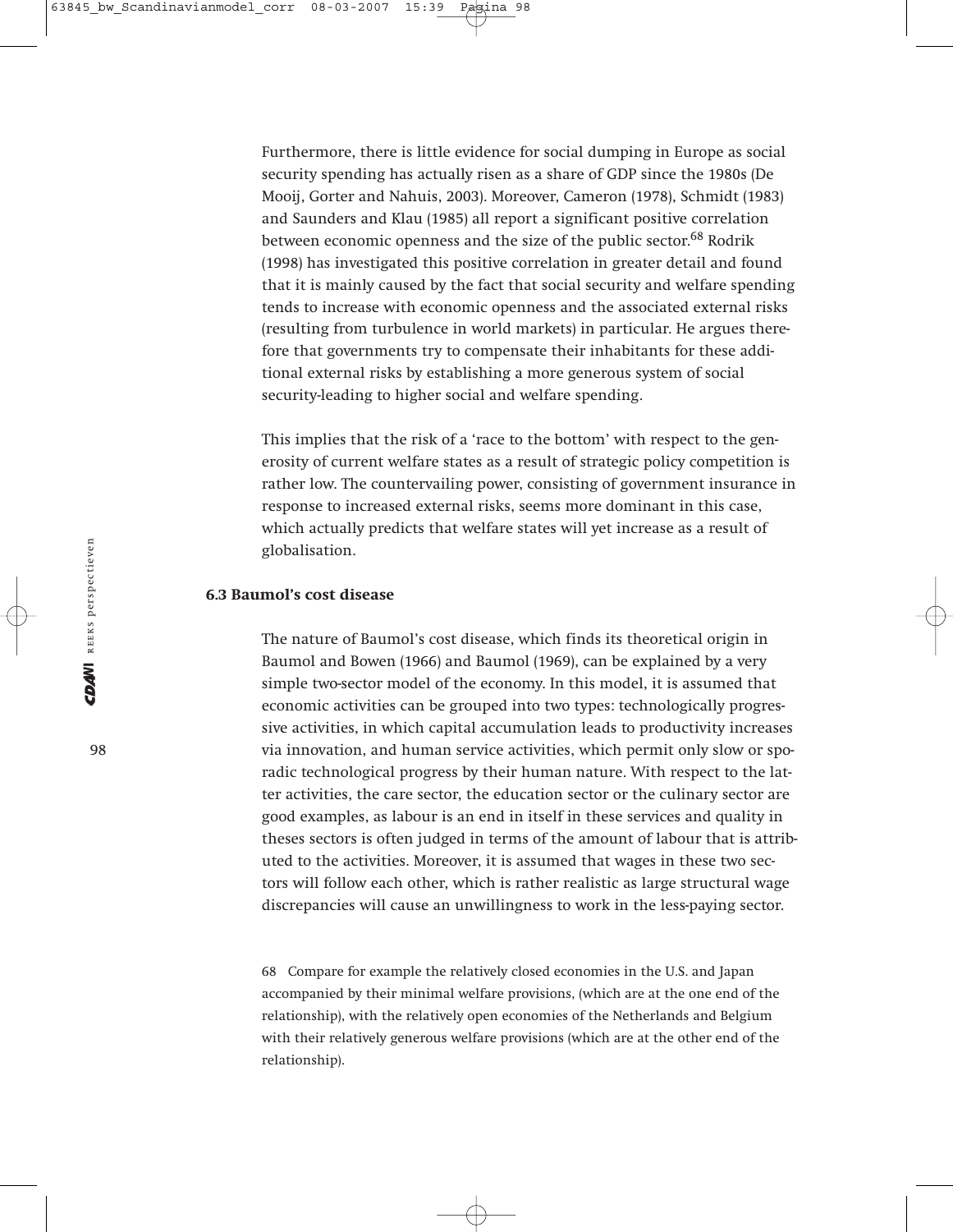Furthermore, there is little evidence for social dumping in Europe as social security spending has actually risen as a share of GDP since the 1980s (De Mooij, Gorter and Nahuis, 2003). Moreover, Cameron (1978), Schmidt (1983) and Saunders and Klau (1985) all report a significant positive correlation between economic openness and the size of the public sector.[68] Rodrik (1998) has investigated this positive correlation in greater detail and found that it is mainly caused by the fact that social security and welfare spending tends to increase with economic openness and the associated external risks (resulting from turbulence in world markets) in particular. He argues therefore that governments try to compensate their inhabitants for these additional external risks by establishing a more generous system of social security-leading to higher social and welfare spending.

This implies that the risk of a 'race to the bottom' with respect to the generosity of current welfare states as a result of strategic policy competition is rather low. The countervailing power, consisting of government insurance in response to increased external risks, seems more dominant in this case, which actually predicts that welfare states will yet increase as a result of globalisation.

### 6.3 Baumol's cost disease

The nature of Baumol's cost disease, which finds its theoretical origin in Baumol and Bowen (1966) and Baumol (1969), can be explained by a very simple two-sector model of the economy. In this model, it is assumed that economic activities can be grouped into two types: technologically progressive activities, in which capital accumulation leads to productivity increases via innovation, and human service activities, which permit only slow or sporadic technological progress by their human nature. With respect to the latter activities, the care sector, the education sector or the culinary sector are good examples, as labour is an end in itself in these services and quality in theses sectors is often judged in terms of the amount of labour that is attributed to the activities. Moreover, it is assumed that wages in these two sectors will follow each other, which is rather realistic as large structural wage discrepancies will cause an unwillingness to work in the less-paying sector.

68 Compare for example the relatively closed economies in the U.S. and Japan accompanied by their minimal welfare provisions, (which are at the one end of the relationship), with the relatively open economies of the Netherlands and Belgium with their relatively generous welfare provisions (which are at the other end of the relationship).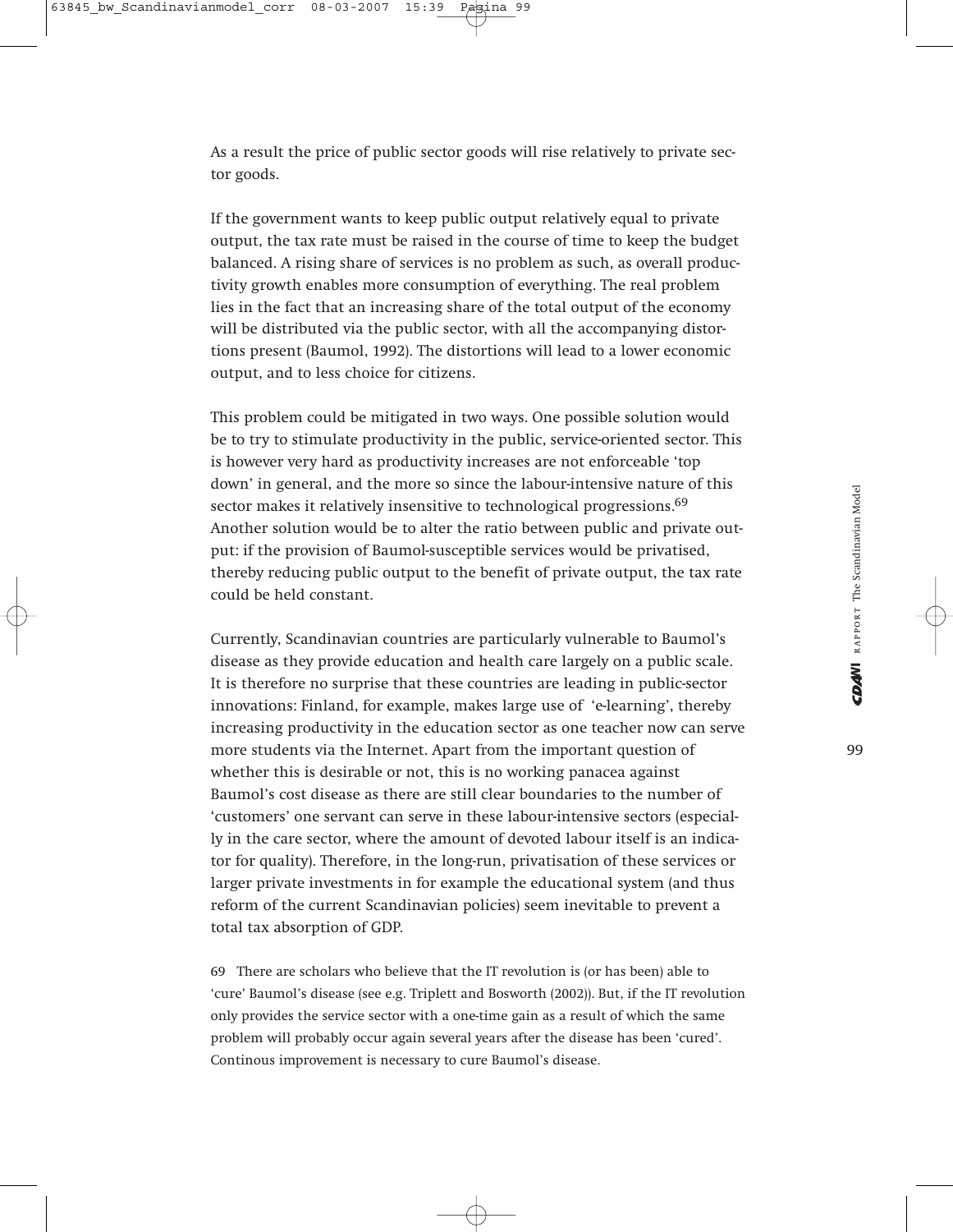As a result the price of public sector goods will rise relatively to private sector goods.

If the government wants to keep public output relatively equal to private output, the tax rate must be raised in the course of time to keep the budget balanced. A rising share of services is no problem as such, as overall productivity growth enables more consumption of everything. The real problem lies in the fact that an increasing share of the total output of the economy will be distributed via the public sector, with all the accompanying distortions present (Baumol, 1992). The distortions will lead to a lower economic output, and to less choice for citizens.

This problem could be mitigated in two ways. One possible solution would be to try to stimulate productivity in the public, service-oriented sector. This is however very hard as productivity increases are not enforceable 'top down' in general, and the more so since the labour-intensive nature of this sector makes it relatively insensitive to technological progressions.[69] Another solution would be to alter the ratio between public and private output: if the provision of Baumol-susceptible services would be privatised, thereby reducing public output to the benefit of private output, the tax rate could be held constant.

Currently, Scandinavian countries are particularly vulnerable to Baumol's disease as they provide education and health care largely on a public scale. It is therefore no surprise that these countries are leading in public-sector innovations: Finland, for example, makes large use of 'e-learning', thereby increasing productivity in the education sector as one teacher now can serve more students via the Internet. Apart from the important question of whether this is desirable or not, this is no working panacea against Baumol's cost disease as there are still clear boundaries to the number of 'customers' one servant can serve in these labour-intensive sectors (especially in the care sector, where the amount of devoted labour itself is an indicator for quality). Therefore, in the long-run, privatisation of these services or larger private investments in for example the educational system (and thus reform of the current Scandinavian policies) seem inevitable to prevent a total tax absorption of GDP.

69 There are scholars who believe that the IT revolution is (or has been) able to 'cure' Baumol's disease (see e.g. Triplett and Bosworth (2002)). But, if the IT revolution only provides the service sector with a one-time gain as a result of which the same problem will probably occur again several years after the disease has been 'cured'. Continous improvement is necessary to cure Baumol's disease.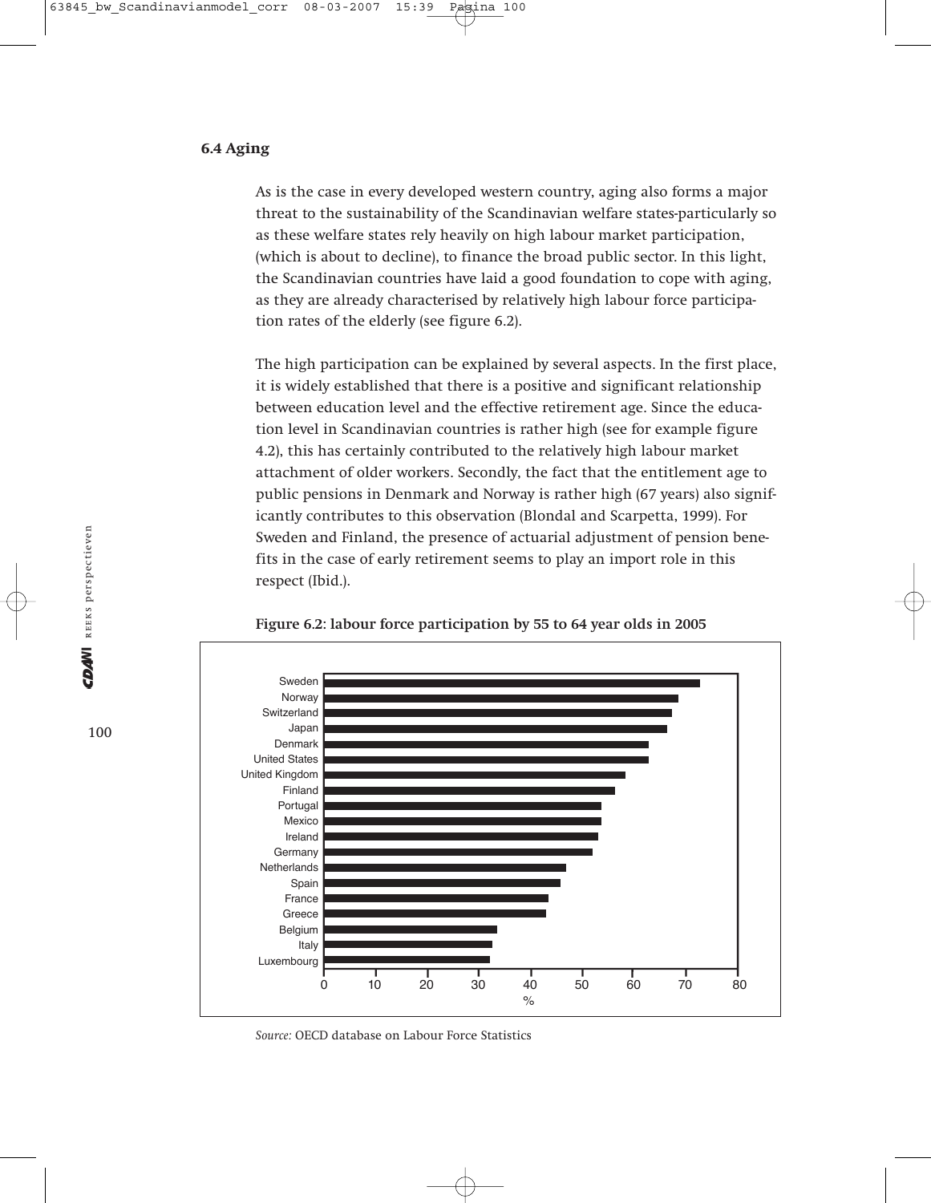## 6.4 Aging

As is the case in every developed western country, aging also forms a major threat to the sustainability of the Scandinavian welfare states-particularly so as these welfare states rely heavily on high labour market participation, (which is about to decline), to finance the broad public sector. In this light, the Scandinavian countries have laid a good foundation to cope with aging, as they are already characterised by relatively high labour force participation rates of the elderly (see figure 6.2).

The high participation can be explained by several aspects. In the first place, it is widely established that there is a positive and significant relationship between education level and the effective retirement age. Since the education level in Scandinavian countries is rather high (see for example figure 4.2), this has certainly contributed to the relatively high labour market attachment of older workers. Secondly, the fact that the entitlement age to public pensions in Denmark and Norway is rather high (67 years) also significantly contributes to this observation (Blondal and Scarpetta, 1999). For Sweden and Finland, the presence of actuarial adjustment of pension benefits in the case of early retirement seems to play an import role in this respect (Ibid.).

**Figure 6.2: labour force participation by 55 to 64 year olds in 2005**

*Source:* OECD database on Labour Force Statistics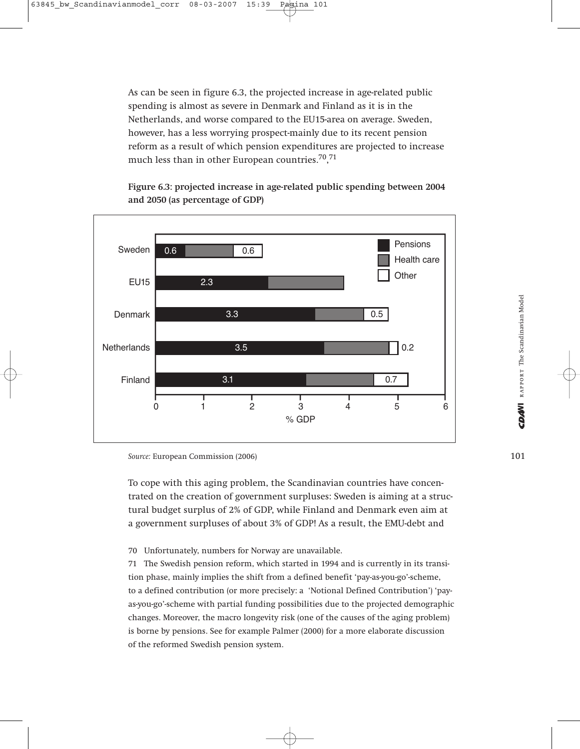As can be seen in figure 6.3, the projected increase in age-related public spending is almost as severe in Denmark and Finland as it is in the Netherlands, and worse compared to the EU15-area on average. Sweden, however, has a less worrying prospect-mainly due to its recent pension reform as a result of which pension expenditures are projected to increase much less than in other European countries.[70],[71]

**Figure 6.3: projected increase in age-related public spending between 2004 and 2050 (as percentage of GDP)**

*Source:* European Commission (2006)

To cope with this aging problem, the Scandinavian countries have concentrated on the creation of government surpluses: Sweden is aiming at a structural budget surplus of 2% of GDP, while Finland and Denmark even aim at a government surpluses of about 3% of GDP! As a result, the EMU-debt and

70 Unfortunately, numbers for Norway are unavailable.

71 The Swedish pension reform, which started in 1994 and is currently in its transition phase, mainly implies the shift from a defined benefit 'pay-as-you-go'-scheme, to a defined contribution (or more precisely: a 'Notional Defined Contribution') 'pay-as-you-go'-scheme with partial funding possibilities due to the projected demographic changes. Moreover, the macro longevity risk (one of the causes of the aging problem) is borne by pensions. See for example Palmer (2000) for a more elaborate discussion of the reformed Swedish pension system.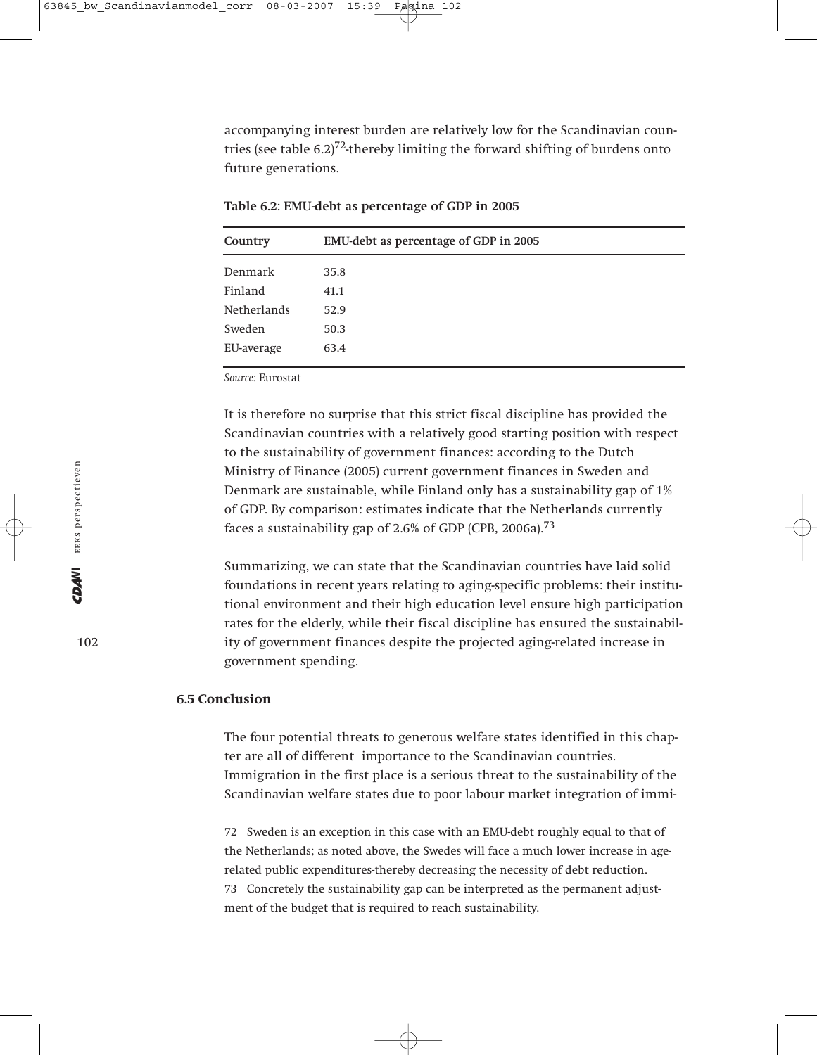accompanying interest burden are relatively low for the Scandinavian countries (see table 6.2)[72]-thereby limiting the forward shifting of burdens onto future generations.

**Table 6.2: EMU-debt as percentage of GDP in 2005**

| Country | EMU-debt as percentage of GDP in 2005 |
| --- | --- |
| Denmark | 35.8 |
| Finland | 41.1 |
| Netherlands | 52.9 |
| Sweden | 50.3 |
| EU-average | 63.4 |

*Source:* Eurostat

It is therefore no surprise that this strict fiscal discipline has provided the Scandinavian countries with a relatively good starting position with respect to the sustainability of government finances: according to the Dutch Ministry of Finance (2005) current government finances in Sweden and Denmark are sustainable, while Finland only has a sustainability gap of 1% of GDP. By comparison: estimates indicate that the Netherlands currently faces a sustainability gap of 2.6% of GDP (CPB, 2006a).[73]

Summarizing, we can state that the Scandinavian countries have laid solid foundations in recent years relating to aging-specific problems: their institutional environment and their high education level ensure high participation rates for the elderly, while their fiscal discipline has ensured the sustainability of government finances despite the projected aging-related increase in government spending.

## 6.5 Conclusion

The four potential threats to generous welfare states identified in this chapter are all of different importance to the Scandinavian countries. Immigration in the first place is a serious threat to the sustainability of the Scandinavian welfare states due to poor labour market integration of immi-

72 Sweden is an exception in this case with an EMU-debt roughly equal to that of the Netherlands; as noted above, the Swedes will face a much lower increase in age-related public expenditures-thereby decreasing the necessity of debt reduction.

73 Concretely the sustainability gap can be interpreted as the permanent adjustment of the budget that is required to reach sustainability.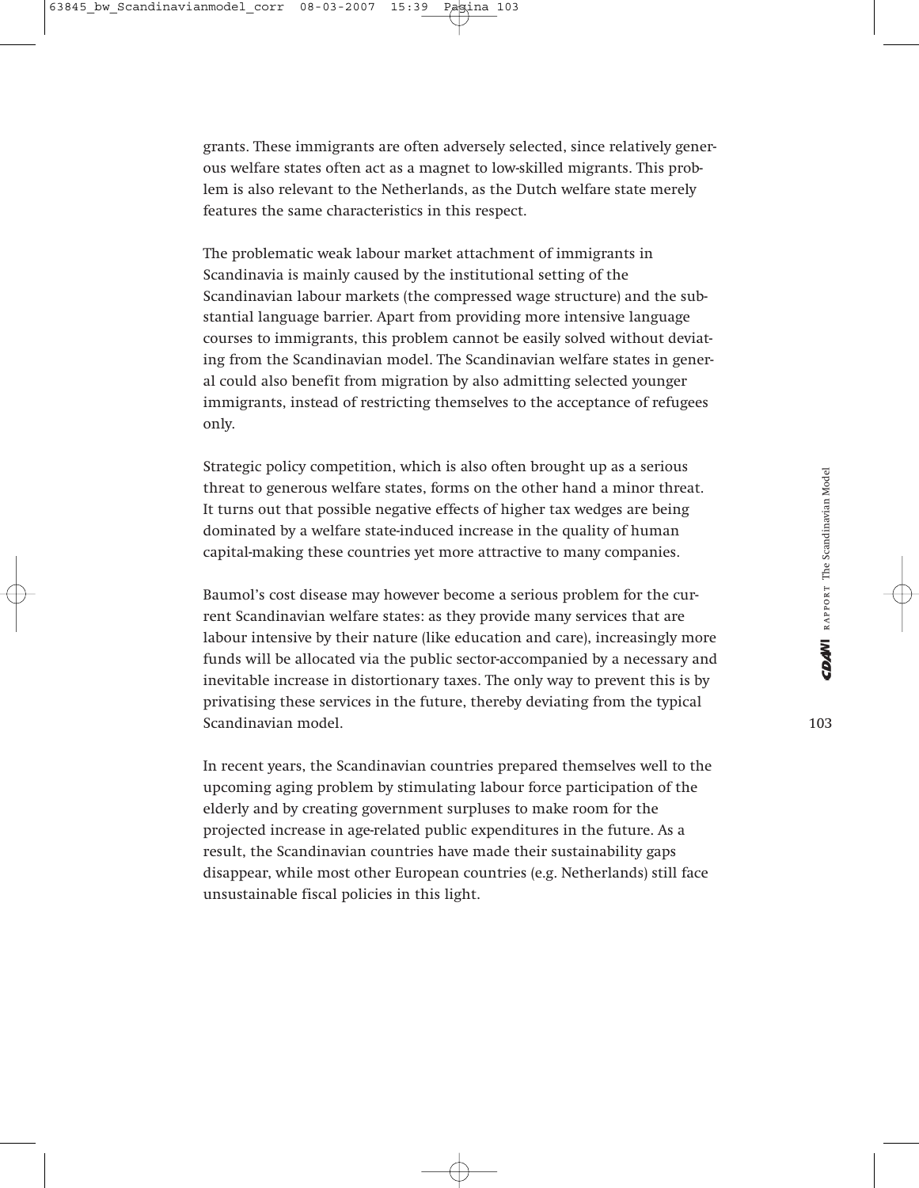grants. These immigrants are often adversely selected, since relatively generous welfare states often act as a magnet to low-skilled migrants. This problem is also relevant to the Netherlands, as the Dutch welfare state merely features the same characteristics in this respect.

The problematic weak labour market attachment of immigrants in Scandinavia is mainly caused by the institutional setting of the Scandinavian labour markets (the compressed wage structure) and the substantial language barrier. Apart from providing more intensive language courses to immigrants, this problem cannot be easily solved without deviating from the Scandinavian model. The Scandinavian welfare states in general could also benefit from migration by also admitting selected younger immigrants, instead of restricting themselves to the acceptance of refugees only.

Strategic policy competition, which is also often brought up as a serious threat to generous welfare states, forms on the other hand a minor threat. It turns out that possible negative effects of higher tax wedges are being dominated by a welfare state-induced increase in the quality of human capital-making these countries yet more attractive to many companies.

Baumol's cost disease may however become a serious problem for the current Scandinavian welfare states: as they provide many services that are labour intensive by their nature (like education and care), increasingly more funds will be allocated via the public sector-accompanied by a necessary and inevitable increase in distortionary taxes. The only way to prevent this is by privatising these services in the future, thereby deviating from the typical Scandinavian model.

In recent years, the Scandinavian countries prepared themselves well to the upcoming aging problem by stimulating labour force participation of the elderly and by creating government surpluses to make room for the projected increase in age-related public expenditures in the future. As a result, the Scandinavian countries have made their sustainability gaps disappear, while most other European countries (e.g. Netherlands) still face unsustainable fiscal policies in this light.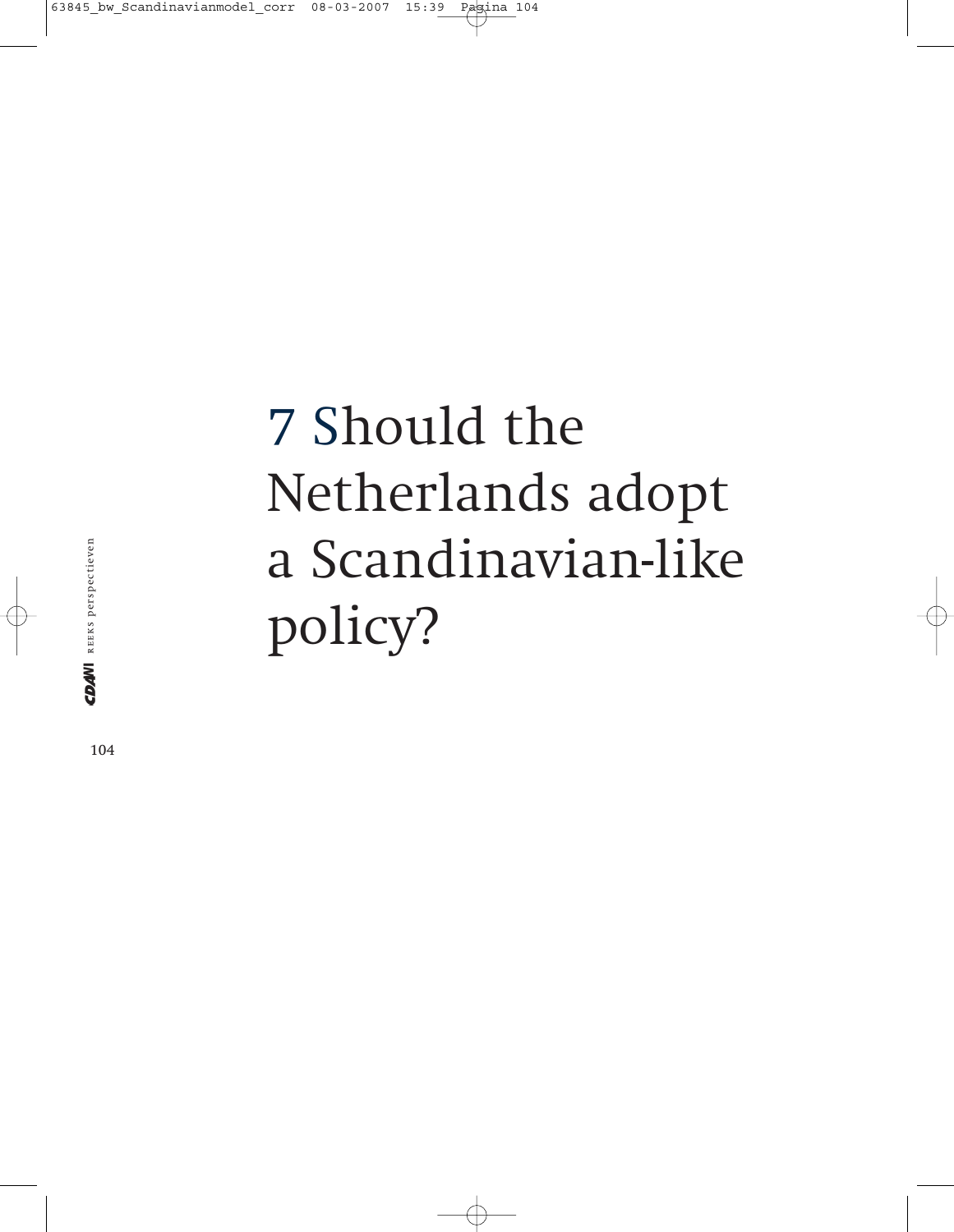# 7 Should the Netherlands adopt a Scandinavian-like policy?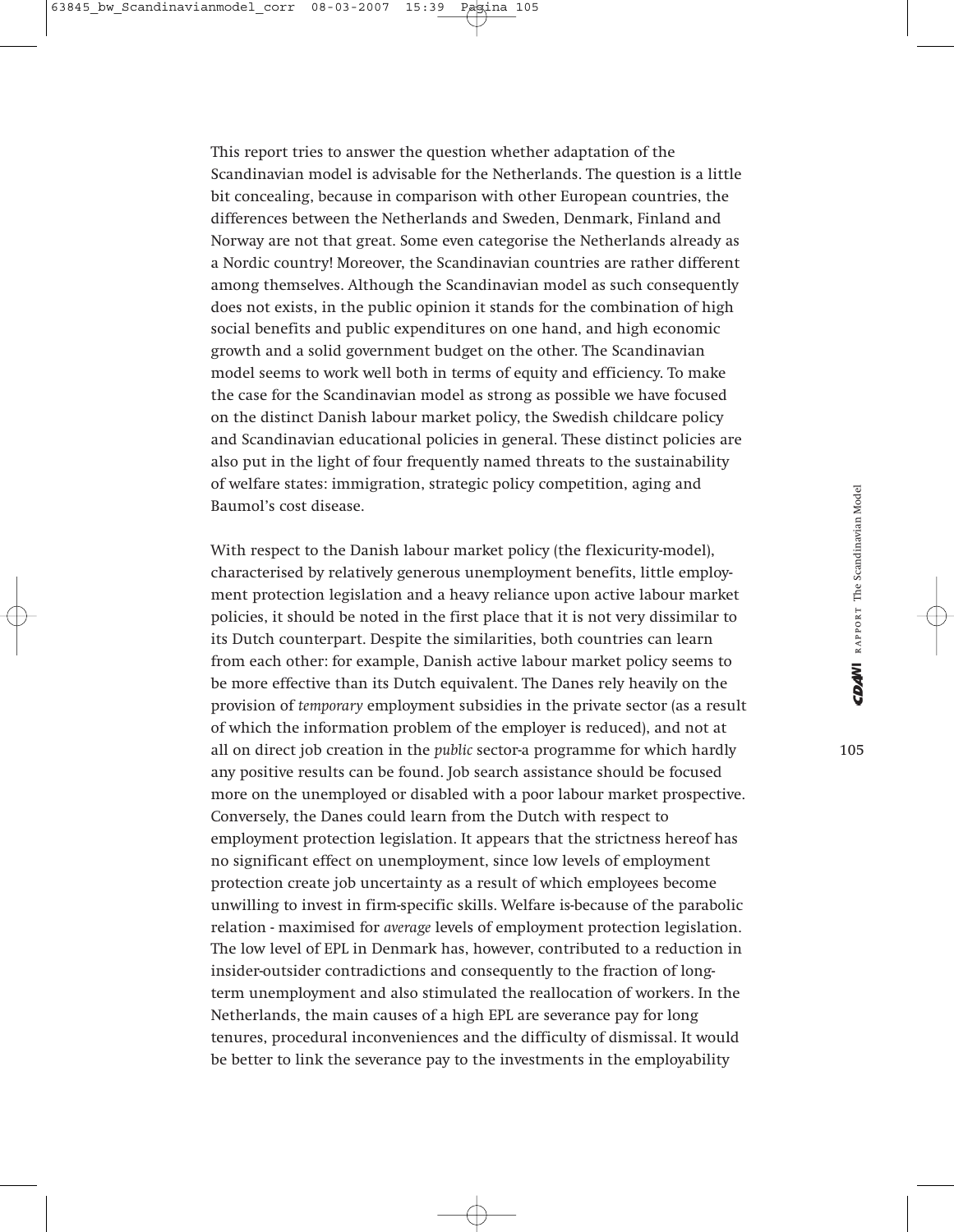This report tries to answer the question whether adaptation of the Scandinavian model is advisable for the Netherlands. The question is a little bit concealing, because in comparison with other European countries, the differences between the Netherlands and Sweden, Denmark, Finland and Norway are not that great. Some even categorise the Netherlands already as a Nordic country! Moreover, the Scandinavian countries are rather different among themselves. Although the Scandinavian model as such consequently does not exists, in the public opinion it stands for the combination of high social benefits and public expenditures on one hand, and high economic growth and a solid government budget on the other. The Scandinavian model seems to work well both in terms of equity and efficiency. To make the case for the Scandinavian model as strong as possible we have focused on the distinct Danish labour market policy, the Swedish childcare policy and Scandinavian educational policies in general. These distinct policies are also put in the light of four frequently named threats to the sustainability of welfare states: immigration, strategic policy competition, aging and Baumol's cost disease.

With respect to the Danish labour market policy (the flexicurity-model), characterised by relatively generous unemployment benefits, little employment protection legislation and a heavy reliance upon active labour market policies, it should be noted in the first place that it is not very dissimilar to its Dutch counterpart. Despite the similarities, both countries can learn from each other: for example, Danish active labour market policy seems to be more effective than its Dutch equivalent. The Danes rely heavily on the provision of *temporary* employment subsidies in the private sector (as a result of which the information problem of the employer is reduced), and not at all on direct job creation in the *public* sector-a programme for which hardly any positive results can be found. Job search assistance should be focused more on the unemployed or disabled with a poor labour market prospective. Conversely, the Danes could learn from the Dutch with respect to employment protection legislation. It appears that the strictness hereof has no significant effect on unemployment, since low levels of employment protection create job uncertainty as a result of which employees become unwilling to invest in firm-specific skills. Welfare is-because of the parabolic relation - maximised for *average* levels of employment protection legislation. The low level of EPL in Denmark has, however, contributed to a reduction in insider-outsider contradictions and consequently to the fraction of long-term unemployment and also stimulated the reallocation of workers. In the Netherlands, the main causes of a high EPL are severance pay for long tenures, procedural inconveniences and the difficulty of dismissal. It would be better to link the severance pay to the investments in the employability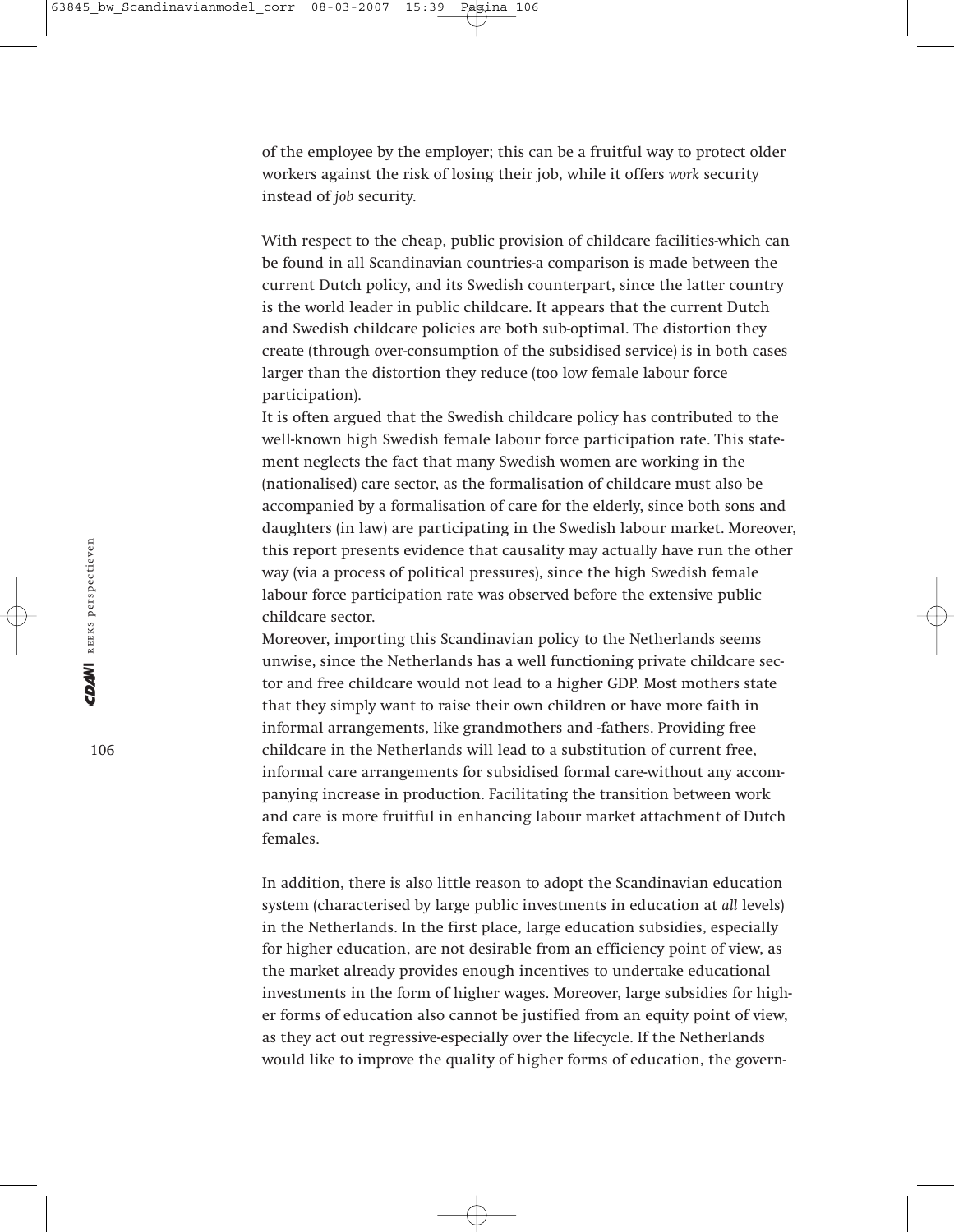of the employee by the employer; this can be a fruitful way to protect older workers against the risk of losing their job, while it offers *work* security instead of *job* security.

With respect to the cheap, public provision of childcare facilities-which can be found in all Scandinavian countries-a comparison is made between the current Dutch policy, and its Swedish counterpart, since the latter country is the world leader in public childcare. It appears that the current Dutch and Swedish childcare policies are both sub-optimal. The distortion they create (through over-consumption of the subsidised service) is in both cases larger than the distortion they reduce (too low female labour force participation).

It is often argued that the Swedish childcare policy has contributed to the well-known high Swedish female labour force participation rate. This statement neglects the fact that many Swedish women are working in the (nationalised) care sector, as the formalisation of childcare must also be accompanied by a formalisation of care for the elderly, since both sons and daughters (in law) are participating in the Swedish labour market. Moreover, this report presents evidence that causality may actually have run the other way (via a process of political pressures), since the high Swedish female labour force participation rate was observed before the extensive public childcare sector.

Moreover, importing this Scandinavian policy to the Netherlands seems unwise, since the Netherlands has a well functioning private childcare sector and free childcare would not lead to a higher GDP. Most mothers state that they simply want to raise their own children or have more faith in informal arrangements, like grandmothers and -fathers. Providing free childcare in the Netherlands will lead to a substitution of current free, informal care arrangements for subsidised formal care-without any accompanying increase in production. Facilitating the transition between work and care is more fruitful in enhancing labour market attachment of Dutch females.

In addition, there is also little reason to adopt the Scandinavian education system (characterised by large public investments in education at *all* levels) in the Netherlands. In the first place, large education subsidies, especially for higher education, are not desirable from an efficiency point of view, as the market already provides enough incentives to undertake educational investments in the form of higher wages. Moreover, large subsidies for higher forms of education also cannot be justified from an equity point of view, as they act out regressive-especially over the lifecycle. If the Netherlands would like to improve the quality of higher forms of education, the govern-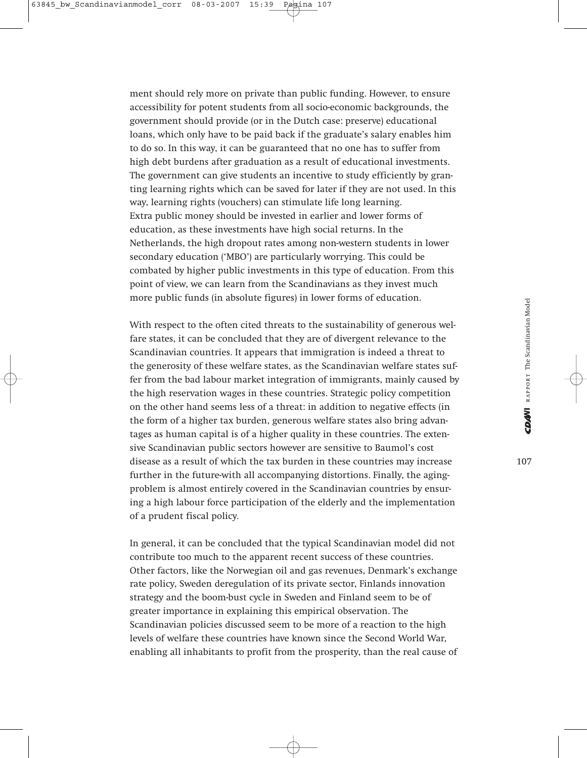ment should rely more on private than public funding. However, to ensure accessibility for potent students from all socio-economic backgrounds, the government should provide (or in the Dutch case: preserve) educational loans, which only have to be paid back if the graduate's salary enables him to do so. In this way, it can be guaranteed that no one has to suffer from high debt burdens after graduation as a result of educational investments. The government can give students an incentive to study efficiently by granting learning rights which can be saved for later if they are not used. In this way, learning rights (vouchers) can stimulate life long learning.
Extra public money should be invested in earlier and lower forms of education, as these investments have high social returns. In the Netherlands, the high dropout rates among non-western students in lower secondary education ('MBO') are particularly worrying. This could be combated by higher public investments in this type of education. From this point of view, we can learn from the Scandinavians as they invest much more public funds (in absolute figures) in lower forms of education.

With respect to the often cited threats to the sustainability of generous welfare states, it can be concluded that they are of divergent relevance to the Scandinavian countries. It appears that immigration is indeed a threat to the generosity of these welfare states, as the Scandinavian welfare states suffer from the bad labour market integration of immigrants, mainly caused by the high reservation wages in these countries. Strategic policy competition on the other hand seems less of a threat: in addition to negative effects (in the form of a higher tax burden, generous welfare states also bring advantages as human capital is of a higher quality in these countries. The extensive Scandinavian public sectors however are sensitive to Baumol's cost disease as a result of which the tax burden in these countries may increase further in the future-with all accompanying distortions. Finally, the aging-problem is almost entirely covered in the Scandinavian countries by ensuring a high labour force participation of the elderly and the implementation of a prudent fiscal policy.

In general, it can be concluded that the typical Scandinavian model did not contribute too much to the apparent recent success of these countries. Other factors, like the Norwegian oil and gas revenues, Denmark's exchange rate policy, Sweden deregulation of its private sector, Finlands innovation strategy and the boom-bust cycle in Sweden and Finland seem to be of greater importance in explaining this empirical observation. The Scandinavian policies discussed seem to be more of a reaction to the high levels of welfare these countries have known since the Second World War, enabling all inhabitants to profit from the prosperity, than the real cause of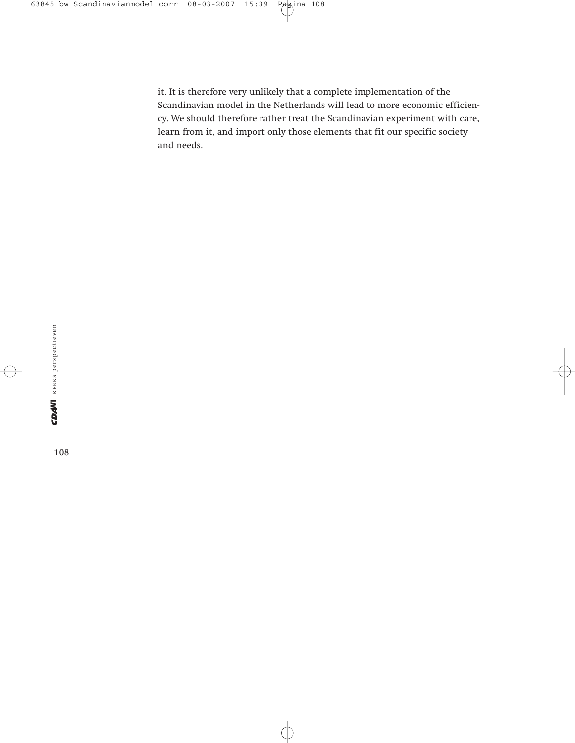it. It is therefore very unlikely that a complete implementation of the Scandinavian model in the Netherlands will lead to more economic efficiency. We should therefore rather treat the Scandinavian experiment with care, learn from it, and import only those elements that fit our specific society and needs.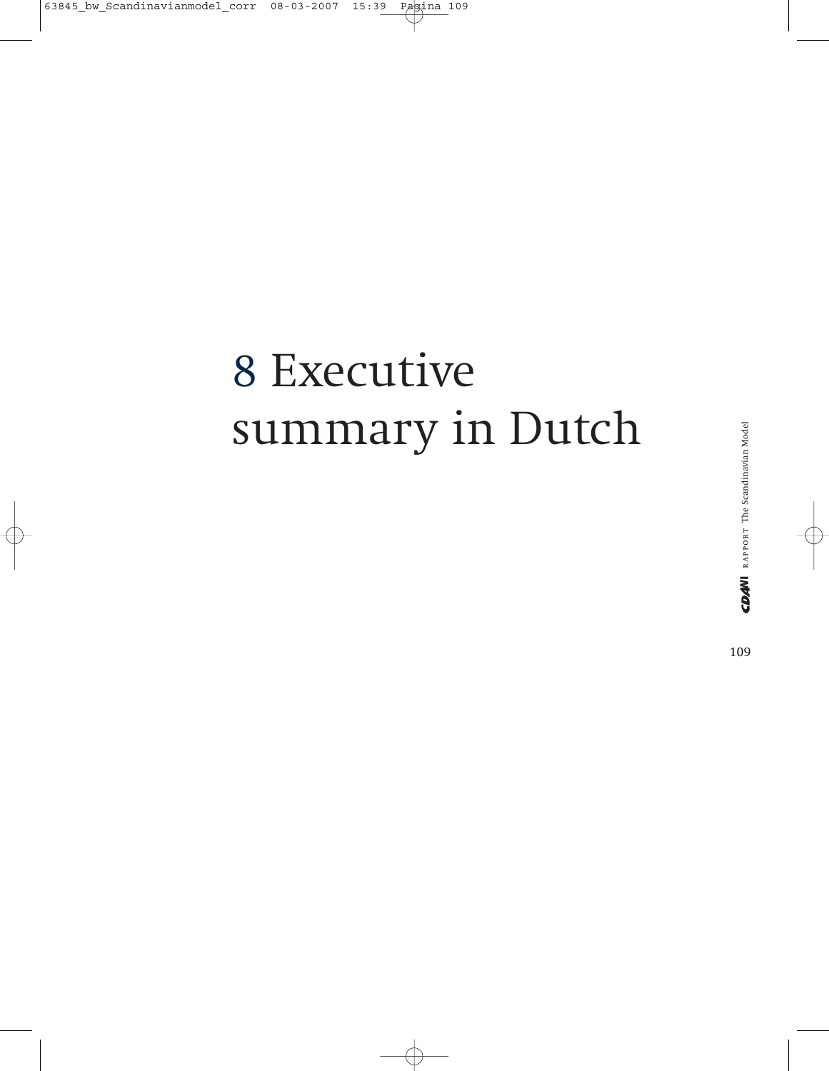# 8 Executive summary in Dutch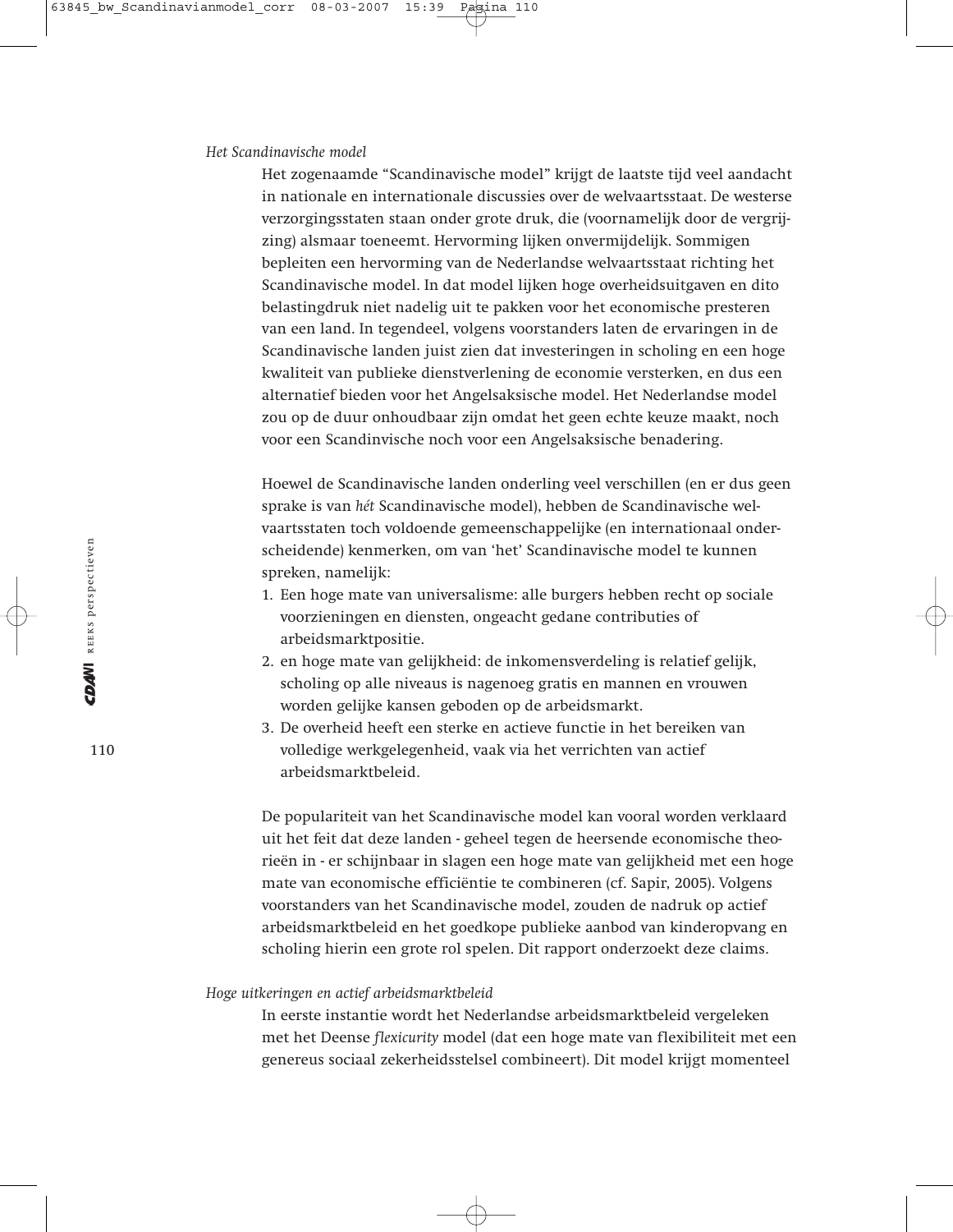*Het Scandinavische model*

Het zogenaamde "Scandinavische model" krijgt de laatste tijd veel aandacht in nationale en internationale discussies over de welvaartsstaat. De westerse verzorgingsstaten staan onder grote druk, die (voornamelijk door de vergrijzing) alsmaar toeneemt. Hervorming lijken onvermijdelijk. Sommigen bepleiten een hervorming van de Nederlandse welvaartsstaat richting het Scandinavische model. In dat model lijken hoge overheidsuitgaven en dito belastingdruk niet nadelig uit te pakken voor het economische presteren van een land. In tegendeel, volgens voorstanders laten de ervaringen in de Scandinavische landen juist zien dat investeringen in scholing en een hoge kwaliteit van publieke dienstverlening de economie versterken, en dus een alternatief bieden voor het Angelsaksische model. Het Nederlandse model zou op de duur onhoudbaar zijn omdat het geen echte keuze maakt, noch voor een Scandinvische noch voor een Angelsaksische benadering.

Hoewel de Scandinavische landen onderling veel verschillen (en er dus geen sprake is van *hét* Scandinavische model), hebben de Scandinavische welvaartsstaten toch voldoende gemeenschappelijke (en internationaal onderscheidende) kenmerken, om van 'het' Scandinavische model te kunnen spreken, namelijk:

1. Een hoge mate van universalisme: alle burgers hebben recht op sociale voorzieningen en diensten, ongeacht gedane contributies of arbeidsmarktpositie.
2. en hoge mate van gelijkheid: de inkomensverdeling is relatief gelijk, scholing op alle niveaus is nagenoeg gratis en mannen en vrouwen worden gelijke kansen geboden op de arbeidsmarkt.
3. De overheid heeft een sterke en actieve functie in het bereiken van volledige werkgelegenheid, vaak via het verrichten van actief arbeidsmarktbeleid.

De populariteit van het Scandinavische model kan vooral worden verklaard uit het feit dat deze landen - geheel tegen de heersende economische theorieën in - er schijnbaar in slagen een hoge mate van gelijkheid met een hoge mate van economische efficiëntie te combineren (cf. Sapir, 2005). Volgens voorstanders van het Scandinavische model, zouden de nadruk op actief arbeidsmarktbeleid en het goedkope publieke aanbod van kinderopvang en scholing hierin een grote rol spelen. Dit rapport onderzoekt deze claims.

*Hoge uitkeringen en actief arbeidsmarktbeleid*

In eerste instantie wordt het Nederlandse arbeidsmarktbeleid vergeleken met het Deense *flexicurity* model (dat een hoge mate van flexibiliteit met een genereus sociaal zekerheidsstelsel combineert). Dit model krijgt momenteel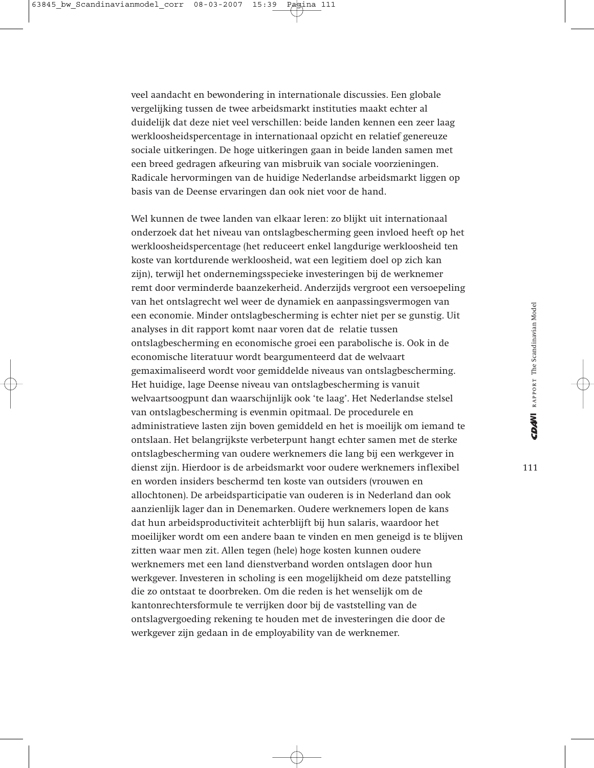veel aandacht en bewondering in internationale discussies. Een globale vergelijking tussen de twee arbeidsmarkt instituties maakt echter al duidelijk dat deze niet veel verschillen: beide landen kennen een zeer laag werkloosheidspercentage in internationaal opzicht en relatief genereuze sociale uitkeringen. De hoge uitkeringen gaan in beide landen samen met een breed gedragen afkeuring van misbruik van sociale voorzieningen. Radicale hervormingen van de huidige Nederlandse arbeidsmarkt liggen op basis van de Deense ervaringen dan ook niet voor de hand.

Wel kunnen de twee landen van elkaar leren: zo blijkt uit internationaal onderzoek dat het niveau van ontslagbescherming geen invloed heeft op het werkloosheidspercentage (het reduceert enkel langdurige werkloosheid ten koste van kortdurende werkloosheid, wat een legitiem doel op zich kan zijn), terwijl het ondernemingsspecieke investeringen bij de werknemer remt door verminderde baanzekerheid. Anderzijds vergroot een versoepeling van het ontslagrecht wel weer de dynamiek en aanpassingsvermogen van een economie. Minder ontslagbescherming is echter niet per se gunstig. Uit analyses in dit rapport komt naar voren dat de relatie tussen ontslagbescherming en economische groei een parabolische is. Ook in de economische literatuur wordt beargumenteerd dat de welvaart gemaximaliseerd wordt voor gemiddelde niveaus van ontslagbescherming. Het huidige, lage Deense niveau van ontslagbescherming is vanuit welvaartsoogpunt dan waarschijnlijk ook 'te laag'. Het Nederlandse stelsel van ontslagbescherming is evenmin opitmaal. De procedurele en administratieve lasten zijn boven gemiddeld en het is moeilijk om iemand te ontslaan. Het belangrijkste verbeterpunt hangt echter samen met de sterke ontslagbescherming van oudere werknemers die lang bij een werkgever in dienst zijn. Hierdoor is de arbeidsmarkt voor oudere werknemers inflexibel en worden insiders beschermd ten koste van outsiders (vrouwen en allochtonen). De arbeidsparticipatie van ouderen is in Nederland dan ook aanzienlijk lager dan in Denemarken. Oudere werknemers lopen de kans dat hun arbeidsproductiviteit achterblijft bij hun salaris, waardoor het moeilijker wordt om een andere baan te vinden en men geneigd is te blijven zitten waar men zit. Allen tegen (hele) hoge kosten kunnen oudere werknemers met een land dienstverband worden ontslagen door hun werkgever. Investeren in scholing is een mogelijkheid om deze patstelling die zo ontstaat te doorbreken. Om die reden is het wenselijk om de kantonrechtersformule te verrijken door bij de vaststelling van de ontslagvergoeding rekening te houden met de investeringen die door de werkgever zijn gedaan in de employability van de werknemer.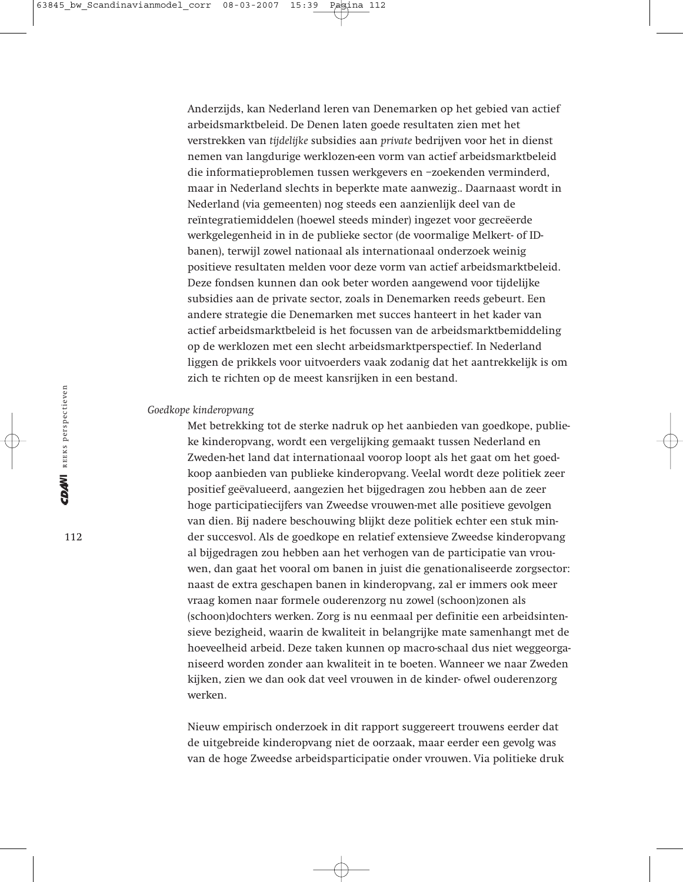Anderzijds, kan Nederland leren van Denemarken op het gebied van actief arbeidsmarktbeleid. De Denen laten goede resultaten zien met het verstrekken van *tijdelijke* subsidies aan *private* bedrijven voor het in dienst nemen van langdurige werklozen-een vorm van actief arbeidsmarktbeleid die informatieproblemen tussen werkgevers en –zoekenden verminderd, maar in Nederland slechts in beperkte mate aanwezig.. Daarnaast wordt in Nederland (via gemeenten) nog steeds een aanzienlijk deel van de reïntegratiemiddelen (hoewel steeds minder) ingezet voor gecreëerde werkgelegenheid in in de publieke sector (de voormalige Melkert- of ID-banen), terwijl zowel nationaal als internationaal onderzoek weinig positieve resultaten melden voor deze vorm van actief arbeidsmarktbeleid. Deze fondsen kunnen dan ook beter worden aangewend voor tijdelijke subsidies aan de private sector, zoals in Denemarken reeds gebeurt. Een andere strategie die Denemarken met succes hanteert in het kader van actief arbeidsmarktbeleid is het focussen van de arbeidsmarktbemiddeling op de werklozen met een slecht arbeidsmarktperspectief. In Nederland liggen de prikkels voor uitvoerders vaak zodanig dat het aantrekkelijk is om zich te richten op de meest kansrijken in een bestand.

*Goedkope kinderopvang*

Met betrekking tot de sterke nadruk op het aanbieden van goedkope, publieke kinderopvang, wordt een vergelijking gemaakt tussen Nederland en Zweden-het land dat internationaal voorop loopt als het gaat om het goedkoop aanbieden van publieke kinderopvang. Veelal wordt deze politiek zeer positief geëvalueerd, aangezien het bijgedragen zou hebben aan de zeer hoge participatiecijfers van Zweedse vrouwen-met alle positieve gevolgen van dien. Bij nadere beschouwing blijkt deze politiek echter een stuk minder succesvol. Als de goedkope en relatief extensieve Zweedse kinderopvang al bijgedragen zou hebben aan het verhogen van de participatie van vrouwen, dan gaat het vooral om banen in juist die genationaliseerde zorgsector: naast de extra geschapen banen in kinderopvang, zal er immers ook meer vraag komen naar formele ouderenzorg nu zowel (schoon)zonen als (schoon)dochters werken. Zorg is nu eenmaal per definitie een arbeidsintensieve bezigheid, waarin de kwaliteit in belangrijke mate samenhangt met de hoeveelheid arbeid. Deze taken kunnen op macro-schaal dus niet weggeorganiseerd worden zonder aan kwaliteit in te boeten. Wanneer we naar Zweden kijken, zien we dan ook dat veel vrouwen in de kinder- ofwel ouderenzorg werken.

Nieuw empirisch onderzoek in dit rapport suggereert trouwens eerder dat de uitgebreide kinderopvang niet de oorzaak, maar eerder een gevolg was van de hoge Zweedse arbeidsparticipatie onder vrouwen. Via politieke druk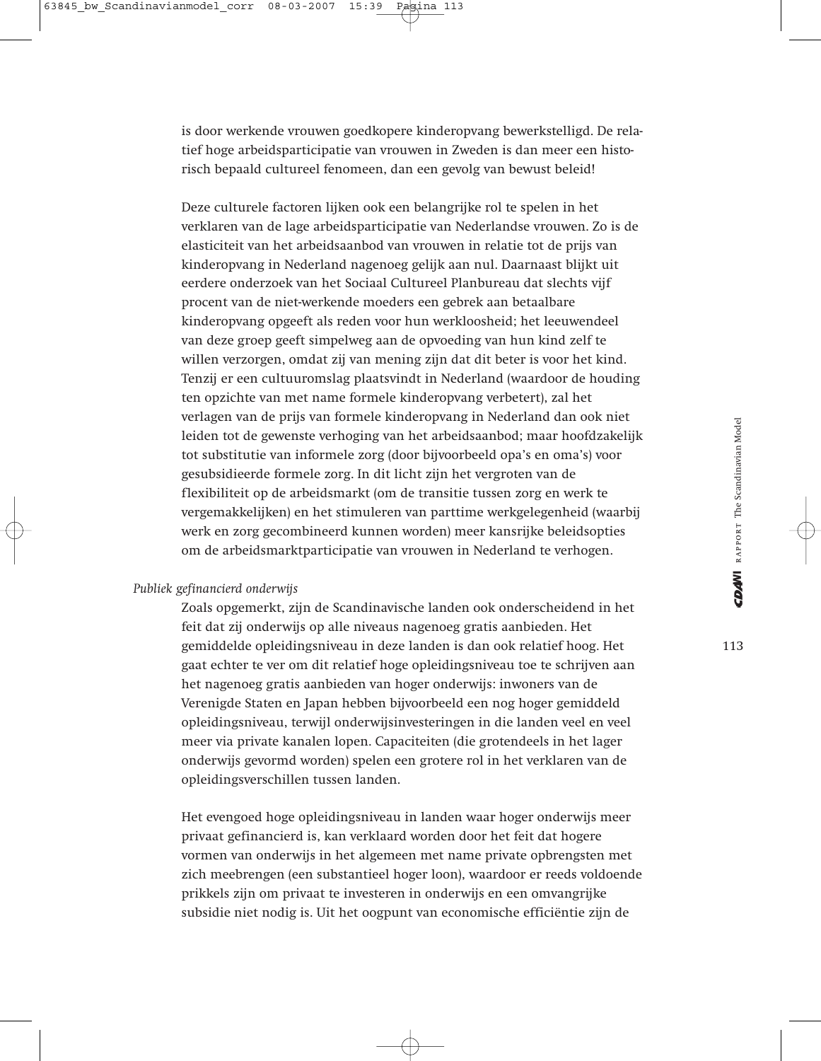is door werkende vrouwen goedkopere kinderopvang bewerkstelligd. De relatief hoge arbeidsparticipatie van vrouwen in Zweden is dan meer een historisch bepaald cultureel fenomeen, dan een gevolg van bewust beleid!

Deze culturele factoren lijken ook een belangrijke rol te spelen in het verklaren van de lage arbeidsparticipatie van Nederlandse vrouwen. Zo is de elasticiteit van het arbeidsaanbod van vrouwen in relatie tot de prijs van kinderopvang in Nederland nagenoeg gelijk aan nul. Daarnaast blijkt uit eerdere onderzoek van het Sociaal Cultureel Planbureau dat slechts vijf procent van de niet-werkende moeders een gebrek aan betaalbare kinderopvang opgeeft als reden voor hun werkloosheid; het leeuwendeel van deze groep geeft simpelweg aan de opvoeding van hun kind zelf te willen verzorgen, omdat zij van mening zijn dat dit beter is voor het kind. Tenzij er een cultuuromslag plaatsvindt in Nederland (waardoor de houding ten opzichte van met name formele kinderopvang verbetert), zal het verlagen van de prijs van formele kinderopvang in Nederland dan ook niet leiden tot de gewenste verhoging van het arbeidsaanbod; maar hoofdzakelijk tot substitutie van informele zorg (door bijvoorbeeld opa's en oma's) voor gesubsidieerde formele zorg. In dit licht zijn het vergroten van de flexibiliteit op de arbeidsmarkt (om de transitie tussen zorg en werk te vergemakkelijken) en het stimuleren van parttime werkgelegenheid (waarbij werk en zorg gecombineerd kunnen worden) meer kansrijke beleidsopties om de arbeidsmarktparticipatie van vrouwen in Nederland te verhogen.

*Publiek gefinancierd onderwijs*

Zoals opgemerkt, zijn de Scandinavische landen ook onderscheidend in het feit dat zij onderwijs op alle niveaus nagenoeg gratis aanbieden. Het gemiddelde opleidingsniveau in deze landen is dan ook relatief hoog. Het gaat echter te ver om dit relatief hoge opleidingsniveau toe te schrijven aan het nagenoeg gratis aanbieden van hoger onderwijs: inwoners van de Verenigde Staten en Japan hebben bijvoorbeeld een nog hoger gemiddeld opleidingsniveau, terwijl onderwijsinvesteringen in die landen veel en veel meer via private kanalen lopen. Capaciteiten (die grotendeels in het lager onderwijs gevormd worden) spelen een grotere rol in het verklaren van de opleidingsverschillen tussen landen.

Het evengoed hoge opleidingsniveau in landen waar hoger onderwijs meer privaat gefinancierd is, kan verklaard worden door het feit dat hogere vormen van onderwijs in het algemeen met name private opbrengsten met zich meebrengen (een substantieel hoger loon), waardoor er reeds voldoende prikkels zijn om privaat te investeren in onderwijs en een omvangrijke subsidie niet nodig is. Uit het oogpunt van economische efficiëntie zijn de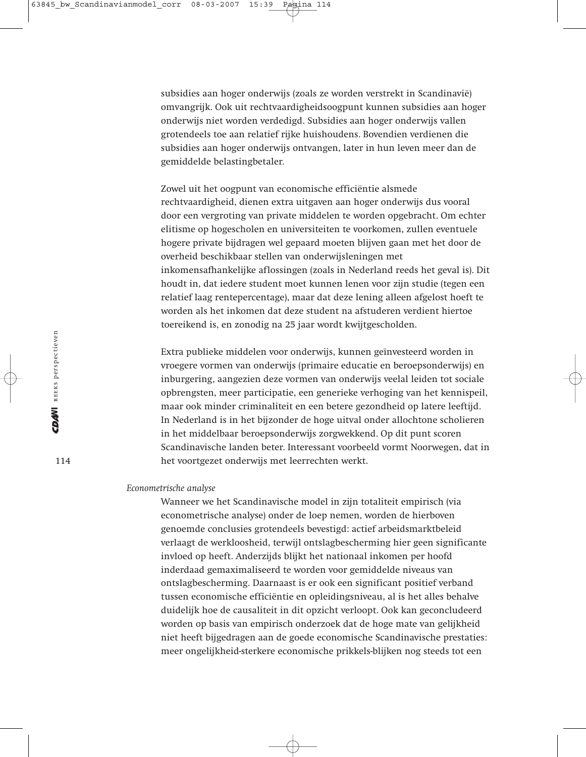subsidies aan hoger onderwijs (zoals ze worden verstrekt in Scandinavië) omvangrijk. Ook uit rechtvaardigheidsoogpunt kunnen subsidies aan hoger onderwijs niet worden verdedigd. Subsidies aan hoger onderwijs vallen grotendeels toe aan relatief rijke huishoudens. Bovendien verdienen die subsidies aan hoger onderwijs ontvangen, later in hun leven meer dan de gemiddelde belastingbetaler.

Zowel uit het oogpunt van economische efficiëntie alsmede rechtvaardigheid, dienen extra uitgaven aan hoger onderwijs dus vooral door een vergroting van private middelen te worden opgebracht. Om echter elitisme op hogescholen en universiteiten te voorkomen, zullen eventuele hogere private bijdragen wel gepaard moeten blijven gaan met het door de overheid beschikbaar stellen van onderwijsleningen met inkomensafhankelijke aflossingen (zoals in Nederland reeds het geval is). Dit houdt in, dat iedere student moet kunnen lenen voor zijn studie (tegen een relatief laag rentepercentage), maar dat deze lening alleen afgelost hoeft te worden als het inkomen dat deze student na afstuderen verdient hiertoe toereikend is, en zonodig na 25 jaar wordt kwijtgescholden.

Extra publieke middelen voor onderwijs, kunnen geïnvesteerd worden in vroegere vormen van onderwijs (primaire educatie en beroepsonderwijs) en inburgering, aangezien deze vormen van onderwijs veelal leiden tot sociale opbrengsten, meer participatie, een generieke verhoging van het kennispeil, maar ook minder criminaliteit en een betere gezondheid op latere leeftijd. In Nederland is in het bijzonder de hoge uitval onder allochtone scholieren in het middelbaar beroepsonderwijs zorgwekkend. Op dit punt scoren Scandinavische landen beter. Interessant voorbeeld vormt Noorwegen, dat in het voortgezet onderwijs met leerrechten werkt.

*Econometrische analyse*

Wanneer we het Scandinavische model in zijn totaliteit empirisch (via econometrische analyse) onder de loep nemen, worden de hierboven genoemde conclusies grotendeels bevestigd: actief arbeidsmarktbeleid verlaagt de werkloosheid, terwijl ontslagbescherming hier geen significante invloed op heeft. Anderzijds blijkt het nationaal inkomen per hoofd inderdaad gemaximaliseerd te worden voor gemiddelde niveaus van ontslagbescherming. Daarnaast is er ook een significant positief verband tussen economische efficiëntie en opleidingsniveau, al is het alles behalve duidelijk hoe de causaliteit in dit opzicht verloopt. Ook kan geconcludeerd worden op basis van empirisch onderzoek dat de hoge mate van gelijkheid niet heeft bijgedragen aan de goede economische Scandinavische prestaties: meer ongelijkheid-sterkere economische prikkels-blijken nog steeds tot een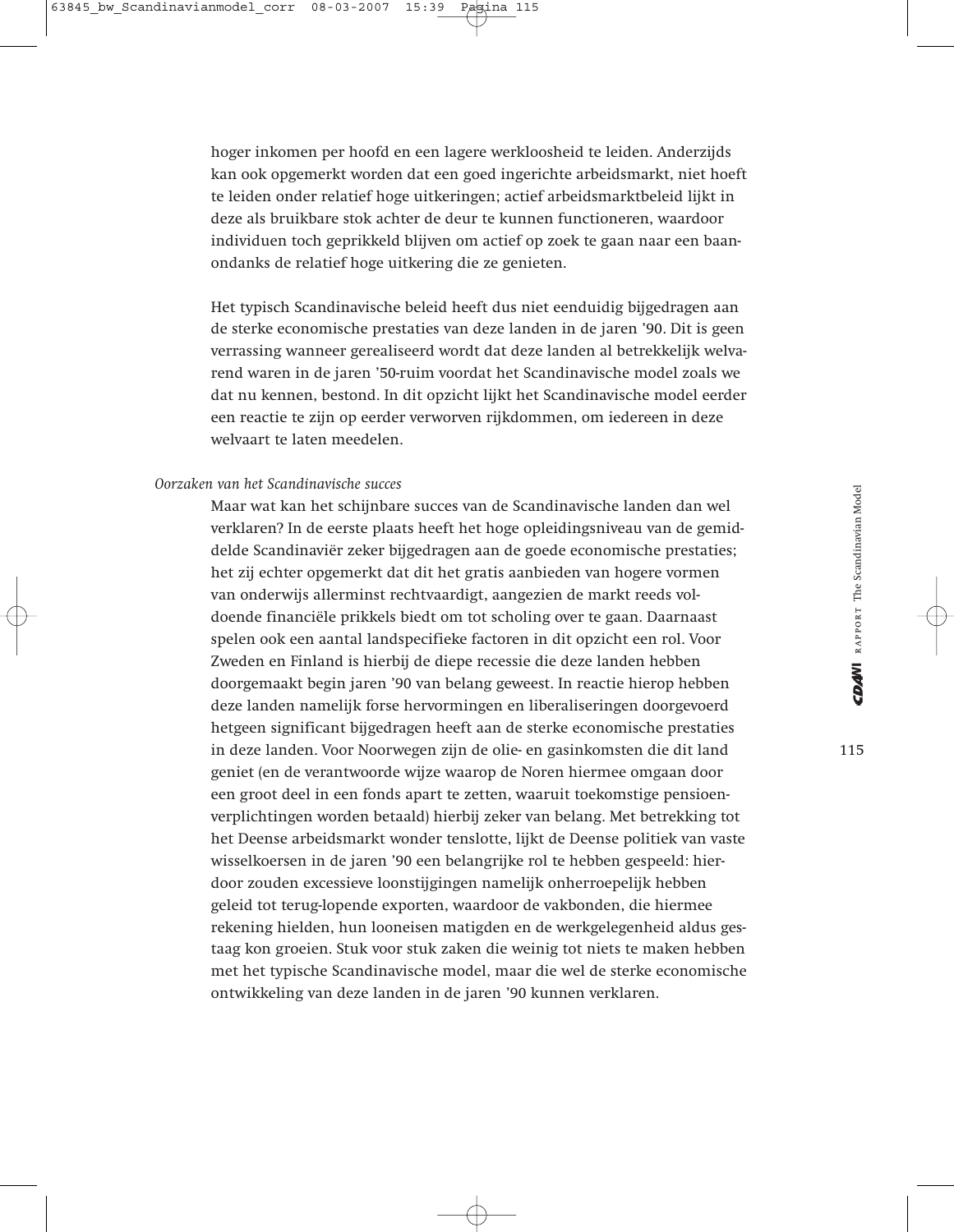hoger inkomen per hoofd en een lagere werkloosheid te leiden. Anderzijds kan ook opgemerkt worden dat een goed ingerichte arbeidsmarkt, niet hoeft te leiden onder relatief hoge uitkeringen; actief arbeidsmarktbeleid lijkt in deze als bruikbare stok achter de deur te kunnen functioneren, waardoor individuen toch geprikkeld blijven om actief op zoek te gaan naar een baan-ondanks de relatief hoge uitkering die ze genieten.

Het typisch Scandinavische beleid heeft dus niet eenduidig bijgedragen aan de sterke economische prestaties van deze landen in de jaren '90. Dit is geen verrassing wanneer gerealiseerd wordt dat deze landen al betrekkelijk welvarend waren in de jaren '50-ruim voordat het Scandinavische model zoals we dat nu kennen, bestond. In dit opzicht lijkt het Scandinavische model eerder een reactie te zijn op eerder verworven rijkdommen, om iedereen in deze welvaart te laten meedelen.

*Oorzaken van het Scandinavische succes*

Maar wat kan het schijnbare succes van de Scandinavische landen dan wel verklaren? In de eerste plaats heeft het hoge opleidingsniveau van de gemiddelde Scandinaviër zeker bijgedragen aan de goede economische prestaties; het zij echter opgemerkt dat dit het gratis aanbieden van hogere vormen van onderwijs allerminst rechtvaardigt, aangezien de markt reeds voldoende financiële prikkels biedt om tot scholing over te gaan. Daarnaast spelen ook een aantal landspecifieke factoren in dit opzicht een rol. Voor Zweden en Finland is hierbij de diepe recessie die deze landen hebben doorgemaakt begin jaren '90 van belang geweest. In reactie hierop hebben deze landen namelijk forse hervormingen en liberaliseringen doorgevoerd hetgeen significant bijgedragen heeft aan de sterke economische prestaties in deze landen. Voor Noorwegen zijn de olie- en gasinkomsten die dit land geniet (en de verantwoorde wijze waarop de Noren hiermee omgaan door een groot deel in een fonds apart te zetten, waaruit toekomstige pensioenverplichtingen worden betaald) hierbij zeker van belang. Met betrekking tot het Deense arbeidsmarkt wonder tenslotte, lijkt de Deense politiek van vaste wisselkoersen in de jaren '90 een belangrijke rol te hebben gespeeld: hierdoor zouden excessieve loonstijgingen namelijk onherroepelijk hebben geleid tot terug-lopende exporten, waardoor de vakbonden, die hiermee rekening hielden, hun looneisen matigden en de werkgelegenheid aldus gestaag kon groeien. Stuk voor stuk zaken die weinig tot niets te maken hebben met het typische Scandinavische model, maar die wel de sterke economische ontwikkeling van deze landen in de jaren '90 kunnen verklaren.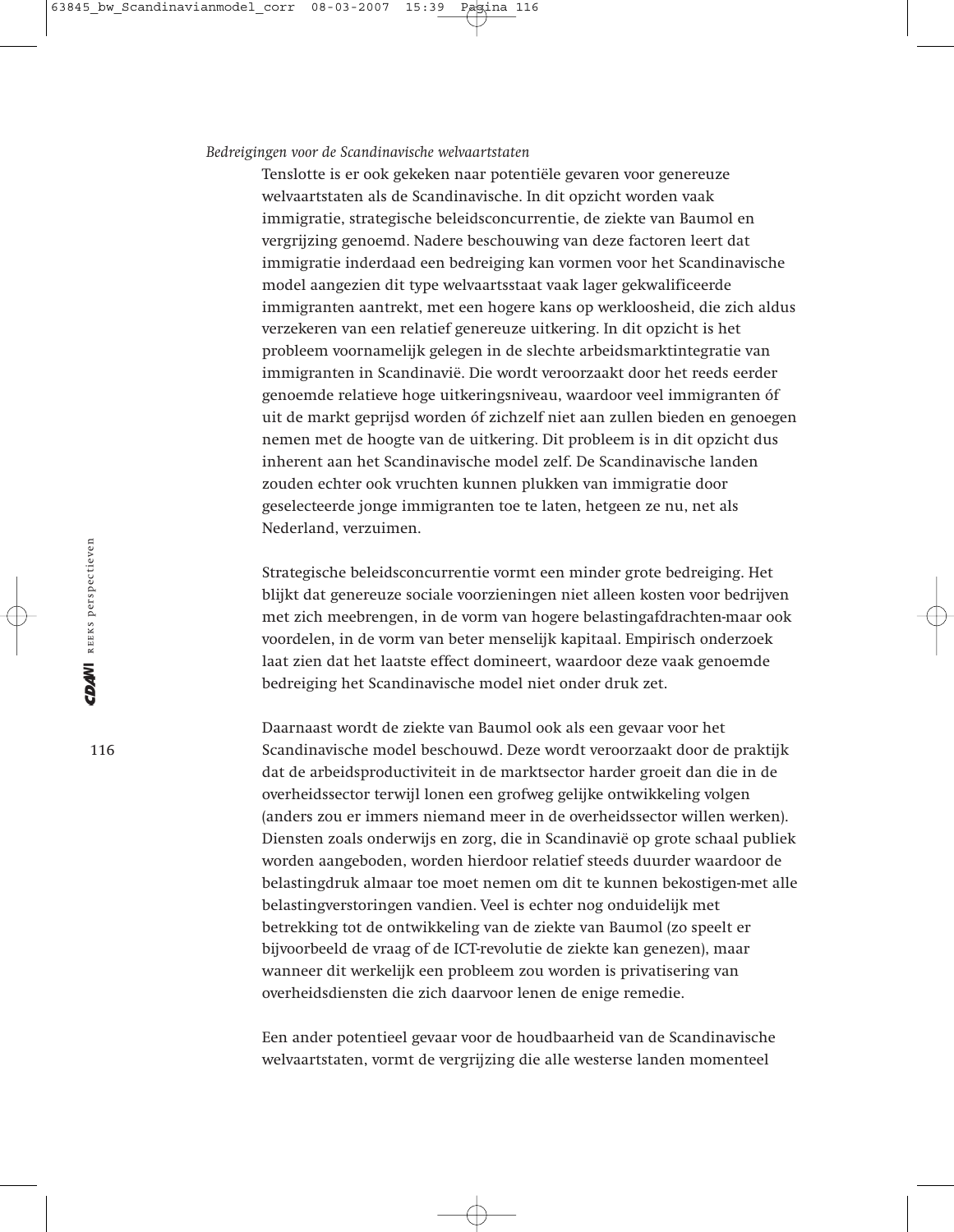*Bedreigingen voor de Scandinavische welvaartstaten*

Tenslotte is er ook gekeken naar potentiële gevaren voor genereuze welvaartstaten als de Scandinavische. In dit opzicht worden vaak immigratie, strategische beleidsconcurrentie, de ziekte van Baumol en vergrijzing genoemd. Nadere beschouwing van deze factoren leert dat immigratie inderdaad een bedreiging kan vormen voor het Scandinavische model aangezien dit type welvaartsstaat vaak lager gekwalificeerde immigranten aantrekt, met een hogere kans op werkloosheid, die zich aldus verzekeren van een relatief genereuze uitkering. In dit opzicht is het probleem voornamelijk gelegen in de slechte arbeidsmarktintegratie van immigranten in Scandinavië. Die wordt veroorzaakt door het reeds eerder genoemde relatieve hoge uitkeringsniveau, waardoor veel immigranten óf uit de markt geprijsd worden óf zichzelf niet aan zullen bieden en genoegen nemen met de hoogte van de uitkering. Dit probleem is in dit opzicht dus inherent aan het Scandinavische model zelf. De Scandinavische landen zouden echter ook vruchten kunnen plukken van immigratie door geselecteerde jonge immigranten toe te laten, hetgeen ze nu, net als Nederland, verzuimen.

Strategische beleidsconcurrentie vormt een minder grote bedreiging. Het blijkt dat genereuze sociale voorzieningen niet alleen kosten voor bedrijven met zich meebrengen, in de vorm van hogere belastingafdrachten-maar ook voordelen, in de vorm van beter menselijk kapitaal. Empirisch onderzoek laat zien dat het laatste effect domineert, waardoor deze vaak genoemde bedreiging het Scandinavische model niet onder druk zet.

Daarnaast wordt de ziekte van Baumol ook als een gevaar voor het Scandinavische model beschouwd. Deze wordt veroorzaakt door de praktijk dat de arbeidsproductiviteit in de marktsector harder groeit dan die in de overheidssector terwijl lonen een grofweg gelijke ontwikkeling volgen (anders zou er immers niemand meer in de overheidssector willen werken). Diensten zoals onderwijs en zorg, die in Scandinavië op grote schaal publiek worden aangeboden, worden hierdoor relatief steeds duurder waardoor de belastingdruk almaar toe moet nemen om dit te kunnen bekostigen-met alle belastingverstoringen vandien. Veel is echter nog onduidelijk met betrekking tot de ontwikkeling van de ziekte van Baumol (zo speelt er bijvoorbeeld de vraag of de ICT-revolutie de ziekte kan genezen), maar wanneer dit werkelijk een probleem zou worden is privatisering van overheidsdiensten die zich daarvoor lenen de enige remedie.

Een ander potentieel gevaar voor de houdbaarheid van de Scandinavische welvaartstaten, vormt de vergrijzing die alle westerse landen momenteel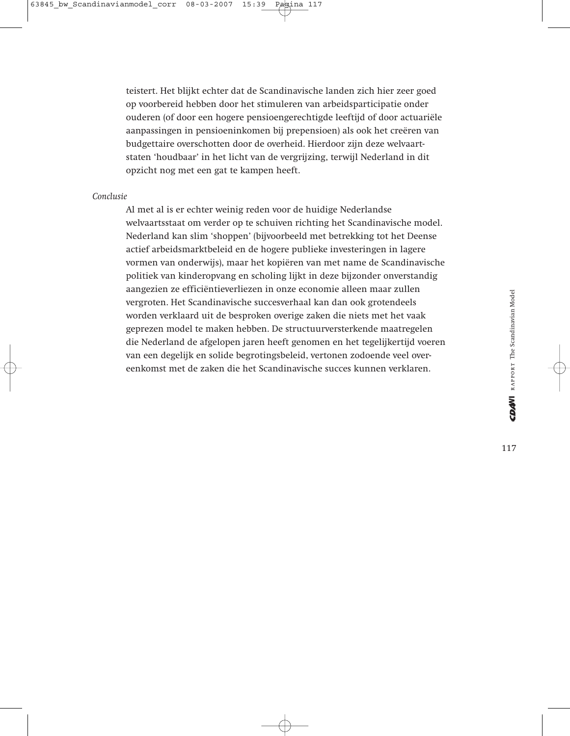teistert. Het blijkt echter dat de Scandinavische landen zich hier zeer goed op voorbereid hebben door het stimuleren van arbeidsparticipatie onder ouderen (of door een hogere pensioengerechtigde leeftijd of door actuariële aanpassingen in pensioeninkomen bij prepensioen) als ook het creëren van budgettaire overschotten door de overheid. Hierdoor zijn deze welvaartstaten 'houdbaar' in het licht van de vergrijzing, terwijl Nederland in dit opzicht nog met een gat te kampen heeft.

*Conclusie*

Al met al is er echter weinig reden voor de huidige Nederlandse welvaartsstaat om verder op te schuiven richting het Scandinavische model. Nederland kan slim 'shoppen' (bijvoorbeeld met betrekking tot het Deense actief arbeidsmarktbeleid en de hogere publieke investeringen in lagere vormen van onderwijs), maar het kopiëren van met name de Scandinavische politiek van kinderopvang en scholing lijkt in deze bijzonder onverstandig aangezien ze efficiëntieverliezen in onze economie alleen maar zullen vergroten. Het Scandinavische succesverhaal kan dan ook grotendeels worden verklaard uit de besproken overige zaken die niets met het vaak geprezen model te maken hebben. De structuurversterkende maatregelen die Nederland de afgelopen jaren heeft genomen en het tegelijkertijd voeren van een degelijk en solide begrotingsbeleid, vertonen zodoende veel overeenkomst met de zaken die het Scandinavische succes kunnen verklaren.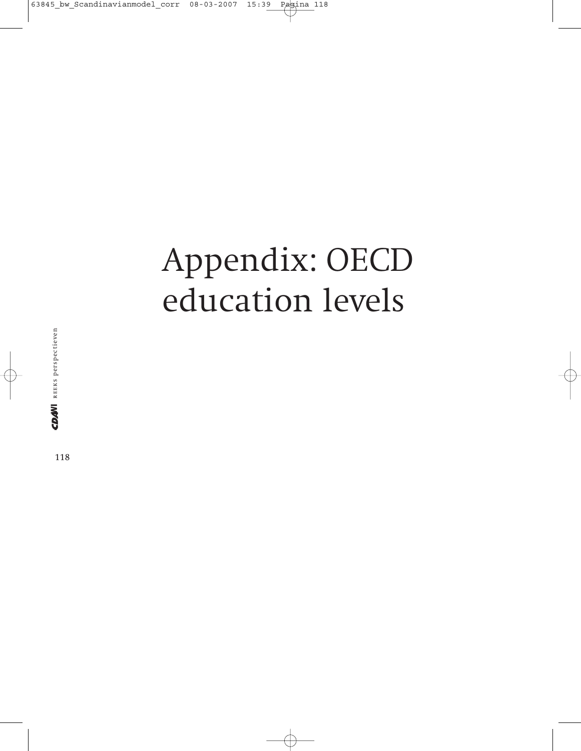# Appendix: OECD education levels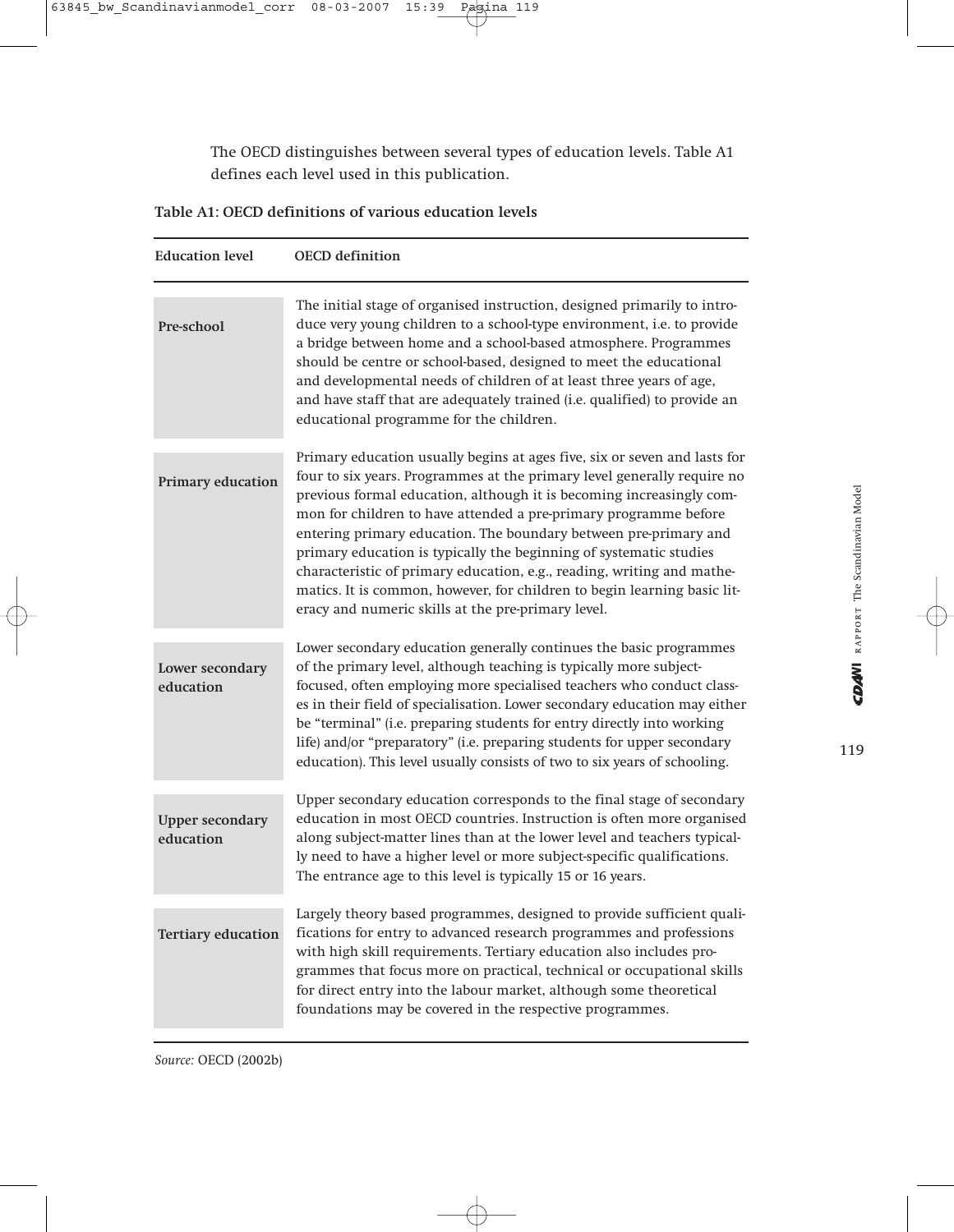The OECD distinguishes between several types of education levels. Table A1 defines each level used in this publication.

**Table A1: OECD definitions of various education levels**

| Education level | OECD definition |
| --- | --- |
| **Pre-school** | The initial stage of organised instruction, designed primarily to introduce very young children to a school-type environment, i.e. to provide a bridge between home and a school-based atmosphere. Programmes should be centre or school-based, designed to meet the educational and developmental needs of children of at least three years of age, and have staff that are adequately trained (i.e. qualified) to provide an educational programme for the children. |
| **Primary education** | Primary education usually begins at ages five, six or seven and lasts for four to six years. Programmes at the primary level generally require no previous formal education, although it is becoming increasingly common for children to have attended a pre-primary programme before entering primary education. The boundary between pre-primary and primary education is typically the beginning of systematic studies characteristic of primary education, e.g., reading, writing and mathematics. It is common, however, for children to begin learning basic literacy and numeric skills at the pre-primary level. |
| **Lower secondary education** | Lower secondary education generally continues the basic programmes of the primary level, although teaching is typically more subject-focused, often employing more specialised teachers who conduct classes in their field of specialisation. Lower secondary education may either be "terminal" (i.e. preparing students for entry directly into working life) and/or "preparatory" (i.e. preparing students for upper secondary education). This level usually consists of two to six years of schooling. |
| **Upper secondary education** | Upper secondary education corresponds to the final stage of secondary education in most OECD countries. Instruction is often more organised along subject-matter lines than at the lower level and teachers typically need to have a higher level or more subject-specific qualifications. The entrance age to this level is typically 15 or 16 years. |
| **Tertiary education** | Largely theory based programmes, designed to provide sufficient qualifications for entry to advanced research programmes and professions with high skill requirements. Tertiary education also includes programmes that focus more on practical, technical or occupational skills for direct entry into the labour market, although some theoretical foundations may be covered in the respective programmes. |

*Source:* OECD (2002b)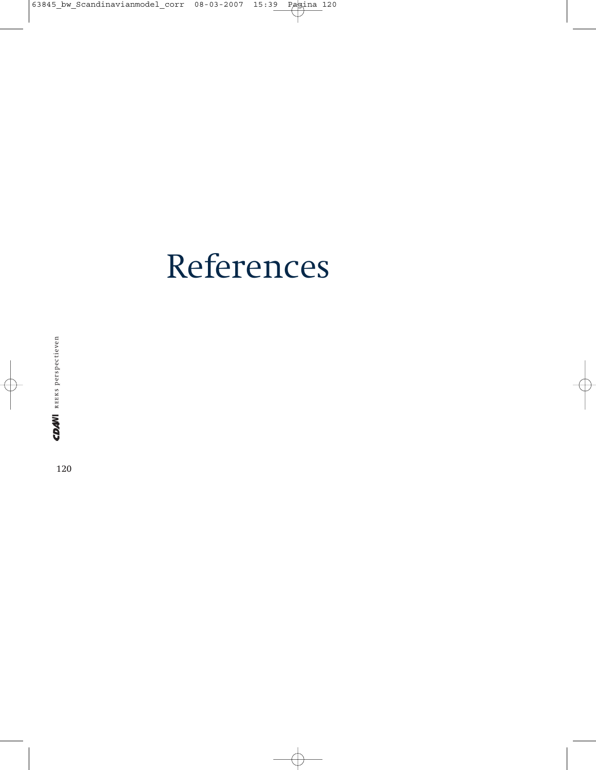# References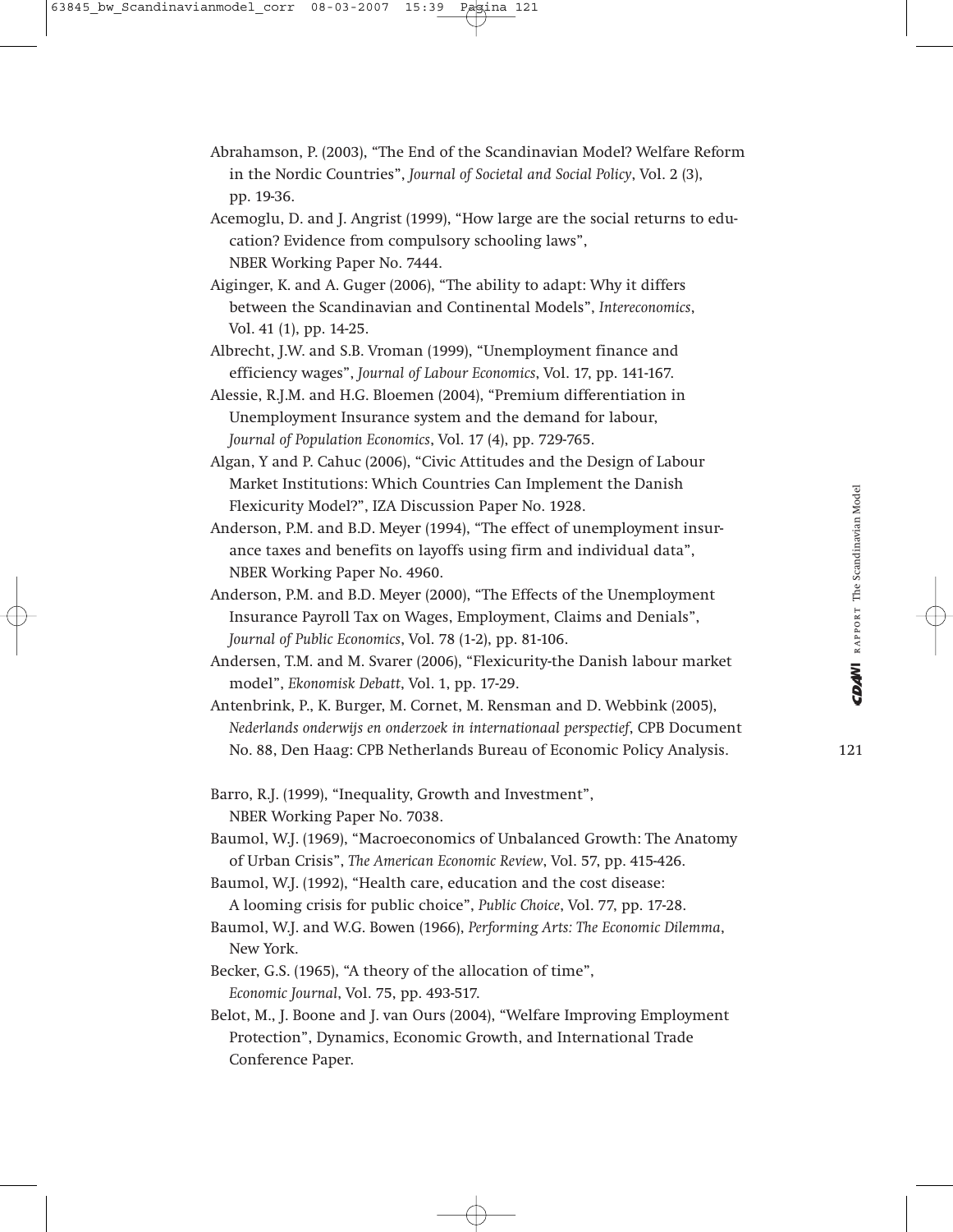Abrahamson, P. (2003), "The End of the Scandinavian Model? Welfare Reform in the Nordic Countries", *Journal of Societal and Social Policy*, Vol. 2 (3), pp. 19-36.

Acemoglu, D. and J. Angrist (1999), "How large are the social returns to education? Evidence from compulsory schooling laws", NBER Working Paper No. 7444.

Aiginger, K. and A. Guger (2006), "The ability to adapt: Why it differs between the Scandinavian and Continental Models", *Intereconomics*, Vol. 41 (1), pp. 14-25.

Albrecht, J.W. and S.B. Vroman (1999), "Unemployment finance and efficiency wages", *Journal of Labour Economics*, Vol. 17, pp. 141-167.

Alessie, R.J.M. and H.G. Bloemen (2004), "Premium differentiation in Unemployment Insurance system and the demand for labour, *Journal of Population Economics*, Vol. 17 (4), pp. 729-765.

Algan, Y and P. Cahuc (2006), "Civic Attitudes and the Design of Labour Market Institutions: Which Countries Can Implement the Danish Flexicurity Model?", IZA Discussion Paper No. 1928.

Anderson, P.M. and B.D. Meyer (1994), "The effect of unemployment insurance taxes and benefits on layoffs using firm and individual data", NBER Working Paper No. 4960.

Anderson, P.M. and B.D. Meyer (2000), "The Effects of the Unemployment Insurance Payroll Tax on Wages, Employment, Claims and Denials", *Journal of Public Economics*, Vol. 78 (1-2), pp. 81-106.

Andersen, T.M. and M. Svarer (2006), "Flexicurity-the Danish labour market model", *Ekonomisk Debatt*, Vol. 1, pp. 17-29.

Antenbrink, P., K. Burger, M. Cornet, M. Rensman and D. Webbink (2005), *Nederlands onderwijs en onderzoek in internationaal perspectief*, CPB Document No. 88, Den Haag: CPB Netherlands Bureau of Economic Policy Analysis.

Barro, R.J. (1999), "Inequality, Growth and Investment", NBER Working Paper No. 7038.

Baumol, W.J. (1969), "Macroeconomics of Unbalanced Growth: The Anatomy of Urban Crisis", *The American Economic Review*, Vol. 57, pp. 415-426.

Baumol, W.J. (1992), "Health care, education and the cost disease: A looming crisis for public choice", *Public Choice*, Vol. 77, pp. 17-28.

Baumol, W.J. and W.G. Bowen (1966), *Performing Arts: The Economic Dilemma*, New York.

Becker, G.S. (1965), "A theory of the allocation of time", *Economic Journal*, Vol. 75, pp. 493-517.

Belot, M., J. Boone and J. van Ours (2004), "Welfare Improving Employment Protection", Dynamics, Economic Growth, and International Trade Conference Paper.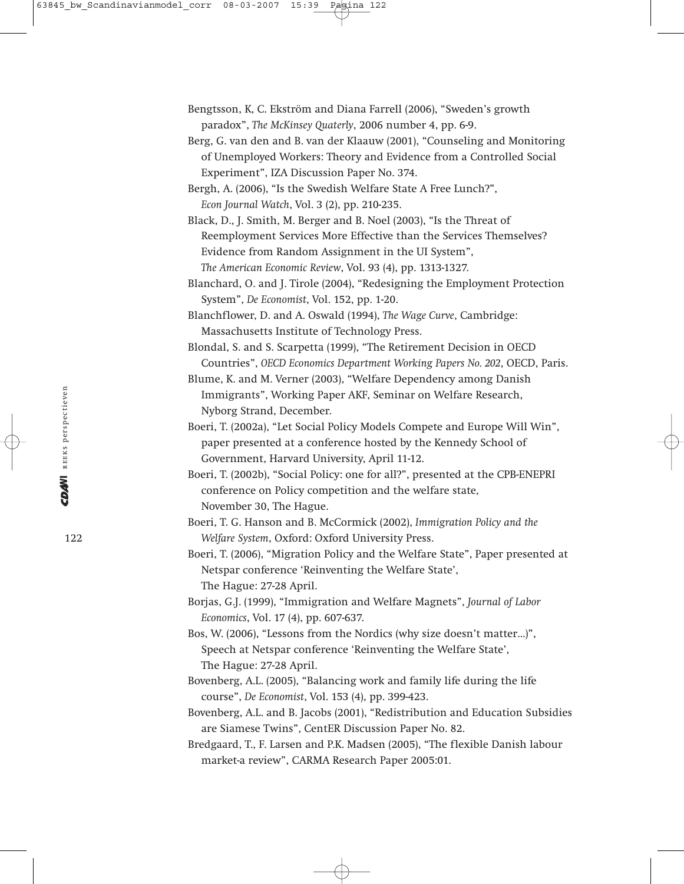Bengtsson, K, C. Ekström and Diana Farrell (2006), "Sweden's growth paradox", *The McKinsey Quaterly*, 2006 number 4, pp. 6-9.

Berg, G. van den and B. van der Klaauw (2001), "Counseling and Monitoring of Unemployed Workers: Theory and Evidence from a Controlled Social Experiment", IZA Discussion Paper No. 374.

Bergh, A. (2006), "Is the Swedish Welfare State A Free Lunch?", *Econ Journal Watch*, Vol. 3 (2), pp. 210-235.

Black, D., J. Smith, M. Berger and B. Noel (2003), "Is the Threat of Reemployment Services More Effective than the Services Themselves? Evidence from Random Assignment in the UI System", *The American Economic Review*, Vol. 93 (4), pp. 1313-1327.

Blanchard, O. and J. Tirole (2004), "Redesigning the Employment Protection System", *De Economist*, Vol. 152, pp. 1-20.

Blanchflower, D. and A. Oswald (1994), *The Wage Curve*, Cambridge: Massachusetts Institute of Technology Press.

Blondal, S. and S. Scarpetta (1999), "The Retirement Decision in OECD Countries", *OECD Economics Department Working Papers No. 202*, OECD, Paris.

Blume, K. and M. Verner (2003), "Welfare Dependency among Danish Immigrants", Working Paper AKF, Seminar on Welfare Research, Nyborg Strand, December.

Boeri, T. (2002a), "Let Social Policy Models Compete and Europe Will Win", paper presented at a conference hosted by the Kennedy School of Government, Harvard University, April 11-12.

Boeri, T. (2002b), "Social Policy: one for all?", presented at the CPB-ENEPRI conference on Policy competition and the welfare state, November 30, The Hague.

Boeri, T. G. Hanson and B. McCormick (2002), *Immigration Policy and the Welfare System*, Oxford: Oxford University Press.

Boeri, T. (2006), "Migration Policy and the Welfare State", Paper presented at Netspar conference 'Reinventing the Welfare State', The Hague: 27-28 April.

Borjas, G.J. (1999), "Immigration and Welfare Magnets", *Journal of Labor Economics*, Vol. 17 (4), pp. 607-637.

Bos, W. (2006), "Lessons from the Nordics (why size doesn't matter...)", Speech at Netspar conference 'Reinventing the Welfare State', The Hague: 27-28 April.

Bovenberg, A.L. (2005), "Balancing work and family life during the life course", *De Economist*, Vol. 153 (4), pp. 399-423.

Bovenberg, A.L. and B. Jacobs (2001), "Redistribution and Education Subsidies are Siamese Twins", CentER Discussion Paper No. 82.

Bredgaard, T., F. Larsen and P.K. Madsen (2005), "The flexible Danish labour market-a review", CARMA Research Paper 2005:01.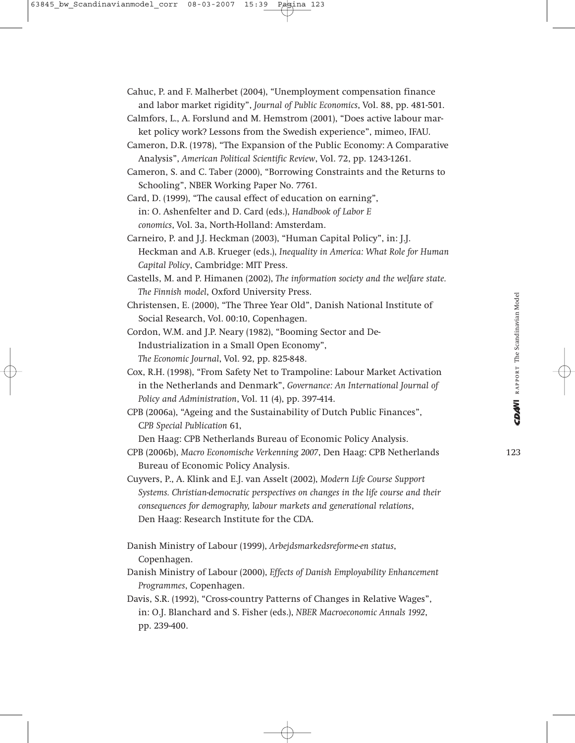Cahuc, P. and F. Malherbet (2004), “Unemployment compensation finance and labor market rigidity”, *Journal of Public Economics*, Vol. 88, pp. 481-501.

Calmfors, L., A. Forslund and M. Hemstrom (2001), “Does active labour market policy work? Lessons from the Swedish experience”, mimeo, IFAU.

Cameron, D.R. (1978), “The Expansion of the Public Economy: A Comparative Analysis”, *American Political Scientific Review*, Vol. 72, pp. 1243-1261.

Cameron, S. and C. Taber (2000), “Borrowing Constraints and the Returns to Schooling”, NBER Working Paper No. 7761.

Card, D. (1999), “The causal effect of education on earning”, in: O. Ashenfelter and D. Card (eds.), *Handbook of Labor E conomics*, Vol. 3a, North-Holland: Amsterdam.

Carneiro, P. and J.J. Heckman (2003), “Human Capital Policy”, in: J.J. Heckman and A.B. Krueger (eds.), *Inequality in America: What Role for Human Capital Policy*, Cambridge: MIT Press.

Castells, M. and P. Himanen (2002), *The information society and the welfare state. The Finnish model*, Oxford University Press.

Christensen, E. (2000), “The Three Year Old”, Danish National Institute of Social Research, Vol. 00:10, Copenhagen.

Cordon, W.M. and J.P. Neary (1982), “Booming Sector and De-Industrialization in a Small Open Economy”, *The Economic Journal*, Vol. 92, pp. 825-848.

Cox, R.H. (1998), “From Safety Net to Trampoline: Labour Market Activation in the Netherlands and Denmark”, *Governance: An International Journal of Policy and Administration*, Vol. 11 (4), pp. 397-414.

CPB (2006a), “Ageing and the Sustainability of Dutch Public Finances”, *CPB Special Publication* 61, Den Haag: CPB Netherlands Bureau of Economic Policy Analysis.

CPB (2006b), *Macro Economische Verkenning 2007*, Den Haag: CPB Netherlands Bureau of Economic Policy Analysis.

Cuyvers, P., A. Klink and E.J. van Asselt (2002), *Modern Life Course Support Systems. Christian-democratic perspectives on changes in the life course and their consequences for demography, labour markets and generational relations*, Den Haag: Research Institute for the CDA.

Danish Ministry of Labour (1999), *Arbejdsmarkedsreforme-en status*, Copenhagen.

Danish Ministry of Labour (2000), *Effects of Danish Employability Enhancement Programmes*, Copenhagen.

Davis, S.R. (1992), “Cross-country Patterns of Changes in Relative Wages”, in: O.J. Blanchard and S. Fisher (eds.), *NBER Macroeconomic Annals 1992*, pp. 239-400.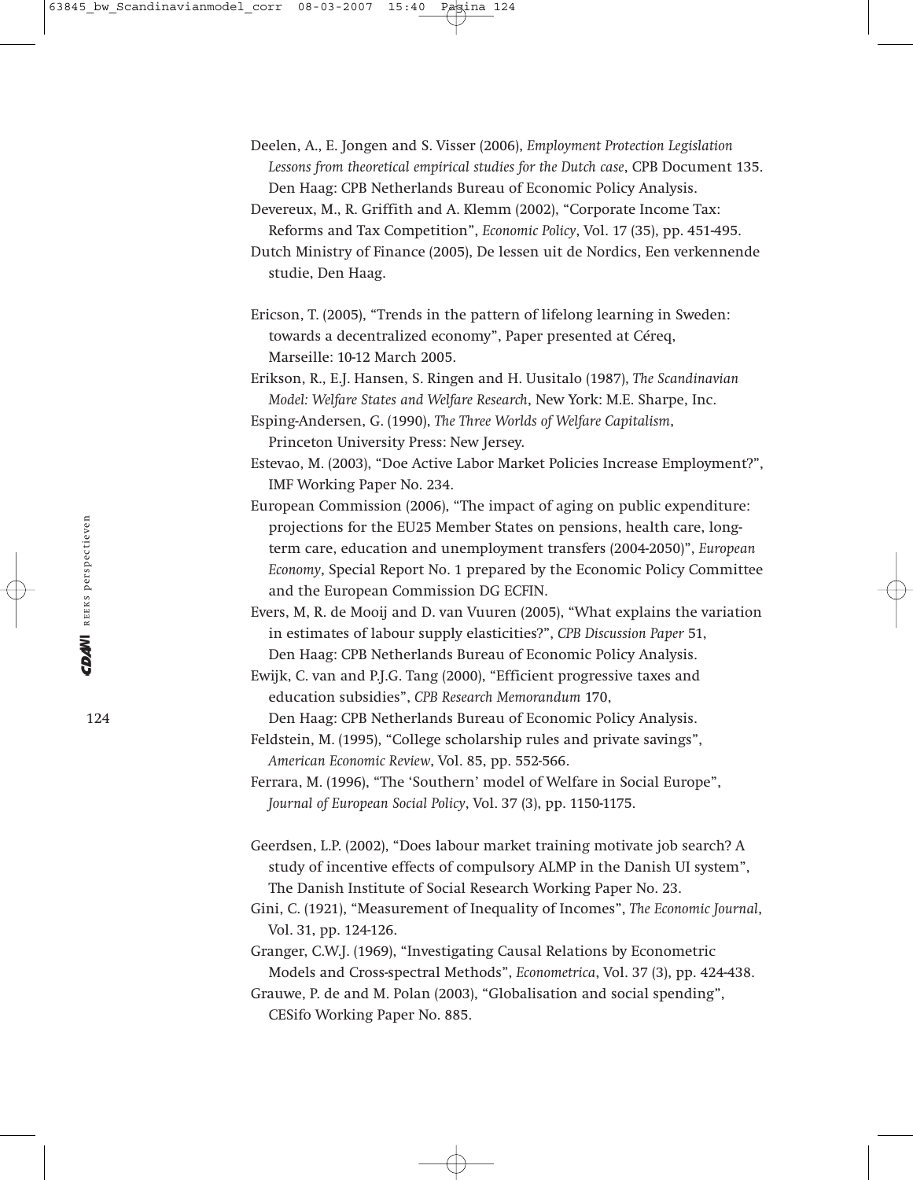Deelen, A., E. Jongen and S. Visser (2006), *Employment Protection Legislation Lessons from theoretical empirical studies for the Dutch case*, CPB Document 135. Den Haag: CPB Netherlands Bureau of Economic Policy Analysis.

Devereux, M., R. Griffith and A. Klemm (2002), “Corporate Income Tax: Reforms and Tax Competition”, *Economic Policy*, Vol. 17 (35), pp. 451-495.

Dutch Ministry of Finance (2005), De lessen uit de Nordics, Een verkennende studie, Den Haag.

Ericson, T. (2005), “Trends in the pattern of lifelong learning in Sweden: towards a decentralized economy”, Paper presented at Céreq, Marseille: 10-12 March 2005.

Erikson, R., E.J. Hansen, S. Ringen and H. Uusitalo (1987), *The Scandinavian Model: Welfare States and Welfare Research*, New York: M.E. Sharpe, Inc.

Esping-Andersen, G. (1990), *The Three Worlds of Welfare Capitalism*, Princeton University Press: New Jersey.

Estevao, M. (2003), “Doe Active Labor Market Policies Increase Employment?”, IMF Working Paper No. 234.

European Commission (2006), “The impact of aging on public expenditure: projections for the EU25 Member States on pensions, health care, long-term care, education and unemployment transfers (2004-2050)”, *European Economy*, Special Report No. 1 prepared by the Economic Policy Committee and the European Commission DG ECFIN.

Evers, M, R. de Mooij and D. van Vuuren (2005), “What explains the variation in estimates of labour supply elasticities?”, *CPB Discussion Paper* 51, Den Haag: CPB Netherlands Bureau of Economic Policy Analysis.

Ewijk, C. van and P.J.G. Tang (2000), “Efficient progressive taxes and education subsidies”, *CPB Research Memorandum* 170, Den Haag: CPB Netherlands Bureau of Economic Policy Analysis.

Feldstein, M. (1995), “College scholarship rules and private savings”, *American Economic Review*, Vol. 85, pp. 552-566.

Ferrara, M. (1996), “The ‘Southern’ model of Welfare in Social Europe”, *Journal of European Social Policy*, Vol. 37 (3), pp. 1150-1175.

Geerdsen, L.P. (2002), “Does labour market training motivate job search? A study of incentive effects of compulsory ALMP in the Danish UI system”, The Danish Institute of Social Research Working Paper No. 23.

Gini, C. (1921), “Measurement of Inequality of Incomes”, *The Economic Journal*, Vol. 31, pp. 124-126.

Granger, C.W.J. (1969), “Investigating Causal Relations by Econometric Models and Cross-spectral Methods”, *Econometrica*, Vol. 37 (3), pp. 424-438.

Grauwe, P. de and M. Polan (2003), “Globalisation and social spending”, CESifo Working Paper No. 885.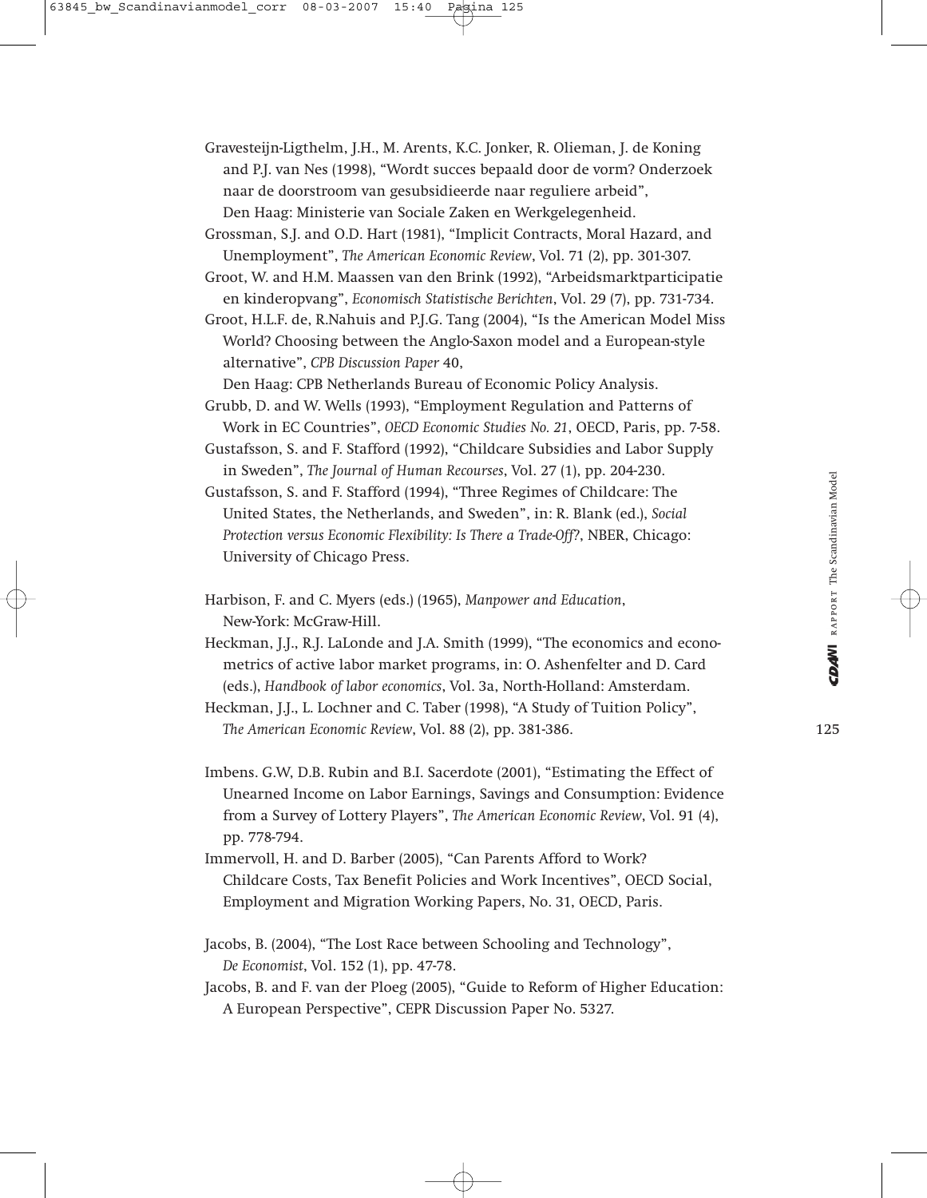Gravesteijn-Ligthelm, J.H., M. Arents, K.C. Jonker, R. Olieman, J. de Koning and P.J. van Nes (1998), "Wordt succes bepaald door de vorm? Onderzoek naar de doorstroom van gesubsidieerde naar reguliere arbeid", Den Haag: Ministerie van Sociale Zaken en Werkgelegenheid.

Grossman, S.J. and O.D. Hart (1981), "Implicit Contracts, Moral Hazard, and Unemployment", *The American Economic Review*, Vol. 71 (2), pp. 301-307.

Groot, W. and H.M. Maassen van den Brink (1992), "Arbeidsmarktparticipatie en kinderopvang", *Economisch Statistische Berichten*, Vol. 29 (7), pp. 731-734.

Groot, H.L.F. de, R.Nahuis and P.J.G. Tang (2004), "Is the American Model Miss World? Choosing between the Anglo-Saxon model and a European-style alternative", *CPB Discussion Paper* 40, Den Haag: CPB Netherlands Bureau of Economic Policy Analysis.

Grubb, D. and W. Wells (1993), "Employment Regulation and Patterns of Work in EC Countries", *OECD Economic Studies No. 21*, OECD, Paris, pp. 7-58.

Gustafsson, S. and F. Stafford (1992), "Childcare Subsidies and Labor Supply in Sweden", *The Journal of Human Recourses*, Vol. 27 (1), pp. 204-230.

Gustafsson, S. and F. Stafford (1994), "Three Regimes of Childcare: The United States, the Netherlands, and Sweden", in: R. Blank (ed.), *Social Protection versus Economic Flexibility: Is There a Trade-Off?*, NBER, Chicago: University of Chicago Press.

Harbison, F. and C. Myers (eds.) (1965), *Manpower and Education*, New-York: McGraw-Hill.

Heckman, J.J., R.J. LaLonde and J.A. Smith (1999), "The economics and econometrics of active labor market programs, in: O. Ashenfelter and D. Card (eds.), *Handbook of labor economics*, Vol. 3a, North-Holland: Amsterdam.

Heckman, J.J., L. Lochner and C. Taber (1998), "A Study of Tuition Policy", *The American Economic Review*, Vol. 88 (2), pp. 381-386.

Imbens. G.W, D.B. Rubin and B.I. Sacerdote (2001), "Estimating the Effect of Unearned Income on Labor Earnings, Savings and Consumption: Evidence from a Survey of Lottery Players", *The American Economic Review*, Vol. 91 (4), pp. 778-794.

Immervoll, H. and D. Barber (2005), "Can Parents Afford to Work? Childcare Costs, Tax Benefit Policies and Work Incentives", OECD Social, Employment and Migration Working Papers, No. 31, OECD, Paris.

Jacobs, B. (2004), "The Lost Race between Schooling and Technology", *De Economist*, Vol. 152 (1), pp. 47-78.

Jacobs, B. and F. van der Ploeg (2005), "Guide to Reform of Higher Education: A European Perspective", CEPR Discussion Paper No. 5327.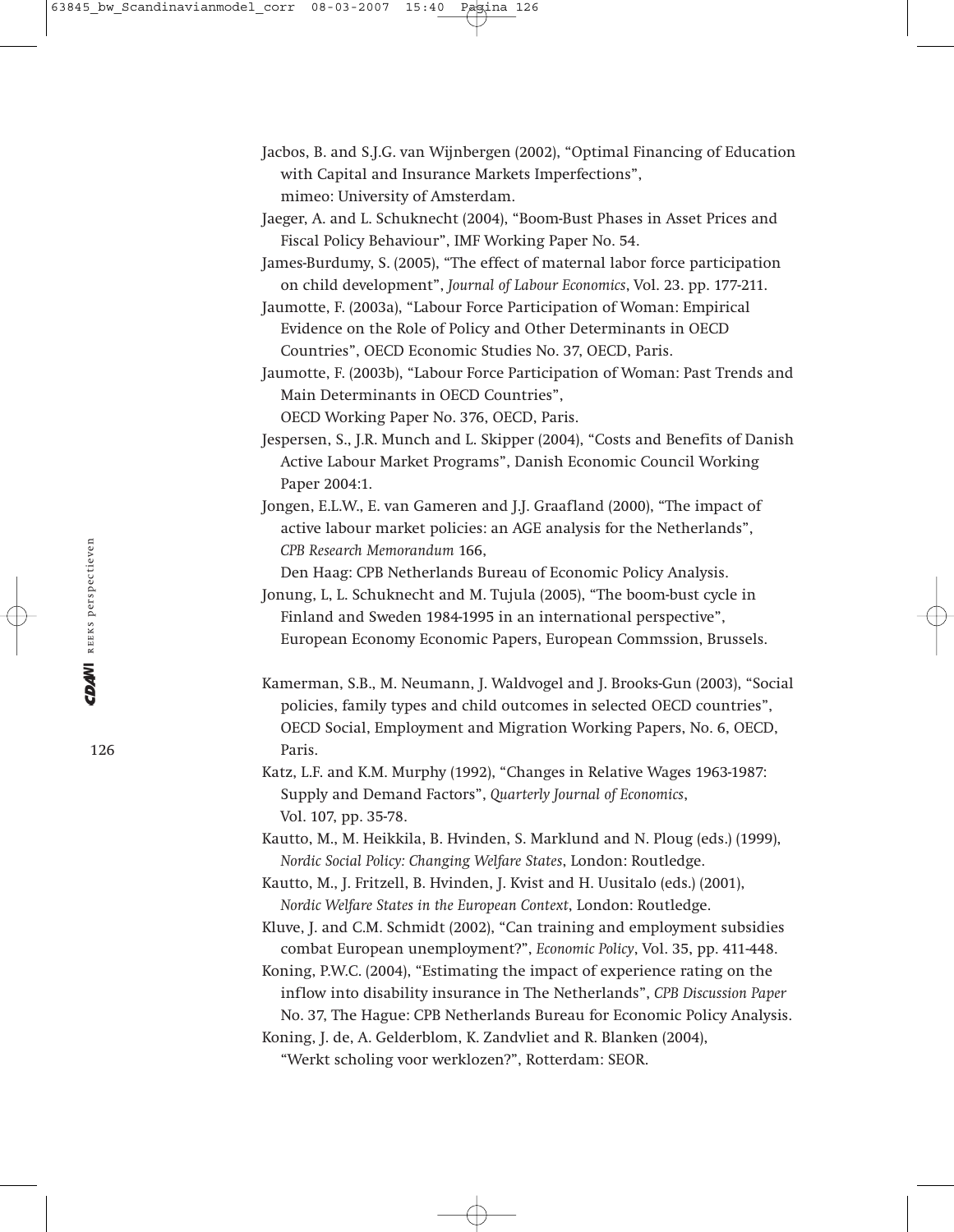Jacbos, B. and S.J.G. van Wijnbergen (2002), "Optimal Financing of Education with Capital and Insurance Markets Imperfections", mimeo: University of Amsterdam.

Jaeger, A. and L. Schuknecht (2004), "Boom-Bust Phases in Asset Prices and Fiscal Policy Behaviour", IMF Working Paper No. 54.

James-Burdumy, S. (2005), "The effect of maternal labor force participation on child development", *Journal of Labour Economics*, Vol. 23. pp. 177-211.

Jaumotte, F. (2003a), "Labour Force Participation of Woman: Empirical Evidence on the Role of Policy and Other Determinants in OECD Countries", OECD Economic Studies No. 37, OECD, Paris.

Jaumotte, F. (2003b), "Labour Force Participation of Woman: Past Trends and Main Determinants in OECD Countries", OECD Working Paper No. 376, OECD, Paris.

Jespersen, S., J.R. Munch and L. Skipper (2004), "Costs and Benefits of Danish Active Labour Market Programs", Danish Economic Council Working Paper 2004:1.

Jongen, E.L.W., E. van Gameren and J.J. Graafland (2000), "The impact of active labour market policies: an AGE analysis for the Netherlands", *CPB Research Memorandum* 166, Den Haag: CPB Netherlands Bureau of Economic Policy Analysis.

Jonung, L, L. Schuknecht and M. Tujula (2005), "The boom-bust cycle in Finland and Sweden 1984-1995 in an international perspective", European Economy Economic Papers, European Commssion, Brussels.

Kamerman, S.B., M. Neumann, J. Waldvogel and J. Brooks-Gun (2003), "Social policies, family types and child outcomes in selected OECD countries", OECD Social, Employment and Migration Working Papers, No. 6, OECD, Paris.

Katz, L.F. and K.M. Murphy (1992), "Changes in Relative Wages 1963-1987: Supply and Demand Factors", *Quarterly Journal of Economics*, Vol. 107, pp. 35-78.

Kautto, M., M. Heikkila, B. Hvinden, S. Marklund and N. Ploug (eds.) (1999), *Nordic Social Policy: Changing Welfare States*, London: Routledge.

Kautto, M., J. Fritzell, B. Hvinden, J. Kvist and H. Uusitalo (eds.) (2001), *Nordic Welfare States in the European Context*, London: Routledge.

Kluve, J. and C.M. Schmidt (2002), "Can training and employment subsidies combat European unemployment?", *Economic Policy*, Vol. 35, pp. 411-448.

Koning, P.W.C. (2004), "Estimating the impact of experience rating on the inflow into disability insurance in The Netherlands", *CPB Discussion Paper* No. 37, The Hague: CPB Netherlands Bureau for Economic Policy Analysis.

Koning, J. de, A. Gelderblom, K. Zandvliet and R. Blanken (2004), "Werkt scholing voor werklozen?", Rotterdam: SEOR.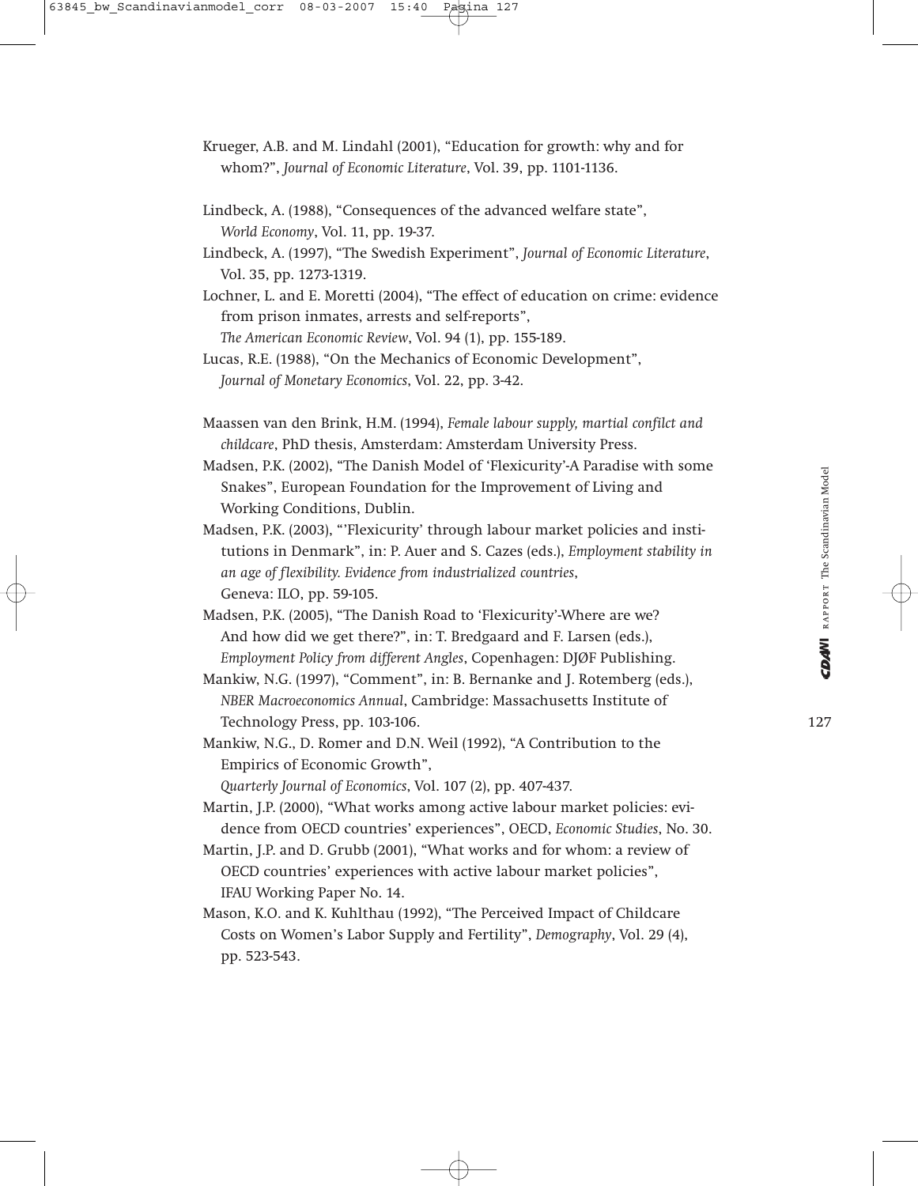Krueger, A.B. and M. Lindahl (2001), "Education for growth: why and for whom?", *Journal of Economic Literature*, Vol. 39, pp. 1101-1136.

Lindbeck, A. (1988), "Consequences of the advanced welfare state", *World Economy*, Vol. 11, pp. 19-37.

Lindbeck, A. (1997), "The Swedish Experiment", *Journal of Economic Literature*, Vol. 35, pp. 1273-1319.

Lochner, L. and E. Moretti (2004), "The effect of education on crime: evidence from prison inmates, arrests and self-reports", *The American Economic Review*, Vol. 94 (1), pp. 155-189.

Lucas, R.E. (1988), "On the Mechanics of Economic Development", *Journal of Monetary Economics*, Vol. 22, pp. 3-42.

Maassen van den Brink, H.M. (1994), *Female labour supply, martial confilct and childcare*, PhD thesis, Amsterdam: Amsterdam University Press.

Madsen, P.K. (2002), "The Danish Model of 'Flexicurity'-A Paradise with some Snakes", European Foundation for the Improvement of Living and Working Conditions, Dublin.

Madsen, P.K. (2003), "'Flexicurity' through labour market policies and institutions in Denmark", in: P. Auer and S. Cazes (eds.), *Employment stability in an age of flexibility. Evidence from industrialized countries*, Geneva: ILO, pp. 59-105.

Madsen, P.K. (2005), "The Danish Road to 'Flexicurity'-Where are we? And how did we get there?", in: T. Bredgaard and F. Larsen (eds.), *Employment Policy from different Angles*, Copenhagen: DJØF Publishing.

Mankiw, N.G. (1997), "Comment", in: B. Bernanke and J. Rotemberg (eds.), *NBER Macroeconomics Annual*, Cambridge: Massachusetts Institute of Technology Press, pp. 103-106.

Mankiw, N.G., D. Romer and D.N. Weil (1992), "A Contribution to the Empirics of Economic Growth", *Quarterly Journal of Economics*, Vol. 107 (2), pp. 407-437.

Martin, J.P. (2000), "What works among active labour market policies: evidence from OECD countries' experiences", OECD, *Economic Studies*, No. 30.

Martin, J.P. and D. Grubb (2001), "What works and for whom: a review of OECD countries' experiences with active labour market policies", IFAU Working Paper No. 14.

Mason, K.O. and K. Kuhlthau (1992), "The Perceived Impact of Childcare Costs on Women's Labor Supply and Fertility", *Demography*, Vol. 29 (4), pp. 523-543.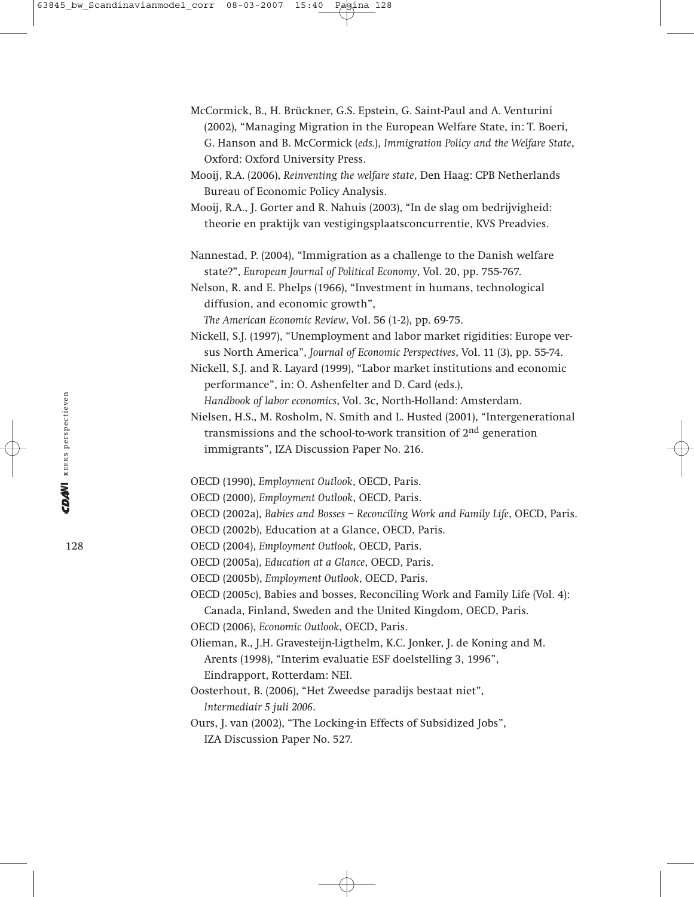McCormick, B., H. Brückner, G.S. Epstein, G. Saint-Paul and A. Venturini (2002), "Managing Migration in the European Welfare State, in: T. Boeri, G. Hanson and B. McCormick (*eds.*), *Immigration Policy and the Welfare State*, Oxford: Oxford University Press.

Mooij, R.A. (2006), *Reinventing the welfare state*, Den Haag: CPB Netherlands Bureau of Economic Policy Analysis.

Mooij, R.A., J. Gorter and R. Nahuis (2003), "In de slag om bedrijvigheid: theorie en praktijk van vestigingsplaatsconcurrentie, KVS Preadvies.

Nannestad, P. (2004), "Immigration as a challenge to the Danish welfare state?", *European Journal of Political Economy*, Vol. 20, pp. 755-767.

Nelson, R. and E. Phelps (1966), "Investment in humans, technological diffusion, and economic growth", *The American Economic Review*, Vol. 56 (1-2), pp. 69-75.

Nickell, S.J. (1997), "Unemployment and labor market rigidities: Europe versus North America", *Journal of Economic Perspectives*, Vol. 11 (3), pp. 55-74.

Nickell, S.J. and R. Layard (1999), "Labor market institutions and economic performance", in: O. Ashenfelter and D. Card (eds.), *Handbook of labor economics*, Vol. 3c, North-Holland: Amsterdam.

Nielsen, H.S., M. Rosholm, N. Smith and L. Husted (2001), "Intergenerational transmissions and the school-to-work transition of 2nd generation immigrants", IZA Discussion Paper No. 216.

OECD (1990), *Employment Outlook*, OECD, Paris.

OECD (2000), *Employment Outlook*, OECD, Paris.

OECD (2002a), *Babies and Bosses – Reconciling Work and Family Life*, OECD, Paris.

OECD (2002b), Education at a Glance, OECD, Paris.

OECD (2004), *Employment Outlook*, OECD, Paris.

OECD (2005a), *Education at a Glance*, OECD, Paris.

OECD (2005b), *Employment Outlook*, OECD, Paris.

OECD (2005c), Babies and bosses, Reconciling Work and Family Life (Vol. 4): Canada, Finland, Sweden and the United Kingdom, OECD, Paris.

OECD (2006), *Economic Outlook*, OECD, Paris.

Olieman, R., J.H. Gravesteijn-Ligthelm, K.C. Jonker, J. de Koning and M. Arents (1998), "Interim evaluatie ESF doelstelling 3, 1996", Eindrapport, Rotterdam: NEI.

Oosterhout, B. (2006), "Het Zweedse paradijs bestaat niet", *Intermediair 5 juli 2006*.

Ours, J. van (2002), "The Locking-in Effects of Subsidized Jobs", IZA Discussion Paper No. 527.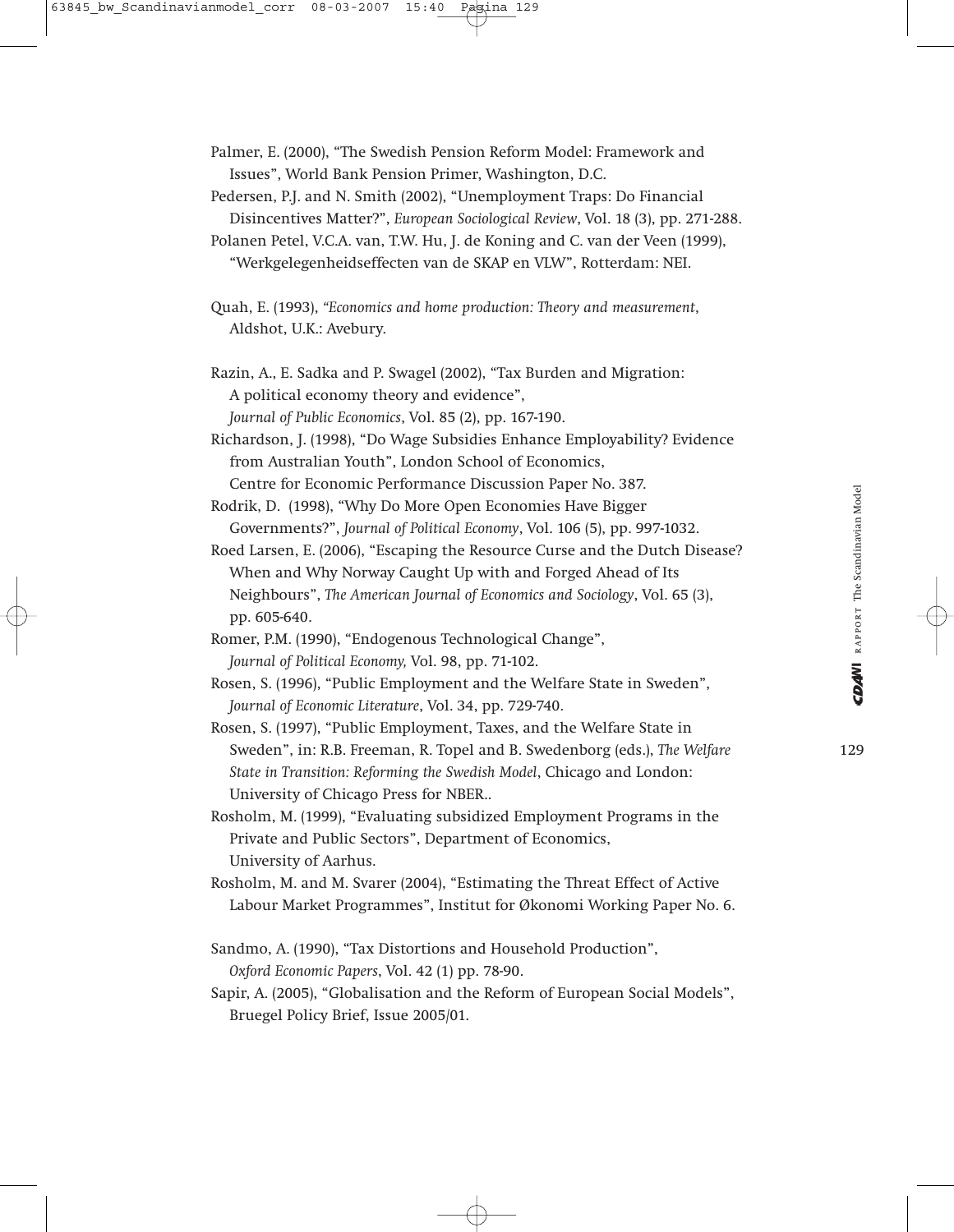Palmer, E. (2000), "The Swedish Pension Reform Model: Framework and Issues", World Bank Pension Primer, Washington, D.C.

Pedersen, P.J. and N. Smith (2002), "Unemployment Traps: Do Financial Disincentives Matter?", *European Sociological Review*, Vol. 18 (3), pp. 271-288.

Polanen Petel, V.C.A. van, T.W. Hu, J. de Koning and C. van der Veen (1999), "Werkgelegenheidseffecten van de SKAP en VLW", Rotterdam: NEI.

Quah, E. (1993), *"Economics and home production: Theory and measurement*, Aldshot, U.K.: Avebury.

Razin, A., E. Sadka and P. Swagel (2002), "Tax Burden and Migration: A political economy theory and evidence", *Journal of Public Economics*, Vol. 85 (2), pp. 167-190.

Richardson, J. (1998), "Do Wage Subsidies Enhance Employability? Evidence from Australian Youth", London School of Economics, Centre for Economic Performance Discussion Paper No. 387.

Rodrik, D. (1998), "Why Do More Open Economies Have Bigger Governments?", *Journal of Political Economy*, Vol. 106 (5), pp. 997-1032.

Roed Larsen, E. (2006), "Escaping the Resource Curse and the Dutch Disease? When and Why Norway Caught Up with and Forged Ahead of Its Neighbours", *The American Journal of Economics and Sociology*, Vol. 65 (3), pp. 605-640.

Romer, P.M. (1990), "Endogenous Technological Change", *Journal of Political Economy,* Vol. 98, pp. 71-102.

Rosen, S. (1996), "Public Employment and the Welfare State in Sweden", *Journal of Economic Literature*, Vol. 34, pp. 729-740.

Rosen, S. (1997), "Public Employment, Taxes, and the Welfare State in Sweden", in: R.B. Freeman, R. Topel and B. Swedenborg (eds.), *The Welfare State in Transition: Reforming the Swedish Model*, Chicago and London: University of Chicago Press for NBER..

Rosholm, M. (1999), "Evaluating subsidized Employment Programs in the Private and Public Sectors", Department of Economics, University of Aarhus.

Rosholm, M. and M. Svarer (2004), "Estimating the Threat Effect of Active Labour Market Programmes", Institut for Økonomi Working Paper No. 6.

Sandmo, A. (1990), "Tax Distortions and Household Production", *Oxford Economic Papers*, Vol. 42 (1) pp. 78-90.

Sapir, A. (2005), "Globalisation and the Reform of European Social Models", Bruegel Policy Brief, Issue 2005/01.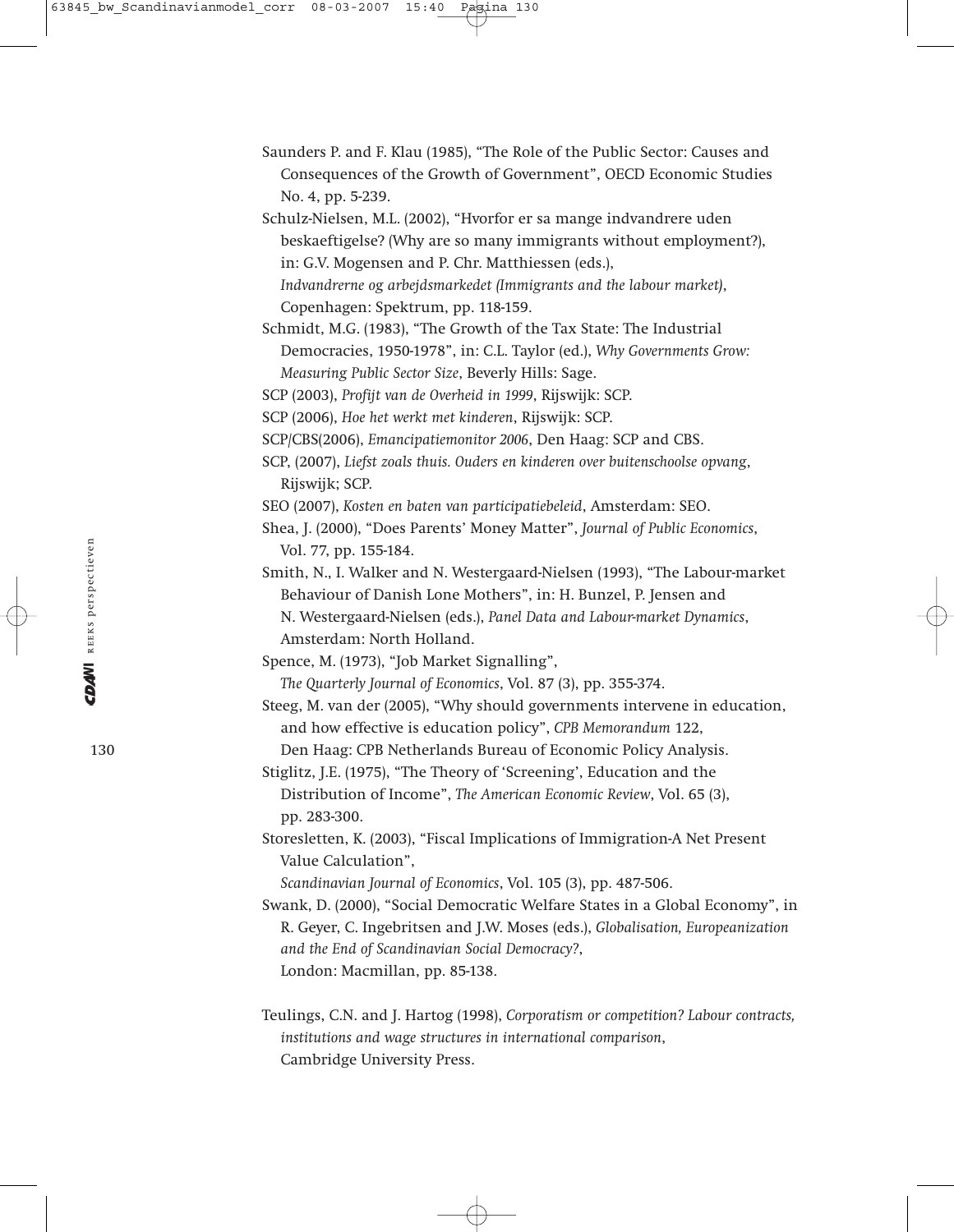Saunders P. and F. Klau (1985), “The Role of the Public Sector: Causes and Consequences of the Growth of Government”, OECD Economic Studies No. 4, pp. 5-239.

Schulz-Nielsen, M.L. (2002), “Hvorfor er sa mange indvandrere uden beskaeftigelse? (Why are so many immigrants without employment?), in: G.V. Mogensen and P. Chr. Matthiessen (eds.), *Indvandrerne og arbejdsmarkedet (Immigrants and the labour market)*, Copenhagen: Spektrum, pp. 118-159.

Schmidt, M.G. (1983), “The Growth of the Tax State: The Industrial Democracies, 1950-1978”, in: C.L. Taylor (ed.), *Why Governments Grow: Measuring Public Sector Size*, Beverly Hills: Sage.

SCP (2003), *Profijt van de Overheid in 1999*, Rijswijk: SCP.

SCP (2006), *Hoe het werkt met kinderen*, Rijswijk: SCP.

SCP/CBS(2006), *Emancipatiemonitor 2006*, Den Haag: SCP and CBS.

SCP, (2007), *Liefst zoals thuis. Ouders en kinderen over buitenschoolse opvang*, Rijswijk; SCP.

SEO (2007), *Kosten en baten van participatiebeleid*, Amsterdam: SEO.

Shea, J. (2000), “Does Parents' Money Matter”, *Journal of Public Economics*, Vol. 77, pp. 155-184.

Smith, N., I. Walker and N. Westergaard-Nielsen (1993), “The Labour-market Behaviour of Danish Lone Mothers”, in: H. Bunzel, P. Jensen and N. Westergaard-Nielsen (eds.), *Panel Data and Labour-market Dynamics*, Amsterdam: North Holland.

Spence, M. (1973), “Job Market Signalling”, *The Quarterly Journal of Economics*, Vol. 87 (3), pp. 355-374.

Steeg, M. van der (2005), “Why should governments intervene in education, and how effective is education policy”, *CPB Memorandum* 122, Den Haag: CPB Netherlands Bureau of Economic Policy Analysis.

Stiglitz, J.E. (1975), “The Theory of ‘Screening’, Education and the Distribution of Income”, *The American Economic Review*, Vol. 65 (3), pp. 283-300.

Storesletten, K. (2003), “Fiscal Implications of Immigration-A Net Present Value Calculation”, *Scandinavian Journal of Economics*, Vol. 105 (3), pp. 487-506.

Swank, D. (2000), “Social Democratic Welfare States in a Global Economy”, in R. Geyer, C. Ingebritsen and J.W. Moses (eds.), *Globalisation, Europeanization and the End of Scandinavian Social Democracy?*, London: Macmillan, pp. 85-138.

Teulings, C.N. and J. Hartog (1998), *Corporatism or competition? Labour contracts, institutions and wage structures in international comparison*, Cambridge University Press.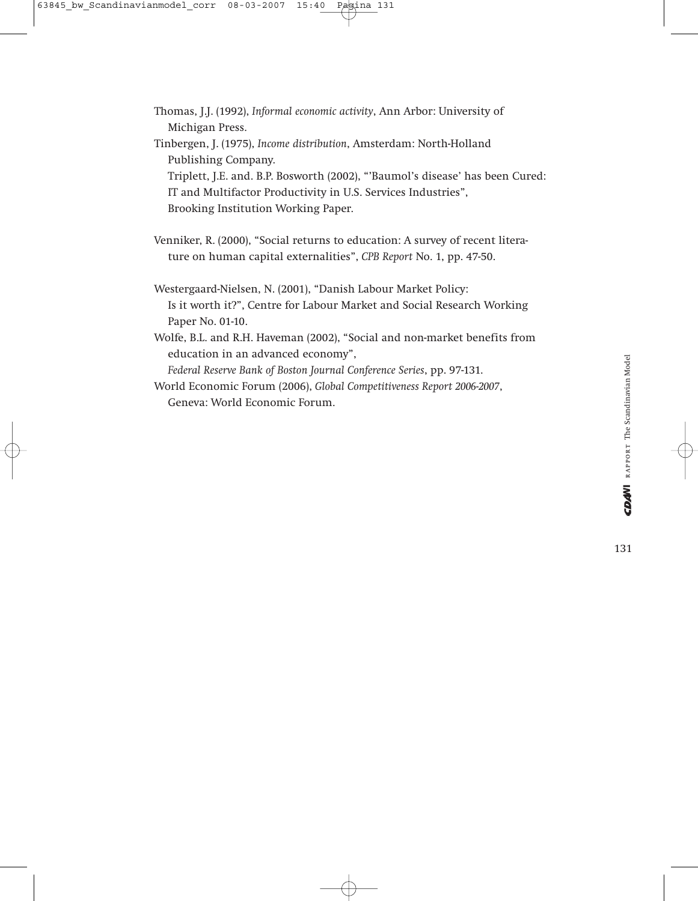Thomas, J.J. (1992), *Informal economic activity*, Ann Arbor: University of Michigan Press.

Tinbergen, J. (1975), *Income distribution*, Amsterdam: North-Holland Publishing Company.

Triplett, J.E. and. B.P. Bosworth (2002), "'Baumol's disease' has been Cured: IT and Multifactor Productivity in U.S. Services Industries", Brooking Institution Working Paper.

Venniker, R. (2000), "Social returns to education: A survey of recent literature on human capital externalities", *CPB Report* No. 1, pp. 47-50.

Westergaard-Nielsen, N. (2001), "Danish Labour Market Policy: Is it worth it?", Centre for Labour Market and Social Research Working Paper No. 01-10.

Wolfe, B.L. and R.H. Haveman (2002), "Social and non-market benefits from education in an advanced economy", *Federal Reserve Bank of Boston Journal Conference Series*, pp. 97-131.

World Economic Forum (2006), *Global Competitiveness Report 2006-2007*, Geneva: World Economic Forum.